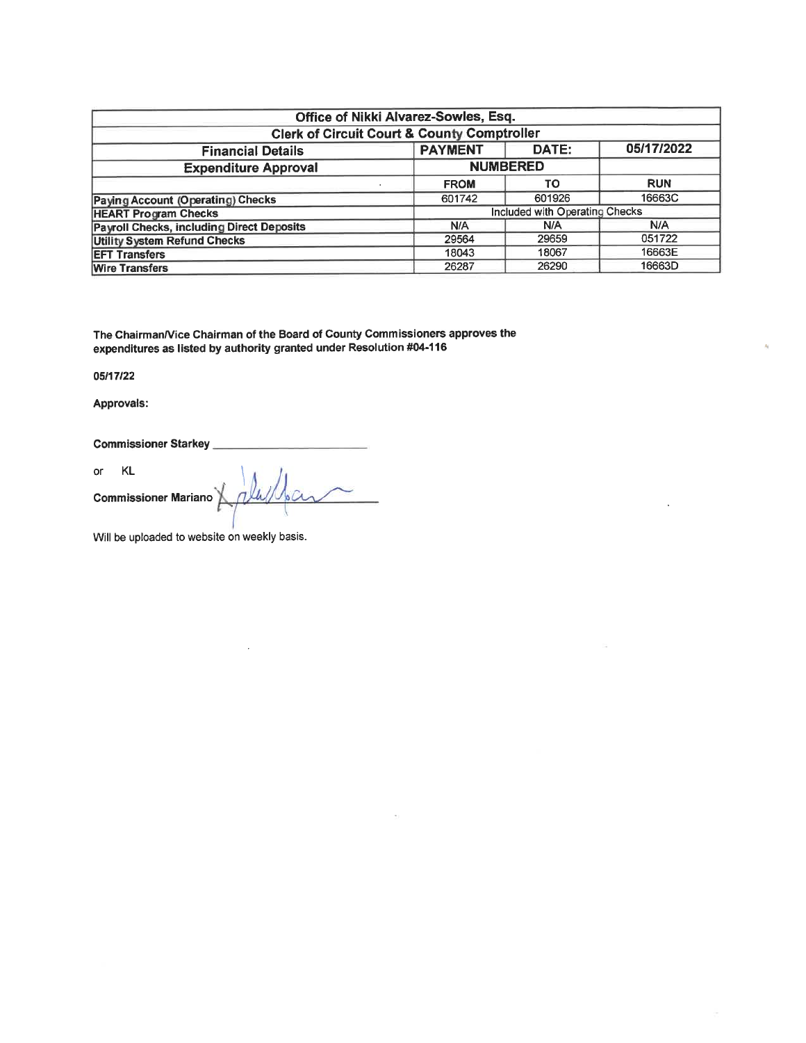| Office of Nikki Alvarez-Sowles, Esq. | | | |
|---|---|---|---|
| Clerk of Circuit Court & County Comptroller | | | |
| Financial Details | PAYMENT | DATE: | 05/17/2022 |
| Expenditure Approval | NUMBERED | | |
| | FROM | TO | RUN |
| Paying Account (Operating) Checks | 601742 | 601926 | 16663C |
| HEART Program Checks | Included with Operating Checks | | |
| Payroll Checks, including Direct Deposits | N/A | N/A | N/A |
| Utility System Refund Checks | 29564 | 29659 | 051722 |
| EFT Transfers | 18043 | 18067 | 16663E |
| Wire Transfers | 26287 | 26290 | 16663D |

**The Chairman/Vice Chairman of the Board of County Commissioners approves the expenditures as listed by authority granted under Resolution #04-116**

**05/17/22**

**Approvals:**

**Commissioner Starkey** ____________________

or KL

**Commissioner Mariano** ____________________

Will be uploaded to website on weekly basis.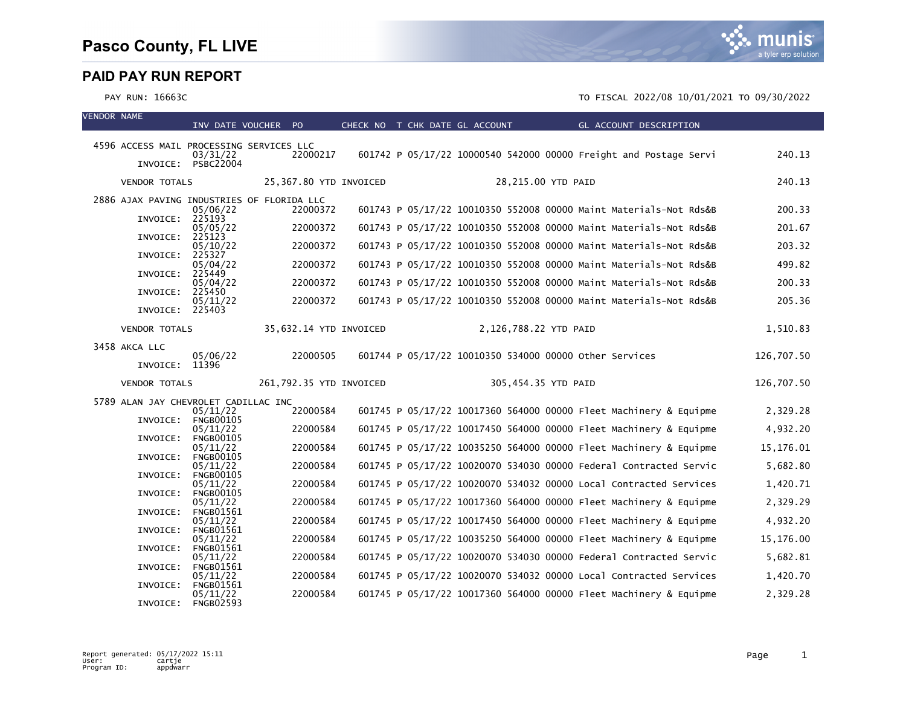# Pasco County, FL LIVE

## PAID PAY RUN REPORT

PAY RUN: 16663C

TO FISCAL 2022/08 10/01/2021 TO 09/30/2022

| VENDOR NAME | INV DATE | VOUCHER | PO | CHECK NO | T | CHK DATE | GL ACCOUNT | GL ACCOUNT DESCRIPTION | |
|---|---|---|---|---|---|---|---|---|---|
| 4596 ACCESS MAIL PROCESSING SERVICES LLC | | | | | | | | | |
| INVOICE: PSBC22004 | 03/31/22 | | 22000217 | 601742 | P | 05/17/22 | 10000540 542000 00000 | Freight and Postage Servi | 240.13 |
| VENDOR TOTALS | 25,367.80 YTD INVOICED | | | 28,215.00 YTD PAID | | | | | 240.13 |
| 2886 AJAX PAVING INDUSTRIES OF FLORIDA LLC | | | | | | | | | |
| INVOICE: 225193 | 05/06/22 | | 22000372 | 601743 | P | 05/17/22 | 10010350 552008 00000 | Maint Materials-Not Rds&B | 200.33 |
| INVOICE: 225123 | 05/05/22 | | 22000372 | 601743 | P | 05/17/22 | 10010350 552008 00000 | Maint Materials-Not Rds&B | 201.67 |
| INVOICE: 225327 | 05/10/22 | | 22000372 | 601743 | P | 05/17/22 | 10010350 552008 00000 | Maint Materials-Not Rds&B | 203.32 |
| INVOICE: 225449 | 05/04/22 | | 22000372 | 601743 | P | 05/17/22 | 10010350 552008 00000 | Maint Materials-Not Rds&B | 499.82 |
| INVOICE: 225450 | 05/04/22 | | 22000372 | 601743 | P | 05/17/22 | 10010350 552008 00000 | Maint Materials-Not Rds&B | 200.33 |
| INVOICE: 225403 | 05/11/22 | | 22000372 | 601743 | P | 05/17/22 | 10010350 552008 00000 | Maint Materials-Not Rds&B | 205.36 |
| VENDOR TOTALS | 35,632.14 YTD INVOICED | | | 2,126,788.22 YTD PAID | | | | | 1,510.83 |
| 3458 AKCA LLC | | | | | | | | | |
| INVOICE: 11396 | 05/06/22 | | 22000505 | 601744 | P | 05/17/22 | 10010350 534000 00000 | Other Services | 126,707.50 |
| VENDOR TOTALS | 261,792.35 YTD INVOICED | | | 305,454.35 YTD PAID | | | | | 126,707.50 |
| 5789 ALAN JAY CHEVROLET CADILLAC INC | | | | | | | | | |
| INVOICE: FNGB00105 | 05/11/22 | | 22000584 | 601745 | P | 05/17/22 | 10017360 564000 00000 | Fleet Machinery & Equipme | 2,329.28 |
| INVOICE: FNGB00105 | 05/11/22 | | 22000584 | 601745 | P | 05/17/22 | 10017450 564000 00000 | Fleet Machinery & Equipme | 4,932.20 |
| INVOICE: FNGB00105 | 05/11/22 | | 22000584 | 601745 | P | 05/17/22 | 10035250 564000 00000 | Fleet Machinery & Equipme | 15,176.01 |
| INVOICE: FNGB00105 | 05/11/22 | | 22000584 | 601745 | P | 05/17/22 | 10020070 534030 00000 | Federal Contracted Servic | 5,682.80 |
| INVOICE: FNGB00105 | 05/11/22 | | 22000584 | 601745 | P | 05/17/22 | 10020070 534032 00000 | Local Contracted Services | 1,420.71 |
| INVOICE: FNGB01561 | 05/11/22 | | 22000584 | 601745 | P | 05/17/22 | 10017360 564000 00000 | Fleet Machinery & Equipme | 2,329.29 |
| INVOICE: FNGB01561 | 05/11/22 | | 22000584 | 601745 | P | 05/17/22 | 10017450 564000 00000 | Fleet Machinery & Equipme | 4,932.20 |
| INVOICE: FNGB01561 | 05/11/22 | | 22000584 | 601745 | P | 05/17/22 | 10035250 564000 00000 | Fleet Machinery & Equipme | 15,176.00 |
| INVOICE: FNGB01561 | 05/11/22 | | 22000584 | 601745 | P | 05/17/22 | 10020070 534030 00000 | Federal Contracted Servic | 5,682.81 |
| INVOICE: FNGB01561 | 05/11/22 | | 22000584 | 601745 | P | 05/17/22 | 10020070 534032 00000 | Local Contracted Services | 1,420.70 |
| INVOICE: FNGB02593 | 05/11/22 | | 22000584 | 601745 | P | 05/17/22 | 10017360 564000 00000 | Fleet Machinery & Equipme | 2,329.28 |

Report generated: 05/17/2022 15:11
User: cartje
Program ID: appdwarr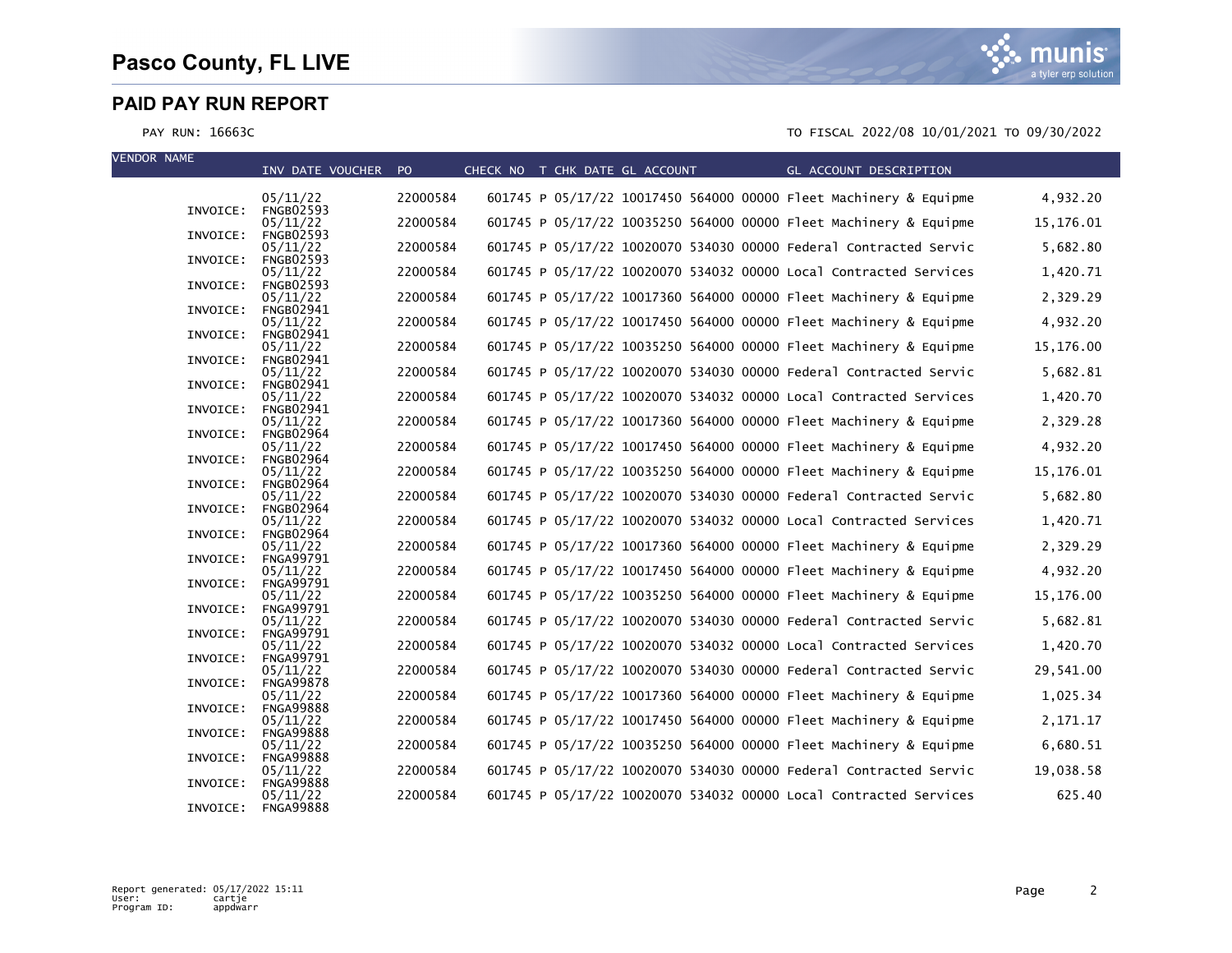# Pasco County, FL LIVE

## PAID PAY RUN REPORT

PAY RUN: 16663C

TO FISCAL 2022/08 10/01/2021 TO 09/30/2022

| VENDOR NAME | INV DATE VOUCHER | PO | CHECK NO | T | CHK DATE | GL ACCOUNT | GL ACCOUNT DESCRIPTION | |
|---|---|---|---|---|---|---|---|---|
| INVOICE: | 05/11/22 FNGB02593 | 22000584 | 601745 | P | 05/17/22 | 10017450 564000 00000 | Fleet Machinery & Equipme | 4,932.20 |
| INVOICE: | 05/11/22 FNGB02593 | 22000584 | 601745 | P | 05/17/22 | 10035250 564000 00000 | Fleet Machinery & Equipme | 15,176.01 |
| INVOICE: | 05/11/22 FNGB02593 | 22000584 | 601745 | P | 05/17/22 | 10020070 534030 00000 | Federal Contracted Servic | 5,682.80 |
| INVOICE: | 05/11/22 FNGB02593 | 22000584 | 601745 | P | 05/17/22 | 10020070 534032 00000 | Local Contracted Services | 1,420.71 |
| INVOICE: | 05/11/22 FNGB02941 | 22000584 | 601745 | P | 05/17/22 | 10017360 564000 00000 | Fleet Machinery & Equipme | 2,329.29 |
| INVOICE: | 05/11/22 FNGB02941 | 22000584 | 601745 | P | 05/17/22 | 10017450 564000 00000 | Fleet Machinery & Equipme | 4,932.20 |
| INVOICE: | 05/11/22 FNGB02941 | 22000584 | 601745 | P | 05/17/22 | 10035250 564000 00000 | Fleet Machinery & Equipme | 15,176.00 |
| INVOICE: | 05/11/22 FNGB02941 | 22000584 | 601745 | P | 05/17/22 | 10020070 534030 00000 | Federal Contracted Servic | 5,682.81 |
| INVOICE: | 05/11/22 FNGB02941 | 22000584 | 601745 | P | 05/17/22 | 10020070 534032 00000 | Local Contracted Services | 1,420.70 |
| INVOICE: | 05/11/22 FNGB02964 | 22000584 | 601745 | P | 05/17/22 | 10017360 564000 00000 | Fleet Machinery & Equipme | 2,329.28 |
| INVOICE: | 05/11/22 FNGB02964 | 22000584 | 601745 | P | 05/17/22 | 10017450 564000 00000 | Fleet Machinery & Equipme | 4,932.20 |
| INVOICE: | 05/11/22 FNGB02964 | 22000584 | 601745 | P | 05/17/22 | 10035250 564000 00000 | Fleet Machinery & Equipme | 15,176.01 |
| INVOICE: | 05/11/22 FNGB02964 | 22000584 | 601745 | P | 05/17/22 | 10020070 534030 00000 | Federal Contracted Servic | 5,682.80 |
| INVOICE: | 05/11/22 FNGB02964 | 22000584 | 601745 | P | 05/17/22 | 10020070 534032 00000 | Local Contracted Services | 1,420.71 |
| INVOICE: | 05/11/22 FNGA99791 | 22000584 | 601745 | P | 05/17/22 | 10017360 564000 00000 | Fleet Machinery & Equipme | 2,329.29 |
| INVOICE: | 05/11/22 FNGA99791 | 22000584 | 601745 | P | 05/17/22 | 10017450 564000 00000 | Fleet Machinery & Equipme | 4,932.20 |
| INVOICE: | 05/11/22 FNGA99791 | 22000584 | 601745 | P | 05/17/22 | 10035250 564000 00000 | Fleet Machinery & Equipme | 15,176.00 |
| INVOICE: | 05/11/22 FNGA99791 | 22000584 | 601745 | P | 05/17/22 | 10020070 534030 00000 | Federal Contracted Servic | 5,682.81 |
| INVOICE: | 05/11/22 FNGA99791 | 22000584 | 601745 | P | 05/17/22 | 10020070 534032 00000 | Local Contracted Services | 1,420.70 |
| INVOICE: | 05/11/22 FNGA99878 | 22000584 | 601745 | P | 05/17/22 | 10020070 534030 00000 | Federal Contracted Servic | 29,541.00 |
| INVOICE: | 05/11/22 FNGA99888 | 22000584 | 601745 | P | 05/17/22 | 10017360 564000 00000 | Fleet Machinery & Equipme | 1,025.34 |
| INVOICE: | 05/11/22 FNGA99888 | 22000584 | 601745 | P | 05/17/22 | 10017450 564000 00000 | Fleet Machinery & Equipme | 2,171.17 |
| INVOICE: | 05/11/22 FNGA99888 | 22000584 | 601745 | P | 05/17/22 | 10035250 564000 00000 | Fleet Machinery & Equipme | 6,680.51 |
| INVOICE: | 05/11/22 FNGA99888 | 22000584 | 601745 | P | 05/17/22 | 10020070 534030 00000 | Federal Contracted Servic | 19,038.58 |
| INVOICE: | 05/11/22 FNGA99888 | 22000584 | 601745 | P | 05/17/22 | 10020070 534032 00000 | Local Contracted Services | 625.40 |

Report generated: 05/17/2022 15:11
User: cartje
Program ID: appdwarr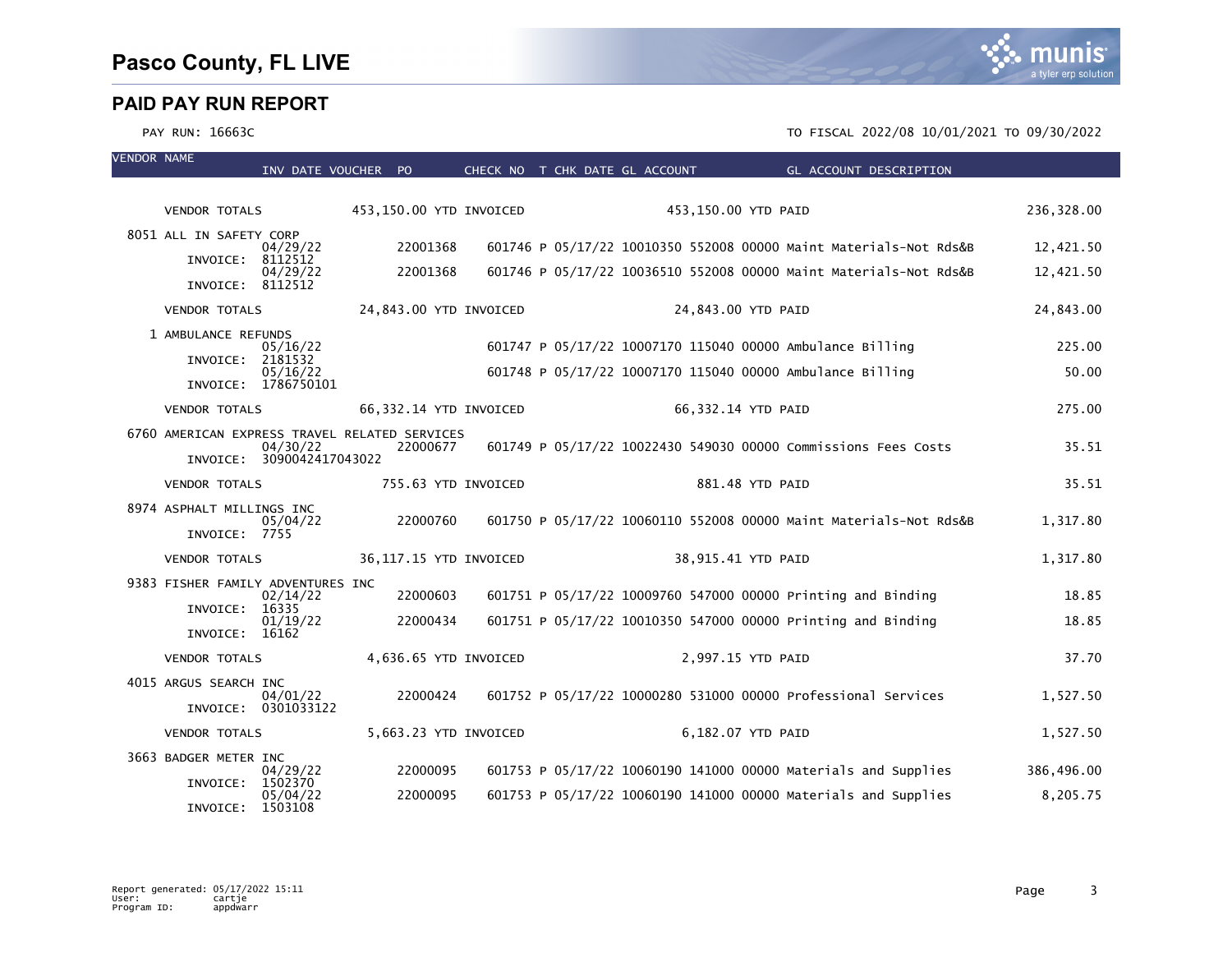# Pasco County, FL LIVE

## PAID PAY RUN REPORT

PAY RUN: 16663C

TO FISCAL 2022/08 10/01/2021 TO 09/30/2022

| VENDOR NAME | INV DATE | VOUCHER | PO | CHECK NO | T | CHK DATE | GL ACCOUNT | GL ACCOUNT DESCRIPTION | |
|---|---|---|---|---|---|---|---|---|---|
| VENDOR TOTALS | 453,150.00 YTD INVOICED | | | | | | 453,150.00 YTD PAID | | 236,328.00 |
| 8051 ALL IN SAFETY CORP | | | | | | | | | |
| INVOICE: 8112512 | 04/29/22 | | 22001368 | 601746 | P | 05/17/22 | 10010350 552008 00000 | Maint Materials-Not Rds&B | 12,421.50 |
| INVOICE: 8112512 | 04/29/22 | | 22001368 | 601746 | P | 05/17/22 | 10036510 552008 00000 | Maint Materials-Not Rds&B | 12,421.50 |
| VENDOR TOTALS | 24,843.00 YTD INVOICED | | | | | | 24,843.00 YTD PAID | | 24,843.00 |
| 1 AMBULANCE REFUNDS | | | | | | | | | |
| INVOICE: 2181532 | 05/16/22 | | | 601747 | P | 05/17/22 | 10007170 115040 00000 | Ambulance Billing | 225.00 |
| INVOICE: 1786750101 | 05/16/22 | | | 601748 | P | 05/17/22 | 10007170 115040 00000 | Ambulance Billing | 50.00 |
| VENDOR TOTALS | 66,332.14 YTD INVOICED | | | | | | 66,332.14 YTD PAID | | 275.00 |
| 6760 AMERICAN EXPRESS TRAVEL RELATED SERVICES | | | | | | | | | |
| INVOICE: 3090042417043022 | 04/30/22 | | 22000677 | 601749 | P | 05/17/22 | 10022430 549030 00000 | Commissions Fees Costs | 35.51 |
| VENDOR TOTALS | 755.63 YTD INVOICED | | | | | | 881.48 YTD PAID | | 35.51 |
| 8974 ASPHALT MILLINGS INC | | | | | | | | | |
| INVOICE: 7755 | 05/04/22 | | 22000760 | 601750 | P | 05/17/22 | 10060110 552008 00000 | Maint Materials-Not Rds&B | 1,317.80 |
| VENDOR TOTALS | 36,117.15 YTD INVOICED | | | | | | 38,915.41 YTD PAID | | 1,317.80 |
| 9383 FISHER FAMILY ADVENTURES INC | | | | | | | | | |
| INVOICE: 16335 | 02/14/22 | | 22000603 | 601751 | P | 05/17/22 | 10009760 547000 00000 | Printing and Binding | 18.85 |
| INVOICE: 16162 | 01/19/22 | | 22000434 | 601751 | P | 05/17/22 | 10010350 547000 00000 | Printing and Binding | 18.85 |
| VENDOR TOTALS | 4,636.65 YTD INVOICED | | | | | | 2,997.15 YTD PAID | | 37.70 |
| 4015 ARGUS SEARCH INC | | | | | | | | | |
| INVOICE: 0301033122 | 04/01/22 | | 22000424 | 601752 | P | 05/17/22 | 10000280 531000 00000 | Professional Services | 1,527.50 |
| VENDOR TOTALS | 5,663.23 YTD INVOICED | | | | | | 6,182.07 YTD PAID | | 1,527.50 |
| 3663 BADGER METER INC | | | | | | | | | |
| INVOICE: 1502370 | 04/29/22 | | 22000095 | 601753 | P | 05/17/22 | 10060190 141000 00000 | Materials and Supplies | 386,496.00 |
| INVOICE: 1503108 | 05/04/22 | | 22000095 | 601753 | P | 05/17/22 | 10060190 141000 00000 | Materials and Supplies | 8,205.75 |

Report generated: 05/17/2022 15:11
User: cartje
Program ID: appdwarr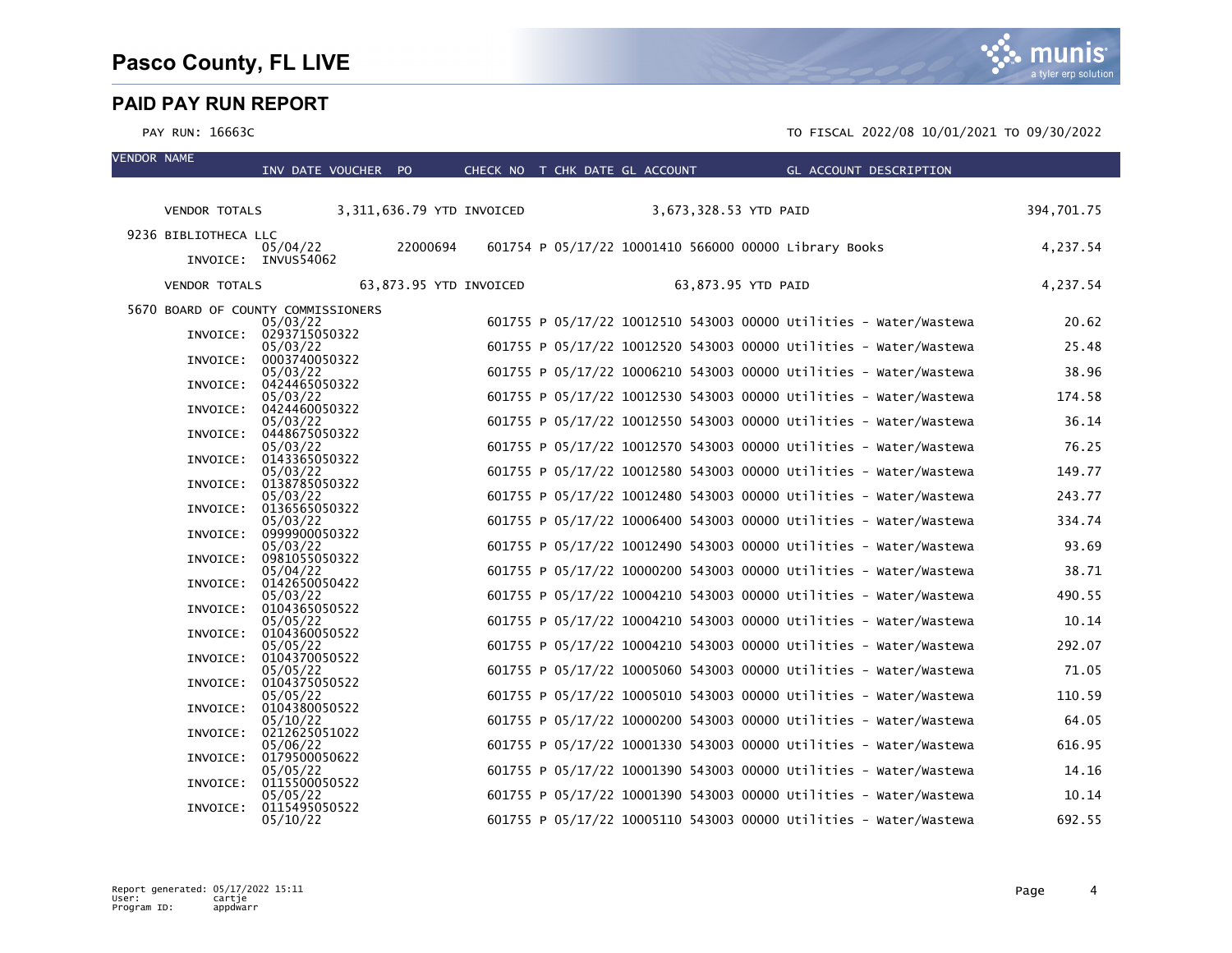# Pasco County, FL LIVE

## PAID PAY RUN REPORT

PAY RUN: 16663C

TO FISCAL 2022/08 10/01/2021 TO 09/30/2022

| VENDOR NAME | INV DATE | VOUCHER | PO | CHECK NO | T | CHK DATE | GL ACCOUNT | GL ACCOUNT DESCRIPTION | AMOUNT |
|---|---|---|---|---|---|---|---|---|---|
| VENDOR TOTALS | 3,311,636.79 YTD INVOICED | | | | | | 3,673,328.53 YTD PAID | | 394,701.75 |
| 9236 BIBLIOTHECA LLC | | | | | | | | | |
| | 05/04/22 | | 22000694 | 601754 | P | 05/17/22 | 10001410 566000 00000 | Library Books | 4,237.54 |
| INVOICE: INVUS54062 | | | | | | | | | |
| VENDOR TOTALS | 63,873.95 YTD INVOICED | | | | | | 63,873.95 YTD PAID | | 4,237.54 |
| 5670 BOARD OF COUNTY COMMISSIONERS | | | | | | | | | |
| | 05/03/22 | | | 601755 | P | 05/17/22 | 10012510 543003 00000 | Utilities - Water/Wastewa | 20.62 |
| INVOICE: 0293715050322 | | | | | | | | | |
| | 05/03/22 | | | 601755 | P | 05/17/22 | 10012520 543003 00000 | Utilities - Water/Wastewa | 25.48 |
| INVOICE: 0003740050322 | | | | | | | | | |
| | 05/03/22 | | | 601755 | P | 05/17/22 | 10006210 543003 00000 | Utilities - Water/Wastewa | 38.96 |
| INVOICE: 0424465050322 | | | | | | | | | |
| | 05/03/22 | | | 601755 | P | 05/17/22 | 10012530 543003 00000 | Utilities - Water/Wastewa | 174.58 |
| INVOICE: 0424460050322 | | | | | | | | | |
| | 05/03/22 | | | 601755 | P | 05/17/22 | 10012550 543003 00000 | Utilities - Water/Wastewa | 36.14 |
| INVOICE: 0448675050322 | | | | | | | | | |
| | 05/03/22 | | | 601755 | P | 05/17/22 | 10012570 543003 00000 | Utilities - Water/Wastewa | 76.25 |
| INVOICE: 0143365050322 | | | | | | | | | |
| | 05/03/22 | | | 601755 | P | 05/17/22 | 10012580 543003 00000 | Utilities - Water/Wastewa | 149.77 |
| INVOICE: 0138785050322 | | | | | | | | | |
| | 05/03/22 | | | 601755 | P | 05/17/22 | 10012480 543003 00000 | Utilities - Water/Wastewa | 243.77 |
| INVOICE: 0136565050322 | | | | | | | | | |
| | 05/03/22 | | | 601755 | P | 05/17/22 | 10006400 543003 00000 | Utilities - Water/Wastewa | 334.74 |
| INVOICE: 0999900050322 | | | | | | | | | |
| | 05/03/22 | | | 601755 | P | 05/17/22 | 10012490 543003 00000 | Utilities - Water/Wastewa | 93.69 |
| INVOICE: 0981055050322 | | | | | | | | | |
| | 05/04/22 | | | 601755 | P | 05/17/22 | 10000200 543003 00000 | Utilities - Water/Wastewa | 38.71 |
| INVOICE: 0142650050422 | | | | | | | | | |
| | 05/03/22 | | | 601755 | P | 05/17/22 | 10004210 543003 00000 | Utilities - Water/Wastewa | 490.55 |
| INVOICE: 0104365050522 | | | | | | | | | |
| | 05/05/22 | | | 601755 | P | 05/17/22 | 10004210 543003 00000 | Utilities - Water/Wastewa | 10.14 |
| INVOICE: 0104360050522 | | | | | | | | | |
| | 05/05/22 | | | 601755 | P | 05/17/22 | 10004210 543003 00000 | Utilities - Water/Wastewa | 292.07 |
| INVOICE: 0104370050522 | | | | | | | | | |
| | 05/05/22 | | | 601755 | P | 05/17/22 | 10005060 543003 00000 | Utilities - Water/Wastewa | 71.05 |
| INVOICE: 0104375050522 | | | | | | | | | |
| | 05/05/22 | | | 601755 | P | 05/17/22 | 10005010 543003 00000 | Utilities - Water/Wastewa | 110.59 |
| INVOICE: 0104380050522 | | | | | | | | | |
| | 05/10/22 | | | 601755 | P | 05/17/22 | 10000200 543003 00000 | Utilities - Water/Wastewa | 64.05 |
| INVOICE: 0212625051022 | | | | | | | | | |
| | 05/06/22 | | | 601755 | P | 05/17/22 | 10001330 543003 00000 | Utilities - Water/Wastewa | 616.95 |
| INVOICE: 0179500050622 | | | | | | | | | |
| | 05/05/22 | | | 601755 | P | 05/17/22 | 10001390 543003 00000 | Utilities - Water/Wastewa | 14.16 |
| INVOICE: 0115500050522 | | | | | | | | | |
| | 05/05/22 | | | 601755 | P | 05/17/22 | 10001390 543003 00000 | Utilities - Water/Wastewa | 10.14 |
| INVOICE: 0115495050522 | | | | | | | | | |
| | 05/10/22 | | | 601755 | P | 05/17/22 | 10005110 543003 00000 | Utilities - Water/Wastewa | 692.55 |

Report generated: 05/17/2022 15:11
User: cartje
Program ID: appdwarr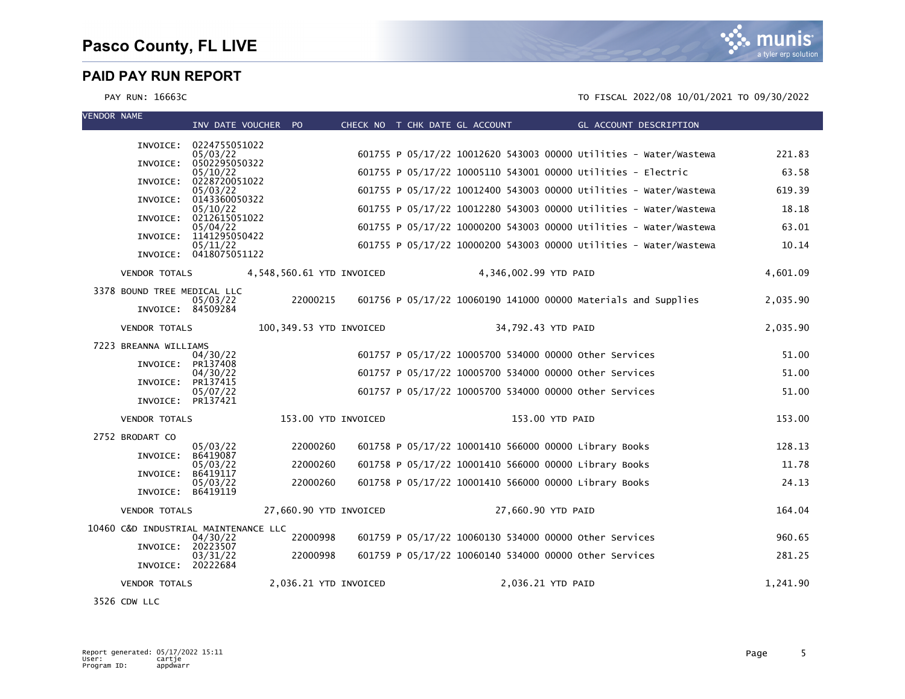# Pasco County, FL LIVE

## PAID PAY RUN REPORT

PAY RUN: 16663C

TO FISCAL 2022/08 10/01/2021 TO 09/30/2022

| VENDOR NAME | INV DATE VOUCHER | PO | CHECK NO | T | CHK DATE | GL ACCOUNT | GL ACCOUNT DESCRIPTION | AMOUNT |
|---|---|---|---|---|---|---|---|---|
| INVOICE: 0224755051022 | 05/03/22 | | 601755 | P | 05/17/22 | 10012620 543003 00000 | Utilities - Water/Wastewa | 221.83 |
| INVOICE: 0502295050322 | 05/10/22 | | 601755 | P | 05/17/22 | 10005110 543001 00000 | Utilities - Electric | 63.58 |
| INVOICE: 0228720051022 | 05/03/22 | | 601755 | P | 05/17/22 | 10012400 543003 00000 | Utilities - Water/Wastewa | 619.39 |
| INVOICE: 0143360050322 | 05/10/22 | | 601755 | P | 05/17/22 | 10012280 543003 00000 | Utilities - Water/Wastewa | 18.18 |
| INVOICE: 0212615051022 | 05/04/22 | | 601755 | P | 05/17/22 | 10000200 543003 00000 | Utilities - Water/Wastewa | 63.01 |
| INVOICE: 1141295050422 | 05/11/22 | | 601755 | P | 05/17/22 | 10000200 543003 00000 | Utilities - Water/Wastewa | 10.14 |
| INVOICE: 0418075051122 | | | | | | | | |
| VENDOR TOTALS | 4,548,560.61 YTD INVOICED | | | | | 4,346,002.99 YTD PAID | | 4,601.09 |
| 3378 BOUND TREE MEDICAL LLC | | | | | | | | |
| INVOICE: 84509284 | 05/03/22 | 22000215 | 601756 | P | 05/17/22 | 10060190 141000 00000 | Materials and Supplies | 2,035.90 |
| VENDOR TOTALS | 100,349.53 YTD INVOICED | | | | | 34,792.43 YTD PAID | | 2,035.90 |
| 7223 BREANNA WILLIAMS | | | | | | | | |
| INVOICE: PR137408 | 04/30/22 | | 601757 | P | 05/17/22 | 10005700 534000 00000 | Other Services | 51.00 |
| INVOICE: PR137415 | 04/30/22 | | 601757 | P | 05/17/22 | 10005700 534000 00000 | Other Services | 51.00 |
| INVOICE: PR137421 | 05/07/22 | | 601757 | P | 05/17/22 | 10005700 534000 00000 | Other Services | 51.00 |
| VENDOR TOTALS | 153.00 YTD INVOICED | | | | | 153.00 YTD PAID | | 153.00 |
| 2752 BRODART CO | | | | | | | | |
| INVOICE: B6419087 | 05/03/22 | 22000260 | 601758 | P | 05/17/22 | 10001410 566000 00000 | Library Books | 128.13 |
| INVOICE: B6419117 | 05/03/22 | 22000260 | 601758 | P | 05/17/22 | 10001410 566000 00000 | Library Books | 11.78 |
| INVOICE: B6419119 | 05/03/22 | 22000260 | 601758 | P | 05/17/22 | 10001410 566000 00000 | Library Books | 24.13 |
| VENDOR TOTALS | 27,660.90 YTD INVOICED | | | | | 27,660.90 YTD PAID | | 164.04 |
| 10460 C&D INDUSTRIAL MAINTENANCE LLC | | | | | | | | |
| INVOICE: 20223507 | 04/30/22 | 22000998 | 601759 | P | 05/17/22 | 10060130 534000 00000 | Other Services | 960.65 |
| INVOICE: 20222684 | 03/31/22 | 22000998 | 601759 | P | 05/17/22 | 10060140 534000 00000 | Other Services | 281.25 |
| VENDOR TOTALS | 2,036.21 YTD INVOICED | | | | | 2,036.21 YTD PAID | | 1,241.90 |
| 3526 CDW LLC | | | | | | | | |

Report generated: 05/17/2022 15:11
User: cartje
Program ID: appdwarr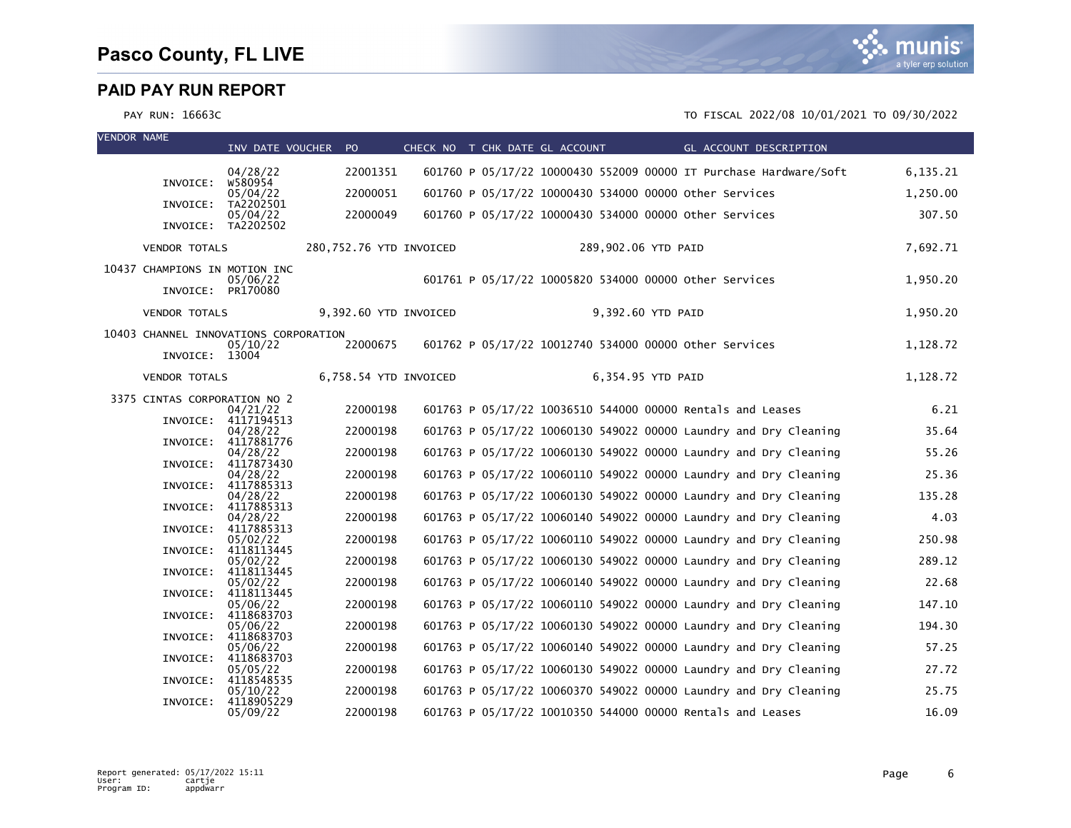# Pasco County, FL LIVE

## PAID PAY RUN REPORT

PAY RUN: 16663C

TO FISCAL 2022/08 10/01/2021 TO 09/30/2022

| VENDOR NAME | INV DATE | VOUCHER | PO | CHECK NO | T | CHK DATE | GL ACCOUNT | GL ACCOUNT DESCRIPTION | AMOUNT |
|---|---|---|---|---|---|---|---|---|---|
| | 04/28/22 | | 22001351 | 601760 | P | 05/17/22 | 10000430 552009 00000 | IT Purchase Hardware/Soft | 6,135.21 |
| INVOICE: | W580954 | | | | | | | | |
| | 05/04/22 | | 22000051 | 601760 | P | 05/17/22 | 10000430 534000 00000 | Other Services | 1,250.00 |
| INVOICE: | TA2202501 | | | | | | | | |
| | 05/04/22 | | 22000049 | 601760 | P | 05/17/22 | 10000430 534000 00000 | Other Services | 307.50 |
| INVOICE: | TA2202502 | | | | | | | | |
| VENDOR TOTALS | 280,752.76 YTD INVOICED | | | | | | 289,902.06 YTD PAID | | 7,692.71 |
| 10437 CHAMPIONS IN MOTION INC | | | | | | | | | |
| | 05/06/22 | | | 601761 | P | 05/17/22 | 10005820 534000 00000 | Other Services | 1,950.20 |
| INVOICE: | PR170080 | | | | | | | | |
| VENDOR TOTALS | 9,392.60 YTD INVOICED | | | | | | 9,392.60 YTD PAID | | 1,950.20 |
| 10403 CHANNEL INNOVATIONS CORPORATION | | | | | | | | | |
| | 05/10/22 | | 22000675 | 601762 | P | 05/17/22 | 10012740 534000 00000 | Other Services | 1,128.72 |
| INVOICE: | 13004 | | | | | | | | |
| VENDOR TOTALS | 6,758.54 YTD INVOICED | | | | | | 6,354.95 YTD PAID | | 1,128.72 |
| 3375 CINTAS CORPORATION NO 2 | | | | | | | | | |
| | 04/21/22 | | 22000198 | 601763 | P | 05/17/22 | 10036510 544000 00000 | Rentals and Leases | 6.21 |
| INVOICE: | 4117194513 | | | | | | | | |
| | 04/28/22 | | 22000198 | 601763 | P | 05/17/22 | 10060130 549022 00000 | Laundry and Dry Cleaning | 35.64 |
| INVOICE: | 4117881776 | | | | | | | | |
| | 04/28/22 | | 22000198 | 601763 | P | 05/17/22 | 10060130 549022 00000 | Laundry and Dry Cleaning | 55.26 |
| INVOICE: | 4117873430 | | | | | | | | |
| | 04/28/22 | | 22000198 | 601763 | P | 05/17/22 | 10060110 549022 00000 | Laundry and Dry Cleaning | 25.36 |
| INVOICE: | 4117885313 | | | | | | | | |
| | 04/28/22 | | 22000198 | 601763 | P | 05/17/22 | 10060130 549022 00000 | Laundry and Dry Cleaning | 135.28 |
| INVOICE: | 4117885313 | | | | | | | | |
| | 04/28/22 | | 22000198 | 601763 | P | 05/17/22 | 10060140 549022 00000 | Laundry and Dry Cleaning | 4.03 |
| INVOICE: | 4117885313 | | | | | | | | |
| | 05/02/22 | | 22000198 | 601763 | P | 05/17/22 | 10060110 549022 00000 | Laundry and Dry Cleaning | 250.98 |
| INVOICE: | 4118113445 | | | | | | | | |
| | 05/02/22 | | 22000198 | 601763 | P | 05/17/22 | 10060130 549022 00000 | Laundry and Dry Cleaning | 289.12 |
| INVOICE: | 4118113445 | | | | | | | | |
| | 05/02/22 | | 22000198 | 601763 | P | 05/17/22 | 10060140 549022 00000 | Laundry and Dry Cleaning | 22.68 |
| INVOICE: | 4118113445 | | | | | | | | |
| | 05/06/22 | | 22000198 | 601763 | P | 05/17/22 | 10060110 549022 00000 | Laundry and Dry Cleaning | 147.10 |
| INVOICE: | 4118683703 | | | | | | | | |
| | 05/06/22 | | 22000198 | 601763 | P | 05/17/22 | 10060130 549022 00000 | Laundry and Dry Cleaning | 194.30 |
| INVOICE: | 4118683703 | | | | | | | | |
| | 05/06/22 | | 22000198 | 601763 | P | 05/17/22 | 10060140 549022 00000 | Laundry and Dry Cleaning | 57.25 |
| INVOICE: | 4118683703 | | | | | | | | |
| | 05/05/22 | | 22000198 | 601763 | P | 05/17/22 | 10060130 549022 00000 | Laundry and Dry Cleaning | 27.72 |
| INVOICE: | 4118548535 | | | | | | | | |
| | 05/10/22 | | 22000198 | 601763 | P | 05/17/22 | 10060370 549022 00000 | Laundry and Dry Cleaning | 25.75 |
| INVOICE: | 4118905229 | | | | | | | | |
| | 05/09/22 | | 22000198 | 601763 | P | 05/17/22 | 10010350 544000 00000 | Rentals and Leases | 16.09 |

Report generated: 05/17/2022 15:11
User: cartje
Program ID: appdwarr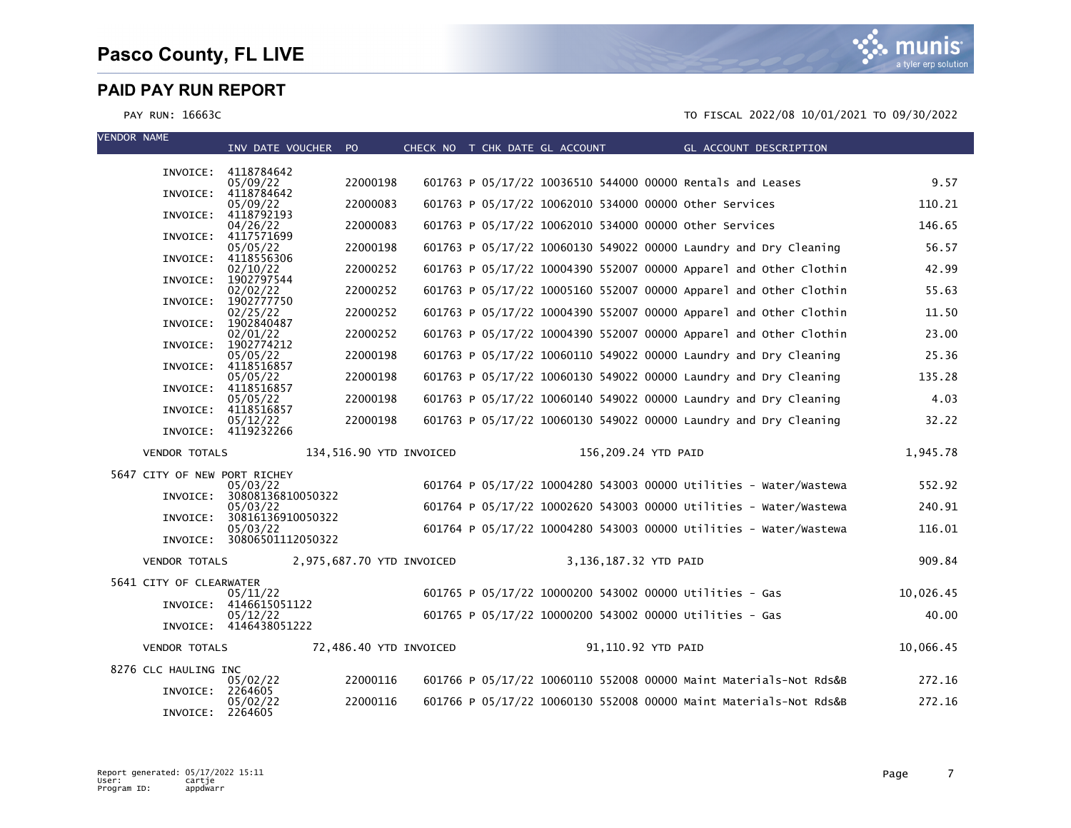# Pasco County, FL LIVE

## PAID PAY RUN REPORT

PAY RUN: 16663C

TO FISCAL 2022/08 10/01/2021 TO 09/30/2022

| VENDOR NAME | INV DATE | INVOICE | PO | CHECK NO | T | CHK DATE | GL ACCOUNT | GL ACCOUNT DESCRIPTION | AMOUNT |
|---|---|---|---|---|---|---|---|---|---|
| | | 4118784642 | | | | | | | |
| | 05/09/22 | 4118784642 | 22000198 | 601763 | P | 05/17/22 | 10036510 544000 00000 | Rentals and Leases | 9.57 |
| | 05/09/22 | 4118792193 | 22000083 | 601763 | P | 05/17/22 | 10062010 534000 00000 | Other Services | 110.21 |
| | 04/26/22 | 4117571699 | 22000083 | 601763 | P | 05/17/22 | 10062010 534000 00000 | Other Services | 146.65 |
| | 05/05/22 | 4118556306 | 22000198 | 601763 | P | 05/17/22 | 10060130 549022 00000 | Laundry and Dry Cleaning | 56.57 |
| | 02/10/22 | 1902797544 | 22000252 | 601763 | P | 05/17/22 | 10004390 552007 00000 | Apparel and Other Clothin | 42.99 |
| | 02/02/22 | 1902777750 | 22000252 | 601763 | P | 05/17/22 | 10005160 552007 00000 | Apparel and Other Clothin | 55.63 |
| | 02/25/22 | 1902840487 | 22000252 | 601763 | P | 05/17/22 | 10004390 552007 00000 | Apparel and Other Clothin | 11.50 |
| | 02/01/22 | 1902774212 | 22000252 | 601763 | P | 05/17/22 | 10004390 552007 00000 | Apparel and Other Clothin | 23.00 |
| | 05/05/22 | 4118516857 | 22000198 | 601763 | P | 05/17/22 | 10060110 549022 00000 | Laundry and Dry Cleaning | 25.36 |
| | 05/05/22 | 4118516857 | 22000198 | 601763 | P | 05/17/22 | 10060130 549022 00000 | Laundry and Dry Cleaning | 135.28 |
| | 05/05/22 | 4118516857 | 22000198 | 601763 | P | 05/17/22 | 10060140 549022 00000 | Laundry and Dry Cleaning | 4.03 |
| | 05/12/22 | 4119232266 | 22000198 | 601763 | P | 05/17/22 | 10060130 549022 00000 | Laundry and Dry Cleaning | 32.22 |
| VENDOR TOTALS | 134,516.90 YTD INVOICED | | | | | | 156,209.24 YTD PAID | | 1,945.78 |
| 5647 CITY OF NEW PORT RICHEY | | | | | | | | | |
| | 05/03/22 | 30808136810050322 | | 601764 | P | 05/17/22 | 10004280 543003 00000 | Utilities - Water/Wastewa | 552.92 |
| | 05/03/22 | 30816136910050322 | | 601764 | P | 05/17/22 | 10002620 543003 00000 | Utilities - Water/Wastewa | 240.91 |
| | 05/03/22 | 30806501112050322 | | 601764 | P | 05/17/22 | 10004280 543003 00000 | Utilities - Water/Wastewa | 116.01 |
| VENDOR TOTALS | 2,975,687.70 YTD INVOICED | | | | | | 3,136,187.32 YTD PAID | | 909.84 |
| 5641 CITY OF CLEARWATER | | | | | | | | | |
| | 05/11/22 | 4146615051122 | | 601765 | P | 05/17/22 | 10000200 543002 00000 | Utilities - Gas | 10,026.45 |
| | 05/12/22 | 4146438051222 | | 601765 | P | 05/17/22 | 10000200 543002 00000 | Utilities - Gas | 40.00 |
| VENDOR TOTALS | 72,486.40 YTD INVOICED | | | | | | 91,110.92 YTD PAID | | 10,066.45 |
| 8276 CLC HAULING INC | | | | | | | | | |
| | 05/02/22 | 2264605 | 22000116 | 601766 | P | 05/17/22 | 10060110 552008 00000 | Maint Materials-Not Rds&B | 272.16 |
| | 05/02/22 | 2264605 | 22000116 | 601766 | P | 05/17/22 | 10060130 552008 00000 | Maint Materials-Not Rds&B | 272.16 |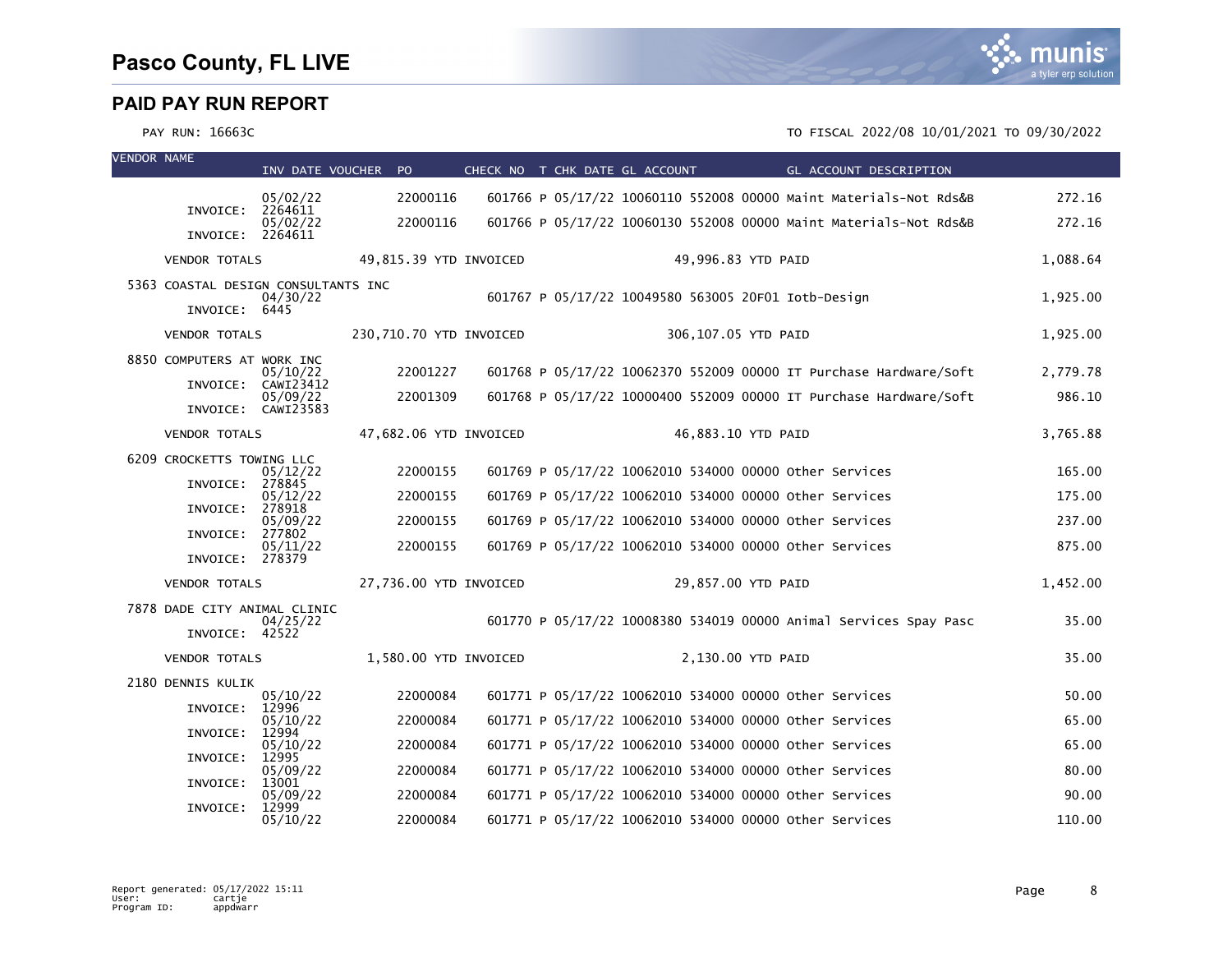# Pasco County, FL LIVE

## PAID PAY RUN REPORT

PAY RUN: 16663C

TO FISCAL 2022/08 10/01/2021 TO 09/30/2022

| VENDOR NAME | INV DATE | VOUCHER | PO | CHECK NO | T | CHK DATE | GL ACCOUNT | GL ACCOUNT DESCRIPTION | AMOUNT |
|---|---|---|---|---|---|---|---|---|---|
| INVOICE: 2264611 | 05/02/22 | | 22000116 | 601766 | P | 05/17/22 | 10060110 552008 00000 | Maint Materials-Not Rds&B | 272.16 |
| INVOICE: 2264611 | 05/02/22 | | 22000116 | 601766 | P | 05/17/22 | 10060130 552008 00000 | Maint Materials-Not Rds&B | 272.16 |
| VENDOR TOTALS | 49,815.39 YTD INVOICED | | | | | | 49,996.83 YTD PAID | | 1,088.64 |
| 5363 COASTAL DESIGN CONSULTANTS INC | | | | | | | | | |
| INVOICE: 6445 | 04/30/22 | | | 601767 | P | 05/17/22 | 10049580 563005 20F01 | Iotb-Design | 1,925.00 |
| VENDOR TOTALS | 230,710.70 YTD INVOICED | | | | | | 306,107.05 YTD PAID | | 1,925.00 |
| 8850 COMPUTERS AT WORK INC | | | | | | | | | |
| INVOICE: CAWI23412 | 05/10/22 | | 22001227 | 601768 | P | 05/17/22 | 10062370 552009 00000 | IT Purchase Hardware/Soft | 2,779.78 |
| INVOICE: CAWI23583 | 05/09/22 | | 22001309 | 601768 | P | 05/17/22 | 10000400 552009 00000 | IT Purchase Hardware/Soft | 986.10 |
| VENDOR TOTALS | 47,682.06 YTD INVOICED | | | | | | 46,883.10 YTD PAID | | 3,765.88 |
| 6209 CROCKETTS TOWING LLC | | | | | | | | | |
| INVOICE: 278845 | 05/12/22 | | 22000155 | 601769 | P | 05/17/22 | 10062010 534000 00000 | Other Services | 165.00 |
| INVOICE: 278918 | 05/12/22 | | 22000155 | 601769 | P | 05/17/22 | 10062010 534000 00000 | Other Services | 175.00 |
| INVOICE: 277802 | 05/09/22 | | 22000155 | 601769 | P | 05/17/22 | 10062010 534000 00000 | Other Services | 237.00 |
| INVOICE: 278379 | 05/11/22 | | 22000155 | 601769 | P | 05/17/22 | 10062010 534000 00000 | Other Services | 875.00 |
| VENDOR TOTALS | 27,736.00 YTD INVOICED | | | | | | 29,857.00 YTD PAID | | 1,452.00 |
| 7878 DADE CITY ANIMAL CLINIC | | | | | | | | | |
| INVOICE: 42522 | 04/25/22 | | | 601770 | P | 05/17/22 | 10008380 534019 00000 | Animal Services Spay Pasc | 35.00 |
| VENDOR TOTALS | 1,580.00 YTD INVOICED | | | | | | 2,130.00 YTD PAID | | 35.00 |
| 2180 DENNIS KULIK | | | | | | | | | |
| INVOICE: 12996 | 05/10/22 | | 22000084 | 601771 | P | 05/17/22 | 10062010 534000 00000 | Other Services | 50.00 |
| INVOICE: 12994 | 05/10/22 | | 22000084 | 601771 | P | 05/17/22 | 10062010 534000 00000 | Other Services | 65.00 |
| INVOICE: 12995 | 05/10/22 | | 22000084 | 601771 | P | 05/17/22 | 10062010 534000 00000 | Other Services | 65.00 |
| INVOICE: 13001 | 05/09/22 | | 22000084 | 601771 | P | 05/17/22 | 10062010 534000 00000 | Other Services | 80.00 |
| INVOICE: 12999 | 05/09/22 | | 22000084 | 601771 | P | 05/17/22 | 10062010 534000 00000 | Other Services | 90.00 |
| | 05/10/22 | | 22000084 | 601771 | P | 05/17/22 | 10062010 534000 00000 | Other Services | 110.00 |

Report generated: 05/17/2022 15:11
User: cartje
Program ID: appdwarr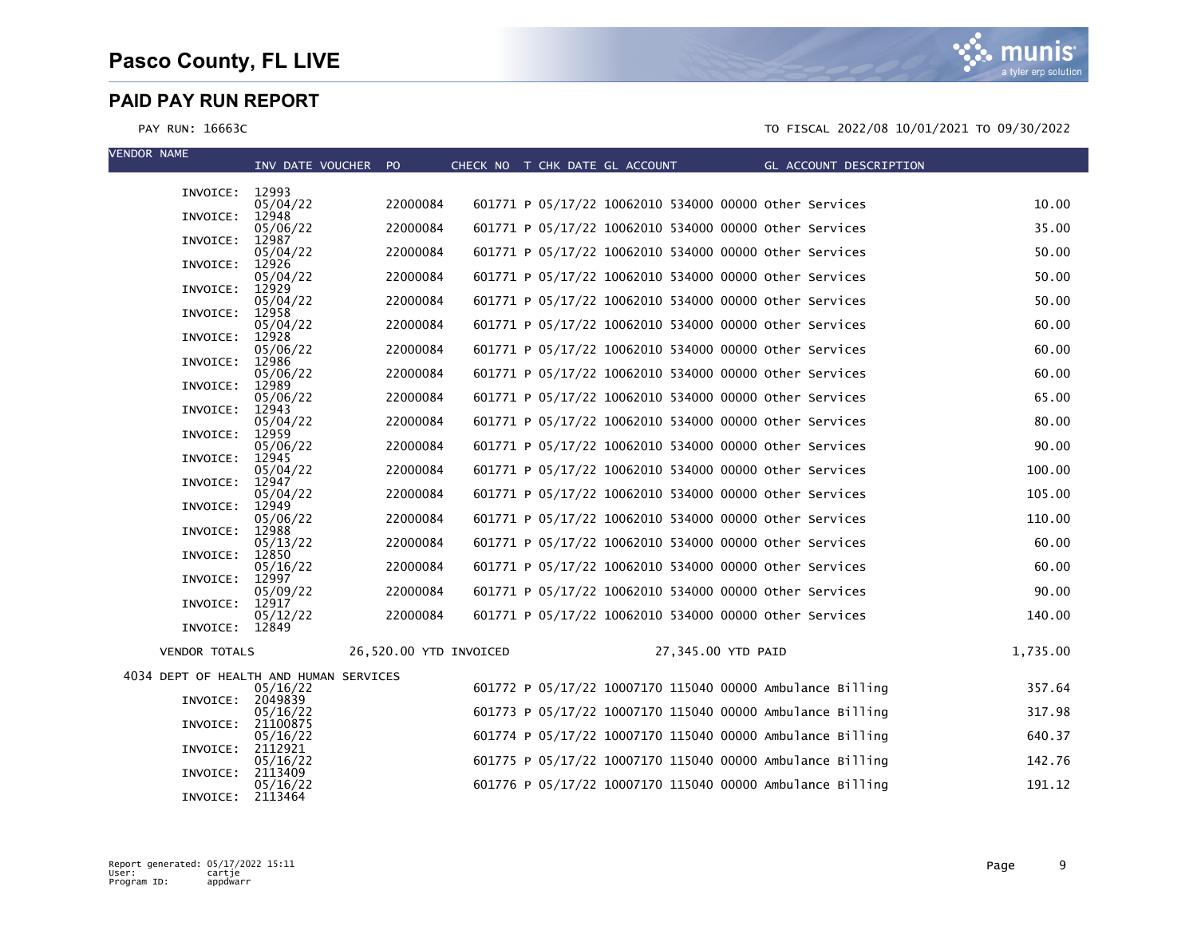| VENDOR NAME | INV DATE | VOUCHER | PO | CHECK NO | T | CHK DATE | GL ACCOUNT | GL ACCOUNT DESCRIPTION | |
|---|---|---|---|---|---|---|---|---|---|
| INVOICE: 12993 | | | | | | | | | |
| | 05/04/22 | | 22000084 | 601771 | P | 05/17/22 | 10062010 534000 00000 | Other Services | 10.00 |
| INVOICE: 12948 | | | | | | | | | |
| | 05/06/22 | | 22000084 | 601771 | P | 05/17/22 | 10062010 534000 00000 | Other Services | 35.00 |
| INVOICE: 12987 | | | | | | | | | |
| | 05/04/22 | | 22000084 | 601771 | P | 05/17/22 | 10062010 534000 00000 | Other Services | 50.00 |
| INVOICE: 12926 | | | | | | | | | |
| | 05/04/22 | | 22000084 | 601771 | P | 05/17/22 | 10062010 534000 00000 | Other Services | 50.00 |
| INVOICE: 12929 | | | | | | | | | |
| | 05/04/22 | | 22000084 | 601771 | P | 05/17/22 | 10062010 534000 00000 | Other Services | 50.00 |
| INVOICE: 12958 | | | | | | | | | |
| | 05/04/22 | | 22000084 | 601771 | P | 05/17/22 | 10062010 534000 00000 | Other Services | 60.00 |
| INVOICE: 12928 | | | | | | | | | |
| | 05/06/22 | | 22000084 | 601771 | P | 05/17/22 | 10062010 534000 00000 | Other Services | 60.00 |
| INVOICE: 12986 | | | | | | | | | |
| | 05/06/22 | | 22000084 | 601771 | P | 05/17/22 | 10062010 534000 00000 | Other Services | 60.00 |
| INVOICE: 12989 | | | | | | | | | |
| | 05/06/22 | | 22000084 | 601771 | P | 05/17/22 | 10062010 534000 00000 | Other Services | 65.00 |
| INVOICE: 12943 | | | | | | | | | |
| | 05/04/22 | | 22000084 | 601771 | P | 05/17/22 | 10062010 534000 00000 | Other Services | 80.00 |
| INVOICE: 12959 | | | | | | | | | |
| | 05/06/22 | | 22000084 | 601771 | P | 05/17/22 | 10062010 534000 00000 | Other Services | 90.00 |
| INVOICE: 12945 | | | | | | | | | |
| | 05/04/22 | | 22000084 | 601771 | P | 05/17/22 | 10062010 534000 00000 | Other Services | 100.00 |
| INVOICE: 12947 | | | | | | | | | |
| | 05/04/22 | | 22000084 | 601771 | P | 05/17/22 | 10062010 534000 00000 | Other Services | 105.00 |
| INVOICE: 12949 | | | | | | | | | |
| | 05/06/22 | | 22000084 | 601771 | P | 05/17/22 | 10062010 534000 00000 | Other Services | 110.00 |
| INVOICE: 12988 | | | | | | | | | |
| | 05/13/22 | | 22000084 | 601771 | P | 05/17/22 | 10062010 534000 00000 | Other Services | 60.00 |
| INVOICE: 12850 | | | | | | | | | |
| | 05/16/22 | | 22000084 | 601771 | P | 05/17/22 | 10062010 534000 00000 | Other Services | 60.00 |
| INVOICE: 12997 | | | | | | | | | |
| | 05/09/22 | | 22000084 | 601771 | P | 05/17/22 | 10062010 534000 00000 | Other Services | 90.00 |
| INVOICE: 12917 | | | | | | | | | |
| | 05/12/22 | | 22000084 | 601771 | P | 05/17/22 | 10062010 534000 00000 | Other Services | 140.00 |
| INVOICE: 12849 | | | | | | | | | |
| VENDOR TOTALS | | 26,520.00 YTD INVOICED | | | | 27,345.00 YTD PAID | | | 1,735.00 |
| 4034 DEPT OF HEALTH AND HUMAN SERVICES | | | | | | | | | |
| | 05/16/22 | | | 601772 | P | 05/17/22 | 10007170 115040 00000 | Ambulance Billing | 357.64 |
| INVOICE: 2049839 | | | | | | | | | |
| | 05/16/22 | | | 601773 | P | 05/17/22 | 10007170 115040 00000 | Ambulance Billing | 317.98 |
| INVOICE: 21100875 | | | | | | | | | |
| | 05/16/22 | | | 601774 | P | 05/17/22 | 10007170 115040 00000 | Ambulance Billing | 640.37 |
| INVOICE: 2112921 | | | | | | | | | |
| | 05/16/22 | | | 601775 | P | 05/17/22 | 10007170 115040 00000 | Ambulance Billing | 142.76 |
| INVOICE: 2113409 | | | | | | | | | |
| | 05/16/22 | | | 601776 | P | 05/17/22 | 10007170 115040 00000 | Ambulance Billing | 191.12 |
| INVOICE: 2113464 | | | | | | | | | |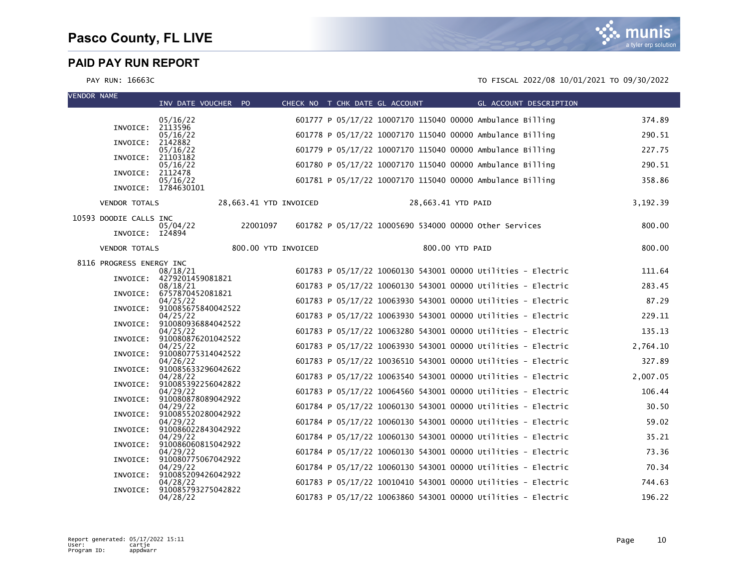# Pasco County, FL LIVE

## PAID PAY RUN REPORT

PAY RUN: 16663C

TO FISCAL 2022/08 10/01/2021 TO 09/30/2022

| VENDOR NAME | INV DATE VOUCHER | PO | CHECK NO | T | CHK DATE | GL ACCOUNT | GL ACCOUNT DESCRIPTION | |
|---|---|---|---|---|---|---|---|---|
| | 05/16/22 | | 601777 | P | 05/17/22 | 10007170 115040 00000 | Ambulance Billing | 374.89 |
| INVOICE: | 2113596 | | | | | | | |
| | 05/16/22 | | 601778 | P | 05/17/22 | 10007170 115040 00000 | Ambulance Billing | 290.51 |
| INVOICE: | 2142882 | | | | | | | |
| | 05/16/22 | | 601779 | P | 05/17/22 | 10007170 115040 00000 | Ambulance Billing | 227.75 |
| INVOICE: | 21103182 | | | | | | | |
| | 05/16/22 | | 601780 | P | 05/17/22 | 10007170 115040 00000 | Ambulance Billing | 290.51 |
| INVOICE: | 2112478 | | | | | | | |
| | 05/16/22 | | 601781 | P | 05/17/22 | 10007170 115040 00000 | Ambulance Billing | 358.86 |
| INVOICE: | 1784630101 | | | | | | | |
| VENDOR TOTALS | 28,663.41 YTD INVOICED | | | | | 28,663.41 YTD PAID | | 3,192.39 |
| 10593 DOODIE CALLS INC | | | | | | | | |
| | 05/04/22 | 22001097 | 601782 | P | 05/17/22 | 10005690 534000 00000 | Other Services | 800.00 |
| INVOICE: | I24894 | | | | | | | |
| VENDOR TOTALS | 800.00 YTD INVOICED | | | | | 800.00 YTD PAID | | 800.00 |
| 8116 PROGRESS ENERGY INC | | | | | | | | |
| | 08/18/21 | | 601783 | P | 05/17/22 | 10060130 543001 00000 | Utilities - Electric | 111.64 |
| INVOICE: | 4279201459081821 | | | | | | | |
| | 08/18/21 | | 601783 | P | 05/17/22 | 10060130 543001 00000 | Utilities - Electric | 283.45 |
| INVOICE: | 6757870452081821 | | | | | | | |
| | 04/25/22 | | 601783 | P | 05/17/22 | 10063930 543001 00000 | Utilities - Electric | 87.29 |
| INVOICE: | 910085675840042522 | | | | | | | |
| | 04/25/22 | | 601783 | P | 05/17/22 | 10063930 543001 00000 | Utilities - Electric | 229.11 |
| INVOICE: | 910080936884042522 | | | | | | | |
| | 04/25/22 | | 601783 | P | 05/17/22 | 10063280 543001 00000 | Utilities - Electric | 135.13 |
| INVOICE: | 910080876201042522 | | | | | | | |
| | 04/25/22 | | 601783 | P | 05/17/22 | 10063930 543001 00000 | Utilities - Electric | 2,764.10 |
| INVOICE: | 910080775314042522 | | | | | | | |
| | 04/26/22 | | 601783 | P | 05/17/22 | 10036510 543001 00000 | Utilities - Electric | 327.89 |
| INVOICE: | 910085633296042622 | | | | | | | |
| | 04/28/22 | | 601783 | P | 05/17/22 | 10063540 543001 00000 | Utilities - Electric | 2,007.05 |
| INVOICE: | 910085392256042822 | | | | | | | |
| | 04/29/22 | | 601783 | P | 05/17/22 | 10064560 543001 00000 | Utilities - Electric | 106.44 |
| INVOICE: | 910080878089042922 | | | | | | | |
| | 04/29/22 | | 601784 | P | 05/17/22 | 10060130 543001 00000 | Utilities - Electric | 30.50 |
| INVOICE: | 910085520280042922 | | | | | | | |
| | 04/29/22 | | 601784 | P | 05/17/22 | 10060130 543001 00000 | Utilities - Electric | 59.02 |
| INVOICE: | 910086022843042922 | | | | | | | |
| | 04/29/22 | | 601784 | P | 05/17/22 | 10060130 543001 00000 | Utilities - Electric | 35.21 |
| INVOICE: | 910086060815042922 | | | | | | | |
| | 04/29/22 | | 601784 | P | 05/17/22 | 10060130 543001 00000 | Utilities - Electric | 73.36 |
| INVOICE: | 910080775067042922 | | | | | | | |
| | 04/29/22 | | 601784 | P | 05/17/22 | 10060130 543001 00000 | Utilities - Electric | 70.34 |
| INVOICE: | 910085209426042922 | | | | | | | |
| | 04/28/22 | | 601783 | P | 05/17/22 | 10010410 543001 00000 | Utilities - Electric | 744.63 |
| INVOICE: | 910085793275042822 | | | | | | | |
| | 04/28/22 | | 601783 | P | 05/17/22 | 10063860 543001 00000 | Utilities - Electric | 196.22 |

Report generated: 05/17/2022 15:11
User: cartje
Program ID: appdwarr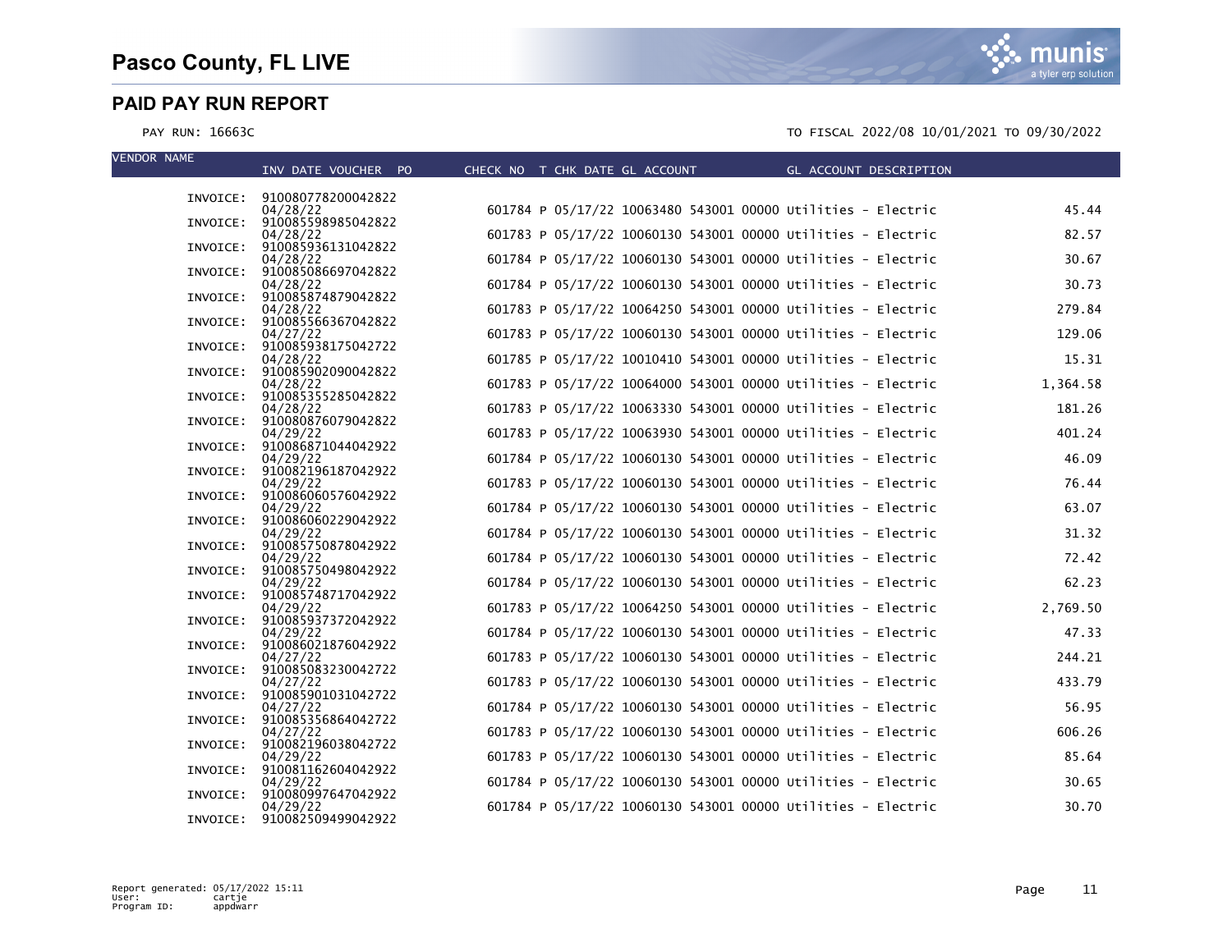# Pasco County, FL LIVE

## PAID PAY RUN REPORT

PAY RUN: 16663C

TO FISCAL 2022/08 10/01/2021 TO 09/30/2022

| VENDOR NAME | INV DATE VOUCHER PO | CHECK NO | T | CHK DATE | GL ACCOUNT | GL ACCOUNT DESCRIPTION | AMOUNT |
|---|---|---|---|---|---|---|---|
| INVOICE: | 910080778200042822 04/28/22 | 601784 | P | 05/17/22 | 10063480 543001 00000 | Utilities - Electric | 45.44 |
| INVOICE: | 910085598985042822 04/28/22 | 601783 | P | 05/17/22 | 10060130 543001 00000 | Utilities - Electric | 82.57 |
| INVOICE: | 910085936131042822 04/28/22 | 601784 | P | 05/17/22 | 10060130 543001 00000 | Utilities - Electric | 30.67 |
| INVOICE: | 910085086697042822 04/28/22 | 601784 | P | 05/17/22 | 10060130 543001 00000 | Utilities - Electric | 30.73 |
| INVOICE: | 910085874879042822 04/28/22 | 601783 | P | 05/17/22 | 10064250 543001 00000 | Utilities - Electric | 279.84 |
| INVOICE: | 910085566367042822 04/27/22 | 601783 | P | 05/17/22 | 10060130 543001 00000 | Utilities - Electric | 129.06 |
| INVOICE: | 910085938175042722 04/28/22 | 601785 | P | 05/17/22 | 10010410 543001 00000 | Utilities - Electric | 15.31 |
| INVOICE: | 910085902090042822 04/28/22 | 601783 | P | 05/17/22 | 10064000 543001 00000 | Utilities - Electric | 1,364.58 |
| INVOICE: | 910085355285042822 04/28/22 | 601783 | P | 05/17/22 | 10063330 543001 00000 | Utilities - Electric | 181.26 |
| INVOICE: | 910080876079042822 04/29/22 | 601783 | P | 05/17/22 | 10063930 543001 00000 | Utilities - Electric | 401.24 |
| INVOICE: | 910086871044042922 04/29/22 | 601784 | P | 05/17/22 | 10060130 543001 00000 | Utilities - Electric | 46.09 |
| INVOICE: | 910082196187042922 04/29/22 | 601783 | P | 05/17/22 | 10060130 543001 00000 | Utilities - Electric | 76.44 |
| INVOICE: | 910086060576042922 04/29/22 | 601784 | P | 05/17/22 | 10060130 543001 00000 | Utilities - Electric | 63.07 |
| INVOICE: | 910086060229042922 04/29/22 | 601784 | P | 05/17/22 | 10060130 543001 00000 | Utilities - Electric | 31.32 |
| INVOICE: | 910085750878042922 04/29/22 | 601784 | P | 05/17/22 | 10060130 543001 00000 | Utilities - Electric | 72.42 |
| INVOICE: | 910085750498042922 04/29/22 | 601784 | P | 05/17/22 | 10060130 543001 00000 | Utilities - Electric | 62.23 |
| INVOICE: | 910085748717042922 04/29/22 | 601783 | P | 05/17/22 | 10064250 543001 00000 | Utilities - Electric | 2,769.50 |
| INVOICE: | 910085937372042922 04/29/22 | 601784 | P | 05/17/22 | 10060130 543001 00000 | Utilities - Electric | 47.33 |
| INVOICE: | 910086021876042922 04/27/22 | 601783 | P | 05/17/22 | 10060130 543001 00000 | Utilities - Electric | 244.21 |
| INVOICE: | 910085083230042722 04/27/22 | 601783 | P | 05/17/22 | 10060130 543001 00000 | Utilities - Electric | 433.79 |
| INVOICE: | 910085901031042722 04/27/22 | 601784 | P | 05/17/22 | 10060130 543001 00000 | Utilities - Electric | 56.95 |
| INVOICE: | 910085356864042722 04/27/22 | 601783 | P | 05/17/22 | 10060130 543001 00000 | Utilities - Electric | 606.26 |
| INVOICE: | 910082196038042722 04/29/22 | 601783 | P | 05/17/22 | 10060130 543001 00000 | Utilities - Electric | 85.64 |
| INVOICE: | 910081162604042922 04/29/22 | 601784 | P | 05/17/22 | 10060130 543001 00000 | Utilities - Electric | 30.65 |
| INVOICE: | 910080997647042922 04/29/22 | 601784 | P | 05/17/22 | 10060130 543001 00000 | Utilities - Electric | 30.70 |
| INVOICE: | 910082509499042922 | | | | | | |

Report generated: 05/17/2022 15:11
User: cartje
Program ID: appdwarr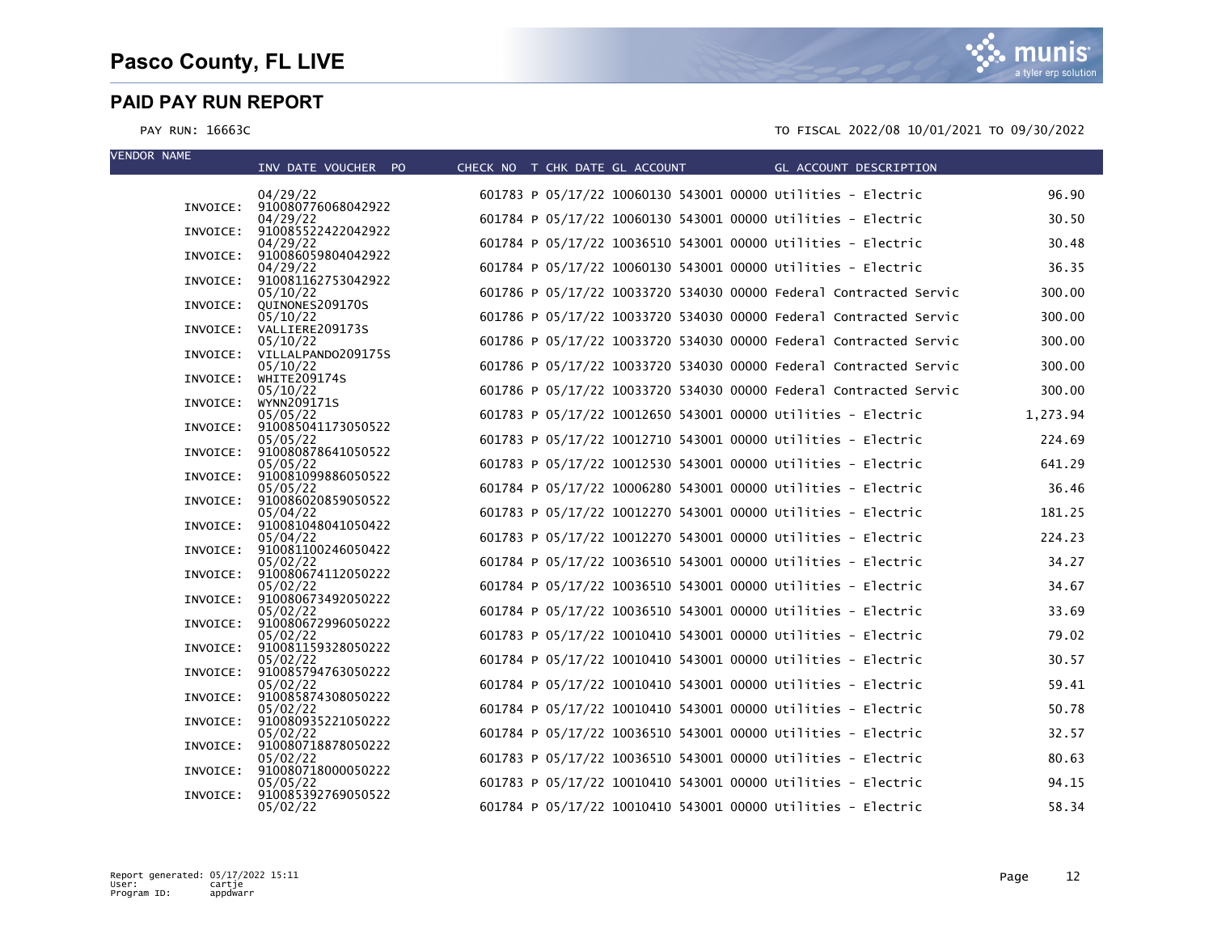# Pasco County, FL LIVE

## PAID PAY RUN REPORT

PAY RUN: 16663C

TO FISCAL 2022/08 10/01/2021 TO 09/30/2022

| VENDOR NAME | INV DATE VOUCHER PO | CHECK NO | T | CHK DATE | GL ACCOUNT | GL ACCOUNT DESCRIPTION | AMOUNT |
|---|---|---|---|---|---|---|---|
| | 04/29/22 | 601783 | P | 05/17/22 | 10060130 543001 00000 | Utilities - Electric | 96.90 |
| INVOICE: | 910080776068042922 | | | | | | |
| | 04/29/22 | 601784 | P | 05/17/22 | 10060130 543001 00000 | Utilities - Electric | 30.50 |
| INVOICE: | 910085522422042922 | | | | | | |
| | 04/29/22 | 601784 | P | 05/17/22 | 10036510 543001 00000 | Utilities - Electric | 30.48 |
| INVOICE: | 910086059804042922 | | | | | | |
| | 04/29/22 | 601784 | P | 05/17/22 | 10060130 543001 00000 | Utilities - Electric | 36.35 |
| INVOICE: | 910081162753042922 | | | | | | |
| | 05/10/22 | 601786 | P | 05/17/22 | 10033720 534030 00000 | Federal Contracted Servic | 300.00 |
| INVOICE: | QUINONES209170S | | | | | | |
| | 05/10/22 | 601786 | P | 05/17/22 | 10033720 534030 00000 | Federal Contracted Servic | 300.00 |
| INVOICE: | VALLIERE209173S | | | | | | |
| | 05/10/22 | 601786 | P | 05/17/22 | 10033720 534030 00000 | Federal Contracted Servic | 300.00 |
| INVOICE: | VILLALPANDO209175S | | | | | | |
| | 05/10/22 | 601786 | P | 05/17/22 | 10033720 534030 00000 | Federal Contracted Servic | 300.00 |
| INVOICE: | WHITE209174S | | | | | | |
| | 05/10/22 | 601786 | P | 05/17/22 | 10033720 534030 00000 | Federal Contracted Servic | 300.00 |
| INVOICE: | WYNN209171S | | | | | | |
| | 05/05/22 | 601783 | P | 05/17/22 | 10012650 543001 00000 | Utilities - Electric | 1,273.94 |
| INVOICE: | 910085041173050522 | | | | | | |
| | 05/05/22 | 601783 | P | 05/17/22 | 10012710 543001 00000 | Utilities - Electric | 224.69 |
| INVOICE: | 910080878641050522 | | | | | | |
| | 05/05/22 | 601783 | P | 05/17/22 | 10012530 543001 00000 | Utilities - Electric | 641.29 |
| INVOICE: | 910081099886050522 | | | | | | |
| | 05/05/22 | 601784 | P | 05/17/22 | 10006280 543001 00000 | Utilities - Electric | 36.46 |
| INVOICE: | 910086020859050522 | | | | | | |
| | 05/04/22 | 601783 | P | 05/17/22 | 10012270 543001 00000 | Utilities - Electric | 181.25 |
| INVOICE: | 910081048041050422 | | | | | | |
| | 05/04/22 | 601783 | P | 05/17/22 | 10012270 543001 00000 | Utilities - Electric | 224.23 |
| INVOICE: | 910081100246050422 | | | | | | |
| | 05/02/22 | 601784 | P | 05/17/22 | 10036510 543001 00000 | Utilities - Electric | 34.27 |
| INVOICE: | 910080674112050222 | | | | | | |
| | 05/02/22 | 601784 | P | 05/17/22 | 10036510 543001 00000 | Utilities - Electric | 34.67 |
| INVOICE: | 910080673492050222 | | | | | | |
| | 05/02/22 | 601784 | P | 05/17/22 | 10036510 543001 00000 | Utilities - Electric | 33.69 |
| INVOICE: | 910080672996050222 | | | | | | |
| | 05/02/22 | 601783 | P | 05/17/22 | 10010410 543001 00000 | Utilities - Electric | 79.02 |
| INVOICE: | 910081159328050222 | | | | | | |
| | 05/02/22 | 601784 | P | 05/17/22 | 10010410 543001 00000 | Utilities - Electric | 30.57 |
| INVOICE: | 910085794763050222 | | | | | | |
| | 05/02/22 | 601784 | P | 05/17/22 | 10010410 543001 00000 | Utilities - Electric | 59.41 |
| INVOICE: | 910085874308050222 | | | | | | |
| | 05/02/22 | 601784 | P | 05/17/22 | 10010410 543001 00000 | Utilities - Electric | 50.78 |
| INVOICE: | 910080935221050222 | | | | | | |
| | 05/02/22 | 601784 | P | 05/17/22 | 10036510 543001 00000 | Utilities - Electric | 32.57 |
| INVOICE: | 910080718878050222 | | | | | | |
| | 05/02/22 | 601783 | P | 05/17/22 | 10036510 543001 00000 | Utilities - Electric | 80.63 |
| INVOICE: | 910080718000050222 | | | | | | |
| | 05/05/22 | 601783 | P | 05/17/22 | 10010410 543001 00000 | Utilities - Electric | 94.15 |
| INVOICE: | 910085392769050522 | | | | | | |
| | 05/02/22 | 601784 | P | 05/17/22 | 10010410 543001 00000 | Utilities - Electric | 58.34 |

Report generated: 05/17/2022 15:11
User: cartje
Program ID: appdwarr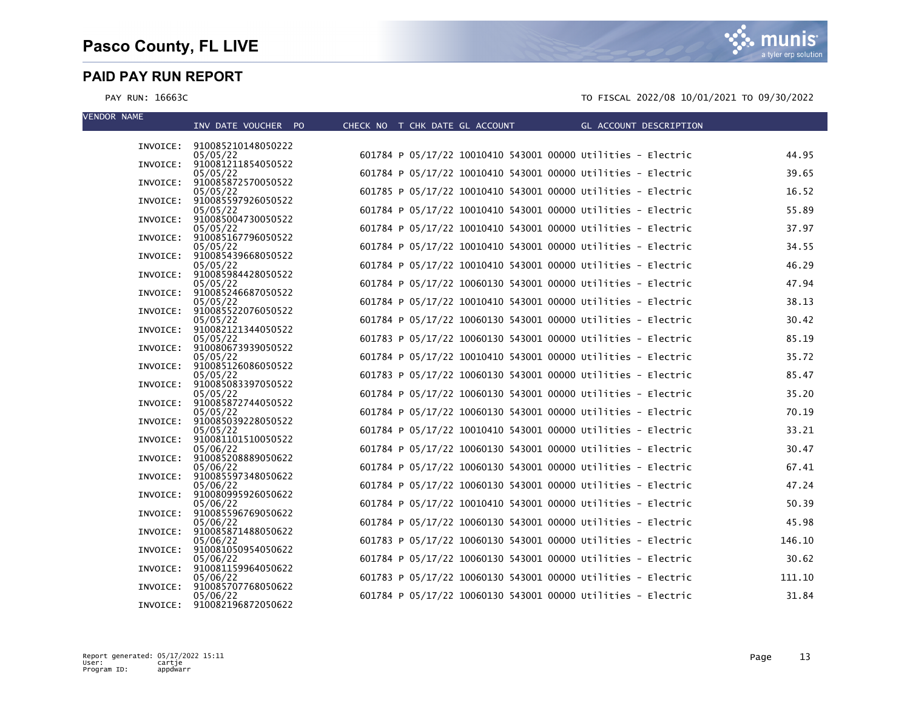# Pasco County, FL LIVE

## PAID PAY RUN REPORT

PAY RUN: 16663C

TO FISCAL 2022/08 10/01/2021 TO 09/30/2022

| VENDOR NAME | INV DATE VOUCHER PO | CHECK NO | T | CHK DATE | GL ACCOUNT | GL ACCOUNT DESCRIPTION | |
|---|---|---|---|---|---|---|---|
| INVOICE: | 910085210148050222 05/05/22 | 601784 | P | 05/17/22 | 10010410 543001 00000 | Utilities - Electric | 44.95 |
| INVOICE: | 910081211854050522 05/05/22 | 601784 | P | 05/17/22 | 10010410 543001 00000 | Utilities - Electric | 39.65 |
| INVOICE: | 910085872570050522 05/05/22 | 601785 | P | 05/17/22 | 10010410 543001 00000 | Utilities - Electric | 16.52 |
| INVOICE: | 910085597926050522 05/05/22 | 601784 | P | 05/17/22 | 10010410 543001 00000 | Utilities - Electric | 55.89 |
| INVOICE: | 910085004730050522 05/05/22 | 601784 | P | 05/17/22 | 10010410 543001 00000 | Utilities - Electric | 37.97 |
| INVOICE: | 910085167796050522 05/05/22 | 601784 | P | 05/17/22 | 10010410 543001 00000 | Utilities - Electric | 34.55 |
| INVOICE: | 910085439668050522 05/05/22 | 601784 | P | 05/17/22 | 10010410 543001 00000 | Utilities - Electric | 46.29 |
| INVOICE: | 910085984428050522 05/05/22 | 601784 | P | 05/17/22 | 10060130 543001 00000 | Utilities - Electric | 47.94 |
| INVOICE: | 910085246687050522 05/05/22 | 601784 | P | 05/17/22 | 10010410 543001 00000 | Utilities - Electric | 38.13 |
| INVOICE: | 910085522076050522 05/05/22 | 601784 | P | 05/17/22 | 10060130 543001 00000 | Utilities - Electric | 30.42 |
| INVOICE: | 910082121344050522 05/05/22 | 601783 | P | 05/17/22 | 10060130 543001 00000 | Utilities - Electric | 85.19 |
| INVOICE: | 910080673939050522 05/05/22 | 601784 | P | 05/17/22 | 10010410 543001 00000 | Utilities - Electric | 35.72 |
| INVOICE: | 910085126086050522 05/05/22 | 601783 | P | 05/17/22 | 10060130 543001 00000 | Utilities - Electric | 85.47 |
| INVOICE: | 910085083397050522 05/05/22 | 601784 | P | 05/17/22 | 10060130 543001 00000 | Utilities - Electric | 35.20 |
| INVOICE: | 910085872744050522 05/05/22 | 601784 | P | 05/17/22 | 10060130 543001 00000 | Utilities - Electric | 70.19 |
| INVOICE: | 910085039228050522 05/05/22 | 601784 | P | 05/17/22 | 10010410 543001 00000 | Utilities - Electric | 33.21 |
| INVOICE: | 910081101510050522 05/06/22 | 601784 | P | 05/17/22 | 10060130 543001 00000 | Utilities - Electric | 30.47 |
| INVOICE: | 910085208889050622 05/06/22 | 601784 | P | 05/17/22 | 10060130 543001 00000 | Utilities - Electric | 67.41 |
| INVOICE: | 910085597348050622 05/06/22 | 601784 | P | 05/17/22 | 10060130 543001 00000 | Utilities - Electric | 47.24 |
| INVOICE: | 910080995926050622 05/06/22 | 601784 | P | 05/17/22 | 10010410 543001 00000 | Utilities - Electric | 50.39 |
| INVOICE: | 910085596769050622 05/06/22 | 601784 | P | 05/17/22 | 10060130 543001 00000 | Utilities - Electric | 45.98 |
| INVOICE: | 910085871488050622 05/06/22 | 601783 | P | 05/17/22 | 10060130 543001 00000 | Utilities - Electric | 146.10 |
| INVOICE: | 910081050954050622 05/06/22 | 601784 | P | 05/17/22 | 10060130 543001 00000 | Utilities - Electric | 30.62 |
| INVOICE: | 910081159964050622 05/06/22 | 601783 | P | 05/17/22 | 10060130 543001 00000 | Utilities - Electric | 111.10 |
| INVOICE: | 910085707768050622 05/06/22 | 601784 | P | 05/17/22 | 10060130 543001 00000 | Utilities - Electric | 31.84 |
| INVOICE: | 910082196872050622 | | | | | | |

Report generated: 05/17/2022 15:11
User: cartje
Program ID: appdwarr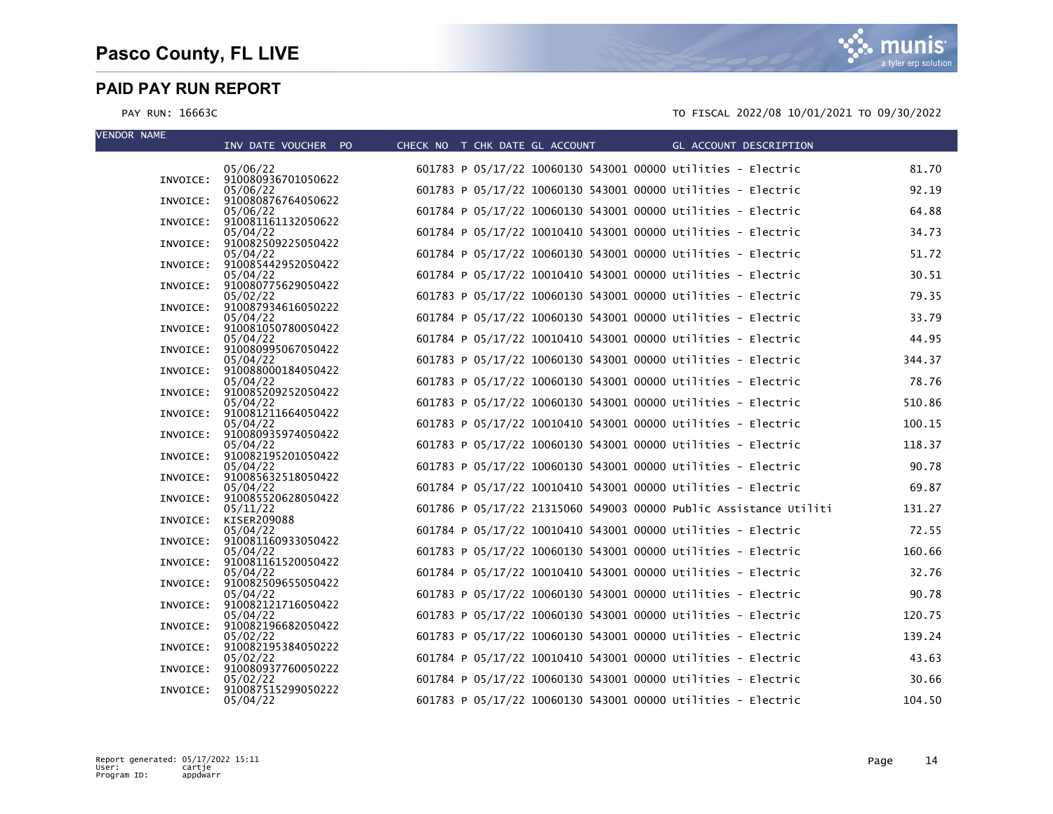# Pasco County, FL LIVE

## PAID PAY RUN REPORT

PAY RUN: 16663C

TO FISCAL 2022/08 10/01/2021 TO 09/30/2022

| VENDOR NAME | INV DATE VOUCHER PO | CHECK NO | T | CHK DATE | GL ACCOUNT | GL ACCOUNT DESCRIPTION | |
|---|---|---|---|---|---|---|---|
| | 05/06/22 | 601783 | P | 05/17/22 | 10060130 543001 00000 | Utilities - Electric | 81.70 |
| INVOICE: | 910080936701050622 | | | | | | |
| | 05/06/22 | 601783 | P | 05/17/22 | 10060130 543001 00000 | Utilities - Electric | 92.19 |
| INVOICE: | 910080876764050622 | | | | | | |
| | 05/06/22 | 601784 | P | 05/17/22 | 10060130 543001 00000 | Utilities - Electric | 64.88 |
| INVOICE: | 910081161132050622 | | | | | | |
| | 05/04/22 | 601784 | P | 05/17/22 | 10010410 543001 00000 | Utilities - Electric | 34.73 |
| INVOICE: | 910082509225050422 | | | | | | |
| | 05/04/22 | 601784 | P | 05/17/22 | 10060130 543001 00000 | Utilities - Electric | 51.72 |
| INVOICE: | 910085442952050422 | | | | | | |
| | 05/04/22 | 601784 | P | 05/17/22 | 10010410 543001 00000 | Utilities - Electric | 30.51 |
| INVOICE: | 910080775629050422 | | | | | | |
| | 05/02/22 | 601783 | P | 05/17/22 | 10060130 543001 00000 | Utilities - Electric | 79.35 |
| INVOICE: | 910087934616050222 | | | | | | |
| | 05/04/22 | 601784 | P | 05/17/22 | 10060130 543001 00000 | Utilities - Electric | 33.79 |
| INVOICE: | 910081050780050422 | | | | | | |
| | 05/04/22 | 601784 | P | 05/17/22 | 10010410 543001 00000 | Utilities - Electric | 44.95 |
| INVOICE: | 910080995067050422 | | | | | | |
| | 05/04/22 | 601783 | P | 05/17/22 | 10060130 543001 00000 | Utilities - Electric | 344.37 |
| INVOICE: | 910088000184050422 | | | | | | |
| | 05/04/22 | 601783 | P | 05/17/22 | 10060130 543001 00000 | Utilities - Electric | 78.76 |
| INVOICE: | 910085209252050422 | | | | | | |
| | 05/04/22 | 601783 | P | 05/17/22 | 10060130 543001 00000 | Utilities - Electric | 510.86 |
| INVOICE: | 910081211664050422 | | | | | | |
| | 05/04/22 | 601783 | P | 05/17/22 | 10010410 543001 00000 | Utilities - Electric | 100.15 |
| INVOICE: | 910080935974050422 | | | | | | |
| | 05/04/22 | 601783 | P | 05/17/22 | 10060130 543001 00000 | Utilities - Electric | 118.37 |
| INVOICE: | 910082195201050422 | | | | | | |
| | 05/04/22 | 601783 | P | 05/17/22 | 10060130 543001 00000 | Utilities - Electric | 90.78 |
| INVOICE: | 910085632518050422 | | | | | | |
| | 05/04/22 | 601784 | P | 05/17/22 | 10010410 543001 00000 | Utilities - Electric | 69.87 |
| INVOICE: | 910085520628050422 | | | | | | |
| | 05/11/22 | 601786 | P | 05/17/22 | 21315060 549003 00000 | Public Assistance Utiliti | 131.27 |
| INVOICE: | KISER209088 | | | | | | |
| | 05/04/22 | 601784 | P | 05/17/22 | 10010410 543001 00000 | Utilities - Electric | 72.55 |
| INVOICE: | 910081160933050422 | | | | | | |
| | 05/04/22 | 601783 | P | 05/17/22 | 10060130 543001 00000 | Utilities - Electric | 160.66 |
| INVOICE: | 910081161520050422 | | | | | | |
| | 05/04/22 | 601784 | P | 05/17/22 | 10010410 543001 00000 | Utilities - Electric | 32.76 |
| INVOICE: | 910082509655050422 | | | | | | |
| | 05/04/22 | 601783 | P | 05/17/22 | 10060130 543001 00000 | Utilities - Electric | 90.78 |
| INVOICE: | 910082121716050422 | | | | | | |
| | 05/04/22 | 601783 | P | 05/17/22 | 10060130 543001 00000 | Utilities - Electric | 120.75 |
| INVOICE: | 910082196682050422 | | | | | | |
| | 05/02/22 | 601783 | P | 05/17/22 | 10060130 543001 00000 | Utilities - Electric | 139.24 |
| INVOICE: | 910082195384050222 | | | | | | |
| | 05/02/22 | 601784 | P | 05/17/22 | 10010410 543001 00000 | Utilities - Electric | 43.63 |
| INVOICE: | 910080937760050222 | | | | | | |
| | 05/02/22 | 601784 | P | 05/17/22 | 10060130 543001 00000 | Utilities - Electric | 30.66 |
| INVOICE: | 910087515299050222 | | | | | | |
| | 05/04/22 | 601783 | P | 05/17/22 | 10060130 543001 00000 | Utilities - Electric | 104.50 |

Report generated: 05/17/2022 15:11
User: cartje
Program ID: appdwarr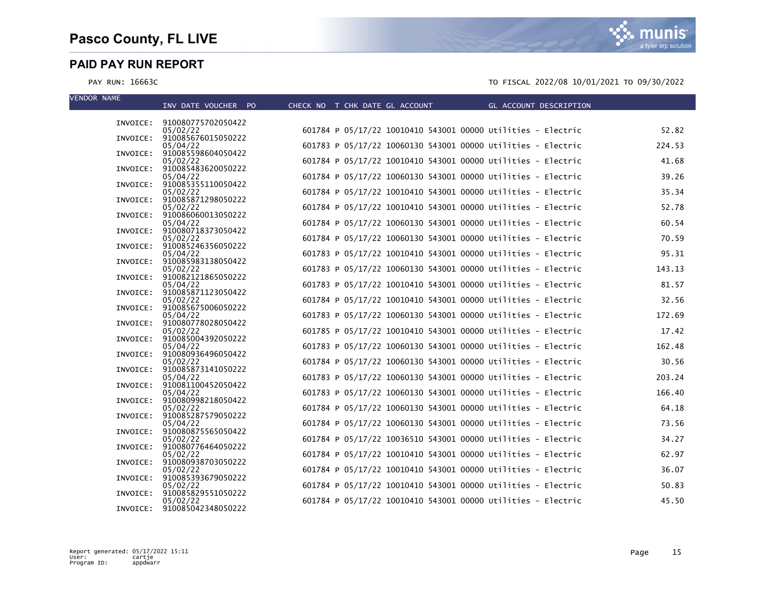# Pasco County, FL LIVE

## PAID PAY RUN REPORT

PAY RUN: 16663C

TO FISCAL 2022/08 10/01/2021 TO 09/30/2022

| VENDOR NAME | INV DATE VOUCHER PO | CHECK NO | T | CHK DATE | GL ACCOUNT | GL ACCOUNT DESCRIPTION | AMOUNT |
|---|---|---|---|---|---|---|---|
| INVOICE: | 910080775702050422 | | | | | | |
| | 05/02/22 | 601784 | P | 05/17/22 | 10010410 543001 00000 | Utilities - Electric | 52.82 |
| INVOICE: | 910085676015050222 | | | | | | |
| | 05/04/22 | 601783 | P | 05/17/22 | 10060130 543001 00000 | Utilities - Electric | 224.53 |
| INVOICE: | 910085598604050422 | | | | | | |
| | 05/02/22 | 601784 | P | 05/17/22 | 10010410 543001 00000 | Utilities - Electric | 41.68 |
| INVOICE: | 910085483620050222 | | | | | | |
| | 05/04/22 | 601784 | P | 05/17/22 | 10060130 543001 00000 | Utilities - Electric | 39.26 |
| INVOICE: | 910085355110050422 | | | | | | |
| | 05/02/22 | 601784 | P | 05/17/22 | 10010410 543001 00000 | Utilities - Electric | 35.34 |
| INVOICE: | 910085871298050222 | | | | | | |
| | 05/02/22 | 601784 | P | 05/17/22 | 10010410 543001 00000 | Utilities - Electric | 52.78 |
| INVOICE: | 910086060013050222 | | | | | | |
| | 05/04/22 | 601784 | P | 05/17/22 | 10060130 543001 00000 | Utilities - Electric | 60.54 |
| INVOICE: | 910080718373050422 | | | | | | |
| | 05/02/22 | 601784 | P | 05/17/22 | 10060130 543001 00000 | Utilities - Electric | 70.59 |
| INVOICE: | 910085246356050222 | | | | | | |
| | 05/04/22 | 601783 | P | 05/17/22 | 10010410 543001 00000 | Utilities - Electric | 95.31 |
| INVOICE: | 910085983138050422 | | | | | | |
| | 05/02/22 | 601783 | P | 05/17/22 | 10060130 543001 00000 | Utilities - Electric | 143.13 |
| INVOICE: | 910082121865050222 | | | | | | |
| | 05/04/22 | 601783 | P | 05/17/22 | 10010410 543001 00000 | Utilities - Electric | 81.57 |
| INVOICE: | 910085871123050422 | | | | | | |
| | 05/02/22 | 601784 | P | 05/17/22 | 10010410 543001 00000 | Utilities - Electric | 32.56 |
| INVOICE: | 910085675006050222 | | | | | | |
| | 05/04/22 | 601783 | P | 05/17/22 | 10060130 543001 00000 | Utilities - Electric | 172.69 |
| INVOICE: | 910080778028050422 | | | | | | |
| | 05/02/22 | 601785 | P | 05/17/22 | 10010410 543001 00000 | Utilities - Electric | 17.42 |
| INVOICE: | 910085004392050222 | | | | | | |
| | 05/04/22 | 601783 | P | 05/17/22 | 10060130 543001 00000 | Utilities - Electric | 162.48 |
| INVOICE: | 910080936496050422 | | | | | | |
| | 05/02/22 | 601784 | P | 05/17/22 | 10060130 543001 00000 | Utilities - Electric | 30.56 |
| INVOICE: | 910085873141050222 | | | | | | |
| | 05/04/22 | 601783 | P | 05/17/22 | 10060130 543001 00000 | Utilities - Electric | 203.24 |
| INVOICE: | 910081100452050422 | | | | | | |
| | 05/04/22 | 601783 | P | 05/17/22 | 10060130 543001 00000 | Utilities - Electric | 166.40 |
| INVOICE: | 910080998218050422 | | | | | | |
| | 05/02/22 | 601784 | P | 05/17/22 | 10060130 543001 00000 | Utilities - Electric | 64.18 |
| INVOICE: | 910085287579050222 | | | | | | |
| | 05/04/22 | 601784 | P | 05/17/22 | 10060130 543001 00000 | Utilities - Electric | 73.56 |
| INVOICE: | 910080875565050422 | | | | | | |
| | 05/02/22 | 601784 | P | 05/17/22 | 10036510 543001 00000 | Utilities - Electric | 34.27 |
| INVOICE: | 910080776464050222 | | | | | | |
| | 05/02/22 | 601784 | P | 05/17/22 | 10010410 543001 00000 | Utilities - Electric | 62.97 |
| INVOICE: | 910080938703050222 | | | | | | |
| | 05/02/22 | 601784 | P | 05/17/22 | 10010410 543001 00000 | Utilities - Electric | 36.07 |
| INVOICE: | 910085393679050222 | | | | | | |
| | 05/02/22 | 601784 | P | 05/17/22 | 10010410 543001 00000 | Utilities - Electric | 50.83 |
| INVOICE: | 910085829551050222 | | | | | | |
| | 05/02/22 | 601784 | P | 05/17/22 | 10010410 543001 00000 | Utilities - Electric | 45.50 |
| INVOICE: | 910085042348050222 | | | | | | |

Report generated: 05/17/2022 15:11
User: cartje
Program ID: appdwarr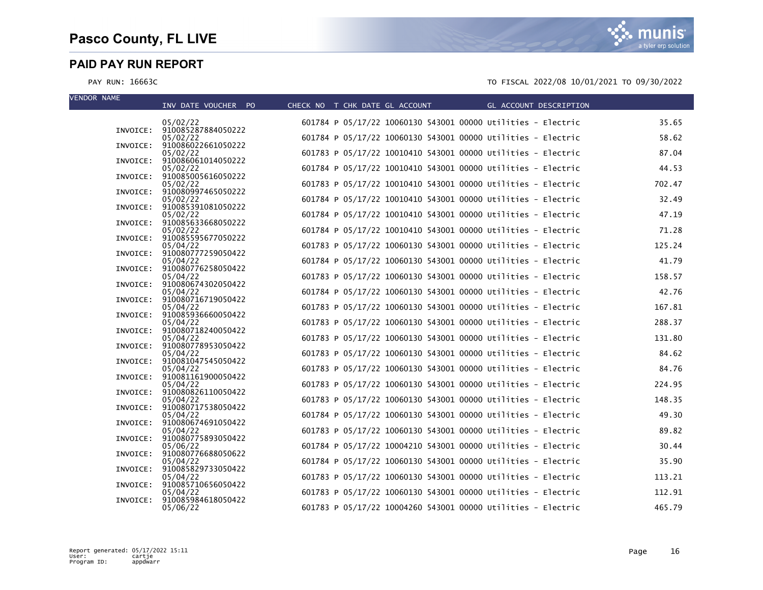| INVOICE | INV DATE | CHECK NO | T | CHK DATE | GL ACCOUNT | GL ACCOUNT DESCRIPTION | AMOUNT |
|---|---|---|---|---|---|---|---|
| 910085287884050222 | 05/02/22 | 601784 | P | 05/17/22 | 10060130 543001 00000 | Utilities - Electric | 35.65 |
| 910086022661050222 | 05/02/22 | 601784 | P | 05/17/22 | 10060130 543001 00000 | Utilities - Electric | 58.62 |
| 910086061014050222 | 05/02/22 | 601783 | P | 05/17/22 | 10010410 543001 00000 | Utilities - Electric | 87.04 |
| 910085005616050222 | 05/02/22 | 601784 | P | 05/17/22 | 10010410 543001 00000 | Utilities - Electric | 44.53 |
| 910080997465050222 | 05/02/22 | 601783 | P | 05/17/22 | 10010410 543001 00000 | Utilities - Electric | 702.47 |
| 910085391081050222 | 05/02/22 | 601784 | P | 05/17/22 | 10010410 543001 00000 | Utilities - Electric | 32.49 |
| 910085633668050222 | 05/02/22 | 601784 | P | 05/17/22 | 10010410 543001 00000 | Utilities - Electric | 47.19 |
| 910085595677050222 | 05/02/22 | 601784 | P | 05/17/22 | 10010410 543001 00000 | Utilities - Electric | 71.28 |
| 910080777259050422 | 05/04/22 | 601783 | P | 05/17/22 | 10060130 543001 00000 | Utilities - Electric | 125.24 |
| 910080776258050422 | 05/04/22 | 601784 | P | 05/17/22 | 10060130 543001 00000 | Utilities - Electric | 41.79 |
| 910080674302050422 | 05/04/22 | 601783 | P | 05/17/22 | 10060130 543001 00000 | Utilities - Electric | 158.57 |
| 910080716719050422 | 05/04/22 | 601784 | P | 05/17/22 | 10060130 543001 00000 | Utilities - Electric | 42.76 |
| 910085936660050422 | 05/04/22 | 601783 | P | 05/17/22 | 10060130 543001 00000 | Utilities - Electric | 167.81 |
| 910080718240050422 | 05/04/22 | 601783 | P | 05/17/22 | 10060130 543001 00000 | Utilities - Electric | 288.37 |
| 910080778953050422 | 05/04/22 | 601783 | P | 05/17/22 | 10060130 543001 00000 | Utilities - Electric | 131.80 |
| 910081047545050422 | 05/04/22 | 601783 | P | 05/17/22 | 10060130 543001 00000 | Utilities - Electric | 84.62 |
| 910081161900050422 | 05/04/22 | 601783 | P | 05/17/22 | 10060130 543001 00000 | Utilities - Electric | 84.76 |
| 910080826110050422 | 05/04/22 | 601783 | P | 05/17/22 | 10060130 543001 00000 | Utilities - Electric | 224.95 |
| 910080717538050422 | 05/04/22 | 601783 | P | 05/17/22 | 10060130 543001 00000 | Utilities - Electric | 148.35 |
| 910080674691050422 | 05/04/22 | 601784 | P | 05/17/22 | 10060130 543001 00000 | Utilities - Electric | 49.30 |
| 910080775893050422 | 05/04/22 | 601783 | P | 05/17/22 | 10060130 543001 00000 | Utilities - Electric | 89.82 |
| 910080776688050622 | 05/06/22 | 601784 | P | 05/17/22 | 10004210 543001 00000 | Utilities - Electric | 30.44 |
| 910085829733050422 | 05/04/22 | 601784 | P | 05/17/22 | 10060130 543001 00000 | Utilities - Electric | 35.90 |
| 910085710656050422 | 05/04/22 | 601783 | P | 05/17/22 | 10060130 543001 00000 | Utilities - Electric | 113.21 |
| 910085984618050422 | 05/04/22 | 601783 | P | 05/17/22 | 10060130 543001 00000 | Utilities - Electric | 112.91 |
| | 05/06/22 | 601783 | P | 05/17/22 | 10004260 543001 00000 | Utilities - Electric | 465.79 |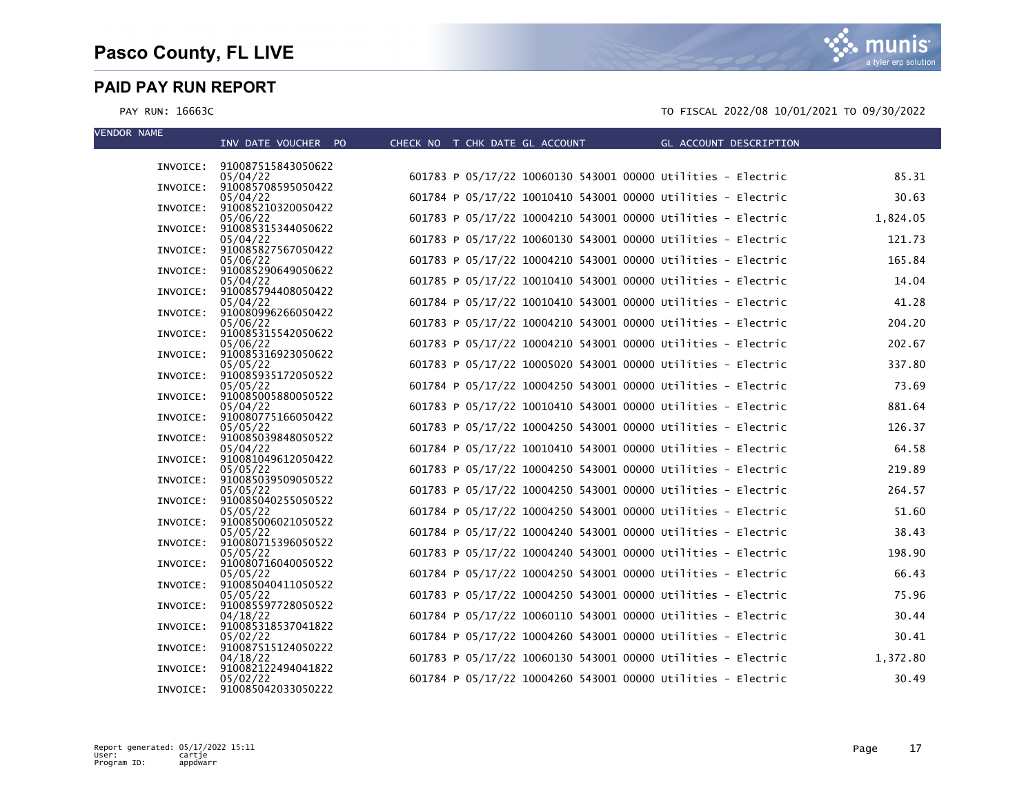# Pasco County, FL LIVE

## PAID PAY RUN REPORT

PAY RUN: 16663C

TO FISCAL 2022/08 10/01/2021 TO 09/30/2022

| VENDOR NAME | INV DATE VOUCHER PO | CHECK NO | T | CHK DATE | GL ACCOUNT | GL ACCOUNT DESCRIPTION | |
|---|---|---|---|---|---|---|---|
| INVOICE: | 910087515843050622 05/04/22 | 601783 | P | 05/17/22 | 10060130 543001 00000 | Utilities - Electric | 85.31 |
| INVOICE: | 910085708595050422 05/04/22 | 601784 | P | 05/17/22 | 10010410 543001 00000 | Utilities - Electric | 30.63 |
| INVOICE: | 910085210320050422 05/06/22 | 601783 | P | 05/17/22 | 10004210 543001 00000 | Utilities - Electric | 1,824.05 |
| INVOICE: | 910085315344050622 05/04/22 | 601783 | P | 05/17/22 | 10060130 543001 00000 | Utilities - Electric | 121.73 |
| INVOICE: | 910085827567050422 05/06/22 | 601783 | P | 05/17/22 | 10004210 543001 00000 | Utilities - Electric | 165.84 |
| INVOICE: | 910085290649050622 05/04/22 | 601785 | P | 05/17/22 | 10010410 543001 00000 | Utilities - Electric | 14.04 |
| INVOICE: | 910085794408050422 05/04/22 | 601784 | P | 05/17/22 | 10010410 543001 00000 | Utilities - Electric | 41.28 |
| INVOICE: | 910080996266050422 05/06/22 | 601783 | P | 05/17/22 | 10004210 543001 00000 | Utilities - Electric | 204.20 |
| INVOICE: | 910085315542050622 05/06/22 | 601783 | P | 05/17/22 | 10004210 543001 00000 | Utilities - Electric | 202.67 |
| INVOICE: | 910085316923050622 05/05/22 | 601783 | P | 05/17/22 | 10005020 543001 00000 | Utilities - Electric | 337.80 |
| INVOICE: | 910085935172050522 05/05/22 | 601784 | P | 05/17/22 | 10004250 543001 00000 | Utilities - Electric | 73.69 |
| INVOICE: | 910085005880050522 05/04/22 | 601783 | P | 05/17/22 | 10010410 543001 00000 | Utilities - Electric | 881.64 |
| INVOICE: | 910080775166050422 05/05/22 | 601783 | P | 05/17/22 | 10004250 543001 00000 | Utilities - Electric | 126.37 |
| INVOICE: | 910085039848050522 05/04/22 | 601784 | P | 05/17/22 | 10010410 543001 00000 | Utilities - Electric | 64.58 |
| INVOICE: | 910081049612050422 05/05/22 | 601783 | P | 05/17/22 | 10004250 543001 00000 | Utilities - Electric | 219.89 |
| INVOICE: | 910085039509050522 05/05/22 | 601783 | P | 05/17/22 | 10004250 543001 00000 | Utilities - Electric | 264.57 |
| INVOICE: | 910085040255050522 05/05/22 | 601784 | P | 05/17/22 | 10004250 543001 00000 | Utilities - Electric | 51.60 |
| INVOICE: | 910085006021050522 05/05/22 | 601784 | P | 05/17/22 | 10004240 543001 00000 | Utilities - Electric | 38.43 |
| INVOICE: | 910080715396050522 05/05/22 | 601783 | P | 05/17/22 | 10004240 543001 00000 | Utilities - Electric | 198.90 |
| INVOICE: | 910080716040050522 05/05/22 | 601784 | P | 05/17/22 | 10004250 543001 00000 | Utilities - Electric | 66.43 |
| INVOICE: | 910085040411050522 05/05/22 | 601783 | P | 05/17/22 | 10004250 543001 00000 | Utilities - Electric | 75.96 |
| INVOICE: | 910085597728050522 04/18/22 | 601784 | P | 05/17/22 | 10060110 543001 00000 | Utilities - Electric | 30.44 |
| INVOICE: | 910085318537041822 05/02/22 | 601784 | P | 05/17/22 | 10004260 543001 00000 | Utilities - Electric | 30.41 |
| INVOICE: | 910087515124050222 04/18/22 | 601783 | P | 05/17/22 | 10060130 543001 00000 | Utilities - Electric | 1,372.80 |
| INVOICE: | 910082122494041822 05/02/22 | 601784 | P | 05/17/22 | 10004260 543001 00000 | Utilities - Electric | 30.49 |
| INVOICE: | 910085042033050222 | | | | | | |

Report generated: 05/17/2022 15:11
User: cartje
Program ID: appdwarr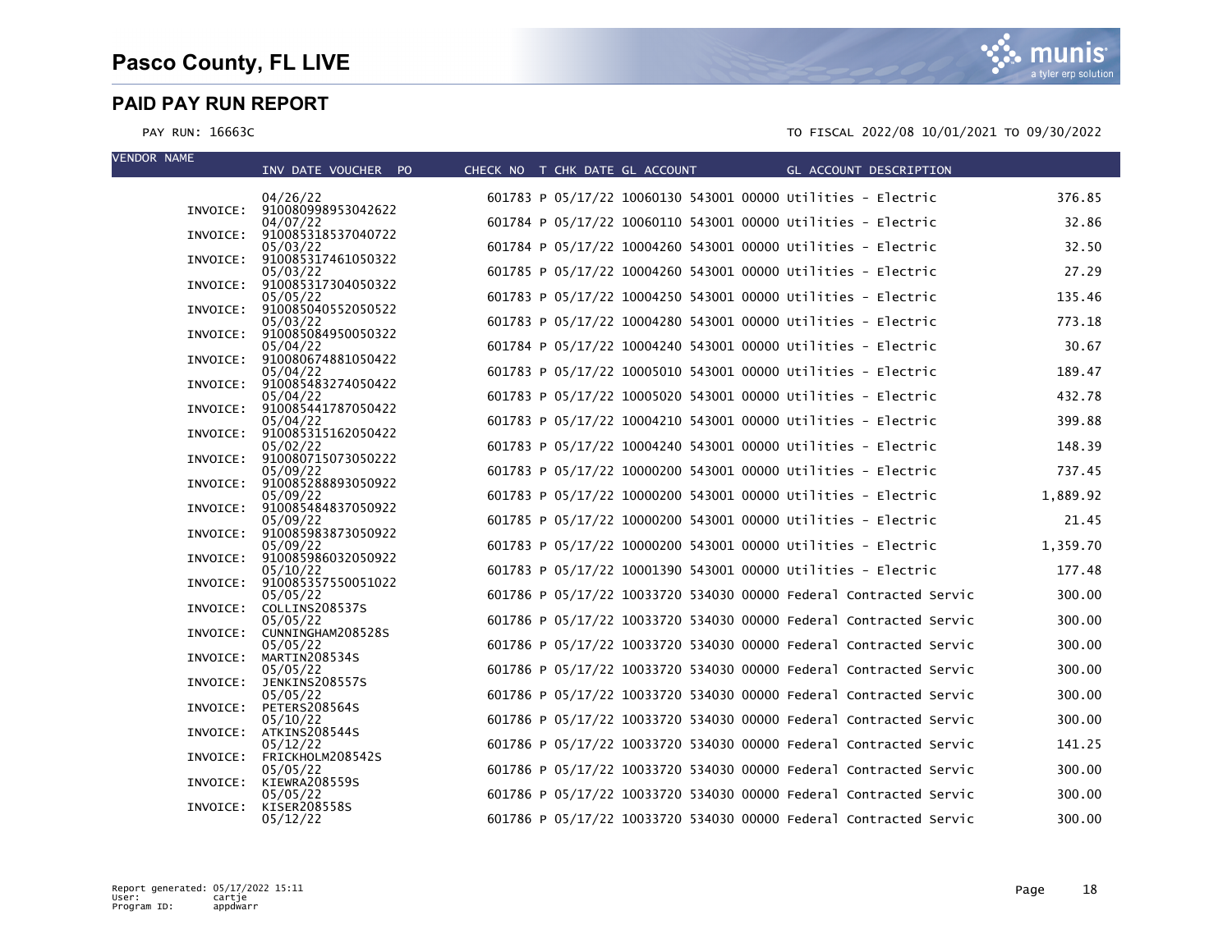# Pasco County, FL LIVE

## PAID PAY RUN REPORT

PAY RUN: 16663C

TO FISCAL 2022/08 10/01/2021 TO 09/30/2022

| VENDOR NAME | INV DATE VOUCHER PO | CHECK NO | T | CHK DATE | GL ACCOUNT | GL ACCOUNT DESCRIPTION | AMOUNT |
|---|---|---|---|---|---|---|---|
| | 04/26/22 | 601783 | P | 05/17/22 | 10060130 543001 00000 | Utilities - Electric | 376.85 |
| INVOICE: | 910080998953042622 | | | | | | |
| | 04/07/22 | 601784 | P | 05/17/22 | 10060110 543001 00000 | Utilities - Electric | 32.86 |
| INVOICE: | 910085318537040722 | | | | | | |
| | 05/03/22 | 601784 | P | 05/17/22 | 10004260 543001 00000 | Utilities - Electric | 32.50 |
| INVOICE: | 910085317461050322 | | | | | | |
| | 05/03/22 | 601785 | P | 05/17/22 | 10004260 543001 00000 | Utilities - Electric | 27.29 |
| INVOICE: | 910085317304050322 | | | | | | |
| | 05/05/22 | 601783 | P | 05/17/22 | 10004250 543001 00000 | Utilities - Electric | 135.46 |
| INVOICE: | 910085040552050522 | | | | | | |
| | 05/03/22 | 601783 | P | 05/17/22 | 10004280 543001 00000 | Utilities - Electric | 773.18 |
| INVOICE: | 910085084950050322 | | | | | | |
| | 05/04/22 | 601784 | P | 05/17/22 | 10004240 543001 00000 | Utilities - Electric | 30.67 |
| INVOICE: | 910080674881050422 | | | | | | |
| | 05/04/22 | 601783 | P | 05/17/22 | 10005010 543001 00000 | Utilities - Electric | 189.47 |
| INVOICE: | 910085483274050422 | | | | | | |
| | 05/04/22 | 601783 | P | 05/17/22 | 10005020 543001 00000 | Utilities - Electric | 432.78 |
| INVOICE: | 910085441787050422 | | | | | | |
| | 05/04/22 | 601783 | P | 05/17/22 | 10004210 543001 00000 | Utilities - Electric | 399.88 |
| INVOICE: | 910085315162050422 | | | | | | |
| | 05/02/22 | 601783 | P | 05/17/22 | 10004240 543001 00000 | Utilities - Electric | 148.39 |
| INVOICE: | 910080715073050222 | | | | | | |
| | 05/09/22 | 601783 | P | 05/17/22 | 10000200 543001 00000 | Utilities - Electric | 737.45 |
| INVOICE: | 910085288893050922 | | | | | | |
| | 05/09/22 | 601783 | P | 05/17/22 | 10000200 543001 00000 | Utilities - Electric | 1,889.92 |
| INVOICE: | 910085484837050922 | | | | | | |
| | 05/09/22 | 601785 | P | 05/17/22 | 10000200 543001 00000 | Utilities - Electric | 21.45 |
| INVOICE: | 910085983873050922 | | | | | | |
| | 05/09/22 | 601783 | P | 05/17/22 | 10000200 543001 00000 | Utilities - Electric | 1,359.70 |
| INVOICE: | 910085986032050922 | | | | | | |
| | 05/10/22 | 601783 | P | 05/17/22 | 10001390 543001 00000 | Utilities - Electric | 177.48 |
| INVOICE: | 910085357550051022 | | | | | | |
| | 05/05/22 | 601786 | P | 05/17/22 | 10033720 534030 00000 | Federal Contracted Servic | 300.00 |
| INVOICE: | COLLINS208537S | | | | | | |
| | 05/05/22 | 601786 | P | 05/17/22 | 10033720 534030 00000 | Federal Contracted Servic | 300.00 |
| INVOICE: | CUNNINGHAM208528S | | | | | | |
| | 05/05/22 | 601786 | P | 05/17/22 | 10033720 534030 00000 | Federal Contracted Servic | 300.00 |
| INVOICE: | MARTIN208534S | | | | | | |
| | 05/05/22 | 601786 | P | 05/17/22 | 10033720 534030 00000 | Federal Contracted Servic | 300.00 |
| INVOICE: | JENKINS208557S | | | | | | |
| | 05/05/22 | 601786 | P | 05/17/22 | 10033720 534030 00000 | Federal Contracted Servic | 300.00 |
| INVOICE: | PETERS208564S | | | | | | |
| | 05/10/22 | 601786 | P | 05/17/22 | 10033720 534030 00000 | Federal Contracted Servic | 300.00 |
| INVOICE: | ATKINS208544S | | | | | | |
| | 05/12/22 | 601786 | P | 05/17/22 | 10033720 534030 00000 | Federal Contracted Servic | 141.25 |
| INVOICE: | FRICKHOLM208542S | | | | | | |
| | 05/05/22 | 601786 | P | 05/17/22 | 10033720 534030 00000 | Federal Contracted Servic | 300.00 |
| INVOICE: | KIEWRA208559S | | | | | | |
| | 05/05/22 | 601786 | P | 05/17/22 | 10033720 534030 00000 | Federal Contracted Servic | 300.00 |
| INVOICE: | KISER208558S | | | | | | |
| | 05/12/22 | 601786 | P | 05/17/22 | 10033720 534030 00000 | Federal Contracted Servic | 300.00 |

Report generated: 05/17/2022 15:11
User: cartje
Program ID: appdwarr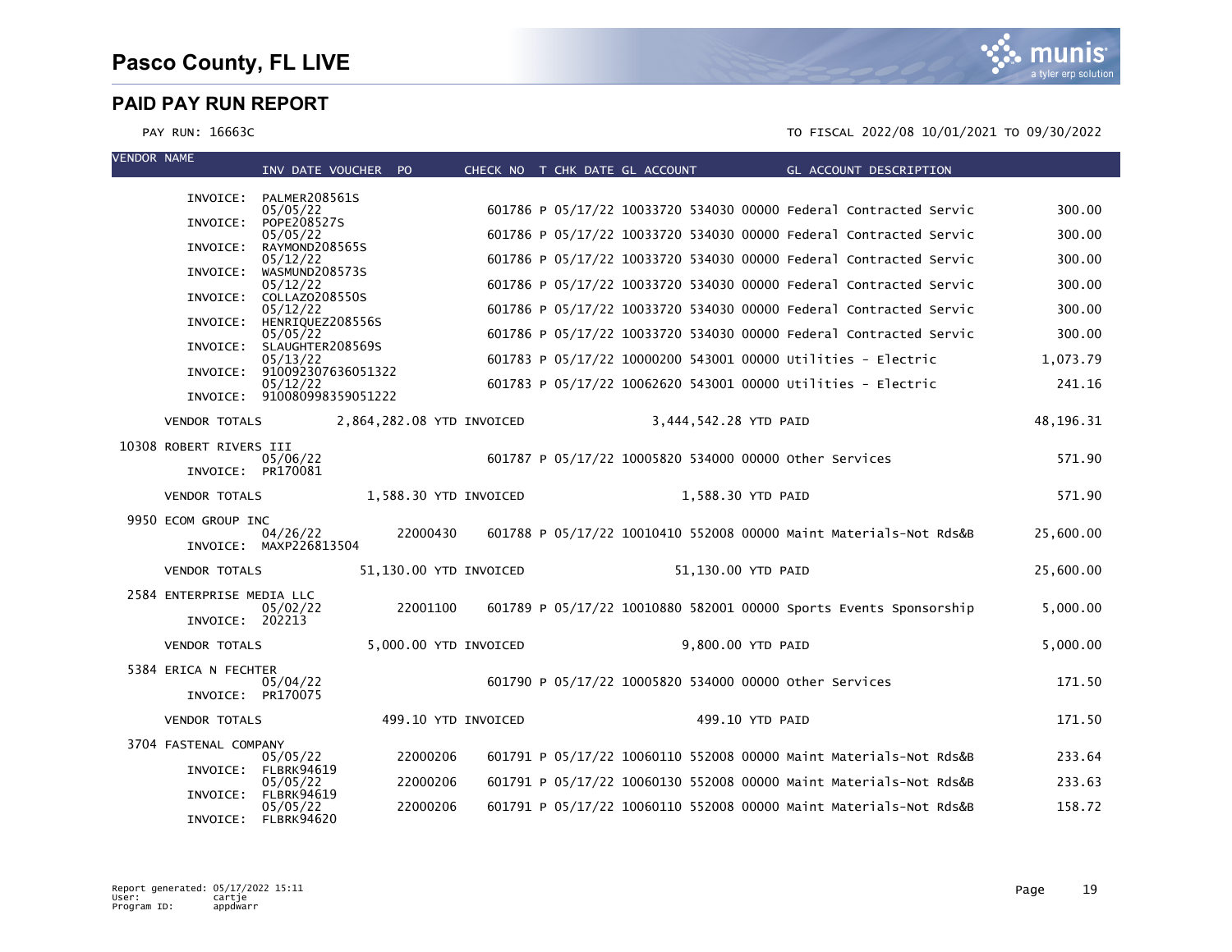# Pasco County, FL LIVE

## PAID PAY RUN REPORT

PAY RUN: 16663C

TO FISCAL 2022/08 10/01/2021 TO 09/30/2022

| VENDOR NAME | INV DATE VOUCHER | PO | CHECK NO | T | CHK DATE | GL ACCOUNT | GL ACCOUNT DESCRIPTION | |
|---|---|---|---|---|---|---|---|---|
| INVOICE: | PALMER208561S | | | | | | | |
| | 05/05/22 | | 601786 | P | 05/17/22 | 10033720 534030 00000 | Federal Contracted Servic | 300.00 |
| INVOICE: | POPE208527S | | | | | | | |
| | 05/05/22 | | 601786 | P | 05/17/22 | 10033720 534030 00000 | Federal Contracted Servic | 300.00 |
| INVOICE: | RAYMOND208565S | | | | | | | |
| | 05/12/22 | | 601786 | P | 05/17/22 | 10033720 534030 00000 | Federal Contracted Servic | 300.00 |
| INVOICE: | WASMUND208573S | | | | | | | |
| | 05/12/22 | | 601786 | P | 05/17/22 | 10033720 534030 00000 | Federal Contracted Servic | 300.00 |
| INVOICE: | COLLAZO208550S | | | | | | | |
| | 05/12/22 | | 601786 | P | 05/17/22 | 10033720 534030 00000 | Federal Contracted Servic | 300.00 |
| INVOICE: | HENRIQUEZ208556S | | | | | | | |
| | 05/05/22 | | 601786 | P | 05/17/22 | 10033720 534030 00000 | Federal Contracted Servic | 300.00 |
| INVOICE: | SLAUGHTER208569S | | | | | | | |
| | 05/13/22 | | 601783 | P | 05/17/22 | 10000200 543001 00000 | Utilities - Electric | 1,073.79 |
| INVOICE: | 910092307636051322 | | | | | | | |
| | 05/12/22 | | 601783 | P | 05/17/22 | 10062620 543001 00000 | Utilities - Electric | 241.16 |
| INVOICE: | 910080998359051222 | | | | | | | |
| VENDOR TOTALS | 2,864,282.08 YTD INVOICED | | | | 3,444,542.28 YTD PAID | | | 48,196.31 |
| 10308 ROBERT RIVERS III | | | | | | | | |
| | 05/06/22 | | 601787 | P | 05/17/22 | 10005820 534000 00000 | Other Services | 571.90 |
| INVOICE: | PR170081 | | | | | | | |
| VENDOR TOTALS | 1,588.30 YTD INVOICED | | | | 1,588.30 YTD PAID | | | 571.90 |
| 9950 ECOM GROUP INC | | | | | | | | |
| | 04/26/22 | 22000430 | 601788 | P | 05/17/22 | 10010410 552008 00000 | Maint Materials-Not Rds&B | 25,600.00 |
| INVOICE: | MAXP226813504 | | | | | | | |
| VENDOR TOTALS | 51,130.00 YTD INVOICED | | | | 51,130.00 YTD PAID | | | 25,600.00 |
| 2584 ENTERPRISE MEDIA LLC | | | | | | | | |
| | 05/02/22 | 22001100 | 601789 | P | 05/17/22 | 10010880 582001 00000 | Sports Events Sponsorship | 5,000.00 |
| INVOICE: | 202213 | | | | | | | |
| VENDOR TOTALS | 5,000.00 YTD INVOICED | | | | 9,800.00 YTD PAID | | | 5,000.00 |
| 5384 ERICA N FECHTER | | | | | | | | |
| | 05/04/22 | | 601790 | P | 05/17/22 | 10005820 534000 00000 | Other Services | 171.50 |
| INVOICE: | PR170075 | | | | | | | |
| VENDOR TOTALS | 499.10 YTD INVOICED | | | | 499.10 YTD PAID | | | 171.50 |
| 3704 FASTENAL COMPANY | | | | | | | | |
| | 05/05/22 | 22000206 | 601791 | P | 05/17/22 | 10060110 552008 00000 | Maint Materials-Not Rds&B | 233.64 |
| INVOICE: | FLBRK94619 | | | | | | | |
| | 05/05/22 | 22000206 | 601791 | P | 05/17/22 | 10060130 552008 00000 | Maint Materials-Not Rds&B | 233.63 |
| INVOICE: | FLBRK94619 | | | | | | | |
| | 05/05/22 | 22000206 | 601791 | P | 05/17/22 | 10060110 552008 00000 | Maint Materials-Not Rds&B | 158.72 |
| INVOICE: | FLBRK94620 | | | | | | | |

Report generated: 05/17/2022 15:11
User: cartje
Program ID: appdwarr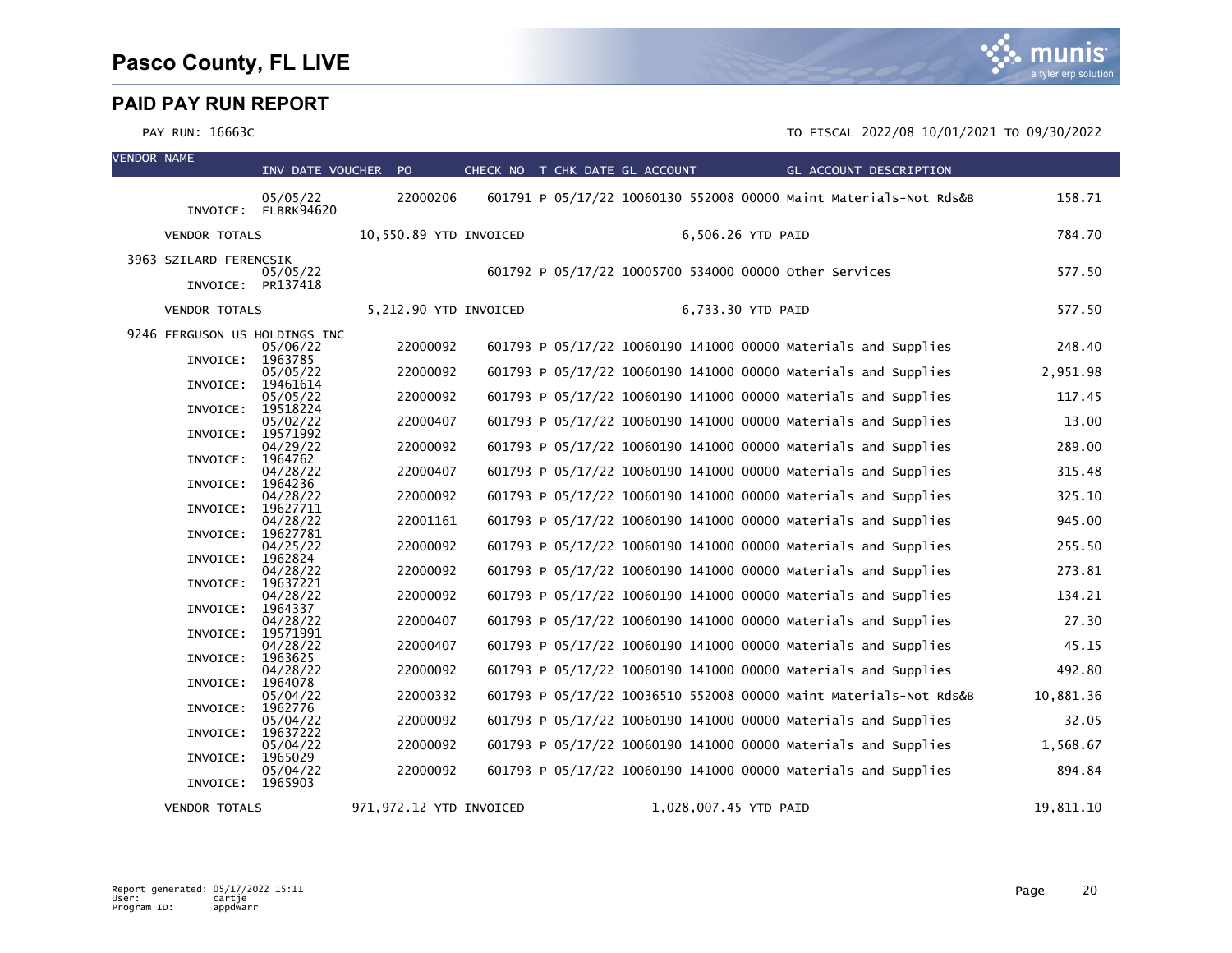# Pasco County, FL LIVE

## PAID PAY RUN REPORT

PAY RUN: 16663C

TO FISCAL 2022/08 10/01/2021 TO 09/30/2022

| VENDOR NAME | INV DATE VOUCHER | PO | CHECK NO | T | CHK DATE | GL ACCOUNT | GL ACCOUNT DESCRIPTION | AMOUNT |
|---|---|---|---|---|---|---|---|---|
| INVOICE: | 05/05/22 FLBRK94620 | 22000206 | 601791 | P | 05/17/22 | 10060130 552008 00000 | Maint Materials-Not Rds&B | 158.71 |
| VENDOR TOTALS | 10,550.89 YTD INVOICED | | | | | 6,506.26 YTD PAID | | 784.70 |
| 3963 SZILARD FERENCSIK | | | | | | | | |
| INVOICE: | 05/05/22 PR137418 | | 601792 | P | 05/17/22 | 10005700 534000 00000 | Other Services | 577.50 |
| VENDOR TOTALS | 5,212.90 YTD INVOICED | | | | | 6,733.30 YTD PAID | | 577.50 |
| 9246 FERGUSON US HOLDINGS INC | | | | | | | | |
| INVOICE: | 05/06/22 1963785 | 22000092 | 601793 | P | 05/17/22 | 10060190 141000 00000 | Materials and Supplies | 248.40 |
| INVOICE: | 05/05/22 19461614 | 22000092 | 601793 | P | 05/17/22 | 10060190 141000 00000 | Materials and Supplies | 2,951.98 |
| INVOICE: | 05/05/22 19518224 | 22000092 | 601793 | P | 05/17/22 | 10060190 141000 00000 | Materials and Supplies | 117.45 |
| INVOICE: | 05/02/22 19571992 | 22000407 | 601793 | P | 05/17/22 | 10060190 141000 00000 | Materials and Supplies | 13.00 |
| INVOICE: | 04/29/22 1964762 | 22000092 | 601793 | P | 05/17/22 | 10060190 141000 00000 | Materials and Supplies | 289.00 |
| INVOICE: | 04/28/22 1964236 | 22000407 | 601793 | P | 05/17/22 | 10060190 141000 00000 | Materials and Supplies | 315.48 |
| INVOICE: | 04/28/22 19627711 | 22000092 | 601793 | P | 05/17/22 | 10060190 141000 00000 | Materials and Supplies | 325.10 |
| INVOICE: | 04/28/22 19627781 | 22001161 | 601793 | P | 05/17/22 | 10060190 141000 00000 | Materials and Supplies | 945.00 |
| INVOICE: | 04/25/22 1962824 | 22000092 | 601793 | P | 05/17/22 | 10060190 141000 00000 | Materials and Supplies | 255.50 |
| INVOICE: | 04/28/22 19637221 | 22000092 | 601793 | P | 05/17/22 | 10060190 141000 00000 | Materials and Supplies | 273.81 |
| INVOICE: | 04/28/22 1964337 | 22000092 | 601793 | P | 05/17/22 | 10060190 141000 00000 | Materials and Supplies | 134.21 |
| INVOICE: | 04/28/22 19571991 | 22000407 | 601793 | P | 05/17/22 | 10060190 141000 00000 | Materials and Supplies | 27.30 |
| INVOICE: | 04/28/22 1963625 | 22000407 | 601793 | P | 05/17/22 | 10060190 141000 00000 | Materials and Supplies | 45.15 |
| INVOICE: | 04/28/22 1964078 | 22000092 | 601793 | P | 05/17/22 | 10060190 141000 00000 | Materials and Supplies | 492.80 |
| INVOICE: | 05/04/22 1962776 | 22000332 | 601793 | P | 05/17/22 | 10036510 552008 00000 | Maint Materials-Not Rds&B | 10,881.36 |
| INVOICE: | 05/04/22 19637222 | 22000092 | 601793 | P | 05/17/22 | 10060190 141000 00000 | Materials and Supplies | 32.05 |
| INVOICE: | 05/04/22 1965029 | 22000092 | 601793 | P | 05/17/22 | 10060190 141000 00000 | Materials and Supplies | 1,568.67 |
| INVOICE: | 05/04/22 1965903 | 22000092 | 601793 | P | 05/17/22 | 10060190 141000 00000 | Materials and Supplies | 894.84 |
| VENDOR TOTALS | 971,972.12 YTD INVOICED | | | | | 1,028,007.45 YTD PAID | | 19,811.10 |

Report generated: 05/17/2022 15:11
User: cartje
Program ID: appdwarr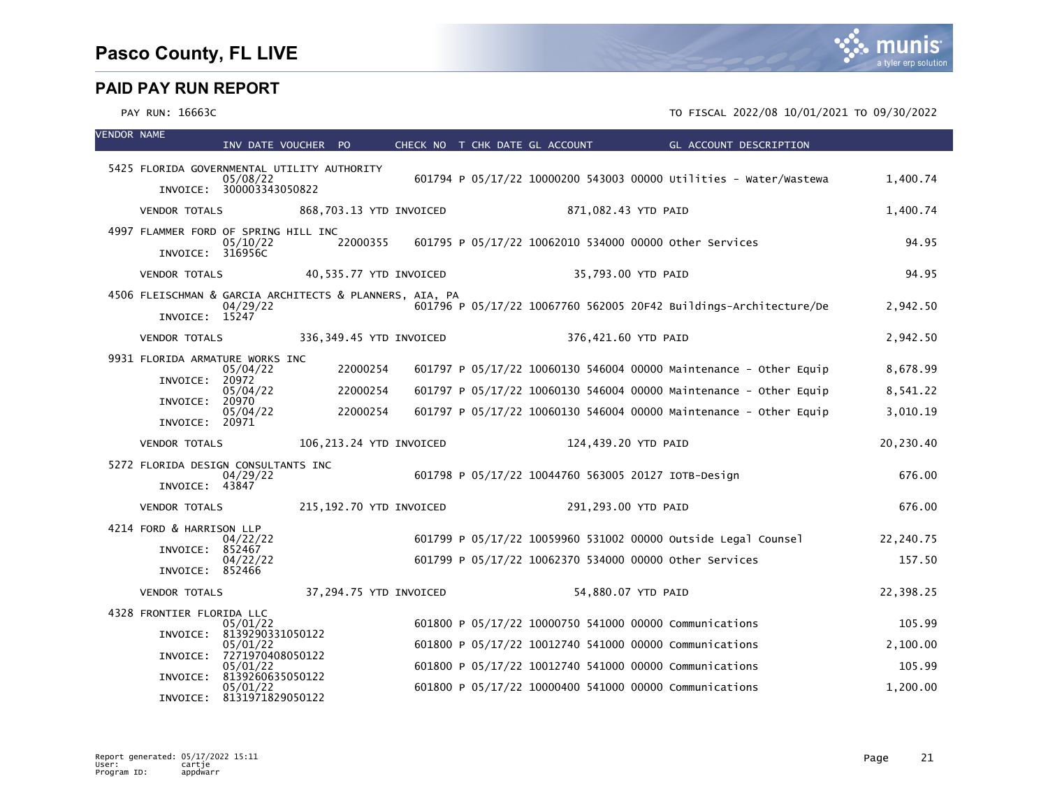# Pasco County, FL LIVE

## PAID PAY RUN REPORT

PAY RUN: 16663C

TO FISCAL 2022/08 10/01/2021 TO 09/30/2022

| VENDOR NAME | INV DATE | VOUCHER | PO | CHECK NO | T | CHK DATE | GL ACCOUNT | GL ACCOUNT DESCRIPTION | AMOUNT |
|---|---|---|---|---|---|---|---|---|---|
| 5425 FLORIDA GOVERNMENTAL UTILITY AUTHORITY | | | | | | | | | |
| INVOICE: 300003343050822 | 05/08/22 | | | 601794 | P | 05/17/22 | 10000200 543003 00000 | Utilities - Water/Wastewa | 1,400.74 |
| VENDOR TOTALS | 868,703.13 YTD INVOICED | | | | | | 871,082.43 YTD PAID | | 1,400.74 |
| 4997 FLAMMER FORD OF SPRING HILL INC | | | | | | | | | |
| INVOICE: 316956C | 05/10/22 | | 22000355 | 601795 | P | 05/17/22 | 10062010 534000 00000 | Other Services | 94.95 |
| VENDOR TOTALS | 40,535.77 YTD INVOICED | | | | | | 35,793.00 YTD PAID | | 94.95 |
| 4506 FLEISCHMAN & GARCIA ARCHITECTS & PLANNERS, AIA, PA | | | | | | | | | |
| INVOICE: 15247 | 04/29/22 | | | 601796 | P | 05/17/22 | 10067760 562005 20F42 | Buildings-Architecture/De | 2,942.50 |
| VENDOR TOTALS | 336,349.45 YTD INVOICED | | | | | | 376,421.60 YTD PAID | | 2,942.50 |
| 9931 FLORIDA ARMATURE WORKS INC | | | | | | | | | |
| INVOICE: 20972 | 05/04/22 | | 22000254 | 601797 | P | 05/17/22 | 10060130 546004 00000 | Maintenance - Other Equip | 8,678.99 |
| INVOICE: 20970 | 05/04/22 | | 22000254 | 601797 | P | 05/17/22 | 10060130 546004 00000 | Maintenance - Other Equip | 8,541.22 |
| INVOICE: 20971 | 05/04/22 | | 22000254 | 601797 | P | 05/17/22 | 10060130 546004 00000 | Maintenance - Other Equip | 3,010.19 |
| VENDOR TOTALS | 106,213.24 YTD INVOICED | | | | | | 124,439.20 YTD PAID | | 20,230.40 |
| 5272 FLORIDA DESIGN CONSULTANTS INC | | | | | | | | | |
| INVOICE: 43847 | 04/29/22 | | | 601798 | P | 05/17/22 | 10044760 563005 20127 | IOTB-Design | 676.00 |
| VENDOR TOTALS | 215,192.70 YTD INVOICED | | | | | | 291,293.00 YTD PAID | | 676.00 |
| 4214 FORD & HARRISON LLP | | | | | | | | | |
| INVOICE: 852467 | 04/22/22 | | | 601799 | P | 05/17/22 | 10059960 531002 00000 | Outside Legal Counsel | 22,240.75 |
| INVOICE: 852466 | 04/22/22 | | | 601799 | P | 05/17/22 | 10062370 534000 00000 | Other Services | 157.50 |
| VENDOR TOTALS | 37,294.75 YTD INVOICED | | | | | | 54,880.07 YTD PAID | | 22,398.25 |
| 4328 FRONTIER FLORIDA LLC | | | | | | | | | |
| INVOICE: 8139290331050122 | 05/01/22 | | | 601800 | P | 05/17/22 | 10000750 541000 00000 | Communications | 105.99 |
| INVOICE: 7271970408050122 | 05/01/22 | | | 601800 | P | 05/17/22 | 10012740 541000 00000 | Communications | 2,100.00 |
| INVOICE: 8139260635050122 | 05/01/22 | | | 601800 | P | 05/17/22 | 10012740 541000 00000 | Communications | 105.99 |
| INVOICE: 8131971829050122 | 05/01/22 | | | 601800 | P | 05/17/22 | 10000400 541000 00000 | Communications | 1,200.00 |

Report generated: 05/17/2022 15:11
User: cartje
Program ID: appdwarr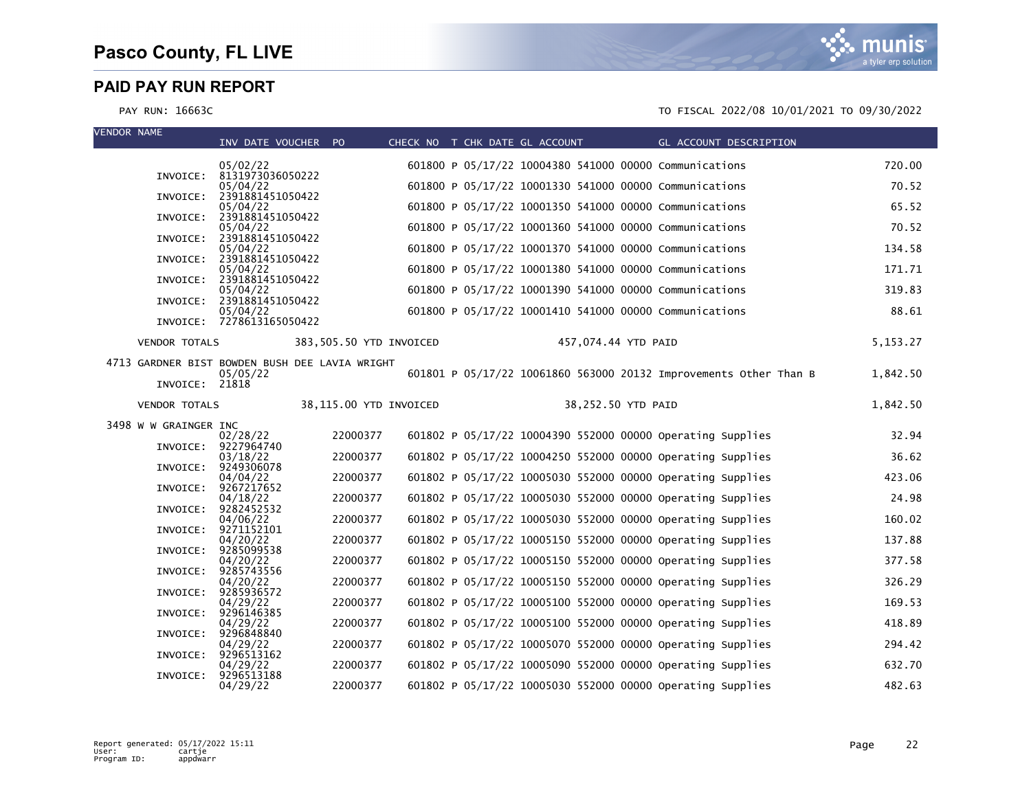# Pasco County, FL LIVE

## PAID PAY RUN REPORT

PAY RUN: 16663C

TO FISCAL 2022/08 10/01/2021 TO 09/30/2022

| VENDOR NAME | INV DATE | VOUCHER | PO | CHECK NO | T | CHK DATE | GL ACCOUNT | GL ACCOUNT DESCRIPTION | AMOUNT |
|---|---|---|---|---|---|---|---|---|---|
| | 05/02/22 | | | 601800 | P | 05/17/22 | 10004380 541000 00000 | Communications | 720.00 |
| INVOICE: | 8131973036050222 | | | | | | | | |
| | 05/04/22 | | | 601800 | P | 05/17/22 | 10001330 541000 00000 | Communications | 70.52 |
| INVOICE: | 2391881451050422 | | | | | | | | |
| | 05/04/22 | | | 601800 | P | 05/17/22 | 10001350 541000 00000 | Communications | 65.52 |
| INVOICE: | 2391881451050422 | | | | | | | | |
| | 05/04/22 | | | 601800 | P | 05/17/22 | 10001360 541000 00000 | Communications | 70.52 |
| INVOICE: | 2391881451050422 | | | | | | | | |
| | 05/04/22 | | | 601800 | P | 05/17/22 | 10001370 541000 00000 | Communications | 134.58 |
| INVOICE: | 2391881451050422 | | | | | | | | |
| | 05/04/22 | | | 601800 | P | 05/17/22 | 10001380 541000 00000 | Communications | 171.71 |
| INVOICE: | 2391881451050422 | | | | | | | | |
| | 05/04/22 | | | 601800 | P | 05/17/22 | 10001390 541000 00000 | Communications | 319.83 |
| INVOICE: | 2391881451050422 | | | | | | | | |
| | 05/04/22 | | | 601800 | P | 05/17/22 | 10001410 541000 00000 | Communications | 88.61 |
| INVOICE: | 7278613165050422 | | | | | | | | |
| VENDOR TOTALS | | 383,505.50 YTD INVOICED | | | | 457,074.44 YTD PAID | | | 5,153.27 |
| 4713 GARDNER BIST BOWDEN BUSH DEE LAVIA WRIGHT | | | | | | | | | |
| | 05/05/22 | | | 601801 | P | 05/17/22 | 10061860 563000 20132 | Improvements Other Than B | 1,842.50 |
| INVOICE: | 21818 | | | | | | | | |
| VENDOR TOTALS | | 38,115.00 YTD INVOICED | | | | 38,252.50 YTD PAID | | | 1,842.50 |
| 3498 W W GRAINGER INC | | | | | | | | | |
| | 02/28/22 | | 22000377 | 601802 | P | 05/17/22 | 10004390 552000 00000 | Operating Supplies | 32.94 |
| INVOICE: | 9227964740 | | | | | | | | |
| | 03/18/22 | | 22000377 | 601802 | P | 05/17/22 | 10004250 552000 00000 | Operating Supplies | 36.62 |
| INVOICE: | 9249306078 | | | | | | | | |
| | 04/04/22 | | 22000377 | 601802 | P | 05/17/22 | 10005030 552000 00000 | Operating Supplies | 423.06 |
| INVOICE: | 9267217652 | | | | | | | | |
| | 04/18/22 | | 22000377 | 601802 | P | 05/17/22 | 10005030 552000 00000 | Operating Supplies | 24.98 |
| INVOICE: | 9282452532 | | | | | | | | |
| | 04/06/22 | | 22000377 | 601802 | P | 05/17/22 | 10005030 552000 00000 | Operating Supplies | 160.02 |
| INVOICE: | 9271152101 | | | | | | | | |
| | 04/20/22 | | 22000377 | 601802 | P | 05/17/22 | 10005150 552000 00000 | Operating Supplies | 137.88 |
| INVOICE: | 9285099538 | | | | | | | | |
| | 04/20/22 | | 22000377 | 601802 | P | 05/17/22 | 10005150 552000 00000 | Operating Supplies | 377.58 |
| INVOICE: | 9285743556 | | | | | | | | |
| | 04/20/22 | | 22000377 | 601802 | P | 05/17/22 | 10005150 552000 00000 | Operating Supplies | 326.29 |
| INVOICE: | 9285936572 | | | | | | | | |
| | 04/29/22 | | 22000377 | 601802 | P | 05/17/22 | 10005100 552000 00000 | Operating Supplies | 169.53 |
| INVOICE: | 9296146385 | | | | | | | | |
| | 04/29/22 | | 22000377 | 601802 | P | 05/17/22 | 10005100 552000 00000 | Operating Supplies | 418.89 |
| INVOICE: | 9296848840 | | | | | | | | |
| | 04/29/22 | | 22000377 | 601802 | P | 05/17/22 | 10005070 552000 00000 | Operating Supplies | 294.42 |
| INVOICE: | 9296513162 | | | | | | | | |
| | 04/29/22 | | 22000377 | 601802 | P | 05/17/22 | 10005090 552000 00000 | Operating Supplies | 632.70 |
| INVOICE: | 9296513188 | | | | | | | | |
| | 04/29/22 | | 22000377 | 601802 | P | 05/17/22 | 10005030 552000 00000 | Operating Supplies | 482.63 |

Report generated: 05/17/2022 15:11
User: cartje
Program ID: appdwarr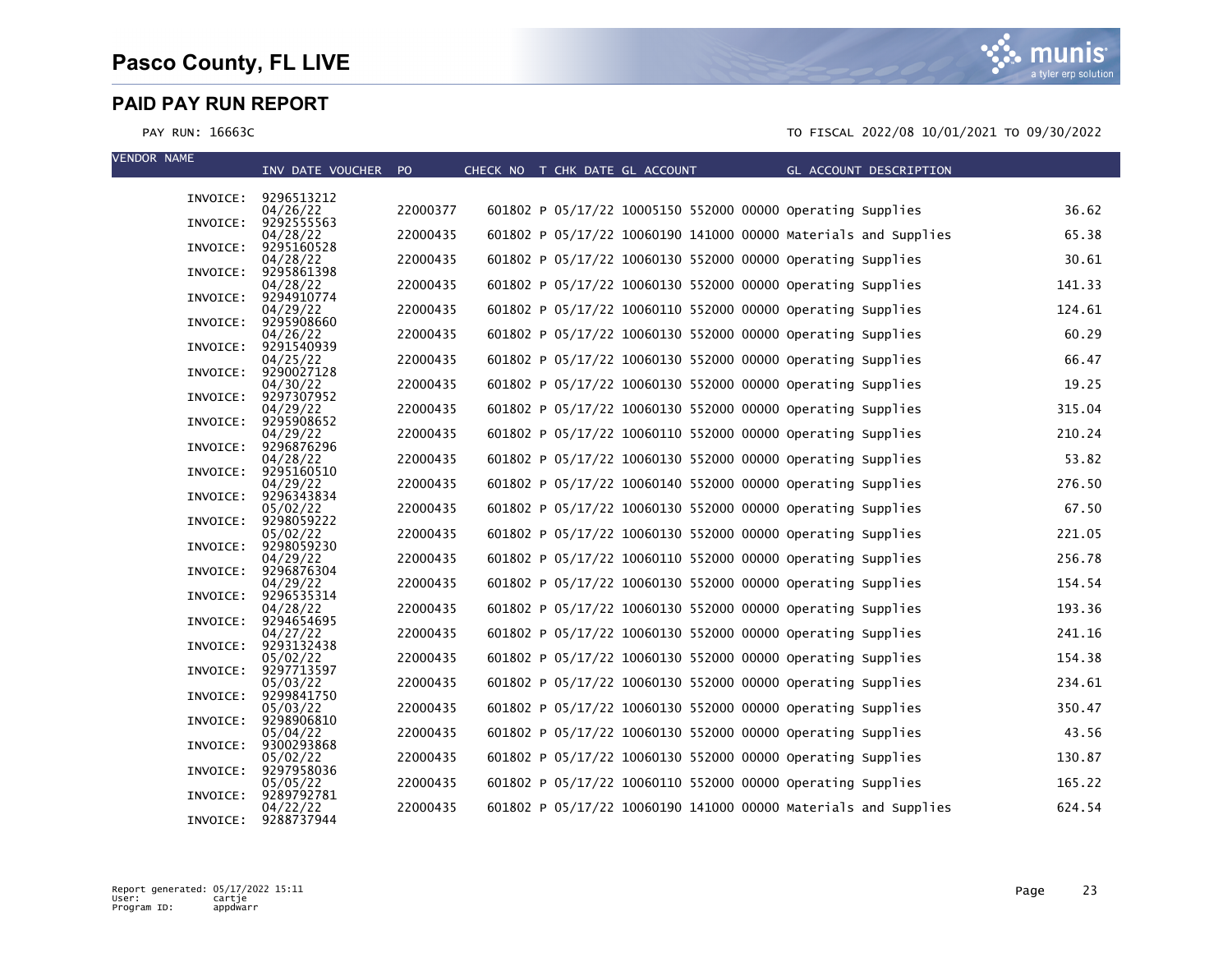# Pasco County, FL LIVE

## PAID PAY RUN REPORT

PAY RUN: 16663C

TO FISCAL 2022/08 10/01/2021 TO 09/30/2022

| VENDOR NAME | INV DATE VOUCHER | PO | CHECK NO | T | CHK DATE | GL ACCOUNT | GL ACCOUNT DESCRIPTION | |
|---|---|---|---|---|---|---|---|---|
| INVOICE: | 9296513212 04/26/22 | 22000377 | 601802 | P | 05/17/22 | 10005150 552000 00000 | Operating Supplies | 36.62 |
| INVOICE: | 9292555563 04/28/22 | 22000435 | 601802 | P | 05/17/22 | 10060190 141000 00000 | Materials and Supplies | 65.38 |
| INVOICE: | 9295160528 04/28/22 | 22000435 | 601802 | P | 05/17/22 | 10060130 552000 00000 | Operating Supplies | 30.61 |
| INVOICE: | 9295861398 04/28/22 | 22000435 | 601802 | P | 05/17/22 | 10060130 552000 00000 | Operating Supplies | 141.33 |
| INVOICE: | 9294910774 04/29/22 | 22000435 | 601802 | P | 05/17/22 | 10060110 552000 00000 | Operating Supplies | 124.61 |
| INVOICE: | 9295908660 04/26/22 | 22000435 | 601802 | P | 05/17/22 | 10060130 552000 00000 | Operating Supplies | 60.29 |
| INVOICE: | 9291540939 04/25/22 | 22000435 | 601802 | P | 05/17/22 | 10060130 552000 00000 | Operating Supplies | 66.47 |
| INVOICE: | 9290027128 04/30/22 | 22000435 | 601802 | P | 05/17/22 | 10060130 552000 00000 | Operating Supplies | 19.25 |
| INVOICE: | 9297307952 04/29/22 | 22000435 | 601802 | P | 05/17/22 | 10060130 552000 00000 | Operating Supplies | 315.04 |
| INVOICE: | 9295908652 04/29/22 | 22000435 | 601802 | P | 05/17/22 | 10060110 552000 00000 | Operating Supplies | 210.24 |
| INVOICE: | 9296876296 04/28/22 | 22000435 | 601802 | P | 05/17/22 | 10060130 552000 00000 | Operating Supplies | 53.82 |
| INVOICE: | 9295160510 04/29/22 | 22000435 | 601802 | P | 05/17/22 | 10060140 552000 00000 | Operating Supplies | 276.50 |
| INVOICE: | 9296343834 05/02/22 | 22000435 | 601802 | P | 05/17/22 | 10060130 552000 00000 | Operating Supplies | 67.50 |
| INVOICE: | 9298059222 05/02/22 | 22000435 | 601802 | P | 05/17/22 | 10060130 552000 00000 | Operating Supplies | 221.05 |
| INVOICE: | 9298059230 04/29/22 | 22000435 | 601802 | P | 05/17/22 | 10060110 552000 00000 | Operating Supplies | 256.78 |
| INVOICE: | 9296876304 04/29/22 | 22000435 | 601802 | P | 05/17/22 | 10060130 552000 00000 | Operating Supplies | 154.54 |
| INVOICE: | 9296535314 04/28/22 | 22000435 | 601802 | P | 05/17/22 | 10060130 552000 00000 | Operating Supplies | 193.36 |
| INVOICE: | 9294654695 04/27/22 | 22000435 | 601802 | P | 05/17/22 | 10060130 552000 00000 | Operating Supplies | 241.16 |
| INVOICE: | 9293132438 05/02/22 | 22000435 | 601802 | P | 05/17/22 | 10060130 552000 00000 | Operating Supplies | 154.38 |
| INVOICE: | 9297713597 05/03/22 | 22000435 | 601802 | P | 05/17/22 | 10060130 552000 00000 | Operating Supplies | 234.61 |
| INVOICE: | 9299841750 05/03/22 | 22000435 | 601802 | P | 05/17/22 | 10060130 552000 00000 | Operating Supplies | 350.47 |
| INVOICE: | 9298906810 05/04/22 | 22000435 | 601802 | P | 05/17/22 | 10060130 552000 00000 | Operating Supplies | 43.56 |
| INVOICE: | 9300293868 05/02/22 | 22000435 | 601802 | P | 05/17/22 | 10060130 552000 00000 | Operating Supplies | 130.87 |
| INVOICE: | 9297958036 05/05/22 | 22000435 | 601802 | P | 05/17/22 | 10060110 552000 00000 | Operating Supplies | 165.22 |
| INVOICE: | 9289792781 04/22/22 | 22000435 | 601802 | P | 05/17/22 | 10060190 141000 00000 | Materials and Supplies | 624.54 |
| INVOICE: | 9288737944 | | | | | | | |

Report generated: 05/17/2022 15:11
User: cartje
Program ID: appdwarr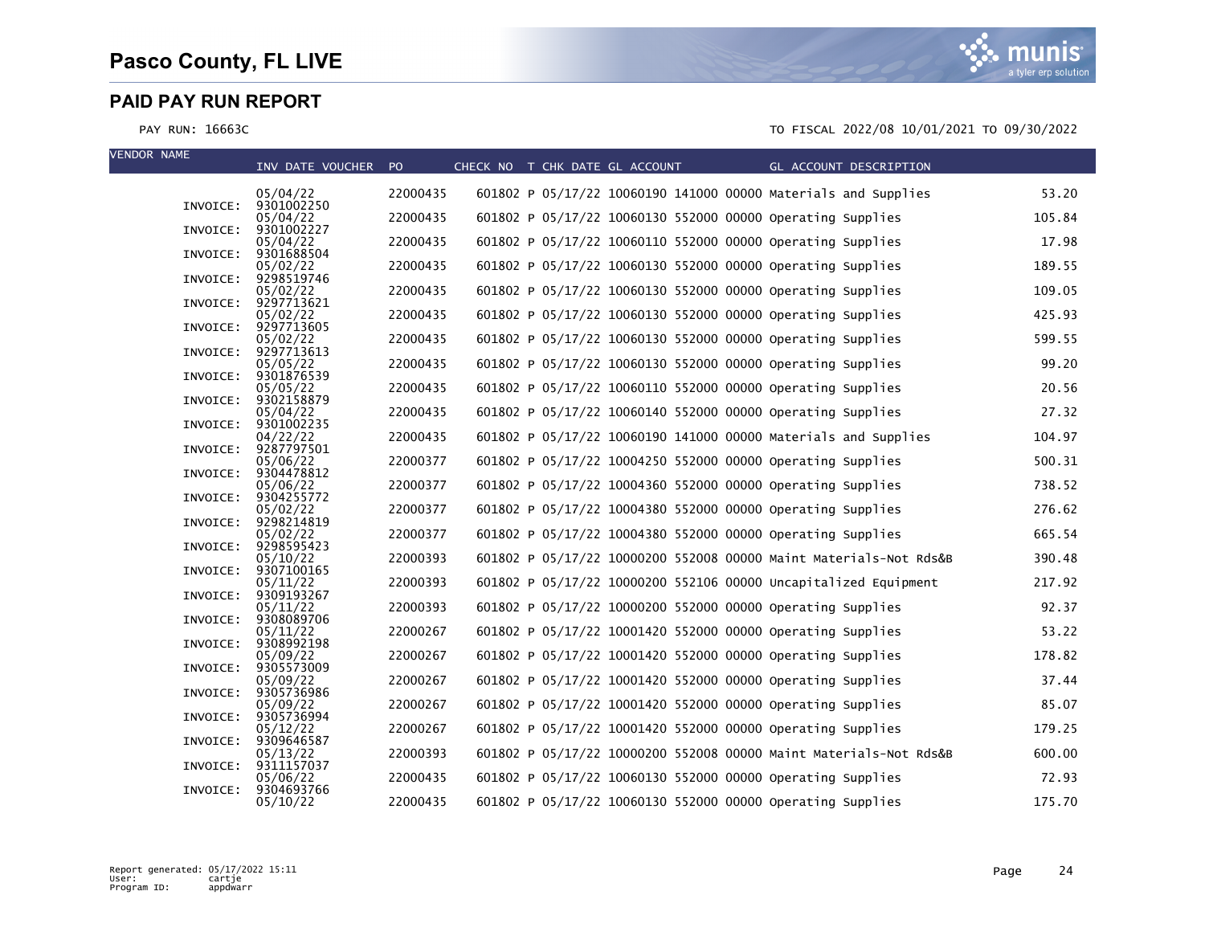# Pasco County, FL LIVE

## PAID PAY RUN REPORT

PAY RUN: 16663C

TO FISCAL 2022/08 10/01/2021 TO 09/30/2022

| VENDOR NAME | INVOICE | INV DATE | PO | CHECK NO | T | CHK DATE | GL ACCOUNT | GL ACCOUNT DESCRIPTION | AMOUNT |
|---|---|---|---|---|---|---|---|---|---|
| | | 05/04/22 | 22000435 | 601802 | P | 05/17/22 | 10060190 141000 00000 | Materials and Supplies | 53.20 |
| | INVOICE: 9301002250 | 05/04/22 | 22000435 | 601802 | P | 05/17/22 | 10060130 552000 00000 | Operating Supplies | 105.84 |
| | INVOICE: 9301002227 | 05/04/22 | 22000435 | 601802 | P | 05/17/22 | 10060110 552000 00000 | Operating Supplies | 17.98 |
| | INVOICE: 9301688504 | 05/02/22 | 22000435 | 601802 | P | 05/17/22 | 10060130 552000 00000 | Operating Supplies | 189.55 |
| | INVOICE: 9298519746 | 05/02/22 | 22000435 | 601802 | P | 05/17/22 | 10060130 552000 00000 | Operating Supplies | 109.05 |
| | INVOICE: 9297713621 | 05/02/22 | 22000435 | 601802 | P | 05/17/22 | 10060130 552000 00000 | Operating Supplies | 425.93 |
| | INVOICE: 9297713605 | 05/02/22 | 22000435 | 601802 | P | 05/17/22 | 10060130 552000 00000 | Operating Supplies | 599.55 |
| | INVOICE: 9297713613 | 05/05/22 | 22000435 | 601802 | P | 05/17/22 | 10060130 552000 00000 | Operating Supplies | 99.20 |
| | INVOICE: 9301876539 | 05/05/22 | 22000435 | 601802 | P | 05/17/22 | 10060110 552000 00000 | Operating Supplies | 20.56 |
| | INVOICE: 9302158879 | 05/04/22 | 22000435 | 601802 | P | 05/17/22 | 10060140 552000 00000 | Operating Supplies | 27.32 |
| | INVOICE: 9301002235 | 04/22/22 | 22000435 | 601802 | P | 05/17/22 | 10060190 141000 00000 | Materials and Supplies | 104.97 |
| | INVOICE: 9287797501 | 05/06/22 | 22000377 | 601802 | P | 05/17/22 | 10004250 552000 00000 | Operating Supplies | 500.31 |
| | INVOICE: 9304478812 | 05/06/22 | 22000377 | 601802 | P | 05/17/22 | 10004360 552000 00000 | Operating Supplies | 738.52 |
| | INVOICE: 9304255772 | 05/02/22 | 22000377 | 601802 | P | 05/17/22 | 10004380 552000 00000 | Operating Supplies | 276.62 |
| | INVOICE: 9298214819 | 05/02/22 | 22000377 | 601802 | P | 05/17/22 | 10004380 552000 00000 | Operating Supplies | 665.54 |
| | INVOICE: 9298595423 | 05/10/22 | 22000393 | 601802 | P | 05/17/22 | 10000200 552008 00000 | Maint Materials-Not Rds&B | 390.48 |
| | INVOICE: 9307100165 | 05/11/22 | 22000393 | 601802 | P | 05/17/22 | 10000200 552106 00000 | Uncapitalized Equipment | 217.92 |
| | INVOICE: 9309193267 | 05/11/22 | 22000393 | 601802 | P | 05/17/22 | 10000200 552000 00000 | Operating Supplies | 92.37 |
| | INVOICE: 9308089706 | 05/11/22 | 22000267 | 601802 | P | 05/17/22 | 10001420 552000 00000 | Operating Supplies | 53.22 |
| | INVOICE: 9308992198 | 05/09/22 | 22000267 | 601802 | P | 05/17/22 | 10001420 552000 00000 | Operating Supplies | 178.82 |
| | INVOICE: 9305573009 | 05/09/22 | 22000267 | 601802 | P | 05/17/22 | 10001420 552000 00000 | Operating Supplies | 37.44 |
| | INVOICE: 9305736986 | 05/09/22 | 22000267 | 601802 | P | 05/17/22 | 10001420 552000 00000 | Operating Supplies | 85.07 |
| | INVOICE: 9305736994 | 05/12/22 | 22000267 | 601802 | P | 05/17/22 | 10001420 552000 00000 | Operating Supplies | 179.25 |
| | INVOICE: 9309646587 | 05/13/22 | 22000393 | 601802 | P | 05/17/22 | 10000200 552008 00000 | Maint Materials-Not Rds&B | 600.00 |
| | INVOICE: 9311157037 | 05/06/22 | 22000435 | 601802 | P | 05/17/22 | 10060130 552000 00000 | Operating Supplies | 72.93 |
| | INVOICE: 9304693766 | 05/10/22 | 22000435 | 601802 | P | 05/17/22 | 10060130 552000 00000 | Operating Supplies | 175.70 |

Report generated: 05/17/2022 15:11
User: cartje
Program ID: appdwarr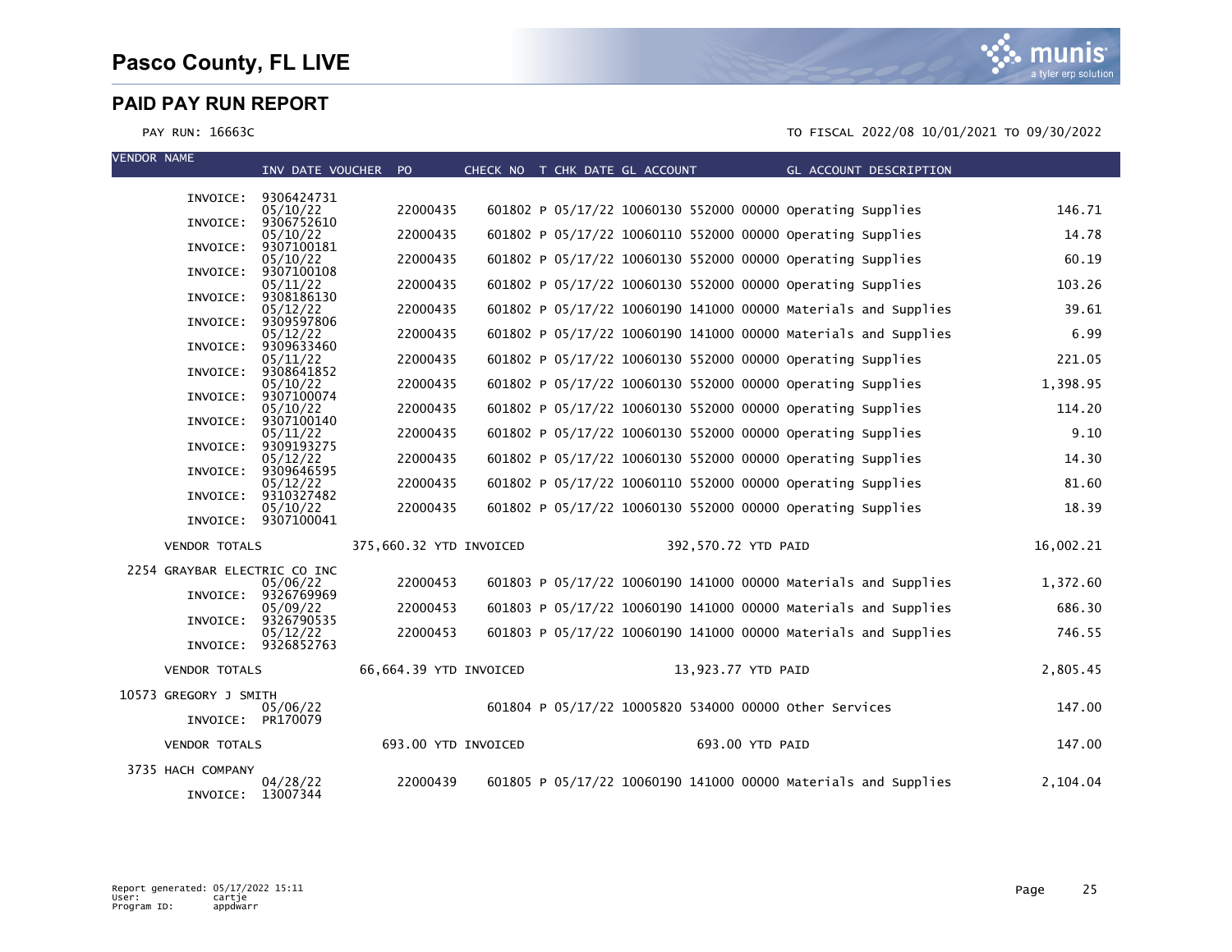| VENDOR NAME | INVOICE | INV DATE | VOUCHER | PO | CHECK NO | T | CHK DATE | GL ACCOUNT | GL ACCOUNT DESCRIPTION | AMOUNT |
|---|---|---|---|---|---|---|---|---|---|---|
| | 9306424731 | | | | | | | | | |
| | 9306752610 | 05/10/22 | | 22000435 | 601802 | P | 05/17/22 | 10060130 552000 00000 | Operating Supplies | 146.71 |
| | 9307100181 | 05/10/22 | | 22000435 | 601802 | P | 05/17/22 | 10060110 552000 00000 | Operating Supplies | 14.78 |
| | 9307100108 | 05/10/22 | | 22000435 | 601802 | P | 05/17/22 | 10060130 552000 00000 | Operating Supplies | 60.19 |
| | 9308186130 | 05/11/22 | | 22000435 | 601802 | P | 05/17/22 | 10060130 552000 00000 | Operating Supplies | 103.26 |
| | 9309597806 | 05/12/22 | | 22000435 | 601802 | P | 05/17/22 | 10060190 141000 00000 | Materials and Supplies | 39.61 |
| | 9309633460 | 05/12/22 | | 22000435 | 601802 | P | 05/17/22 | 10060190 141000 00000 | Materials and Supplies | 6.99 |
| | 9308641852 | 05/11/22 | | 22000435 | 601802 | P | 05/17/22 | 10060130 552000 00000 | Operating Supplies | 221.05 |
| | 9307100074 | 05/10/22 | | 22000435 | 601802 | P | 05/17/22 | 10060130 552000 00000 | Operating Supplies | 1,398.95 |
| | 9307100140 | 05/10/22 | | 22000435 | 601802 | P | 05/17/22 | 10060130 552000 00000 | Operating Supplies | 114.20 |
| | 9309193275 | 05/11/22 | | 22000435 | 601802 | P | 05/17/22 | 10060130 552000 00000 | Operating Supplies | 9.10 |
| | 9309646595 | 05/12/22 | | 22000435 | 601802 | P | 05/17/22 | 10060130 552000 00000 | Operating Supplies | 14.30 |
| | 9310327482 | 05/12/22 | | 22000435 | 601802 | P | 05/17/22 | 10060110 552000 00000 | Operating Supplies | 81.60 |
| | 9307100041 | 05/10/22 | | 22000435 | 601802 | P | 05/17/22 | 10060130 552000 00000 | Operating Supplies | 18.39 |
| VENDOR TOTALS | | 375,660.32 YTD INVOICED | | | | | | 392,570.72 YTD PAID | | 16,002.21 |
| 2254 GRAYBAR ELECTRIC CO INC | | | | | | | | | | |
| | 9326769969 | 05/06/22 | | 22000453 | 601803 | P | 05/17/22 | 10060190 141000 00000 | Materials and Supplies | 1,372.60 |
| | 9326790535 | 05/09/22 | | 22000453 | 601803 | P | 05/17/22 | 10060190 141000 00000 | Materials and Supplies | 686.30 |
| | 9326852763 | 05/12/22 | | 22000453 | 601803 | P | 05/17/22 | 10060190 141000 00000 | Materials and Supplies | 746.55 |
| VENDOR TOTALS | | 66,664.39 YTD INVOICED | | | | | | 13,923.77 YTD PAID | | 2,805.45 |
| 10573 GREGORY J SMITH | | | | | | | | | | |
| | PR170079 | 05/06/22 | | | 601804 | P | 05/17/22 | 10005820 534000 00000 | Other Services | 147.00 |
| VENDOR TOTALS | | 693.00 YTD INVOICED | | | | | | 693.00 YTD PAID | | 147.00 |
| 3735 HACH COMPANY | | | | | | | | | | |
| | 13007344 | 04/28/22 | | 22000439 | 601805 | P | 05/17/22 | 10060190 141000 00000 | Materials and Supplies | 2,104.04 |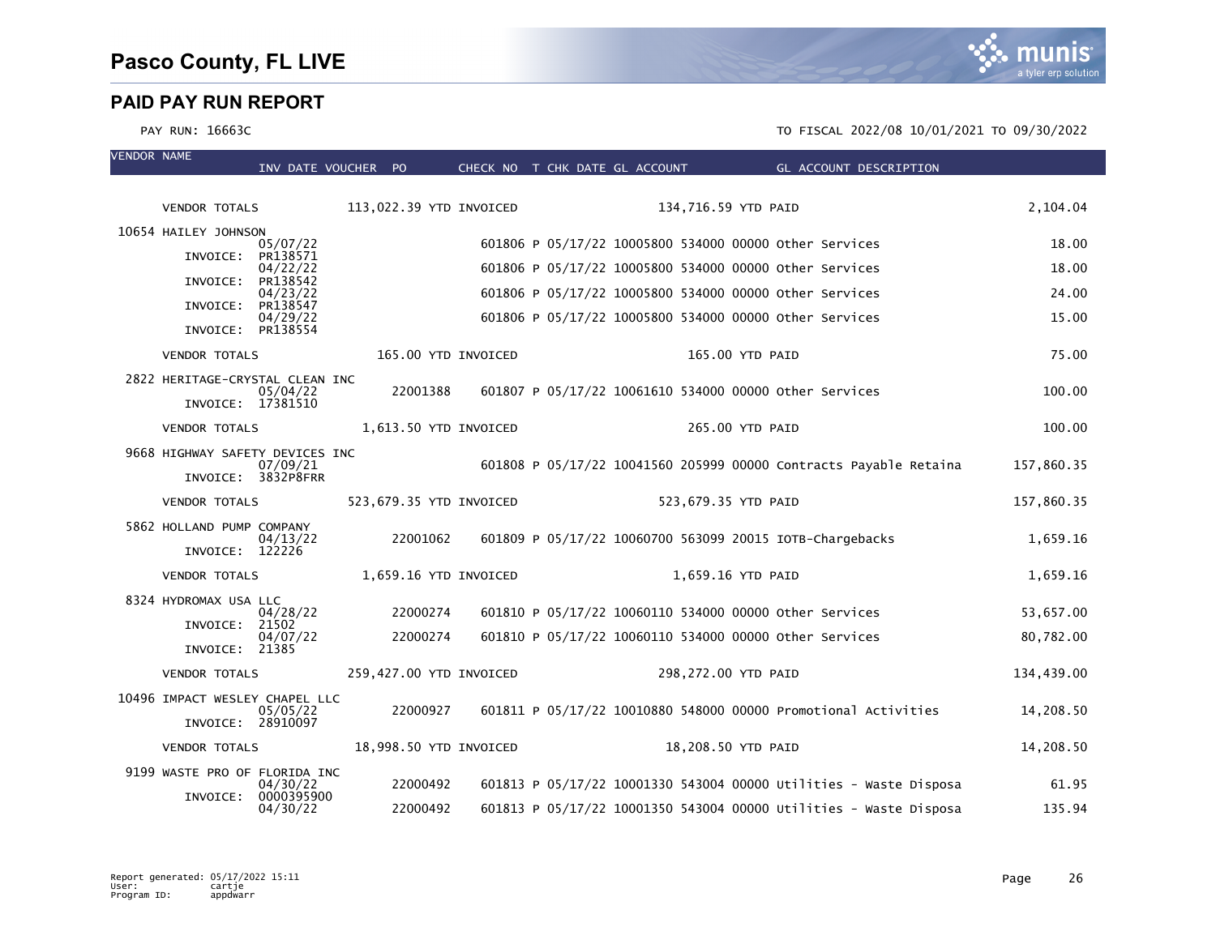# Pasco County, FL LIVE

## PAID PAY RUN REPORT

PAY RUN: 16663C

TO FISCAL 2022/08 10/01/2021 TO 09/30/2022

| VENDOR NAME | INV DATE | VOUCHER | PO | CHECK NO | T | CHK DATE | GL ACCOUNT | GL ACCOUNT DESCRIPTION | AMOUNT |
|---|---|---|---|---|---|---|---|---|---|
| VENDOR TOTALS | | 113,022.39 YTD INVOICED | | | | | 134,716.59 YTD PAID | | 2,104.04 |
| 10654 HAILEY JOHNSON | | | | | | | | | |
| INVOICE: PR138571 | 05/07/22 | | | 601806 | P | 05/17/22 | 10005800 534000 00000 | Other Services | 18.00 |
| INVOICE: PR138542 | 04/22/22 | | | 601806 | P | 05/17/22 | 10005800 534000 00000 | Other Services | 18.00 |
| INVOICE: PR138547 | 04/23/22 | | | 601806 | P | 05/17/22 | 10005800 534000 00000 | Other Services | 24.00 |
| INVOICE: PR138554 | 04/29/22 | | | 601806 | P | 05/17/22 | 10005800 534000 00000 | Other Services | 15.00 |
| VENDOR TOTALS | | 165.00 YTD INVOICED | | | | | 165.00 YTD PAID | | 75.00 |
| 2822 HERITAGE-CRYSTAL CLEAN INC | | | | | | | | | |
| INVOICE: 17381510 | 05/04/22 | | 22001388 | 601807 | P | 05/17/22 | 10061610 534000 00000 | Other Services | 100.00 |
| VENDOR TOTALS | | 1,613.50 YTD INVOICED | | | | | 265.00 YTD PAID | | 100.00 |
| 9668 HIGHWAY SAFETY DEVICES INC | | | | | | | | | |
| INVOICE: 3832P8FRR | 07/09/21 | | | 601808 | P | 05/17/22 | 10041560 205999 00000 | Contracts Payable Retaina | 157,860.35 |
| VENDOR TOTALS | | 523,679.35 YTD INVOICED | | | | | 523,679.35 YTD PAID | | 157,860.35 |
| 5862 HOLLAND PUMP COMPANY | | | | | | | | | |
| INVOICE: 122226 | 04/13/22 | | 22001062 | 601809 | P | 05/17/22 | 10060700 563099 20015 | IOTB-Chargebacks | 1,659.16 |
| VENDOR TOTALS | | 1,659.16 YTD INVOICED | | | | | 1,659.16 YTD PAID | | 1,659.16 |
| 8324 HYDROMAX USA LLC | | | | | | | | | |
| INVOICE: 21502 | 04/28/22 | | 22000274 | 601810 | P | 05/17/22 | 10060110 534000 00000 | Other Services | 53,657.00 |
| INVOICE: 21385 | 04/07/22 | | 22000274 | 601810 | P | 05/17/22 | 10060110 534000 00000 | Other Services | 80,782.00 |
| VENDOR TOTALS | | 259,427.00 YTD INVOICED | | | | | 298,272.00 YTD PAID | | 134,439.00 |
| 10496 IMPACT WESLEY CHAPEL LLC | | | | | | | | | |
| INVOICE: 28910097 | 05/05/22 | | 22000927 | 601811 | P | 05/17/22 | 10010880 548000 00000 | Promotional Activities | 14,208.50 |
| VENDOR TOTALS | | 18,998.50 YTD INVOICED | | | | | 18,208.50 YTD PAID | | 14,208.50 |
| 9199 WASTE PRO OF FLORIDA INC | | | | | | | | | |
| INVOICE: 0000395900 | 04/30/22 | | 22000492 | 601813 | P | 05/17/22 | 10001330 543004 00000 | Utilities - Waste Disposa | 61.95 |
| | 04/30/22 | | 22000492 | 601813 | P | 05/17/22 | 10001350 543004 00000 | Utilities - Waste Disposa | 135.94 |

Report generated: 05/17/2022 15:11
User: cartje
Program ID: appdwarr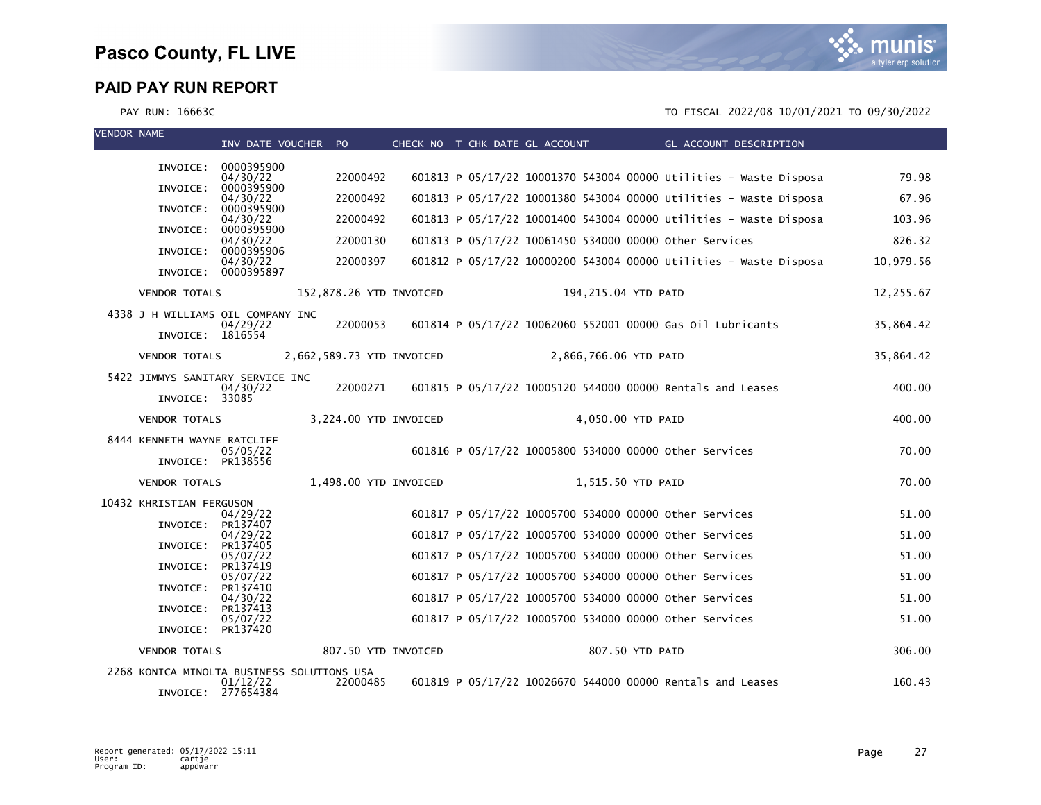# Pasco County, FL LIVE

## PAID PAY RUN REPORT

PAY RUN: 16663C

TO FISCAL 2022/08 10/01/2021 TO 09/30/2022

| VENDOR NAME | INV DATE VOUCHER | PO | CHECK NO | T | CHK DATE | GL ACCOUNT | GL ACCOUNT DESCRIPTION | |
|---|---|---|---|---|---|---|---|---|
| INVOICE: 0000395900 | 04/30/22 | 22000492 | 601813 | P | 05/17/22 | 10001370 543004 00000 | Utilities - Waste Disposa | 79.98 |
| INVOICE: 0000395900 | 04/30/22 | 22000492 | 601813 | P | 05/17/22 | 10001380 543004 00000 | Utilities - Waste Disposa | 67.96 |
| INVOICE: 0000395900 | 04/30/22 | 22000492 | 601813 | P | 05/17/22 | 10001400 543004 00000 | Utilities - Waste Disposa | 103.96 |
| INVOICE: 0000395900 | 04/30/22 | 22000130 | 601813 | P | 05/17/22 | 10061450 534000 00000 | Other Services | 826.32 |
| INVOICE: 0000395906 | 04/30/22 | 22000397 | 601812 | P | 05/17/22 | 10000200 543004 00000 | Utilities - Waste Disposa | 10,979.56 |
| INVOICE: 0000395897 | | | | | | | | |
| VENDOR TOTALS | 152,878.26 YTD INVOICED | | | | | 194,215.04 YTD PAID | | 12,255.67 |
| 4338 J H WILLIAMS OIL COMPANY INC | | | | | | | | |
| INVOICE: 1816554 | 04/29/22 | 22000053 | 601814 | P | 05/17/22 | 10062060 552001 00000 | Gas Oil Lubricants | 35,864.42 |
| VENDOR TOTALS | 2,662,589.73 YTD INVOICED | | | | | 2,866,766.06 YTD PAID | | 35,864.42 |
| 5422 JIMMYS SANITARY SERVICE INC | | | | | | | | |
| INVOICE: 33085 | 04/30/22 | 22000271 | 601815 | P | 05/17/22 | 10005120 544000 00000 | Rentals and Leases | 400.00 |
| VENDOR TOTALS | 3,224.00 YTD INVOICED | | | | | 4,050.00 YTD PAID | | 400.00 |
| 8444 KENNETH WAYNE RATCLIFF | | | | | | | | |
| INVOICE: PR138556 | 05/05/22 | | 601816 | P | 05/17/22 | 10005800 534000 00000 | Other Services | 70.00 |
| VENDOR TOTALS | 1,498.00 YTD INVOICED | | | | | 1,515.50 YTD PAID | | 70.00 |
| 10432 KHRISTIAN FERGUSON | | | | | | | | |
| INVOICE: PR137407 | 04/29/22 | | 601817 | P | 05/17/22 | 10005700 534000 00000 | Other Services | 51.00 |
| INVOICE: PR137405 | 04/29/22 | | 601817 | P | 05/17/22 | 10005700 534000 00000 | Other Services | 51.00 |
| INVOICE: PR137419 | 05/07/22 | | 601817 | P | 05/17/22 | 10005700 534000 00000 | Other Services | 51.00 |
| INVOICE: PR137410 | 05/07/22 | | 601817 | P | 05/17/22 | 10005700 534000 00000 | Other Services | 51.00 |
| INVOICE: PR137413 | 04/30/22 | | 601817 | P | 05/17/22 | 10005700 534000 00000 | Other Services | 51.00 |
| INVOICE: PR137420 | 05/07/22 | | 601817 | P | 05/17/22 | 10005700 534000 00000 | Other Services | 51.00 |
| VENDOR TOTALS | 807.50 YTD INVOICED | | | | | 807.50 YTD PAID | | 306.00 |
| 2268 KONICA MINOLTA BUSINESS SOLUTIONS USA | | | | | | | | |
| INVOICE: 277654384 | 01/12/22 | 22000485 | 601819 | P | 05/17/22 | 10026670 544000 00000 | Rentals and Leases | 160.43 |

Report generated: 05/17/2022 15:11
User: cartje
Program ID: appdwarr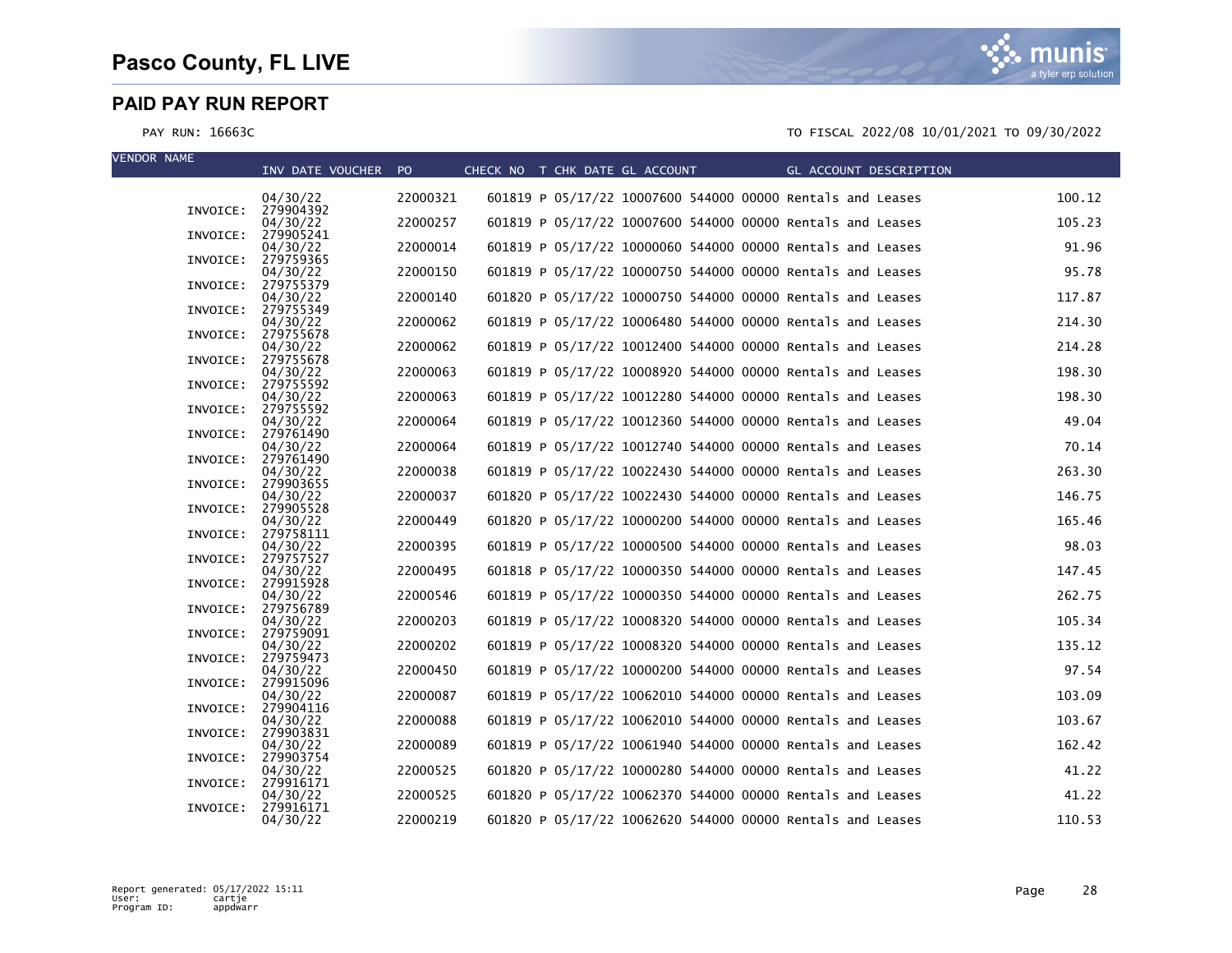# Pasco County, FL LIVE

## PAID PAY RUN REPORT

PAY RUN: 16663C

TO FISCAL 2022/08 10/01/2021 TO 09/30/2022

| VENDOR NAME | INV DATE | VOUCHER | PO | CHECK NO | T | CHK DATE | GL ACCOUNT | GL ACCOUNT DESCRIPTION | AMOUNT |
|---|---|---|---|---|---|---|---|---|---|
| | 04/30/22 | | 22000321 | 601819 | P | 05/17/22 | 10007600 544000 00000 | Rentals and Leases | 100.12 |
| INVOICE: 279904392 | | | | | | | | | |
| | 04/30/22 | | 22000257 | 601819 | P | 05/17/22 | 10007600 544000 00000 | Rentals and Leases | 105.23 |
| INVOICE: 279905241 | | | | | | | | | |
| | 04/30/22 | | 22000014 | 601819 | P | 05/17/22 | 10000060 544000 00000 | Rentals and Leases | 91.96 |
| INVOICE: 279759365 | | | | | | | | | |
| | 04/30/22 | | 22000150 | 601819 | P | 05/17/22 | 10000750 544000 00000 | Rentals and Leases | 95.78 |
| INVOICE: 279755379 | | | | | | | | | |
| | 04/30/22 | | 22000140 | 601820 | P | 05/17/22 | 10000750 544000 00000 | Rentals and Leases | 117.87 |
| INVOICE: 279755349 | | | | | | | | | |
| | 04/30/22 | | 22000062 | 601819 | P | 05/17/22 | 10006480 544000 00000 | Rentals and Leases | 214.30 |
| INVOICE: 279755678 | | | | | | | | | |
| | 04/30/22 | | 22000062 | 601819 | P | 05/17/22 | 10012400 544000 00000 | Rentals and Leases | 214.28 |
| INVOICE: 279755678 | | | | | | | | | |
| | 04/30/22 | | 22000063 | 601819 | P | 05/17/22 | 10008920 544000 00000 | Rentals and Leases | 198.30 |
| INVOICE: 279755592 | | | | | | | | | |
| | 04/30/22 | | 22000063 | 601819 | P | 05/17/22 | 10012280 544000 00000 | Rentals and Leases | 198.30 |
| INVOICE: 279755592 | | | | | | | | | |
| | 04/30/22 | | 22000064 | 601819 | P | 05/17/22 | 10012360 544000 00000 | Rentals and Leases | 49.04 |
| INVOICE: 279761490 | | | | | | | | | |
| | 04/30/22 | | 22000064 | 601819 | P | 05/17/22 | 10012740 544000 00000 | Rentals and Leases | 70.14 |
| INVOICE: 279761490 | | | | | | | | | |
| | 04/30/22 | | 22000038 | 601819 | P | 05/17/22 | 10022430 544000 00000 | Rentals and Leases | 263.30 |
| INVOICE: 279903655 | | | | | | | | | |
| | 04/30/22 | | 22000037 | 601820 | P | 05/17/22 | 10022430 544000 00000 | Rentals and Leases | 146.75 |
| INVOICE: 279905528 | | | | | | | | | |
| | 04/30/22 | | 22000449 | 601820 | P | 05/17/22 | 10000200 544000 00000 | Rentals and Leases | 165.46 |
| INVOICE: 279758111 | | | | | | | | | |
| | 04/30/22 | | 22000395 | 601819 | P | 05/17/22 | 10000500 544000 00000 | Rentals and Leases | 98.03 |
| INVOICE: 279757527 | | | | | | | | | |
| | 04/30/22 | | 22000495 | 601818 | P | 05/17/22 | 10000350 544000 00000 | Rentals and Leases | 147.45 |
| INVOICE: 279915928 | | | | | | | | | |
| | 04/30/22 | | 22000546 | 601819 | P | 05/17/22 | 10000350 544000 00000 | Rentals and Leases | 262.75 |
| INVOICE: 279756789 | | | | | | | | | |
| | 04/30/22 | | 22000203 | 601819 | P | 05/17/22 | 10008320 544000 00000 | Rentals and Leases | 105.34 |
| INVOICE: 279759091 | | | | | | | | | |
| | 04/30/22 | | 22000202 | 601819 | P | 05/17/22 | 10008320 544000 00000 | Rentals and Leases | 135.12 |
| INVOICE: 279759473 | | | | | | | | | |
| | 04/30/22 | | 22000450 | 601819 | P | 05/17/22 | 10000200 544000 00000 | Rentals and Leases | 97.54 |
| INVOICE: 279915096 | | | | | | | | | |
| | 04/30/22 | | 22000087 | 601819 | P | 05/17/22 | 10062010 544000 00000 | Rentals and Leases | 103.09 |
| INVOICE: 279904116 | | | | | | | | | |
| | 04/30/22 | | 22000088 | 601819 | P | 05/17/22 | 10062010 544000 00000 | Rentals and Leases | 103.67 |
| INVOICE: 279903831 | | | | | | | | | |
| | 04/30/22 | | 22000089 | 601819 | P | 05/17/22 | 10061940 544000 00000 | Rentals and Leases | 162.42 |
| INVOICE: 279903754 | | | | | | | | | |
| | 04/30/22 | | 22000525 | 601820 | P | 05/17/22 | 10000280 544000 00000 | Rentals and Leases | 41.22 |
| INVOICE: 279916171 | | | | | | | | | |
| | 04/30/22 | | 22000525 | 601820 | P | 05/17/22 | 10062370 544000 00000 | Rentals and Leases | 41.22 |
| INVOICE: 279916171 | | | | | | | | | |
| | 04/30/22 | | 22000219 | 601820 | P | 05/17/22 | 10062620 544000 00000 | Rentals and Leases | 110.53 |

Report generated: 05/17/2022 15:11
User: cartje
Program ID: appdwarr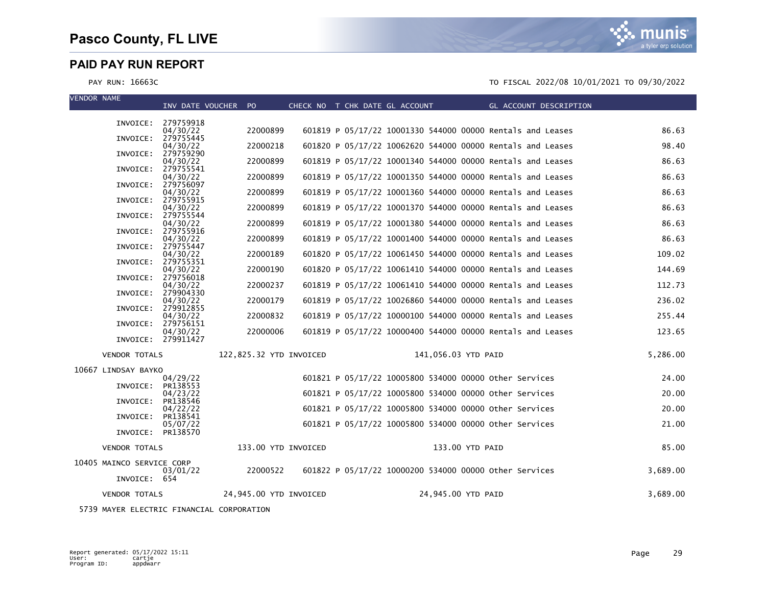# Pasco County, FL LIVE

## PAID PAY RUN REPORT

PAY RUN: 16663C

TO FISCAL 2022/08 10/01/2021 TO 09/30/2022

| VENDOR NAME | INVOICE | INV DATE | VOUCHER | PO | CHECK NO | T | CHK DATE | GL ACCOUNT | GL ACCOUNT DESCRIPTION | AMOUNT |
|---|---|---|---|---|---|---|---|---|---|---|
| | INVOICE: 279759918 | | | | | | | | | |
| | INVOICE: 279755445 | 04/30/22 | | 22000899 | 601819 | P | 05/17/22 | 10001330 544000 00000 | Rentals and Leases | 86.63 |
| | INVOICE: 279759290 | 04/30/22 | | 22000218 | 601820 | P | 05/17/22 | 10062620 544000 00000 | Rentals and Leases | 98.40 |
| | INVOICE: 279755541 | 04/30/22 | | 22000899 | 601819 | P | 05/17/22 | 10001340 544000 00000 | Rentals and Leases | 86.63 |
| | INVOICE: 279756097 | 04/30/22 | | 22000899 | 601819 | P | 05/17/22 | 10001350 544000 00000 | Rentals and Leases | 86.63 |
| | INVOICE: 279755915 | 04/30/22 | | 22000899 | 601819 | P | 05/17/22 | 10001360 544000 00000 | Rentals and Leases | 86.63 |
| | INVOICE: 279755544 | 04/30/22 | | 22000899 | 601819 | P | 05/17/22 | 10001370 544000 00000 | Rentals and Leases | 86.63 |
| | INVOICE: 279755916 | 04/30/22 | | 22000899 | 601819 | P | 05/17/22 | 10001380 544000 00000 | Rentals and Leases | 86.63 |
| | INVOICE: 279755447 | 04/30/22 | | 22000899 | 601819 | P | 05/17/22 | 10001400 544000 00000 | Rentals and Leases | 86.63 |
| | INVOICE: 279755351 | 04/30/22 | | 22000189 | 601820 | P | 05/17/22 | 10061450 544000 00000 | Rentals and Leases | 109.02 |
| | INVOICE: 279756018 | 04/30/22 | | 22000190 | 601820 | P | 05/17/22 | 10061410 544000 00000 | Rentals and Leases | 144.69 |
| | INVOICE: 279904330 | 04/30/22 | | 22000237 | 601819 | P | 05/17/22 | 10061410 544000 00000 | Rentals and Leases | 112.73 |
| | INVOICE: 279912855 | 04/30/22 | | 22000179 | 601819 | P | 05/17/22 | 10026860 544000 00000 | Rentals and Leases | 236.02 |
| | INVOICE: 279756151 | 04/30/22 | | 22000832 | 601819 | P | 05/17/22 | 10000100 544000 00000 | Rentals and Leases | 255.44 |
| | INVOICE: 279911427 | 04/30/22 | | 22000006 | 601819 | P | 05/17/22 | 10000400 544000 00000 | Rentals and Leases | 123.65 |
| VENDOR TOTALS | | 122,825.32 YTD INVOICED | | | | | 141,056.03 YTD PAID | | | 5,286.00 |
| 10667 LINDSAY BAYKO | | | | | | | | | | |
| | INVOICE: PR138553 | 04/29/22 | | | 601821 | P | 05/17/22 | 10005800 534000 00000 | Other Services | 24.00 |
| | INVOICE: PR138546 | 04/23/22 | | | 601821 | P | 05/17/22 | 10005800 534000 00000 | Other Services | 20.00 |
| | INVOICE: PR138541 | 04/22/22 | | | 601821 | P | 05/17/22 | 10005800 534000 00000 | Other Services | 20.00 |
| | INVOICE: PR138570 | 05/07/22 | | | 601821 | P | 05/17/22 | 10005800 534000 00000 | Other Services | 21.00 |
| VENDOR TOTALS | | 133.00 YTD INVOICED | | | | | 133.00 YTD PAID | | | 85.00 |
| 10405 MAINCO SERVICE CORP | | | | | | | | | | |
| | INVOICE: 654 | 03/01/22 | | 22000522 | 601822 | P | 05/17/22 | 10000200 534000 00000 | Other Services | 3,689.00 |
| VENDOR TOTALS | | 24,945.00 YTD INVOICED | | | | | 24,945.00 YTD PAID | | | 3,689.00 |
| 5739 MAYER ELECTRIC FINANCIAL CORPORATION | | | | | | | | | | |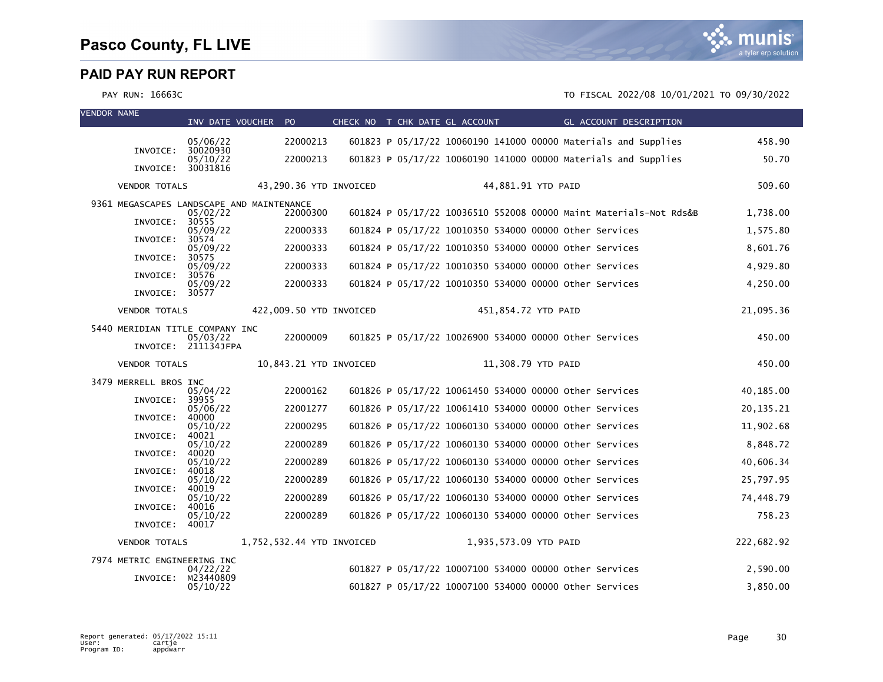# Pasco County, FL LIVE

## PAID PAY RUN REPORT

PAY RUN: 16663C

TO FISCAL 2022/08 10/01/2021 TO 09/30/2022

| VENDOR NAME | INV DATE VOUCHER | PO | CHECK NO | T | CHK DATE | GL ACCOUNT | GL ACCOUNT DESCRIPTION | AMOUNT |
|---|---|---|---|---|---|---|---|---|
| INVOICE: 30020930 | 05/06/22 | 22000213 | 601823 | P | 05/17/22 | 10060190 141000 00000 | Materials and Supplies | 458.90 |
| INVOICE: 30031816 | 05/10/22 | 22000213 | 601823 | P | 05/17/22 | 10060190 141000 00000 | Materials and Supplies | 50.70 |
| VENDOR TOTALS | 43,290.36 YTD INVOICED | | | | | 44,881.91 YTD PAID | | 509.60 |
| 9361 MEGASCAPES LANDSCAPE AND MAINTENANCE | | | | | | | | |
| INVOICE: 30555 | 05/02/22 | 22000300 | 601824 | P | 05/17/22 | 10036510 552008 00000 | Maint Materials-Not Rds&B | 1,738.00 |
| INVOICE: 30574 | 05/09/22 | 22000333 | 601824 | P | 05/17/22 | 10010350 534000 00000 | Other Services | 1,575.80 |
| INVOICE: 30575 | 05/09/22 | 22000333 | 601824 | P | 05/17/22 | 10010350 534000 00000 | Other Services | 8,601.76 |
| INVOICE: 30576 | 05/09/22 | 22000333 | 601824 | P | 05/17/22 | 10010350 534000 00000 | Other Services | 4,929.80 |
| INVOICE: 30577 | 05/09/22 | 22000333 | 601824 | P | 05/17/22 | 10010350 534000 00000 | Other Services | 4,250.00 |
| VENDOR TOTALS | 422,009.50 YTD INVOICED | | | | | 451,854.72 YTD PAID | | 21,095.36 |
| 5440 MERIDIAN TITLE COMPANY INC | | | | | | | | |
| INVOICE: 211134JFPA | 05/03/22 | 22000009 | 601825 | P | 05/17/22 | 10026900 534000 00000 | Other Services | 450.00 |
| VENDOR TOTALS | 10,843.21 YTD INVOICED | | | | | 11,308.79 YTD PAID | | 450.00 |
| 3479 MERRELL BROS INC | | | | | | | | |
| INVOICE: 39955 | 05/04/22 | 22000162 | 601826 | P | 05/17/22 | 10061450 534000 00000 | Other Services | 40,185.00 |
| INVOICE: 40000 | 05/06/22 | 22001277 | 601826 | P | 05/17/22 | 10061410 534000 00000 | Other Services | 20,135.21 |
| INVOICE: 40021 | 05/10/22 | 22000295 | 601826 | P | 05/17/22 | 10060130 534000 00000 | Other Services | 11,902.68 |
| INVOICE: 40020 | 05/10/22 | 22000289 | 601826 | P | 05/17/22 | 10060130 534000 00000 | Other Services | 8,848.72 |
| INVOICE: 40018 | 05/10/22 | 22000289 | 601826 | P | 05/17/22 | 10060130 534000 00000 | Other Services | 40,606.34 |
| INVOICE: 40019 | 05/10/22 | 22000289 | 601826 | P | 05/17/22 | 10060130 534000 00000 | Other Services | 25,797.95 |
| INVOICE: 40016 | 05/10/22 | 22000289 | 601826 | P | 05/17/22 | 10060130 534000 00000 | Other Services | 74,448.79 |
| INVOICE: 40017 | 05/10/22 | 22000289 | 601826 | P | 05/17/22 | 10060130 534000 00000 | Other Services | 758.23 |
| VENDOR TOTALS | 1,752,532.44 YTD INVOICED | | | | | 1,935,573.09 YTD PAID | | 222,682.92 |
| 7974 METRIC ENGINEERING INC | | | | | | | | |
| INVOICE: M23440809 | 04/22/22 | | 601827 | P | 05/17/22 | 10007100 534000 00000 | Other Services | 2,590.00 |
| | 05/10/22 | | 601827 | P | 05/17/22 | 10007100 534000 00000 | Other Services | 3,850.00 |

Report generated: 05/17/2022 15:11
User: cartje
Program ID: appdwarr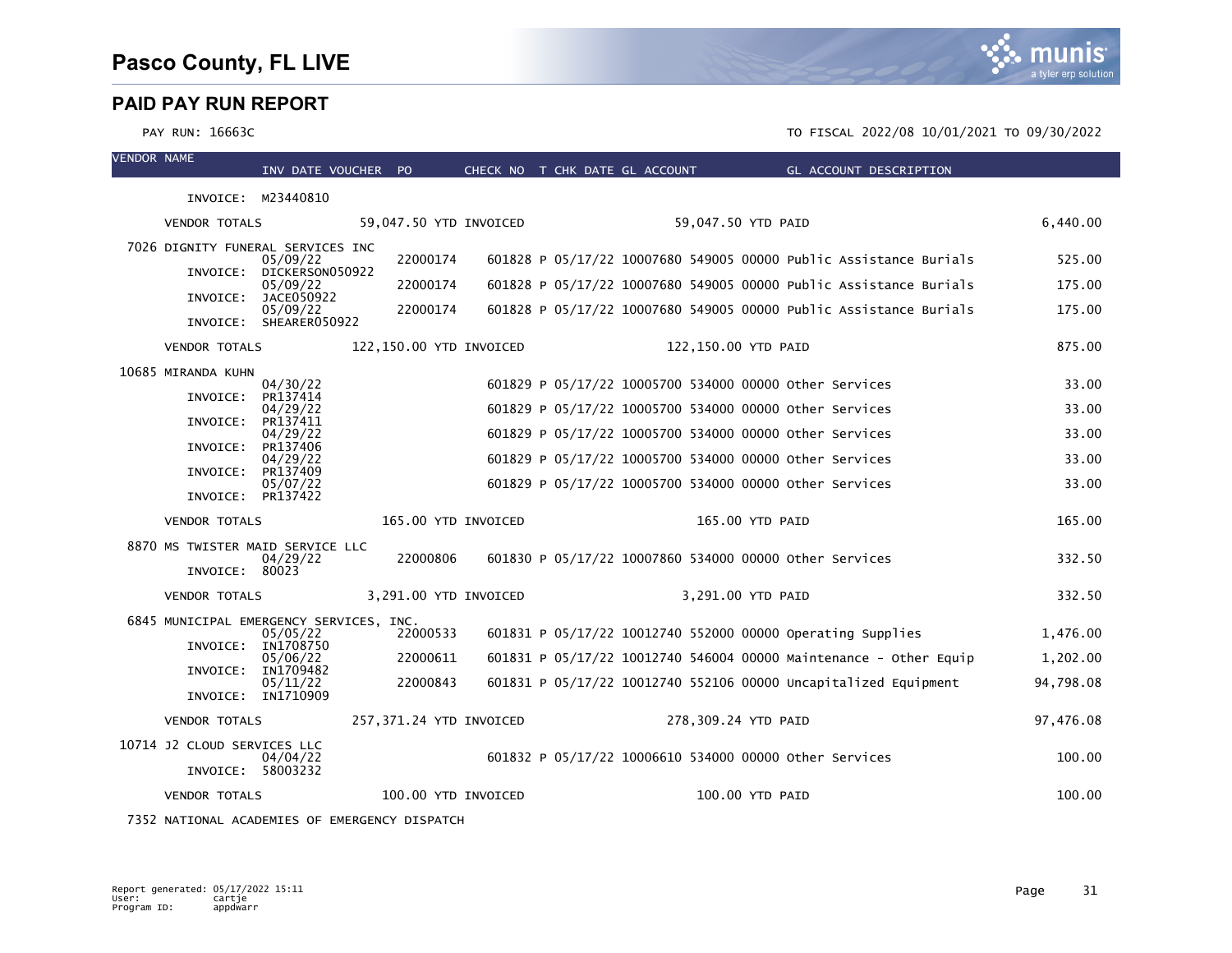# Pasco County, FL LIVE

## PAID PAY RUN REPORT

PAY RUN: 16663C

TO FISCAL 2022/08 10/01/2021 TO 09/30/2022

| VENDOR NAME | INV DATE VOUCHER | PO | CHECK NO | T | CHK DATE | GL ACCOUNT | GL ACCOUNT DESCRIPTION | AMOUNT |
|---|---|---|---|---|---|---|---|---|
| INVOICE: M23440810 | | | | | | | | |
| VENDOR TOTALS | 59,047.50 YTD INVOICED | | | | | 59,047.50 YTD PAID | | 6,440.00 |
| 7026 DIGNITY FUNERAL SERVICES INC | | | | | | | | |
| INVOICE: DICKERSON050922 | 05/09/22 | 22000174 | 601828 | P | 05/17/22 | 10007680 549005 00000 | Public Assistance Burials | 525.00 |
| INVOICE: JACE050922 | 05/09/22 | 22000174 | 601828 | P | 05/17/22 | 10007680 549005 00000 | Public Assistance Burials | 175.00 |
| INVOICE: SHEARER050922 | 05/09/22 | 22000174 | 601828 | P | 05/17/22 | 10007680 549005 00000 | Public Assistance Burials | 175.00 |
| VENDOR TOTALS | 122,150.00 YTD INVOICED | | | | | 122,150.00 YTD PAID | | 875.00 |
| 10685 MIRANDA KUHN | | | | | | | | |
| INVOICE: PR137414 | 04/30/22 | | 601829 | P | 05/17/22 | 10005700 534000 00000 | Other Services | 33.00 |
| INVOICE: PR137411 | 04/29/22 | | 601829 | P | 05/17/22 | 10005700 534000 00000 | Other Services | 33.00 |
| INVOICE: PR137406 | 04/29/22 | | 601829 | P | 05/17/22 | 10005700 534000 00000 | Other Services | 33.00 |
| INVOICE: PR137409 | 04/29/22 | | 601829 | P | 05/17/22 | 10005700 534000 00000 | Other Services | 33.00 |
| INVOICE: PR137422 | 05/07/22 | | 601829 | P | 05/17/22 | 10005700 534000 00000 | Other Services | 33.00 |
| VENDOR TOTALS | 165.00 YTD INVOICED | | | | | 165.00 YTD PAID | | 165.00 |
| 8870 MS TWISTER MAID SERVICE LLC | | | | | | | | |
| INVOICE: 80023 | 04/29/22 | 22000806 | 601830 | P | 05/17/22 | 10007860 534000 00000 | Other Services | 332.50 |
| VENDOR TOTALS | 3,291.00 YTD INVOICED | | | | | 3,291.00 YTD PAID | | 332.50 |
| 6845 MUNICIPAL EMERGENCY SERVICES, INC. | | | | | | | | |
| INVOICE: IN1708750 | 05/05/22 | 22000533 | 601831 | P | 05/17/22 | 10012740 552000 00000 | Operating Supplies | 1,476.00 |
| INVOICE: IN1709482 | 05/06/22 | 22000611 | 601831 | P | 05/17/22 | 10012740 546004 00000 | Maintenance - Other Equip | 1,202.00 |
| INVOICE: IN1710909 | 05/11/22 | 22000843 | 601831 | P | 05/17/22 | 10012740 552106 00000 | Uncapitalized Equipment | 94,798.08 |
| VENDOR TOTALS | 257,371.24 YTD INVOICED | | | | | 278,309.24 YTD PAID | | 97,476.08 |
| 10714 J2 CLOUD SERVICES LLC | | | | | | | | |
| INVOICE: 58003232 | 04/04/22 | | 601832 | P | 05/17/22 | 10006610 534000 00000 | Other Services | 100.00 |
| VENDOR TOTALS | 100.00 YTD INVOICED | | | | | 100.00 YTD PAID | | 100.00 |
| 7352 NATIONAL ACADEMIES OF EMERGENCY DISPATCH | | | | | | | | |

Report generated: 05/17/2022 15:11
User: cartje
Program ID: appdwarr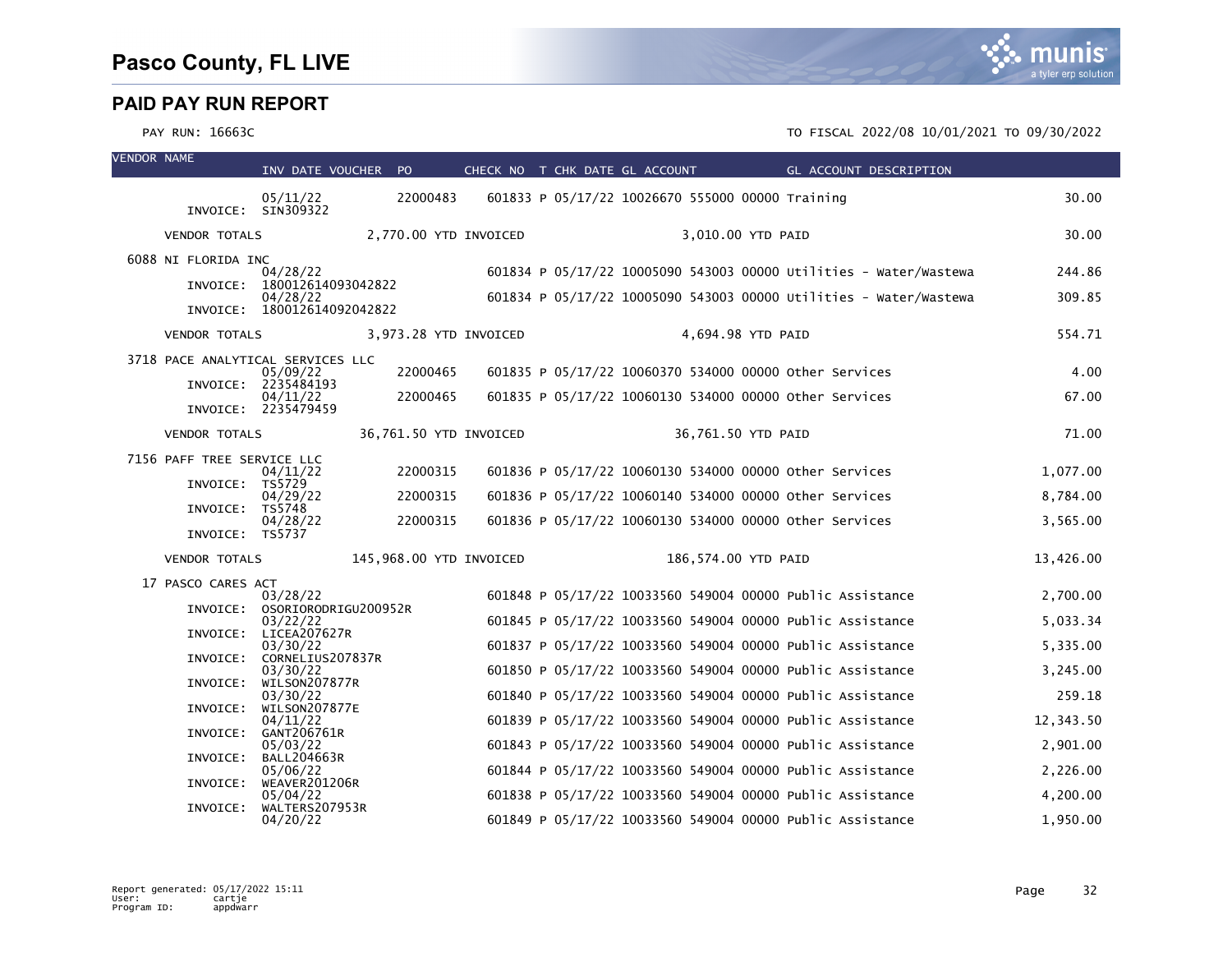# Pasco County, FL LIVE

## PAID PAY RUN REPORT

PAY RUN: 16663C

TO FISCAL 2022/08 10/01/2021 TO 09/30/2022

| VENDOR NAME | INV DATE | VOUCHER | PO | CHECK NO | T | CHK DATE | GL ACCOUNT | GL ACCOUNT DESCRIPTION | AMOUNT |
|---|---|---|---|---|---|---|---|---|---|
| | 05/11/22 INVOICE: SIN309322 | | 22000483 | 601833 | P | 05/17/22 | 10026670 555000 00000 | Training | 30.00 |
| VENDOR TOTALS | 2,770.00 YTD INVOICED | | | | | | 3,010.00 YTD PAID | | 30.00 |
| 6088 NI FLORIDA INC | | | | | | | | | |
| | 04/28/22 INVOICE: 180012614093042822 | | | 601834 | P | 05/17/22 | 10005090 543003 00000 | Utilities - Water/Wastewa | 244.86 |
| | 04/28/22 INVOICE: 180012614092042822 | | | 601834 | P | 05/17/22 | 10005090 543003 00000 | Utilities - Water/Wastewa | 309.85 |
| VENDOR TOTALS | 3,973.28 YTD INVOICED | | | | | | 4,694.98 YTD PAID | | 554.71 |
| 3718 PACE ANALYTICAL SERVICES LLC | | | | | | | | | |
| | 05/09/22 INVOICE: 2235484193 | | 22000465 | 601835 | P | 05/17/22 | 10060370 534000 00000 | Other Services | 4.00 |
| | 04/11/22 INVOICE: 2235479459 | | 22000465 | 601835 | P | 05/17/22 | 10060130 534000 00000 | Other Services | 67.00 |
| VENDOR TOTALS | 36,761.50 YTD INVOICED | | | | | | 36,761.50 YTD PAID | | 71.00 |
| 7156 PAFF TREE SERVICE LLC | | | | | | | | | |
| | 04/11/22 INVOICE: TS5729 | | 22000315 | 601836 | P | 05/17/22 | 10060130 534000 00000 | Other Services | 1,077.00 |
| | 04/29/22 INVOICE: TS5748 | | 22000315 | 601836 | P | 05/17/22 | 10060140 534000 00000 | Other Services | 8,784.00 |
| | 04/28/22 INVOICE: TS5737 | | 22000315 | 601836 | P | 05/17/22 | 10060130 534000 00000 | Other Services | 3,565.00 |
| VENDOR TOTALS | 145,968.00 YTD INVOICED | | | | | | 186,574.00 YTD PAID | | 13,426.00 |
| 17 PASCO CARES ACT | | | | | | | | | |
| | 03/28/22 INVOICE: OSORIORODRIGU200952R | | | 601848 | P | 05/17/22 | 10033560 549004 00000 | Public Assistance | 2,700.00 |
| | 03/22/22 INVOICE: LICEA207627R | | | 601845 | P | 05/17/22 | 10033560 549004 00000 | Public Assistance | 5,033.34 |
| | 03/30/22 INVOICE: CORNELIUS207837R | | | 601837 | P | 05/17/22 | 10033560 549004 00000 | Public Assistance | 5,335.00 |
| | 03/30/22 INVOICE: WILSON207877R | | | 601850 | P | 05/17/22 | 10033560 549004 00000 | Public Assistance | 3,245.00 |
| | 03/30/22 INVOICE: WILSON207877E | | | 601840 | P | 05/17/22 | 10033560 549004 00000 | Public Assistance | 259.18 |
| | 04/11/22 INVOICE: GANT206761R | | | 601839 | P | 05/17/22 | 10033560 549004 00000 | Public Assistance | 12,343.50 |
| | 05/03/22 INVOICE: BALL204663R | | | 601843 | P | 05/17/22 | 10033560 549004 00000 | Public Assistance | 2,901.00 |
| | 05/06/22 INVOICE: WEAVER201206R | | | 601844 | P | 05/17/22 | 10033560 549004 00000 | Public Assistance | 2,226.00 |
| | 05/04/22 INVOICE: WALTERS207953R | | | 601838 | P | 05/17/22 | 10033560 549004 00000 | Public Assistance | 4,200.00 |
| | 04/20/22 | | | 601849 | P | 05/17/22 | 10033560 549004 00000 | Public Assistance | 1,950.00 |

Report generated: 05/17/2022 15:11
User: cartje
Program ID: appdwarr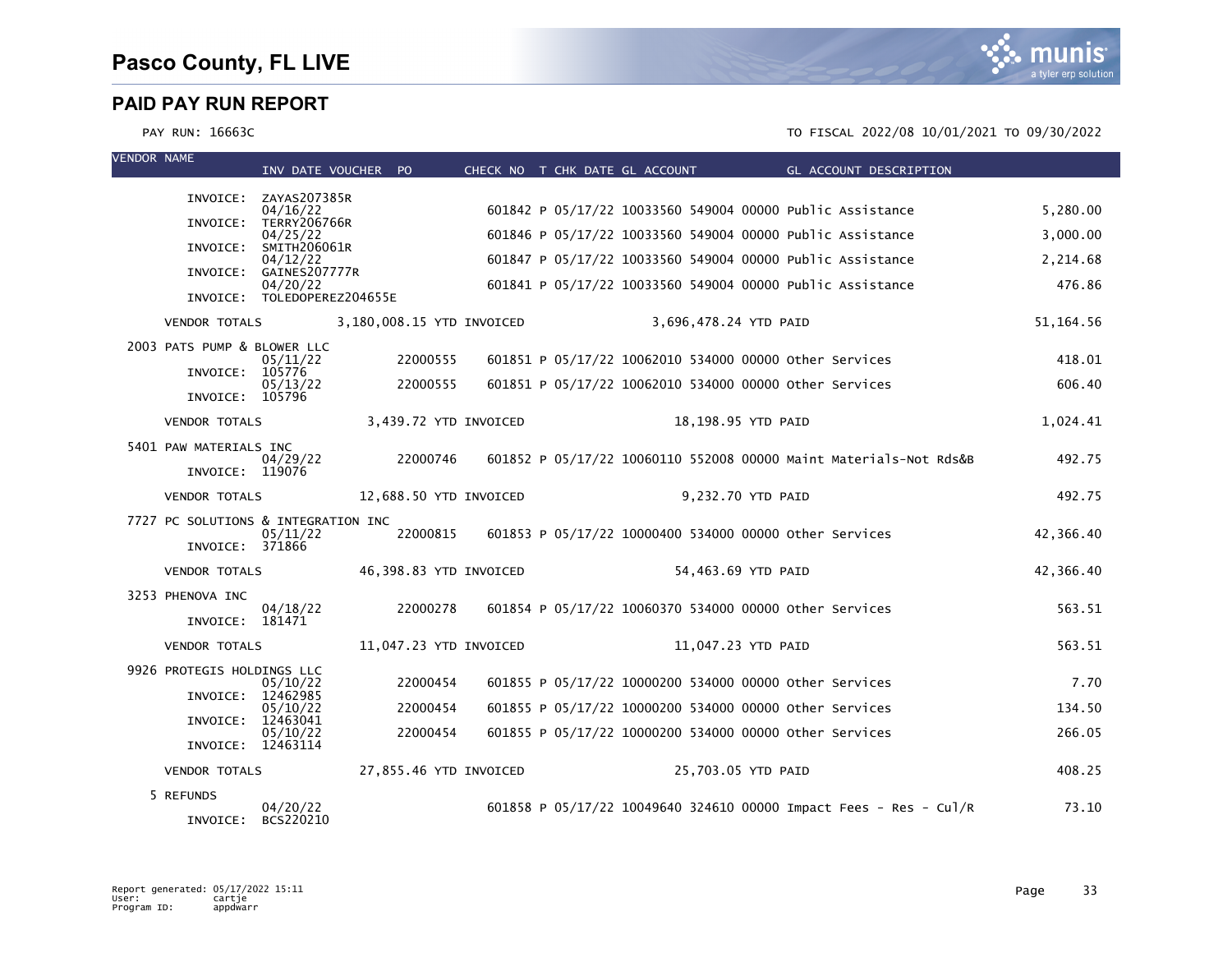# Pasco County, FL LIVE

## PAID PAY RUN REPORT

PAY RUN: 16663C

TO FISCAL 2022/08 10/01/2021 TO 09/30/2022

| VENDOR NAME | INV DATE | VOUCHER | PO | CHECK NO | T | CHK DATE | GL ACCOUNT | GL ACCOUNT DESCRIPTION | AMOUNT |
|---|---|---|---|---|---|---|---|---|---|
| INVOICE: ZAYAS207385R | 04/16/22 | | | 601842 | P | 05/17/22 | 10033560 549004 00000 | Public Assistance | 5,280.00 |
| INVOICE: TERRY206766R | 04/25/22 | | | 601846 | P | 05/17/22 | 10033560 549004 00000 | Public Assistance | 3,000.00 |
| INVOICE: SMITH206061R | 04/12/22 | | | 601847 | P | 05/17/22 | 10033560 549004 00000 | Public Assistance | 2,214.68 |
| INVOICE: GAINES207777R | 04/20/22 | | | 601841 | P | 05/17/22 | 10033560 549004 00000 | Public Assistance | 476.86 |
| INVOICE: TOLEDOPEREZ204655E | | | | | | | | | |
| VENDOR TOTALS | 3,180,008.15 YTD INVOICED | | | | | 3,696,478.24 YTD PAID | | | 51,164.56 |
| 2003 PATS PUMP & BLOWER LLC | | | | | | | | | |
| INVOICE: 105776 | 05/11/22 | | 22000555 | 601851 | P | 05/17/22 | 10062010 534000 00000 | Other Services | 418.01 |
| INVOICE: 105796 | 05/13/22 | | 22000555 | 601851 | P | 05/17/22 | 10062010 534000 00000 | Other Services | 606.40 |
| VENDOR TOTALS | 3,439.72 YTD INVOICED | | | | | 18,198.95 YTD PAID | | | 1,024.41 |
| 5401 PAW MATERIALS INC | | | | | | | | | |
| INVOICE: 119076 | 04/29/22 | | 22000746 | 601852 | P | 05/17/22 | 10060110 552008 00000 | Maint Materials-Not Rds&B | 492.75 |
| VENDOR TOTALS | 12,688.50 YTD INVOICED | | | | | 9,232.70 YTD PAID | | | 492.75 |
| 7727 PC SOLUTIONS & INTEGRATION INC | | | | | | | | | |
| INVOICE: 371866 | 05/11/22 | | 22000815 | 601853 | P | 05/17/22 | 10000400 534000 00000 | Other Services | 42,366.40 |
| VENDOR TOTALS | 46,398.83 YTD INVOICED | | | | | 54,463.69 YTD PAID | | | 42,366.40 |
| 3253 PHENOVA INC | | | | | | | | | |
| INVOICE: 181471 | 04/18/22 | | 22000278 | 601854 | P | 05/17/22 | 10060370 534000 00000 | Other Services | 563.51 |
| VENDOR TOTALS | 11,047.23 YTD INVOICED | | | | | 11,047.23 YTD PAID | | | 563.51 |
| 9926 PROTEGIS HOLDINGS LLC | | | | | | | | | |
| INVOICE: 12462985 | 05/10/22 | | 22000454 | 601855 | P | 05/17/22 | 10000200 534000 00000 | Other Services | 7.70 |
| INVOICE: 12463041 | 05/10/22 | | 22000454 | 601855 | P | 05/17/22 | 10000200 534000 00000 | Other Services | 134.50 |
| INVOICE: 12463114 | 05/10/22 | | 22000454 | 601855 | P | 05/17/22 | 10000200 534000 00000 | Other Services | 266.05 |
| VENDOR TOTALS | 27,855.46 YTD INVOICED | | | | | 25,703.05 YTD PAID | | | 408.25 |
| 5 REFUNDS | | | | | | | | | |
| INVOICE: BCS220210 | 04/20/22 | | | 601858 | P | 05/17/22 | 10049640 324610 00000 | Impact Fees - Res - Cul/R | 73.10 |

Report generated: 05/17/2022 15:11
User: cartje
Program ID: appdwarr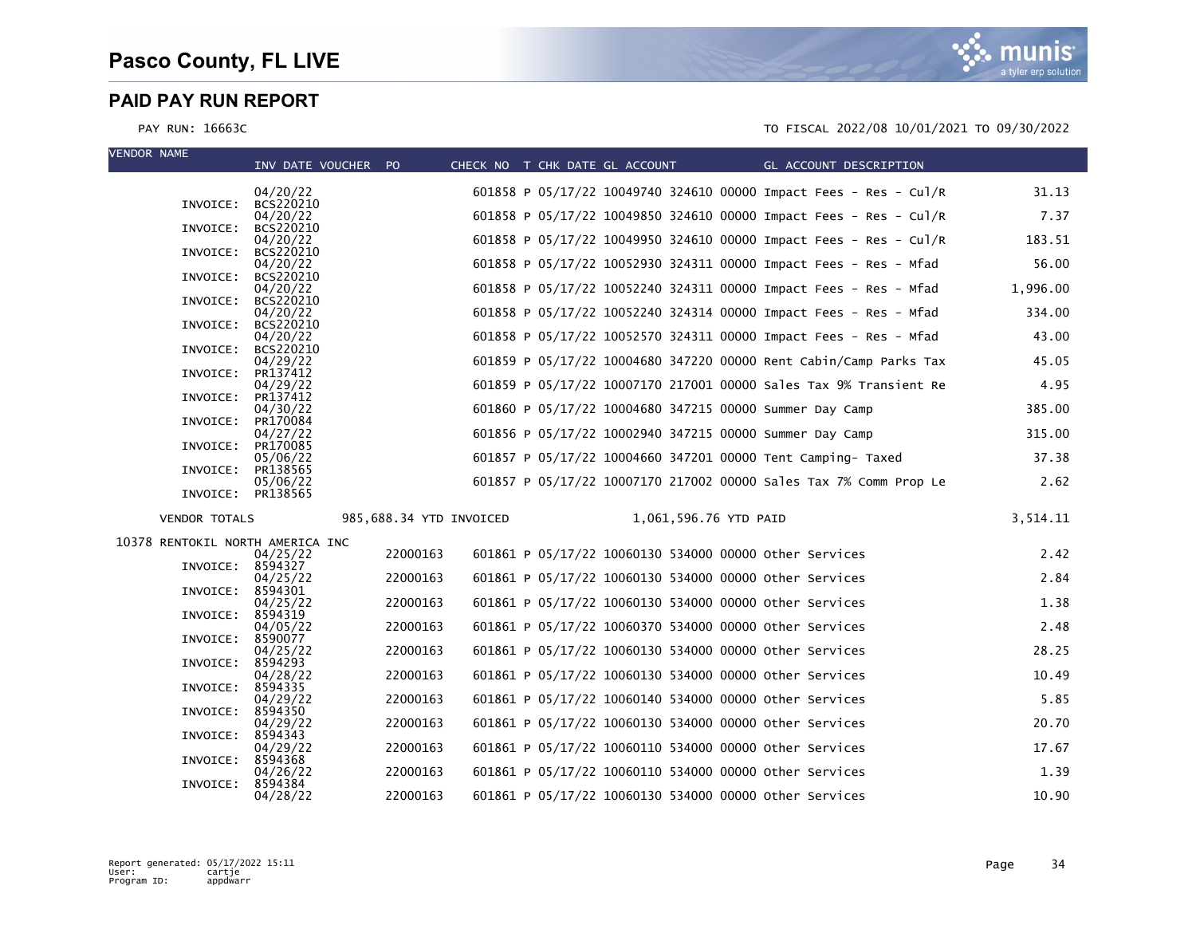# Pasco County, FL LIVE

## PAID PAY RUN REPORT

PAY RUN: 16663C

TO FISCAL 2022/08 10/01/2021 TO 09/30/2022

| VENDOR NAME | INV DATE | VOUCHER | PO | CHECK NO | T | CHK DATE | GL ACCOUNT | GL ACCOUNT DESCRIPTION | AMOUNT |
|---|---|---|---|---|---|---|---|---|---|
| INVOICE: BCS220210 | 04/20/22 | | | 601858 | P | 05/17/22 | 10049740 324610 00000 | Impact Fees - Res - Cul/R | 31.13 |
| INVOICE: BCS220210 | 04/20/22 | | | 601858 | P | 05/17/22 | 10049850 324610 00000 | Impact Fees - Res - Cul/R | 7.37 |
| INVOICE: BCS220210 | 04/20/22 | | | 601858 | P | 05/17/22 | 10049950 324610 00000 | Impact Fees - Res - Cul/R | 183.51 |
| INVOICE: BCS220210 | 04/20/22 | | | 601858 | P | 05/17/22 | 10052930 324311 00000 | Impact Fees - Res - Mfad | 56.00 |
| INVOICE: BCS220210 | 04/20/22 | | | 601858 | P | 05/17/22 | 10052240 324311 00000 | Impact Fees - Res - Mfad | 1,996.00 |
| INVOICE: BCS220210 | 04/20/22 | | | 601858 | P | 05/17/22 | 10052240 324314 00000 | Impact Fees - Res - Mfad | 334.00 |
| INVOICE: BCS220210 | 04/20/22 | | | 601858 | P | 05/17/22 | 10052570 324311 00000 | Impact Fees - Res - Mfad | 43.00 |
| INVOICE: PR137412 | 04/29/22 | | | 601859 | P | 05/17/22 | 10004680 347220 00000 | Rent Cabin/Camp Parks Tax | 45.05 |
| INVOICE: PR137412 | 04/29/22 | | | 601859 | P | 05/17/22 | 10007170 217001 00000 | Sales Tax 9% Transient Re | 4.95 |
| INVOICE: PR170084 | 04/30/22 | | | 601860 | P | 05/17/22 | 10004680 347215 00000 | Summer Day Camp | 385.00 |
| INVOICE: PR170085 | 04/27/22 | | | 601856 | P | 05/17/22 | 10002940 347215 00000 | Summer Day Camp | 315.00 |
| INVOICE: PR138565 | 05/06/22 | | | 601857 | P | 05/17/22 | 10004660 347201 00000 | Tent Camping- Taxed | 37.38 |
| INVOICE: PR138565 | 05/06/22 | | | 601857 | P | 05/17/22 | 10007170 217002 00000 | Sales Tax 7% Comm Prop Le | 2.62 |
| VENDOR TOTALS | 985,688.34 YTD INVOICED | | | | | 1,061,596.76 YTD PAID | | | 3,514.11 |
| 10378 RENTOKIL NORTH AMERICA INC | | | | | | | | | |
| INVOICE: 8594327 | 04/25/22 | | 22000163 | 601861 | P | 05/17/22 | 10060130 534000 00000 | Other Services | 2.42 |
| INVOICE: 8594301 | 04/25/22 | | 22000163 | 601861 | P | 05/17/22 | 10060130 534000 00000 | Other Services | 2.84 |
| INVOICE: 8594319 | 04/25/22 | | 22000163 | 601861 | P | 05/17/22 | 10060130 534000 00000 | Other Services | 1.38 |
| INVOICE: 8590077 | 04/05/22 | | 22000163 | 601861 | P | 05/17/22 | 10060370 534000 00000 | Other Services | 2.48 |
| INVOICE: 8594293 | 04/25/22 | | 22000163 | 601861 | P | 05/17/22 | 10060130 534000 00000 | Other Services | 28.25 |
| INVOICE: 8594335 | 04/28/22 | | 22000163 | 601861 | P | 05/17/22 | 10060130 534000 00000 | Other Services | 10.49 |
| INVOICE: 8594350 | 04/29/22 | | 22000163 | 601861 | P | 05/17/22 | 10060140 534000 00000 | Other Services | 5.85 |
| INVOICE: 8594343 | 04/29/22 | | 22000163 | 601861 | P | 05/17/22 | 10060130 534000 00000 | Other Services | 20.70 |
| INVOICE: 8594368 | 04/29/22 | | 22000163 | 601861 | P | 05/17/22 | 10060110 534000 00000 | Other Services | 17.67 |
| INVOICE: 8594384 | 04/26/22 | | 22000163 | 601861 | P | 05/17/22 | 10060110 534000 00000 | Other Services | 1.39 |
| | 04/28/22 | | 22000163 | 601861 | P | 05/17/22 | 10060130 534000 00000 | Other Services | 10.90 |

Report generated: 05/17/2022 15:11
User: cartje
Program ID: appdwarr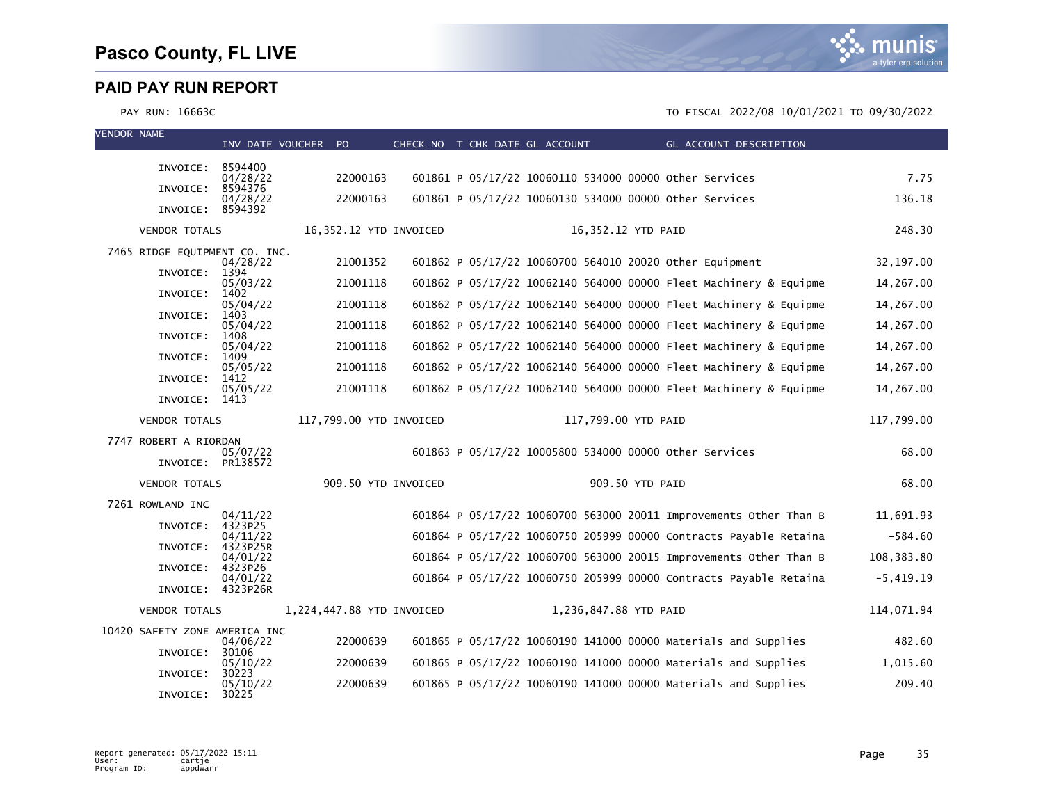# Pasco County, FL LIVE

## PAID PAY RUN REPORT

PAY RUN: 16663C

TO FISCAL 2022/08 10/01/2021 TO 09/30/2022

| VENDOR NAME | INV DATE | VOUCHER | PO | CHECK NO | T | CHK DATE | GL ACCOUNT | GL ACCOUNT DESCRIPTION | AMOUNT |
|---|---|---|---|---|---|---|---|---|---|
| INVOICE: 8594400 | 04/28/22 | | 22000163 | 601861 | P | 05/17/22 | 10060110 534000 00000 | Other Services | 7.75 |
| INVOICE: 8594376 | 04/28/22 | | 22000163 | 601861 | P | 05/17/22 | 10060130 534000 00000 | Other Services | 136.18 |
| INVOICE: 8594392 | | | | | | | | | |
| VENDOR TOTALS | 16,352.12 YTD INVOICED | | | | | | 16,352.12 YTD PAID | | 248.30 |
| 7465 RIDGE EQUIPMENT CO. INC. | | | | | | | | | |
| INVOICE: 1394 | 04/28/22 | | 21001352 | 601862 | P | 05/17/22 | 10060700 564010 20020 | Other Equipment | 32,197.00 |
| INVOICE: 1402 | 05/03/22 | | 21001118 | 601862 | P | 05/17/22 | 10062140 564000 00000 | Fleet Machinery & Equipme | 14,267.00 |
| INVOICE: 1403 | 05/04/22 | | 21001118 | 601862 | P | 05/17/22 | 10062140 564000 00000 | Fleet Machinery & Equipme | 14,267.00 |
| INVOICE: 1408 | 05/04/22 | | 21001118 | 601862 | P | 05/17/22 | 10062140 564000 00000 | Fleet Machinery & Equipme | 14,267.00 |
| INVOICE: 1409 | 05/04/22 | | 21001118 | 601862 | P | 05/17/22 | 10062140 564000 00000 | Fleet Machinery & Equipme | 14,267.00 |
| INVOICE: 1412 | 05/05/22 | | 21001118 | 601862 | P | 05/17/22 | 10062140 564000 00000 | Fleet Machinery & Equipme | 14,267.00 |
| INVOICE: 1413 | 05/05/22 | | 21001118 | 601862 | P | 05/17/22 | 10062140 564000 00000 | Fleet Machinery & Equipme | 14,267.00 |
| VENDOR TOTALS | 117,799.00 YTD INVOICED | | | | | | 117,799.00 YTD PAID | | 117,799.00 |
| 7747 ROBERT A RIORDAN | | | | | | | | | |
| INVOICE: PR138572 | 05/07/22 | | | 601863 | P | 05/17/22 | 10005800 534000 00000 | Other Services | 68.00 |
| VENDOR TOTALS | 909.50 YTD INVOICED | | | | | | 909.50 YTD PAID | | 68.00 |
| 7261 ROWLAND INC | | | | | | | | | |
| INVOICE: 4323P25 | 04/11/22 | | | 601864 | P | 05/17/22 | 10060700 563000 20011 | Improvements Other Than B | 11,691.93 |
| INVOICE: 4323P25R | 04/11/22 | | | 601864 | P | 05/17/22 | 10060750 205999 00000 | Contracts Payable Retaina | -584.60 |
| INVOICE: 4323P26 | 04/01/22 | | | 601864 | P | 05/17/22 | 10060700 563000 20015 | Improvements Other Than B | 108,383.80 |
| INVOICE: 4323P26R | 04/01/22 | | | 601864 | P | 05/17/22 | 10060750 205999 00000 | Contracts Payable Retaina | -5,419.19 |
| VENDOR TOTALS | 1,224,447.88 YTD INVOICED | | | | | | 1,236,847.88 YTD PAID | | 114,071.94 |
| 10420 SAFETY ZONE AMERICA INC | | | | | | | | | |
| INVOICE: 30106 | 04/06/22 | | 22000639 | 601865 | P | 05/17/22 | 10060190 141000 00000 | Materials and Supplies | 482.60 |
| INVOICE: 30223 | 05/10/22 | | 22000639 | 601865 | P | 05/17/22 | 10060190 141000 00000 | Materials and Supplies | 1,015.60 |
| INVOICE: 30225 | 05/10/22 | | 22000639 | 601865 | P | 05/17/22 | 10060190 141000 00000 | Materials and Supplies | 209.40 |

Report generated: 05/17/2022 15:11
User: cartje
Program ID: appdwarr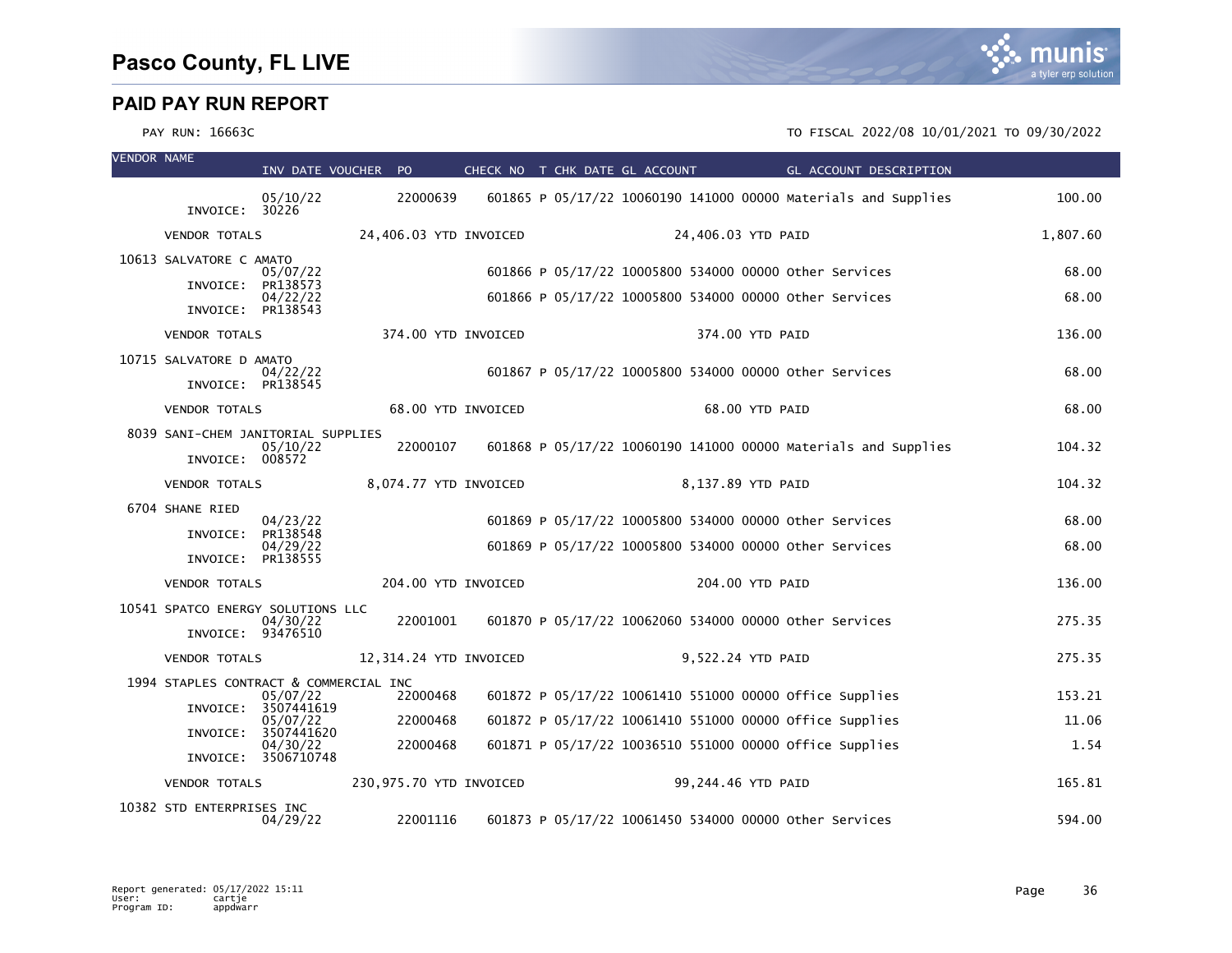# Pasco County, FL LIVE

## PAID PAY RUN REPORT

PAY RUN: 16663C

TO FISCAL 2022/08 10/01/2021 TO 09/30/2022

| VENDOR NAME | INV DATE | VOUCHER | PO | CHECK NO | T | CHK DATE | GL ACCOUNT | GL ACCOUNT DESCRIPTION | |
|---|---|---|---|---|---|---|---|---|---|
| INVOICE: 30226 | 05/10/22 | | 22000639 | 601865 | P | 05/17/22 | 10060190 141000 00000 | Materials and Supplies | 100.00 |
| VENDOR TOTALS | 24,406.03 YTD INVOICED | | | | | | 24,406.03 YTD PAID | | 1,807.60 |
| 10613 SALVATORE C AMATO | | | | | | | | | |
| INVOICE: PR138573 | 05/07/22 | | | 601866 | P | 05/17/22 | 10005800 534000 00000 | Other Services | 68.00 |
| INVOICE: PR138543 | 04/22/22 | | | 601866 | P | 05/17/22 | 10005800 534000 00000 | Other Services | 68.00 |
| VENDOR TOTALS | 374.00 YTD INVOICED | | | | | | 374.00 YTD PAID | | 136.00 |
| 10715 SALVATORE D AMATO | | | | | | | | | |
| INVOICE: PR138545 | 04/22/22 | | | 601867 | P | 05/17/22 | 10005800 534000 00000 | Other Services | 68.00 |
| VENDOR TOTALS | 68.00 YTD INVOICED | | | | | | 68.00 YTD PAID | | 68.00 |
| 8039 SANI-CHEM JANITORIAL SUPPLIES | | | | | | | | | |
| INVOICE: 008572 | 05/10/22 | | 22000107 | 601868 | P | 05/17/22 | 10060190 141000 00000 | Materials and Supplies | 104.32 |
| VENDOR TOTALS | 8,074.77 YTD INVOICED | | | | | | 8,137.89 YTD PAID | | 104.32 |
| 6704 SHANE RIED | | | | | | | | | |
| INVOICE: PR138548 | 04/23/22 | | | 601869 | P | 05/17/22 | 10005800 534000 00000 | Other Services | 68.00 |
| INVOICE: PR138555 | 04/29/22 | | | 601869 | P | 05/17/22 | 10005800 534000 00000 | Other Services | 68.00 |
| VENDOR TOTALS | 204.00 YTD INVOICED | | | | | | 204.00 YTD PAID | | 136.00 |
| 10541 SPATCO ENERGY SOLUTIONS LLC | | | | | | | | | |
| INVOICE: 93476510 | 04/30/22 | | 22001001 | 601870 | P | 05/17/22 | 10062060 534000 00000 | Other Services | 275.35 |
| VENDOR TOTALS | 12,314.24 YTD INVOICED | | | | | | 9,522.24 YTD PAID | | 275.35 |
| 1994 STAPLES CONTRACT & COMMERCIAL INC | | | | | | | | | |
| INVOICE: 3507441619 | 05/07/22 | | 22000468 | 601872 | P | 05/17/22 | 10061410 551000 00000 | Office Supplies | 153.21 |
| INVOICE: 3507441620 | 05/07/22 | | 22000468 | 601872 | P | 05/17/22 | 10061410 551000 00000 | Office Supplies | 11.06 |
| INVOICE: 3506710748 | 04/30/22 | | 22000468 | 601871 | P | 05/17/22 | 10036510 551000 00000 | Office Supplies | 1.54 |
| VENDOR TOTALS | 230,975.70 YTD INVOICED | | | | | | 99,244.46 YTD PAID | | 165.81 |
| 10382 STD ENTERPRISES INC | | | | | | | | | |
| | 04/29/22 | | 22001116 | 601873 | P | 05/17/22 | 10061450 534000 00000 | Other Services | 594.00 |

Report generated: 05/17/2022 15:11
User: cartje
Program ID: appdwarr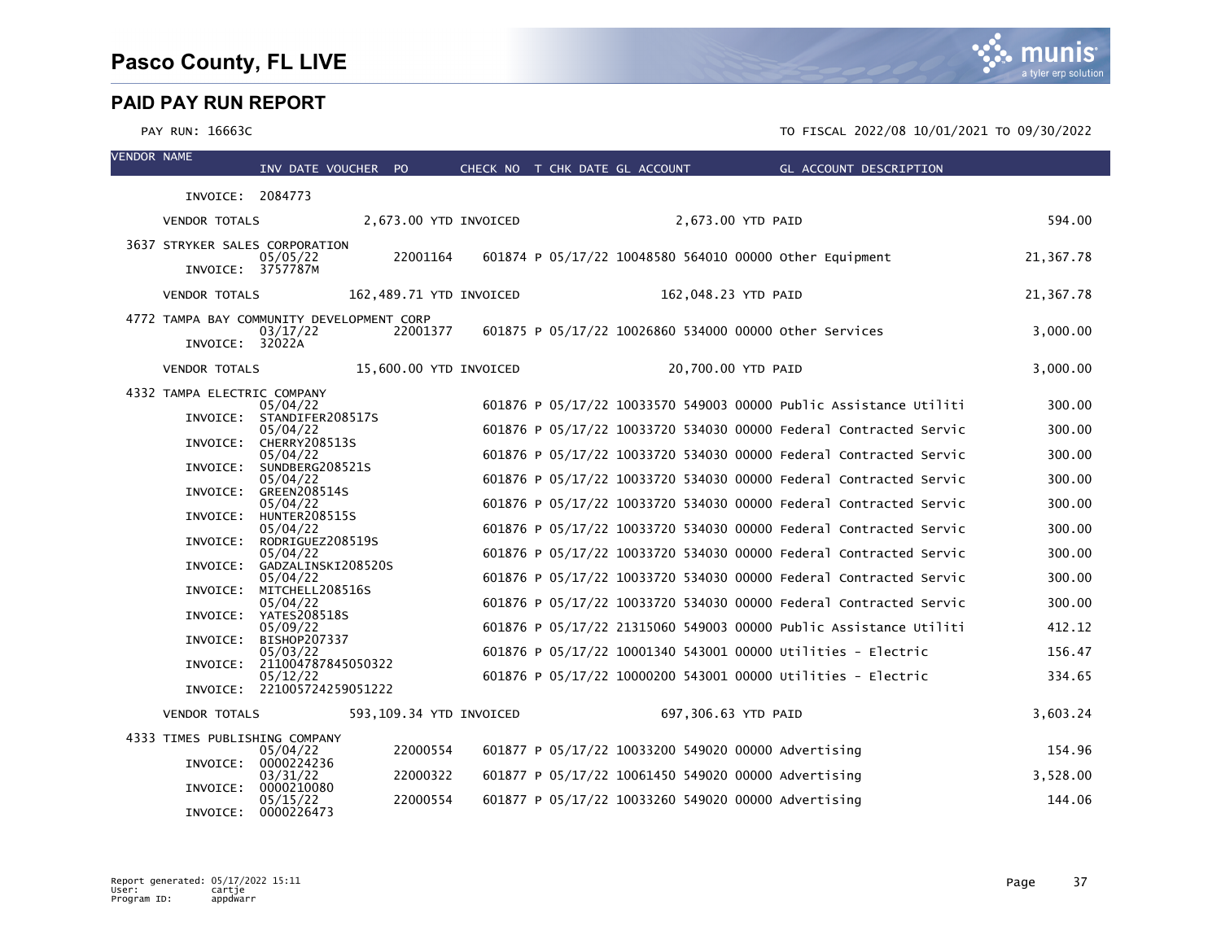# Pasco County, FL LIVE

## PAID PAY RUN REPORT

PAY RUN: 16663C

TO FISCAL 2022/08 10/01/2021 TO 09/30/2022

| VENDOR NAME | INV DATE | VOUCHER | PO | CHECK NO | T | CHK DATE | GL ACCOUNT | GL ACCOUNT DESCRIPTION | AMOUNT |
|---|---|---|---|---|---|---|---|---|---|
| INVOICE: 2084773 | | | | | | | | | |
| VENDOR TOTALS | 2,673.00 YTD INVOICED | | | | | | 2,673.00 YTD PAID | | 594.00 |
| 3637 STRYKER SALES CORPORATION | 05/05/22 | | 22001164 | 601874 | P | 05/17/22 | 10048580 564010 00000 | Other Equipment | 21,367.78 |
| INVOICE: 3757787M | | | | | | | | | |
| VENDOR TOTALS | 162,489.71 YTD INVOICED | | | | | | 162,048.23 YTD PAID | | 21,367.78 |
| 4772 TAMPA BAY COMMUNITY DEVELOPMENT CORP | 03/17/22 | | 22001377 | 601875 | P | 05/17/22 | 10026860 534000 00000 | Other Services | 3,000.00 |
| INVOICE: 32022A | | | | | | | | | |
| VENDOR TOTALS | 15,600.00 YTD INVOICED | | | | | | 20,700.00 YTD PAID | | 3,000.00 |
| 4332 TAMPA ELECTRIC COMPANY | 05/04/22 | | | 601876 | P | 05/17/22 | 10033570 549003 00000 | Public Assistance Utiliti | 300.00 |
| INVOICE: STANDIFER208517S | 05/04/22 | | | 601876 | P | 05/17/22 | 10033720 534030 00000 | Federal Contracted Servic | 300.00 |
| INVOICE: CHERRY208513S | 05/04/22 | | | 601876 | P | 05/17/22 | 10033720 534030 00000 | Federal Contracted Servic | 300.00 |
| INVOICE: SUNDBERG208521S | 05/04/22 | | | 601876 | P | 05/17/22 | 10033720 534030 00000 | Federal Contracted Servic | 300.00 |
| INVOICE: GREEN208514S | 05/04/22 | | | 601876 | P | 05/17/22 | 10033720 534030 00000 | Federal Contracted Servic | 300.00 |
| INVOICE: HUNTER208515S | 05/04/22 | | | 601876 | P | 05/17/22 | 10033720 534030 00000 | Federal Contracted Servic | 300.00 |
| INVOICE: RODRIGUEZ208519S | 05/04/22 | | | 601876 | P | 05/17/22 | 10033720 534030 00000 | Federal Contracted Servic | 300.00 |
| INVOICE: GADZALINSKI208520S | 05/04/22 | | | 601876 | P | 05/17/22 | 10033720 534030 00000 | Federal Contracted Servic | 300.00 |
| INVOICE: MITCHELL208516S | 05/04/22 | | | 601876 | P | 05/17/22 | 10033720 534030 00000 | Federal Contracted Servic | 300.00 |
| INVOICE: YATES208518S | 05/09/22 | | | 601876 | P | 05/17/22 | 21315060 549003 00000 | Public Assistance Utiliti | 412.12 |
| INVOICE: BISHOP207337 | 05/03/22 | | | 601876 | P | 05/17/22 | 10001340 543001 00000 | Utilities - Electric | 156.47 |
| INVOICE: 211004787845050322 | 05/12/22 | | | 601876 | P | 05/17/22 | 10000200 543001 00000 | Utilities - Electric | 334.65 |
| INVOICE: 221005724259051222 | | | | | | | | | |
| VENDOR TOTALS | 593,109.34 YTD INVOICED | | | | | | 697,306.63 YTD PAID | | 3,603.24 |
| 4333 TIMES PUBLISHING COMPANY | 05/04/22 | | 22000554 | 601877 | P | 05/17/22 | 10033200 549020 00000 | Advertising | 154.96 |
| INVOICE: 0000224236 | 03/31/22 | | 22000322 | 601877 | P | 05/17/22 | 10061450 549020 00000 | Advertising | 3,528.00 |
| INVOICE: 0000210080 | 05/15/22 | | 22000554 | 601877 | P | 05/17/22 | 10033260 549020 00000 | Advertising | 144.06 |
| INVOICE: 0000226473 | | | | | | | | | |

Report generated: 05/17/2022 15:11
User: cartje
Program ID: appdwarr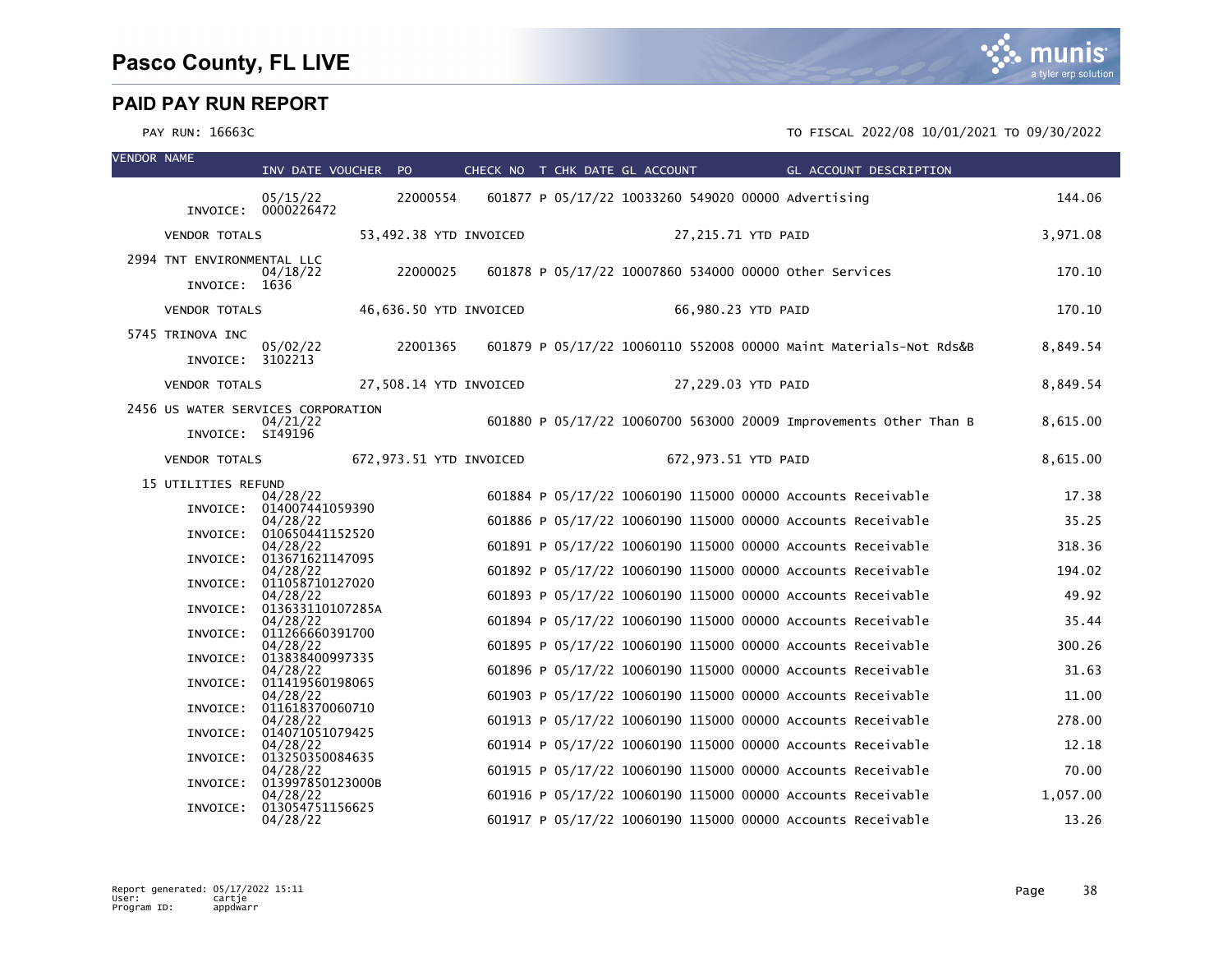# Pasco County, FL LIVE

## PAID PAY RUN REPORT

PAY RUN: 16663C

TO FISCAL 2022/08 10/01/2021 TO 09/30/2022

| VENDOR NAME | INV DATE | VOUCHER | PO | CHECK NO | T | CHK DATE | GL ACCOUNT | GL ACCOUNT DESCRIPTION | AMOUNT |
|---|---|---|---|---|---|---|---|---|---|
| INVOICE: 0000226472 | 05/15/22 | | 22000554 | 601877 | P | 05/17/22 | 10033260 549020 00000 | Advertising | 144.06 |
| VENDOR TOTALS | 53,492.38 YTD INVOICED | | | | | 27,215.71 YTD PAID | | | 3,971.08 |
| 2994 TNT ENVIRONMENTAL LLC | | | | | | | | | |
| INVOICE: 1636 | 04/18/22 | | 22000025 | 601878 | P | 05/17/22 | 10007860 534000 00000 | Other Services | 170.10 |
| VENDOR TOTALS | 46,636.50 YTD INVOICED | | | | | 66,980.23 YTD PAID | | | 170.10 |
| 5745 TRINOVA INC | | | | | | | | | |
| INVOICE: 3102213 | 05/02/22 | | 22001365 | 601879 | P | 05/17/22 | 10060110 552008 00000 | Maint Materials-Not Rds&B | 8,849.54 |
| VENDOR TOTALS | 27,508.14 YTD INVOICED | | | | | 27,229.03 YTD PAID | | | 8,849.54 |
| 2456 US WATER SERVICES CORPORATION | | | | | | | | | |
| INVOICE: SI49196 | 04/21/22 | | | 601880 | P | 05/17/22 | 10060700 563000 20009 | Improvements Other Than B | 8,615.00 |
| VENDOR TOTALS | 672,973.51 YTD INVOICED | | | | | 672,973.51 YTD PAID | | | 8,615.00 |
| 15 UTILITIES REFUND | | | | | | | | | |
| INVOICE: 014007441059390 | 04/28/22 | | | 601884 | P | 05/17/22 | 10060190 115000 00000 | Accounts Receivable | 17.38 |
| INVOICE: 010650441152520 | 04/28/22 | | | 601886 | P | 05/17/22 | 10060190 115000 00000 | Accounts Receivable | 35.25 |
| INVOICE: 013671621147095 | 04/28/22 | | | 601891 | P | 05/17/22 | 10060190 115000 00000 | Accounts Receivable | 318.36 |
| INVOICE: 011058710127020 | 04/28/22 | | | 601892 | P | 05/17/22 | 10060190 115000 00000 | Accounts Receivable | 194.02 |
| INVOICE: 013633110107285A | 04/28/22 | | | 601893 | P | 05/17/22 | 10060190 115000 00000 | Accounts Receivable | 49.92 |
| INVOICE: 011266660391700 | 04/28/22 | | | 601894 | P | 05/17/22 | 10060190 115000 00000 | Accounts Receivable | 35.44 |
| INVOICE: 013838400997335 | 04/28/22 | | | 601895 | P | 05/17/22 | 10060190 115000 00000 | Accounts Receivable | 300.26 |
| INVOICE: 011419560198065 | 04/28/22 | | | 601896 | P | 05/17/22 | 10060190 115000 00000 | Accounts Receivable | 31.63 |
| INVOICE: 011618370060710 | 04/28/22 | | | 601903 | P | 05/17/22 | 10060190 115000 00000 | Accounts Receivable | 11.00 |
| INVOICE: 014071051079425 | 04/28/22 | | | 601913 | P | 05/17/22 | 10060190 115000 00000 | Accounts Receivable | 278.00 |
| INVOICE: 013250350084635 | 04/28/22 | | | 601914 | P | 05/17/22 | 10060190 115000 00000 | Accounts Receivable | 12.18 |
| INVOICE: 013997850123000B | 04/28/22 | | | 601915 | P | 05/17/22 | 10060190 115000 00000 | Accounts Receivable | 70.00 |
| INVOICE: 013054751156625 | 04/28/22 | | | 601916 | P | 05/17/22 | 10060190 115000 00000 | Accounts Receivable | 1,057.00 |
| | 04/28/22 | | | 601917 | P | 05/17/22 | 10060190 115000 00000 | Accounts Receivable | 13.26 |

Report generated: 05/17/2022 15:11
User: cartje
Program ID: appdwarr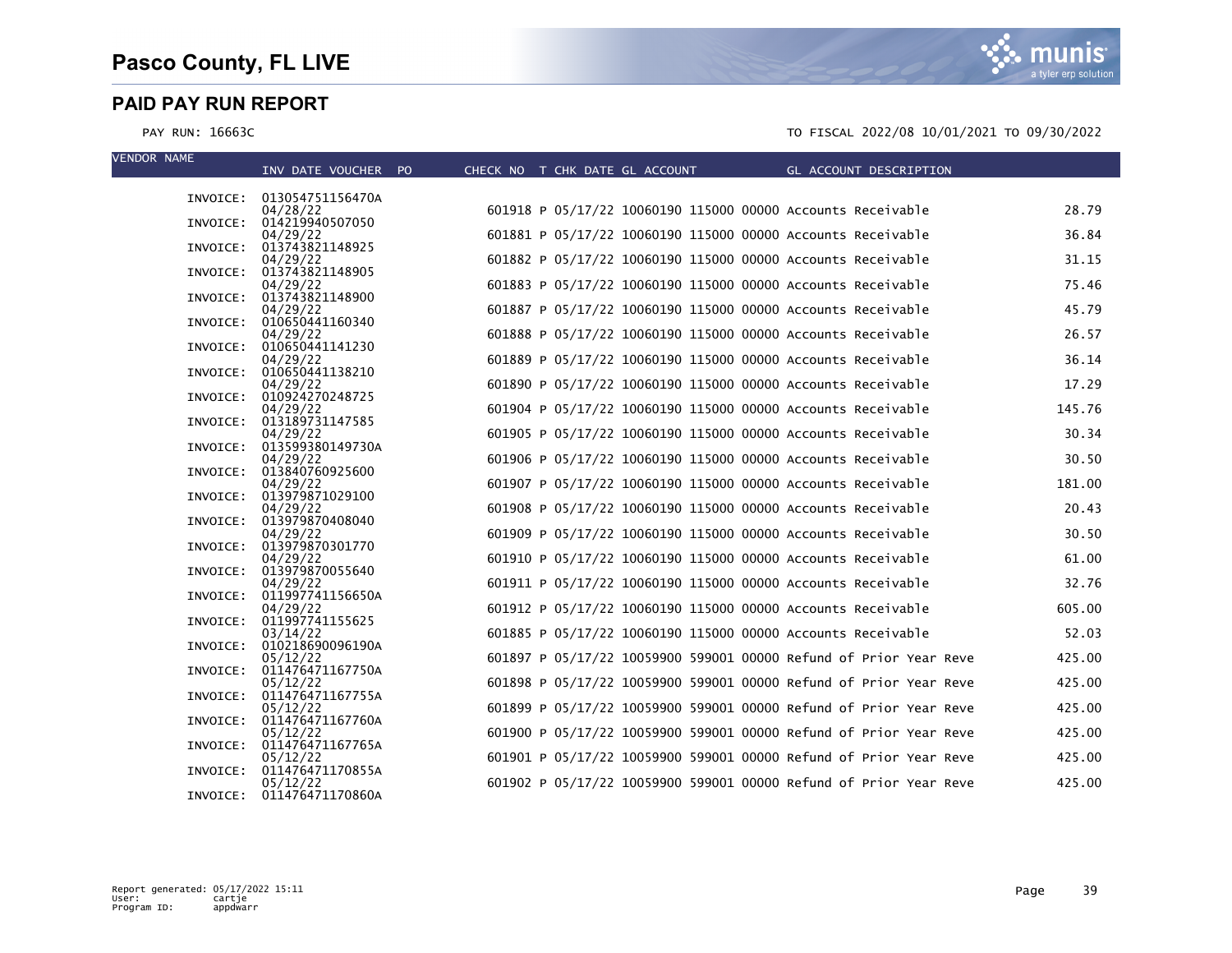# Pasco County, FL LIVE

## PAID PAY RUN REPORT

PAY RUN: 16663C

TO FISCAL 2022/08 10/01/2021 TO 09/30/2022

| VENDOR NAME | INV DATE VOUCHER | PO | CHECK NO | T | CHK DATE | GL ACCOUNT | GL ACCOUNT DESCRIPTION | |
|---|---|---|---|---|---|---|---|---|
| INVOICE: | 013054751156470A | | | | | | | |
| | 04/28/22 | | 601918 | P | 05/17/22 | 10060190 115000 00000 | Accounts Receivable | 28.79 |
| INVOICE: | 014219940507050 | | | | | | | |
| | 04/29/22 | | 601881 | P | 05/17/22 | 10060190 115000 00000 | Accounts Receivable | 36.84 |
| INVOICE: | 013743821148925 | | | | | | | |
| | 04/29/22 | | 601882 | P | 05/17/22 | 10060190 115000 00000 | Accounts Receivable | 31.15 |
| INVOICE: | 013743821148905 | | | | | | | |
| | 04/29/22 | | 601883 | P | 05/17/22 | 10060190 115000 00000 | Accounts Receivable | 75.46 |
| INVOICE: | 013743821148900 | | | | | | | |
| | 04/29/22 | | 601887 | P | 05/17/22 | 10060190 115000 00000 | Accounts Receivable | 45.79 |
| INVOICE: | 010650441160340 | | | | | | | |
| | 04/29/22 | | 601888 | P | 05/17/22 | 10060190 115000 00000 | Accounts Receivable | 26.57 |
| INVOICE: | 010650441141230 | | | | | | | |
| | 04/29/22 | | 601889 | P | 05/17/22 | 10060190 115000 00000 | Accounts Receivable | 36.14 |
| INVOICE: | 010650441138210 | | | | | | | |
| | 04/29/22 | | 601890 | P | 05/17/22 | 10060190 115000 00000 | Accounts Receivable | 17.29 |
| INVOICE: | 010924270248725 | | | | | | | |
| | 04/29/22 | | 601904 | P | 05/17/22 | 10060190 115000 00000 | Accounts Receivable | 145.76 |
| INVOICE: | 013189731147585 | | | | | | | |
| | 04/29/22 | | 601905 | P | 05/17/22 | 10060190 115000 00000 | Accounts Receivable | 30.34 |
| INVOICE: | 013599380149730A | | | | | | | |
| | 04/29/22 | | 601906 | P | 05/17/22 | 10060190 115000 00000 | Accounts Receivable | 30.50 |
| INVOICE: | 013840760925600 | | | | | | | |
| | 04/29/22 | | 601907 | P | 05/17/22 | 10060190 115000 00000 | Accounts Receivable | 181.00 |
| INVOICE: | 013979871029100 | | | | | | | |
| | 04/29/22 | | 601908 | P | 05/17/22 | 10060190 115000 00000 | Accounts Receivable | 20.43 |
| INVOICE: | 013979870408040 | | | | | | | |
| | 04/29/22 | | 601909 | P | 05/17/22 | 10060190 115000 00000 | Accounts Receivable | 30.50 |
| INVOICE: | 013979870301770 | | | | | | | |
| | 04/29/22 | | 601910 | P | 05/17/22 | 10060190 115000 00000 | Accounts Receivable | 61.00 |
| INVOICE: | 013979870055640 | | | | | | | |
| | 04/29/22 | | 601911 | P | 05/17/22 | 10060190 115000 00000 | Accounts Receivable | 32.76 |
| INVOICE: | 011997741156650A | | | | | | | |
| | 04/29/22 | | 601912 | P | 05/17/22 | 10060190 115000 00000 | Accounts Receivable | 605.00 |
| INVOICE: | 011997741155625 | | | | | | | |
| | 03/14/22 | | 601885 | P | 05/17/22 | 10060190 115000 00000 | Accounts Receivable | 52.03 |
| INVOICE: | 010218690096190A | | | | | | | |
| | 05/12/22 | | 601897 | P | 05/17/22 | 10059900 599001 00000 | Refund of Prior Year Reve | 425.00 |
| INVOICE: | 011476471167750A | | | | | | | |
| | 05/12/22 | | 601898 | P | 05/17/22 | 10059900 599001 00000 | Refund of Prior Year Reve | 425.00 |
| INVOICE: | 011476471167755A | | | | | | | |
| | 05/12/22 | | 601899 | P | 05/17/22 | 10059900 599001 00000 | Refund of Prior Year Reve | 425.00 |
| INVOICE: | 011476471167760A | | | | | | | |
| | 05/12/22 | | 601900 | P | 05/17/22 | 10059900 599001 00000 | Refund of Prior Year Reve | 425.00 |
| INVOICE: | 011476471167765A | | | | | | | |
| | 05/12/22 | | 601901 | P | 05/17/22 | 10059900 599001 00000 | Refund of Prior Year Reve | 425.00 |
| INVOICE: | 011476471170855A | | | | | | | |
| | 05/12/22 | | 601902 | P | 05/17/22 | 10059900 599001 00000 | Refund of Prior Year Reve | 425.00 |
| INVOICE: | 011476471170860A | | | | | | | |

Report generated: 05/17/2022 15:11
User: cartje
Program ID: appdwarr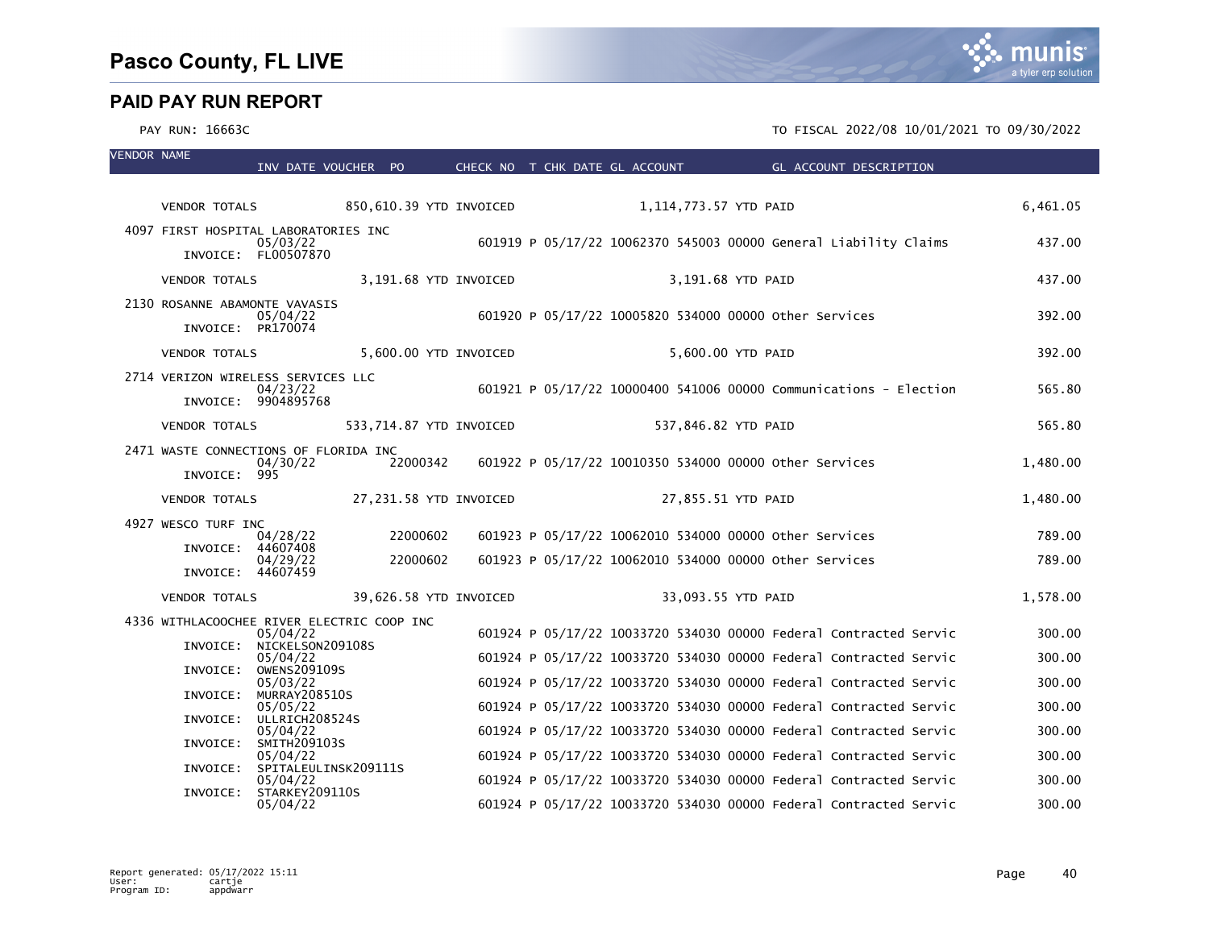# Pasco County, FL LIVE

## PAID PAY RUN REPORT

PAY RUN: 16663C

TO FISCAL 2022/08 10/01/2021 TO 09/30/2022

| VENDOR NAME | INV DATE | VOUCHER | PO | CHECK NO | T | CHK DATE | GL ACCOUNT | GL ACCOUNT DESCRIPTION | AMOUNT |
|---|---|---|---|---|---|---|---|---|---|
| VENDOR TOTALS | 850,610.39 YTD INVOICED | | | | | | 1,114,773.57 YTD PAID | | 6,461.05 |
| 4097 FIRST HOSPITAL LABORATORIES INC | | | | | | | | | |
| INVOICE: FL00507870 | 05/03/22 | | | 601919 | P | 05/17/22 | 10062370 545003 00000 | General Liability Claims | 437.00 |
| VENDOR TOTALS | 3,191.68 YTD INVOICED | | | | | | 3,191.68 YTD PAID | | 437.00 |
| 2130 ROSANNE ABAMONTE VAVASIS | | | | | | | | | |
| INVOICE: PR170074 | 05/04/22 | | | 601920 | P | 05/17/22 | 10005820 534000 00000 | Other Services | 392.00 |
| VENDOR TOTALS | 5,600.00 YTD INVOICED | | | | | | 5,600.00 YTD PAID | | 392.00 |
| 2714 VERIZON WIRELESS SERVICES LLC | | | | | | | | | |
| INVOICE: 9904895768 | 04/23/22 | | | 601921 | P | 05/17/22 | 10000400 541006 00000 | Communications - Election | 565.80 |
| VENDOR TOTALS | 533,714.87 YTD INVOICED | | | | | | 537,846.82 YTD PAID | | 565.80 |
| 2471 WASTE CONNECTIONS OF FLORIDA INC | | | | | | | | | |
| INVOICE: 995 | 04/30/22 | | 22000342 | 601922 | P | 05/17/22 | 10010350 534000 00000 | Other Services | 1,480.00 |
| VENDOR TOTALS | 27,231.58 YTD INVOICED | | | | | | 27,855.51 YTD PAID | | 1,480.00 |
| 4927 WESCO TURF INC | | | | | | | | | |
| INVOICE: 44607408 | 04/28/22 | | 22000602 | 601923 | P | 05/17/22 | 10062010 534000 00000 | Other Services | 789.00 |
| INVOICE: 44607459 | 04/29/22 | | 22000602 | 601923 | P | 05/17/22 | 10062010 534000 00000 | Other Services | 789.00 |
| VENDOR TOTALS | 39,626.58 YTD INVOICED | | | | | | 33,093.55 YTD PAID | | 1,578.00 |
| 4336 WITHLACOOCHEE RIVER ELECTRIC COOP INC | | | | | | | | | |
| INVOICE: NICKELSON209108S | 05/04/22 | | | 601924 | P | 05/17/22 | 10033720 534030 00000 | Federal Contracted Servic | 300.00 |
| INVOICE: OWENS209109S | 05/04/22 | | | 601924 | P | 05/17/22 | 10033720 534030 00000 | Federal Contracted Servic | 300.00 |
| INVOICE: MURRAY208510S | 05/03/22 | | | 601924 | P | 05/17/22 | 10033720 534030 00000 | Federal Contracted Servic | 300.00 |
| INVOICE: ULLRICH208524S | 05/05/22 | | | 601924 | P | 05/17/22 | 10033720 534030 00000 | Federal Contracted Servic | 300.00 |
| INVOICE: SMITH209103S | 05/04/22 | | | 601924 | P | 05/17/22 | 10033720 534030 00000 | Federal Contracted Servic | 300.00 |
| INVOICE: SPITALEULINSK209111S | 05/04/22 | | | 601924 | P | 05/17/22 | 10033720 534030 00000 | Federal Contracted Servic | 300.00 |
| INVOICE: STARKEY209110S | 05/04/22 | | | 601924 | P | 05/17/22 | 10033720 534030 00000 | Federal Contracted Servic | 300.00 |
| | 05/04/22 | | | 601924 | P | 05/17/22 | 10033720 534030 00000 | Federal Contracted Servic | 300.00 |

Report generated: 05/17/2022 15:11
User: cartje
Program ID: appdwarr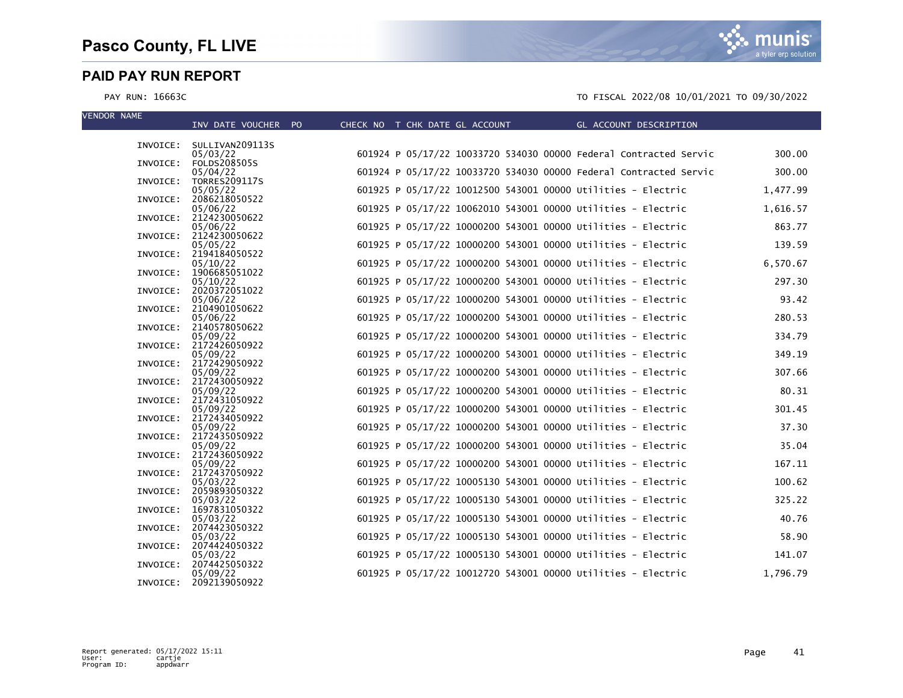# Pasco County, FL LIVE

## PAID PAY RUN REPORT

PAY RUN: 16663C

TO FISCAL 2022/08 10/01/2021 TO 09/30/2022

| VENDOR NAME | INVOICE | INV DATE | VOUCHER | PO | CHECK NO | T | CHK DATE | GL ACCOUNT | GL ACCOUNT DESCRIPTION | AMOUNT |
|---|---|---|---|---|---|---|---|---|---|---|
| | INVOICE: SULLIVAN209113S | 05/03/22 | | | 601924 | P | 05/17/22 | 10033720 534030 00000 | Federal Contracted Servic | 300.00 |
| | INVOICE: FOLDS208505S | 05/04/22 | | | 601924 | P | 05/17/22 | 10033720 534030 00000 | Federal Contracted Servic | 300.00 |
| | INVOICE: TORRES209117S | 05/05/22 | | | 601925 | P | 05/17/22 | 10012500 543001 00000 | Utilities - Electric | 1,477.99 |
| | INVOICE: 2086218050522 | 05/06/22 | | | 601925 | P | 05/17/22 | 10062010 543001 00000 | Utilities - Electric | 1,616.57 |
| | INVOICE: 2124230050622 | 05/06/22 | | | 601925 | P | 05/17/22 | 10000200 543001 00000 | Utilities - Electric | 863.77 |
| | INVOICE: 2124230050622 | 05/05/22 | | | 601925 | P | 05/17/22 | 10000200 543001 00000 | Utilities - Electric | 139.59 |
| | INVOICE: 2194184050522 | 05/10/22 | | | 601925 | P | 05/17/22 | 10000200 543001 00000 | Utilities - Electric | 6,570.67 |
| | INVOICE: 1906685051022 | 05/10/22 | | | 601925 | P | 05/17/22 | 10000200 543001 00000 | Utilities - Electric | 297.30 |
| | INVOICE: 2020372051022 | 05/06/22 | | | 601925 | P | 05/17/22 | 10000200 543001 00000 | Utilities - Electric | 93.42 |
| | INVOICE: 2104901050622 | 05/06/22 | | | 601925 | P | 05/17/22 | 10000200 543001 00000 | Utilities - Electric | 280.53 |
| | INVOICE: 2140578050622 | 05/09/22 | | | 601925 | P | 05/17/22 | 10000200 543001 00000 | Utilities - Electric | 334.79 |
| | INVOICE: 2172426050922 | 05/09/22 | | | 601925 | P | 05/17/22 | 10000200 543001 00000 | Utilities - Electric | 349.19 |
| | INVOICE: 2172429050922 | 05/09/22 | | | 601925 | P | 05/17/22 | 10000200 543001 00000 | Utilities - Electric | 307.66 |
| | INVOICE: 2172430050922 | 05/09/22 | | | 601925 | P | 05/17/22 | 10000200 543001 00000 | Utilities - Electric | 80.31 |
| | INVOICE: 2172431050922 | 05/09/22 | | | 601925 | P | 05/17/22 | 10000200 543001 00000 | Utilities - Electric | 301.45 |
| | INVOICE: 2172434050922 | 05/09/22 | | | 601925 | P | 05/17/22 | 10000200 543001 00000 | Utilities - Electric | 37.30 |
| | INVOICE: 2172435050922 | 05/09/22 | | | 601925 | P | 05/17/22 | 10000200 543001 00000 | Utilities - Electric | 35.04 |
| | INVOICE: 2172436050922 | 05/09/22 | | | 601925 | P | 05/17/22 | 10000200 543001 00000 | Utilities - Electric | 167.11 |
| | INVOICE: 2172437050922 | 05/03/22 | | | 601925 | P | 05/17/22 | 10005130 543001 00000 | Utilities - Electric | 100.62 |
| | INVOICE: 2059893050322 | 05/03/22 | | | 601925 | P | 05/17/22 | 10005130 543001 00000 | Utilities - Electric | 325.22 |
| | INVOICE: 1697831050322 | 05/03/22 | | | 601925 | P | 05/17/22 | 10005130 543001 00000 | Utilities - Electric | 40.76 |
| | INVOICE: 2074423050322 | 05/03/22 | | | 601925 | P | 05/17/22 | 10005130 543001 00000 | Utilities - Electric | 58.90 |
| | INVOICE: 2074424050322 | 05/03/22 | | | 601925 | P | 05/17/22 | 10005130 543001 00000 | Utilities - Electric | 141.07 |
| | INVOICE: 2074425050322 | 05/09/22 | | | 601925 | P | 05/17/22 | 10012720 543001 00000 | Utilities - Electric | 1,796.79 |
| | INVOICE: 2092139050922 | | | | | | | | | |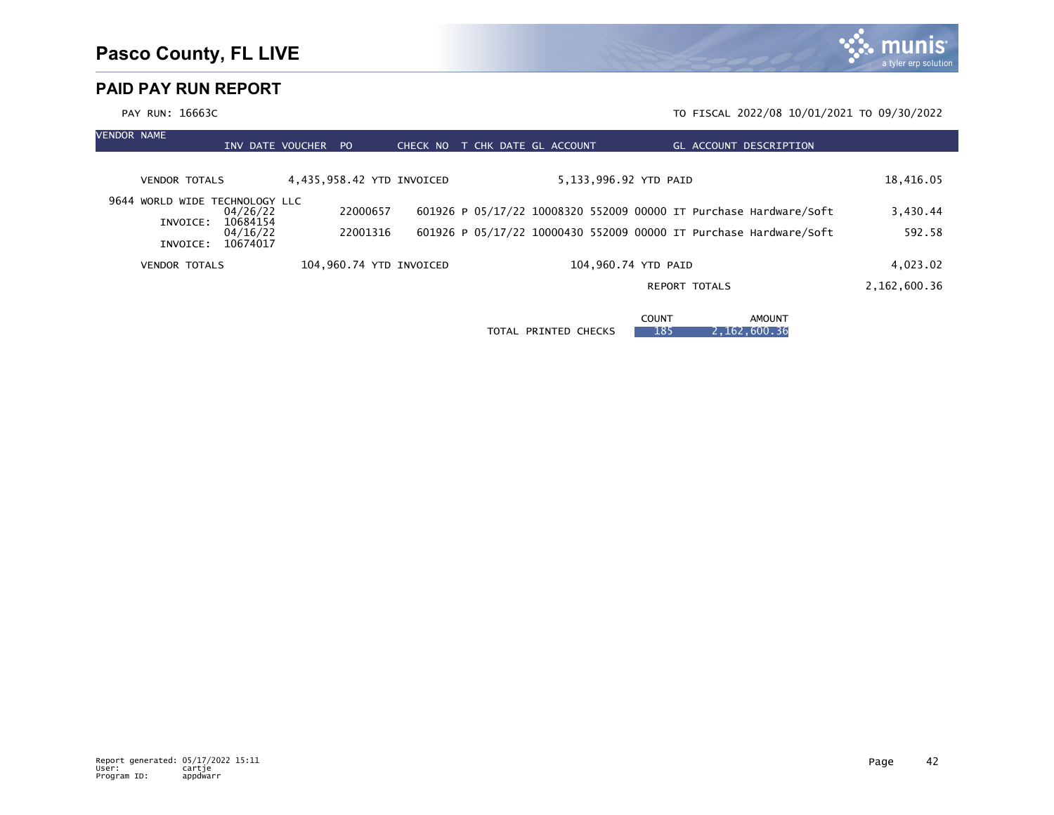# Pasco County, FL LIVE

## PAID PAY RUN REPORT

PAY RUN: 16663C

TO FISCAL 2022/08 10/01/2021 TO 09/30/2022

| VENDOR NAME | INV DATE | VOUCHER | PO | CHECK NO | T | CHK DATE | GL ACCOUNT | GL ACCOUNT DESCRIPTION | |
|---|---|---|---|---|---|---|---|---|---|
| VENDOR TOTALS | | 4,435,958.42 YTD INVOICED | | | | 5,133,996.92 YTD PAID | | | 18,416.05 |
| 9644 WORLD WIDE TECHNOLOGY LLC | | | | | | | | | |
| INVOICE: 10684154 | 04/26/22 | | 22000657 | 601926 | P | 05/17/22 | 10008320 552009 00000 | IT Purchase Hardware/Soft | 3,430.44 |
| INVOICE: 10674017 | 04/16/22 | | 22001316 | 601926 | P | 05/17/22 | 10000430 552009 00000 | IT Purchase Hardware/Soft | 592.58 |
| VENDOR TOTALS | | 104,960.74 YTD INVOICED | | | | 104,960.74 YTD PAID | | | 4,023.02 |
| | | | | | | | | REPORT TOTALS | 2,162,600.36 |

| | COUNT | AMOUNT |
|---|---|---|
| TOTAL PRINTED CHECKS | 185 | 2,162,600.36 |

Report generated: 05/17/2022 15:11
User: cartje
Program ID: appdwarr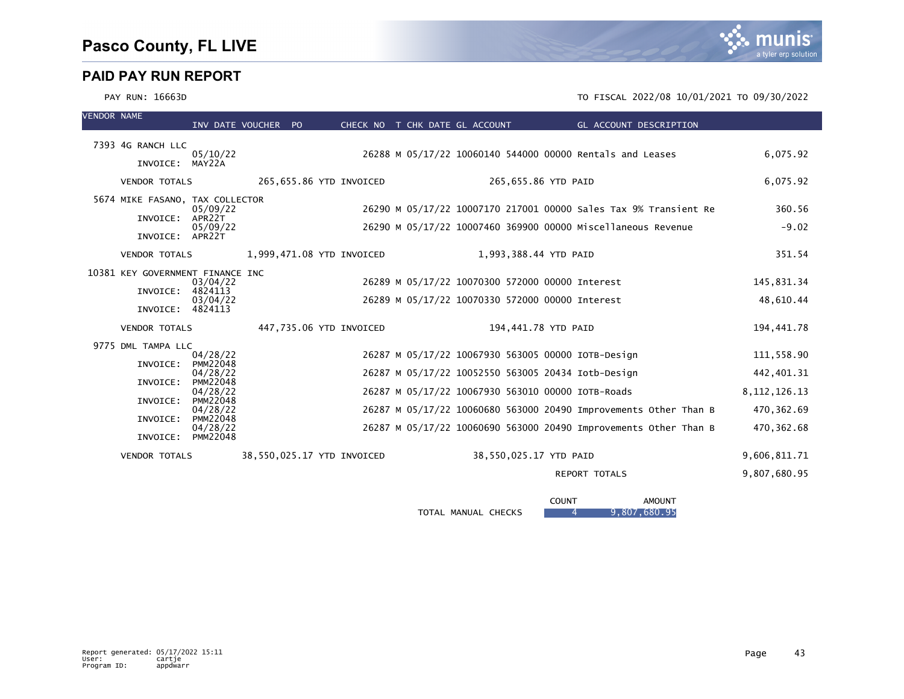# Pasco County, FL LIVE

## PAID PAY RUN REPORT

PAY RUN: 16663D

TO FISCAL 2022/08 10/01/2021 TO 09/30/2022

| VENDOR NAME | INV DATE | VOUCHER | PO | CHECK NO | T | CHK DATE | GL ACCOUNT | GL ACCOUNT DESCRIPTION | AMOUNT |
|---|---|---|---|---|---|---|---|---|---|
| 7393 4G RANCH LLC | | | | | | | | | |
| INVOICE: MAY22A | 05/10/22 | | | 26288 | M | 05/17/22 | 10060140 544000 00000 | Rentals and Leases | 6,075.92 |
| VENDOR TOTALS | 265,655.86 YTD INVOICED | | | | | 265,655.86 YTD PAID | | | 6,075.92 |
| 5674 MIKE FASANO, TAX COLLECTOR | | | | | | | | | |
| INVOICE: APR22T | 05/09/22 | | | 26290 | M | 05/17/22 | 10007170 217001 00000 | Sales Tax 9% Transient Re | 360.56 |
| INVOICE: APR22T | 05/09/22 | | | 26290 | M | 05/17/22 | 10007460 369900 00000 | Miscellaneous Revenue | -9.02 |
| VENDOR TOTALS | 1,999,471.08 YTD INVOICED | | | | | 1,993,388.44 YTD PAID | | | 351.54 |
| 10381 KEY GOVERNMENT FINANCE INC | | | | | | | | | |
| INVOICE: 4824113 | 03/04/22 | | | 26289 | M | 05/17/22 | 10070300 572000 00000 | Interest | 145,831.34 |
| INVOICE: 4824113 | 03/04/22 | | | 26289 | M | 05/17/22 | 10070330 572000 00000 | Interest | 48,610.44 |
| VENDOR TOTALS | 447,735.06 YTD INVOICED | | | | | 194,441.78 YTD PAID | | | 194,441.78 |
| 9775 DML TAMPA LLC | | | | | | | | | |
| INVOICE: PMM22048 | 04/28/22 | | | 26287 | M | 05/17/22 | 10067930 563005 00000 | IOTB-Design | 111,558.90 |
| INVOICE: PMM22048 | 04/28/22 | | | 26287 | M | 05/17/22 | 10052550 563005 20434 | Iotb-Design | 442,401.31 |
| INVOICE: PMM22048 | 04/28/22 | | | 26287 | M | 05/17/22 | 10067930 563010 00000 | IOTB-Roads | 8,112,126.13 |
| INVOICE: PMM22048 | 04/28/22 | | | 26287 | M | 05/17/22 | 10060680 563000 20490 | Improvements Other Than B | 470,362.69 |
| INVOICE: PMM22048 | 04/28/22 | | | 26287 | M | 05/17/22 | 10060690 563000 20490 | Improvements Other Than B | 470,362.68 |
| VENDOR TOTALS | 38,550,025.17 YTD INVOICED | | | | | 38,550,025.17 YTD PAID | | | 9,606,811.71 |
| | | | | | | | | REPORT TOTALS | 9,807,680.95 |

| | COUNT | AMOUNT |
|---|---|---|
| TOTAL MANUAL CHECKS | 4 | 9,807,680.95 |

Report generated: 05/17/2022 15:11
User: cartje
Program ID: appdwarr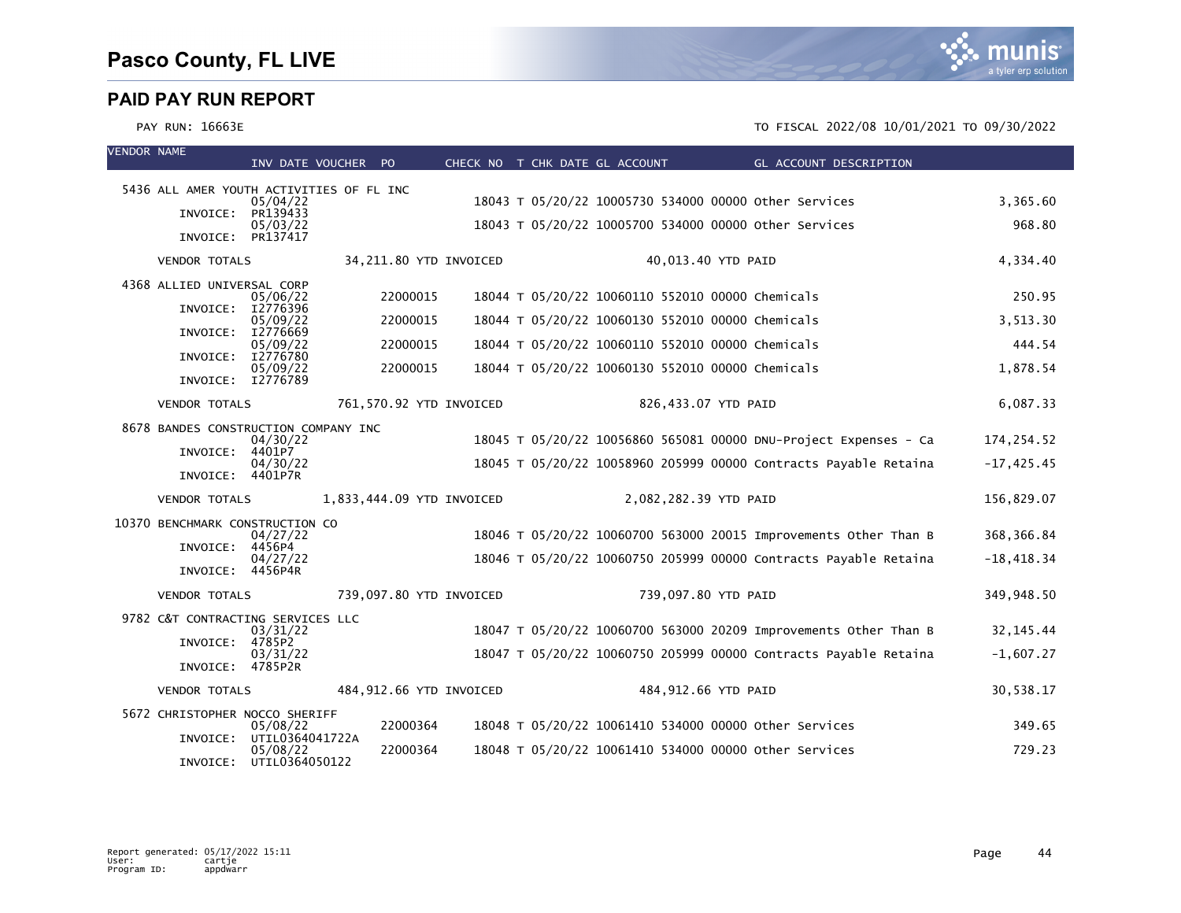# Pasco County, FL LIVE

## PAID PAY RUN REPORT

PAY RUN: 16663E

TO FISCAL 2022/08 10/01/2021 TO 09/30/2022

| VENDOR NAME | INV DATE | VOUCHER | PO | CHECK NO | T | CHK DATE | GL ACCOUNT | GL ACCOUNT DESCRIPTION | |
|---|---|---|---|---|---|---|---|---|---|
| 5436 ALL AMER YOUTH ACTIVITIES OF FL INC | | | | | | | | | |
| | 05/04/22 | | | 18043 | T | 05/20/22 | 10005730 534000 00000 | Other Services | 3,365.60 |
| INVOICE: PR139433 | | | | | | | | | |
| | 05/03/22 | | | 18043 | T | 05/20/22 | 10005700 534000 00000 | Other Services | 968.80 |
| INVOICE: PR137417 | | | | | | | | | |
| VENDOR TOTALS | 34,211.80 YTD INVOICED | | | | | | 40,013.40 YTD PAID | | 4,334.40 |
| 4368 ALLIED UNIVERSAL CORP | | | | | | | | | |
| | 05/06/22 | | 22000015 | 18044 | T | 05/20/22 | 10060110 552010 00000 | Chemicals | 250.95 |
| INVOICE: I2776396 | | | | | | | | | |
| | 05/09/22 | | 22000015 | 18044 | T | 05/20/22 | 10060130 552010 00000 | Chemicals | 3,513.30 |
| INVOICE: I2776669 | | | | | | | | | |
| | 05/09/22 | | 22000015 | 18044 | T | 05/20/22 | 10060110 552010 00000 | Chemicals | 444.54 |
| INVOICE: I2776780 | | | | | | | | | |
| | 05/09/22 | | 22000015 | 18044 | T | 05/20/22 | 10060130 552010 00000 | Chemicals | 1,878.54 |
| INVOICE: I2776789 | | | | | | | | | |
| VENDOR TOTALS | 761,570.92 YTD INVOICED | | | | | | 826,433.07 YTD PAID | | 6,087.33 |
| 8678 BANDES CONSTRUCTION COMPANY INC | | | | | | | | | |
| | 04/30/22 | | | 18045 | T | 05/20/22 | 10056860 565081 00000 | DNU-Project Expenses - Ca | 174,254.52 |
| INVOICE: 4401P7 | | | | | | | | | |
| | 04/30/22 | | | 18045 | T | 05/20/22 | 10058960 205999 00000 | Contracts Payable Retaina | -17,425.45 |
| INVOICE: 4401P7R | | | | | | | | | |
| VENDOR TOTALS | 1,833,444.09 YTD INVOICED | | | | | | 2,082,282.39 YTD PAID | | 156,829.07 |
| 10370 BENCHMARK CONSTRUCTION CO | | | | | | | | | |
| | 04/27/22 | | | 18046 | T | 05/20/22 | 10060700 563000 20015 | Improvements Other Than B | 368,366.84 |
| INVOICE: 4456P4 | | | | | | | | | |
| | 04/27/22 | | | 18046 | T | 05/20/22 | 10060750 205999 00000 | Contracts Payable Retaina | -18,418.34 |
| INVOICE: 4456P4R | | | | | | | | | |
| VENDOR TOTALS | 739,097.80 YTD INVOICED | | | | | | 739,097.80 YTD PAID | | 349,948.50 |
| 9782 C&T CONTRACTING SERVICES LLC | | | | | | | | | |
| | 03/31/22 | | | 18047 | T | 05/20/22 | 10060700 563000 20209 | Improvements Other Than B | 32,145.44 |
| INVOICE: 4785P2 | | | | | | | | | |
| | 03/31/22 | | | 18047 | T | 05/20/22 | 10060750 205999 00000 | Contracts Payable Retaina | -1,607.27 |
| INVOICE: 4785P2R | | | | | | | | | |
| VENDOR TOTALS | 484,912.66 YTD INVOICED | | | | | | 484,912.66 YTD PAID | | 30,538.17 |
| 5672 CHRISTOPHER NOCCO SHERIFF | | | | | | | | | |
| | 05/08/22 | | 22000364 | 18048 | T | 05/20/22 | 10061410 534000 00000 | Other Services | 349.65 |
| INVOICE: UTIL0364041722A | | | | | | | | | |
| | 05/08/22 | | 22000364 | 18048 | T | 05/20/22 | 10061410 534000 00000 | Other Services | 729.23 |
| INVOICE: UTIL0364050122 | | | | | | | | | |

Report generated: 05/17/2022 15:11
User: cartje
Program ID: appdwarr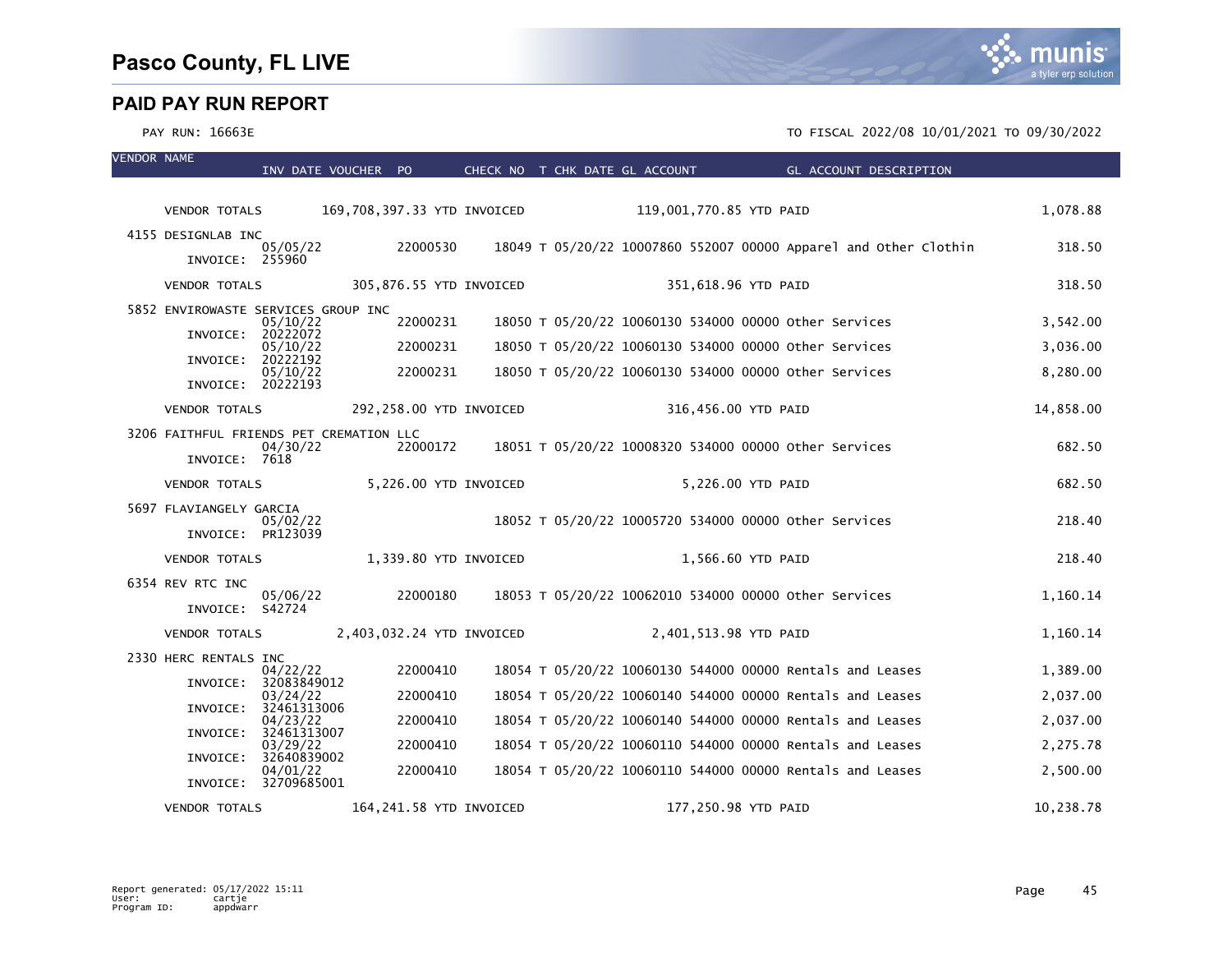# Pasco County, FL LIVE

## PAID PAY RUN REPORT

PAY RUN: 16663E

TO FISCAL 2022/08 10/01/2021 TO 09/30/2022

| VENDOR NAME | INV DATE | VOUCHER | PO | CHECK NO | T | CHK DATE | GL ACCOUNT | GL ACCOUNT DESCRIPTION | AMOUNT |
|---|---|---|---|---|---|---|---|---|---|
| VENDOR TOTALS | 169,708,397.33 YTD INVOICED | | | | | | 119,001,770.85 YTD PAID | | 1,078.88 |
| 4155 DESIGNLAB INC | | | | | | | | | |
| INVOICE: 255960 | 05/05/22 | | 22000530 | 18049 | T | 05/20/22 | 10007860 552007 00000 | Apparel and Other Clothin | 318.50 |
| VENDOR TOTALS | 305,876.55 YTD INVOICED | | | | | | 351,618.96 YTD PAID | | 318.50 |
| 5852 ENVIROWASTE SERVICES GROUP INC | | | | | | | | | |
| INVOICE: 20222072 | 05/10/22 | | 22000231 | 18050 | T | 05/20/22 | 10060130 534000 00000 | Other Services | 3,542.00 |
| INVOICE: 20222192 | 05/10/22 | | 22000231 | 18050 | T | 05/20/22 | 10060130 534000 00000 | Other Services | 3,036.00 |
| INVOICE: 20222193 | 05/10/22 | | 22000231 | 18050 | T | 05/20/22 | 10060130 534000 00000 | Other Services | 8,280.00 |
| VENDOR TOTALS | 292,258.00 YTD INVOICED | | | | | | 316,456.00 YTD PAID | | 14,858.00 |
| 3206 FAITHFUL FRIENDS PET CREMATION LLC | | | | | | | | | |
| INVOICE: 7618 | 04/30/22 | | 22000172 | 18051 | T | 05/20/22 | 10008320 534000 00000 | Other Services | 682.50 |
| VENDOR TOTALS | 5,226.00 YTD INVOICED | | | | | | 5,226.00 YTD PAID | | 682.50 |
| 5697 FLAVIANGELY GARCIA | | | | | | | | | |
| INVOICE: PR123039 | 05/02/22 | | | 18052 | T | 05/20/22 | 10005720 534000 00000 | Other Services | 218.40 |
| VENDOR TOTALS | 1,339.80 YTD INVOICED | | | | | | 1,566.60 YTD PAID | | 218.40 |
| 6354 REV RTC INC | | | | | | | | | |
| INVOICE: S42724 | 05/06/22 | | 22000180 | 18053 | T | 05/20/22 | 10062010 534000 00000 | Other Services | 1,160.14 |
| VENDOR TOTALS | 2,403,032.24 YTD INVOICED | | | | | | 2,401,513.98 YTD PAID | | 1,160.14 |
| 2330 HERC RENTALS INC | | | | | | | | | |
| INVOICE: 32083849012 | 04/22/22 | | 22000410 | 18054 | T | 05/20/22 | 10060130 544000 00000 | Rentals and Leases | 1,389.00 |
| INVOICE: 32461313006 | 03/24/22 | | 22000410 | 18054 | T | 05/20/22 | 10060140 544000 00000 | Rentals and Leases | 2,037.00 |
| INVOICE: 32461313007 | 04/23/22 | | 22000410 | 18054 | T | 05/20/22 | 10060140 544000 00000 | Rentals and Leases | 2,037.00 |
| INVOICE: 32640839002 | 03/29/22 | | 22000410 | 18054 | T | 05/20/22 | 10060110 544000 00000 | Rentals and Leases | 2,275.78 |
| INVOICE: 32709685001 | 04/01/22 | | 22000410 | 18054 | T | 05/20/22 | 10060110 544000 00000 | Rentals and Leases | 2,500.00 |
| VENDOR TOTALS | 164,241.58 YTD INVOICED | | | | | | 177,250.98 YTD PAID | | 10,238.78 |

Report generated: 05/17/2022 15:11
User: cartje
Program ID: appdwarr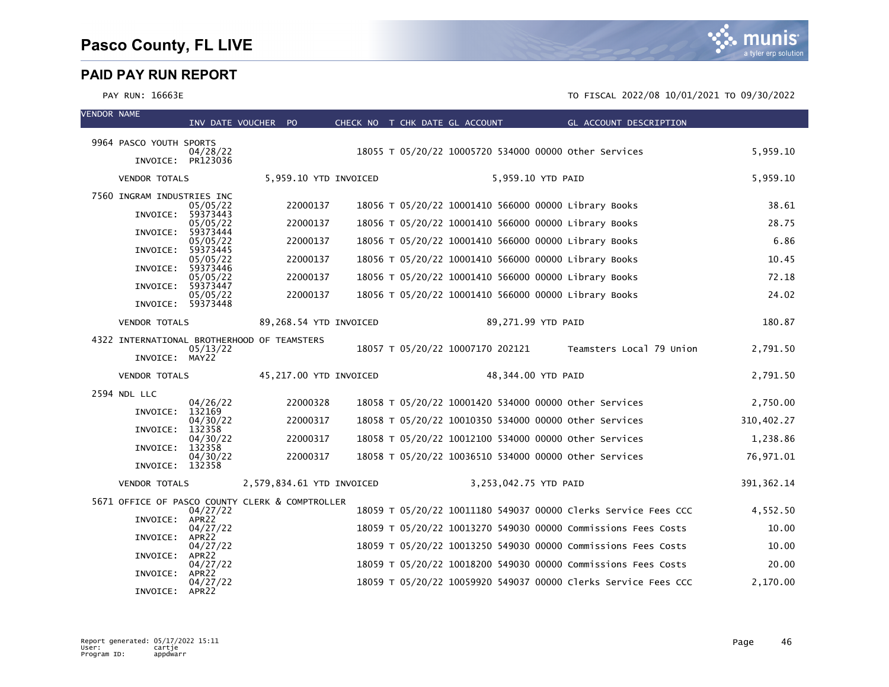# Pasco County, FL LIVE

## PAID PAY RUN REPORT

PAY RUN: 16663E

TO FISCAL 2022/08 10/01/2021 TO 09/30/2022

| VENDOR NAME | INV DATE | VOUCHER | PO | CHECK NO | T | CHK DATE | GL ACCOUNT | GL ACCOUNT DESCRIPTION | |
|---|---|---|---|---|---|---|---|---|---|
| 9964 PASCO YOUTH SPORTS | | | | | | | | | |
| INVOICE: PR123036 | 04/28/22 | | | 18055 | T | 05/20/22 | 10005720 534000 00000 | Other Services | 5,959.10 |
| VENDOR TOTALS | | 5,959.10 YTD INVOICED | | | | 5,959.10 YTD PAID | | | 5,959.10 |
| 7560 INGRAM INDUSTRIES INC | | | | | | | | | |
| INVOICE: 59373443 | 05/05/22 | | 22000137 | 18056 | T | 05/20/22 | 10001410 566000 00000 | Library Books | 38.61 |
| INVOICE: 59373444 | 05/05/22 | | 22000137 | 18056 | T | 05/20/22 | 10001410 566000 00000 | Library Books | 28.75 |
| INVOICE: 59373445 | 05/05/22 | | 22000137 | 18056 | T | 05/20/22 | 10001410 566000 00000 | Library Books | 6.86 |
| INVOICE: 59373446 | 05/05/22 | | 22000137 | 18056 | T | 05/20/22 | 10001410 566000 00000 | Library Books | 10.45 |
| INVOICE: 59373447 | 05/05/22 | | 22000137 | 18056 | T | 05/20/22 | 10001410 566000 00000 | Library Books | 72.18 |
| INVOICE: 59373448 | 05/05/22 | | 22000137 | 18056 | T | 05/20/22 | 10001410 566000 00000 | Library Books | 24.02 |
| VENDOR TOTALS | | 89,268.54 YTD INVOICED | | | | 89,271.99 YTD PAID | | | 180.87 |
| 4322 INTERNATIONAL BROTHERHOOD OF TEAMSTERS | | | | | | | | | |
| INVOICE: MAY22 | 05/13/22 | | | 18057 | T | 05/20/22 | 10007170 202121 | Teamsters Local 79 Union | 2,791.50 |
| VENDOR TOTALS | | 45,217.00 YTD INVOICED | | | | 48,344.00 YTD PAID | | | 2,791.50 |
| 2594 NDL LLC | | | | | | | | | |
| INVOICE: 132169 | 04/26/22 | | 22000328 | 18058 | T | 05/20/22 | 10001420 534000 00000 | Other Services | 2,750.00 |
| INVOICE: 132358 | 04/30/22 | | 22000317 | 18058 | T | 05/20/22 | 10010350 534000 00000 | Other Services | 310,402.27 |
| INVOICE: 132358 | 04/30/22 | | 22000317 | 18058 | T | 05/20/22 | 10012100 534000 00000 | Other Services | 1,238.86 |
| INVOICE: 132358 | 04/30/22 | | 22000317 | 18058 | T | 05/20/22 | 10036510 534000 00000 | Other Services | 76,971.01 |
| VENDOR TOTALS | | 2,579,834.61 YTD INVOICED | | | | 3,253,042.75 YTD PAID | | | 391,362.14 |
| 5671 OFFICE OF PASCO COUNTY CLERK & COMPTROLLER | | | | | | | | | |
| INVOICE: APR22 | 04/27/22 | | | 18059 | T | 05/20/22 | 10011180 549037 00000 | Clerks Service Fees CCC | 4,552.50 |
| INVOICE: APR22 | 04/27/22 | | | 18059 | T | 05/20/22 | 10013270 549030 00000 | Commissions Fees Costs | 10.00 |
| INVOICE: APR22 | 04/27/22 | | | 18059 | T | 05/20/22 | 10013250 549030 00000 | Commissions Fees Costs | 10.00 |
| INVOICE: APR22 | 04/27/22 | | | 18059 | T | 05/20/22 | 10018200 549030 00000 | Commissions Fees Costs | 20.00 |
| INVOICE: APR22 | 04/27/22 | | | 18059 | T | 05/20/22 | 10059920 549037 00000 | Clerks Service Fees CCC | 2,170.00 |

Report generated: 05/17/2022 15:11
User: cartje
Program ID: appdwarr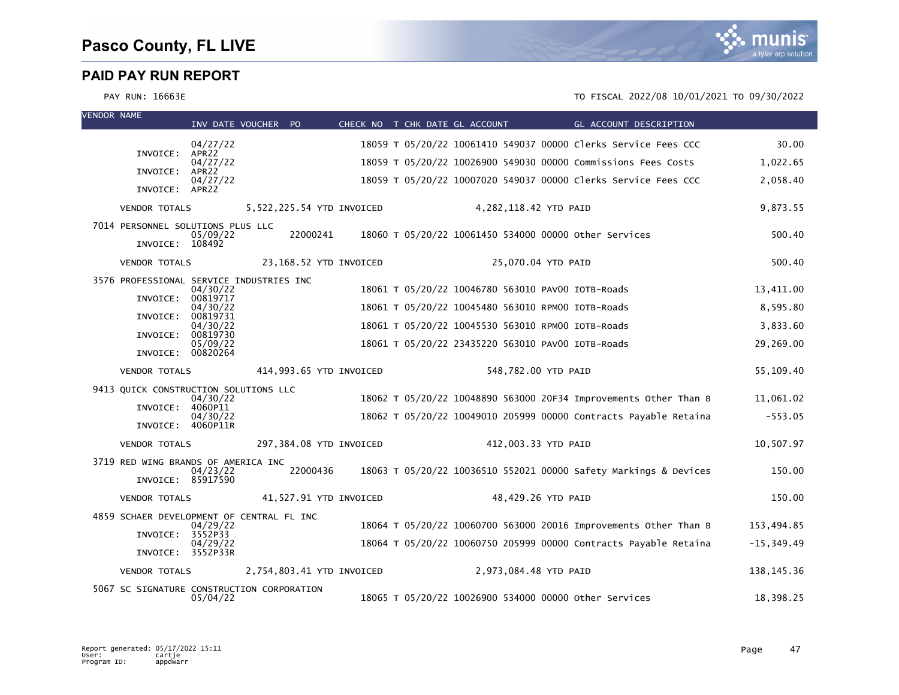# Pasco County, FL LIVE

## PAID PAY RUN REPORT

PAY RUN: 16663E

TO FISCAL 2022/08 10/01/2021 TO 09/30/2022

| VENDOR NAME | INV DATE | VOUCHER | PO | CHECK NO | T | CHK DATE | GL ACCOUNT | GL ACCOUNT DESCRIPTION | AMOUNT |
|---|---|---|---|---|---|---|---|---|---|
| | 04/27/22 | | | 18059 | T | 05/20/22 | 10061410 549037 00000 | Clerks Service Fees CCC | 30.00 |
| INVOICE: APR22 | | | | | | | | | |
| | 04/27/22 | | | 18059 | T | 05/20/22 | 10026900 549030 00000 | Commissions Fees Costs | 1,022.65 |
| INVOICE: APR22 | | | | | | | | | |
| | 04/27/22 | | | 18059 | T | 05/20/22 | 10007020 549037 00000 | Clerks Service Fees CCC | 2,058.40 |
| INVOICE: APR22 | | | | | | | | | |
| VENDOR TOTALS | 5,522,225.54 YTD INVOICED | | | 4,282,118.42 YTD PAID | | | | | 9,873.55 |
| 7014 PERSONNEL SOLUTIONS PLUS LLC | | | | | | | | | |
| | 05/09/22 | | 22000241 | 18060 | T | 05/20/22 | 10061450 534000 00000 | Other Services | 500.40 |
| INVOICE: 108492 | | | | | | | | | |
| VENDOR TOTALS | 23,168.52 YTD INVOICED | | | 25,070.04 YTD PAID | | | | | 500.40 |
| 3576 PROFESSIONAL SERVICE INDUSTRIES INC | | | | | | | | | |
| | 04/30/22 | | | 18061 | T | 05/20/22 | 10046780 563010 PAV00 | IOTB-Roads | 13,411.00 |
| INVOICE: 00819717 | | | | | | | | | |
| | 04/30/22 | | | 18061 | T | 05/20/22 | 10045480 563010 RPM00 | IOTB-Roads | 8,595.80 |
| INVOICE: 00819731 | | | | | | | | | |
| | 04/30/22 | | | 18061 | T | 05/20/22 | 10045530 563010 RPM00 | IOTB-Roads | 3,833.60 |
| INVOICE: 00819730 | | | | | | | | | |
| | 05/09/22 | | | 18061 | T | 05/20/22 | 23435220 563010 PAV00 | IOTB-Roads | 29,269.00 |
| INVOICE: 00820264 | | | | | | | | | |
| VENDOR TOTALS | 414,993.65 YTD INVOICED | | | 548,782.00 YTD PAID | | | | | 55,109.40 |
| 9413 QUICK CONSTRUCTION SOLUTIONS LLC | | | | | | | | | |
| | 04/30/22 | | | 18062 | T | 05/20/22 | 10048890 563000 20F34 | Improvements Other Than B | 11,061.02 |
| INVOICE: 4060P11 | | | | | | | | | |
| | 04/30/22 | | | 18062 | T | 05/20/22 | 10049010 205999 00000 | Contracts Payable Retaina | -553.05 |
| INVOICE: 4060P11R | | | | | | | | | |
| VENDOR TOTALS | 297,384.08 YTD INVOICED | | | 412,003.33 YTD PAID | | | | | 10,507.97 |
| 3719 RED WING BRANDS OF AMERICA INC | | | | | | | | | |
| | 04/23/22 | | 22000436 | 18063 | T | 05/20/22 | 10036510 552021 00000 | Safety Markings & Devices | 150.00 |
| INVOICE: 85917590 | | | | | | | | | |
| VENDOR TOTALS | 41,527.91 YTD INVOICED | | | 48,429.26 YTD PAID | | | | | 150.00 |
| 4859 SCHAER DEVELOPMENT OF CENTRAL FL INC | | | | | | | | | |
| | 04/29/22 | | | 18064 | T | 05/20/22 | 10060700 563000 20016 | Improvements Other Than B | 153,494.85 |
| INVOICE: 3552P33 | | | | | | | | | |
| | 04/29/22 | | | 18064 | T | 05/20/22 | 10060750 205999 00000 | Contracts Payable Retaina | -15,349.49 |
| INVOICE: 3552P33R | | | | | | | | | |
| VENDOR TOTALS | 2,754,803.41 YTD INVOICED | | | 2,973,084.48 YTD PAID | | | | | 138,145.36 |
| 5067 SC SIGNATURE CONSTRUCTION CORPORATION | | | | | | | | | |
| | 05/04/22 | | | 18065 | T | 05/20/22 | 10026900 534000 00000 | Other Services | 18,398.25 |

Report generated: 05/17/2022 15:11
User: cartje
Program ID: appdwarr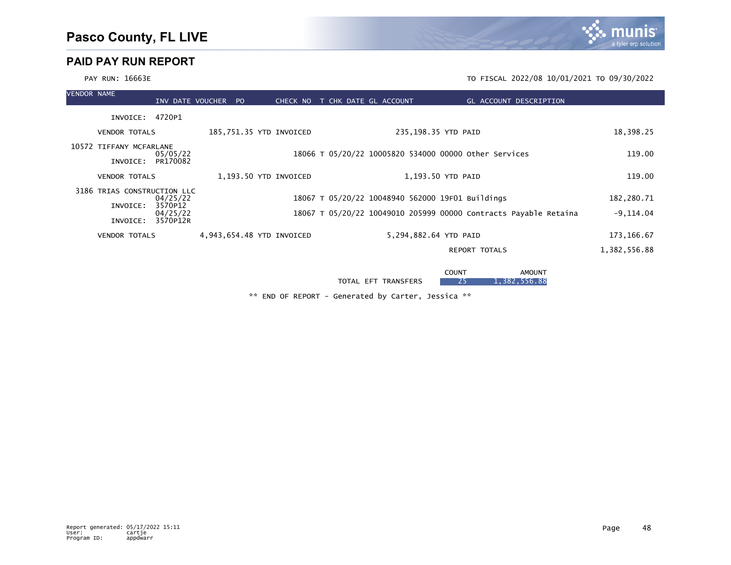## PAID PAY RUN REPORT

PAY RUN: 16663E

TO FISCAL 2022/08 10/01/2021 TO 09/30/2022

| VENDOR NAME | INV DATE | VOUCHER | PO | CHECK NO | T | CHK DATE | GL ACCOUNT | GL ACCOUNT DESCRIPTION | AMOUNT |
|---|---|---|---|---|---|---|---|---|---|
| INVOICE: 4720P1 | | | | | | | | | |
| VENDOR TOTALS | 185,751.35 YTD INVOICED | | | | | 235,198.35 YTD PAID | | | 18,398.25 |
| 10572 TIFFANY MCFARLANE | 05/05/22 | | | 18066 | T | 05/20/22 | 10005820 534000 00000 | Other Services | 119.00 |
| INVOICE: PR170082 | | | | | | | | | |
| VENDOR TOTALS | 1,193.50 YTD INVOICED | | | | | 1,193.50 YTD PAID | | | 119.00 |
| 3186 TRIAS CONSTRUCTION LLC | 04/25/22 | | | 18067 | T | 05/20/22 | 10048940 562000 19F01 | Buildings | 182,280.71 |
| INVOICE: 3570P12 | | | | | | | | | |
| | 04/25/22 | | | 18067 | T | 05/20/22 | 10049010 205999 00000 | Contracts Payable Retaina | -9,114.04 |
| INVOICE: 3570P12R | | | | | | | | | |
| VENDOR TOTALS | 4,943,654.48 YTD INVOICED | | | | | 5,294,882.64 YTD PAID | | | 173,166.67 |
| | | | | | | | | REPORT TOTALS | 1,382,556.88 |

| | COUNT | AMOUNT |
|---|---|---|
| TOTAL EFT TRANSFERS | 25 | 1,382,556.88 |

** END OF REPORT - Generated by Carter, Jessica **

Report generated: 05/17/2022 15:11
User: cartje
Program ID: appdwarr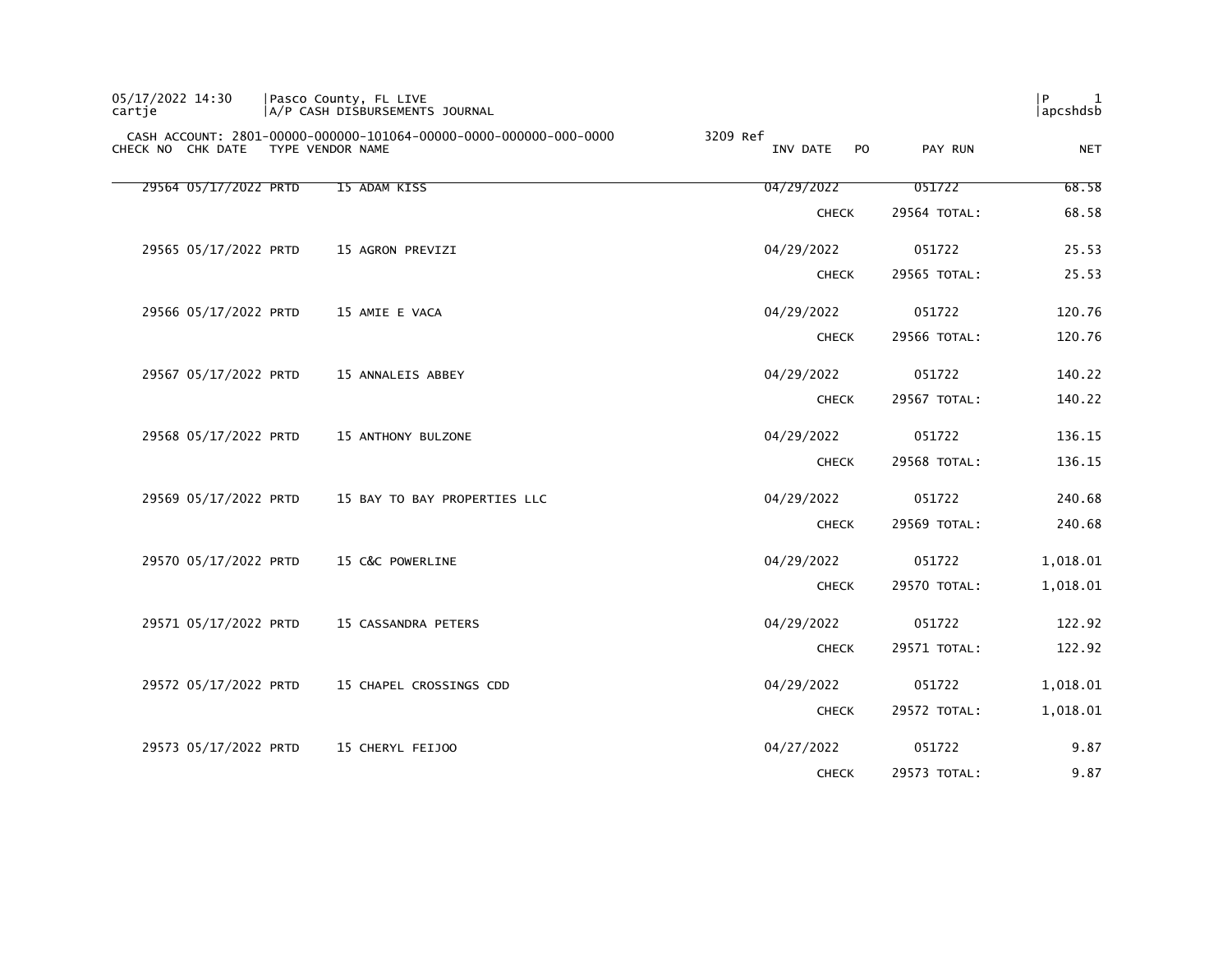05/17/2022 14:30 | Pasco County, FL LIVE
cartje | A/P CASH DISBURSEMENTS JOURNAL

CASH ACCOUNT: 2801-00000-000000-101064-00000-0000-000000-000-0000 3209 Ref

| CHECK NO | CHK DATE | TYPE | VENDOR NAME | INV DATE | PO | PAY RUN | NET |
|---|---|---|---|---|---|---|---|
| 29564 | 05/17/2022 | PRTD | 15 ADAM KISS | 04/29/2022 | | 051722 | 68.58 |
| | | | | CHECK | | 29564 TOTAL: | 68.58 |
| 29565 | 05/17/2022 | PRTD | 15 AGRON PREVIZI | 04/29/2022 | | 051722 | 25.53 |
| | | | | CHECK | | 29565 TOTAL: | 25.53 |
| 29566 | 05/17/2022 | PRTD | 15 AMIE E VACA | 04/29/2022 | | 051722 | 120.76 |
| | | | | CHECK | | 29566 TOTAL: | 120.76 |
| 29567 | 05/17/2022 | PRTD | 15 ANNALEIS ABBEY | 04/29/2022 | | 051722 | 140.22 |
| | | | | CHECK | | 29567 TOTAL: | 140.22 |
| 29568 | 05/17/2022 | PRTD | 15 ANTHONY BULZONE | 04/29/2022 | | 051722 | 136.15 |
| | | | | CHECK | | 29568 TOTAL: | 136.15 |
| 29569 | 05/17/2022 | PRTD | 15 BAY TO BAY PROPERTIES LLC | 04/29/2022 | | 051722 | 240.68 |
| | | | | CHECK | | 29569 TOTAL: | 240.68 |
| 29570 | 05/17/2022 | PRTD | 15 C&C POWERLINE | 04/29/2022 | | 051722 | 1,018.01 |
| | | | | CHECK | | 29570 TOTAL: | 1,018.01 |
| 29571 | 05/17/2022 | PRTD | 15 CASSANDRA PETERS | 04/29/2022 | | 051722 | 122.92 |
| | | | | CHECK | | 29571 TOTAL: | 122.92 |
| 29572 | 05/17/2022 | PRTD | 15 CHAPEL CROSSINGS CDD | 04/29/2022 | | 051722 | 1,018.01 |
| | | | | CHECK | | 29572 TOTAL: | 1,018.01 |
| 29573 | 05/17/2022 | PRTD | 15 CHERYL FEIJOO | 04/27/2022 | | 051722 | 9.87 |
| | | | | CHECK | | 29573 TOTAL: | 9.87 |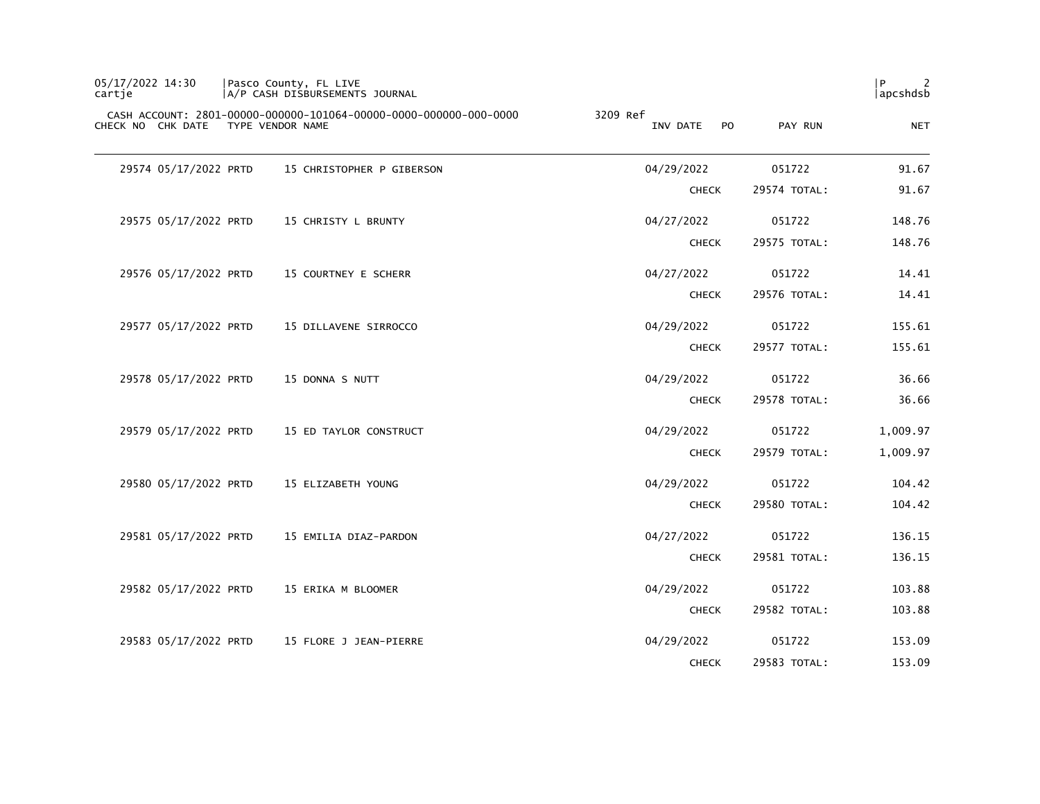CASH ACCOUNT: 2801-00000-000000-101064-00000-0000-000000-000-0000 3209 Ref

| CHECK NO | CHK DATE | TYPE | VENDOR NAME | INV DATE | PO | PAY RUN | NET |
|---|---|---|---|---|---|---|---|
| 29574 | 05/17/2022 | PRTD | 15 CHRISTOPHER P GIBERSON | 04/29/2022 | | 051722 | 91.67 |
| | | | | CHECK | | 29574 TOTAL: | 91.67 |
| 29575 | 05/17/2022 | PRTD | 15 CHRISTY L BRUNTY | 04/27/2022 | | 051722 | 148.76 |
| | | | | CHECK | | 29575 TOTAL: | 148.76 |
| 29576 | 05/17/2022 | PRTD | 15 COURTNEY E SCHERR | 04/27/2022 | | 051722 | 14.41 |
| | | | | CHECK | | 29576 TOTAL: | 14.41 |
| 29577 | 05/17/2022 | PRTD | 15 DILLAVENE SIRROCCO | 04/29/2022 | | 051722 | 155.61 |
| | | | | CHECK | | 29577 TOTAL: | 155.61 |
| 29578 | 05/17/2022 | PRTD | 15 DONNA S NUTT | 04/29/2022 | | 051722 | 36.66 |
| | | | | CHECK | | 29578 TOTAL: | 36.66 |
| 29579 | 05/17/2022 | PRTD | 15 ED TAYLOR CONSTRUCT | 04/29/2022 | | 051722 | 1,009.97 |
| | | | | CHECK | | 29579 TOTAL: | 1,009.97 |
| 29580 | 05/17/2022 | PRTD | 15 ELIZABETH YOUNG | 04/29/2022 | | 051722 | 104.42 |
| | | | | CHECK | | 29580 TOTAL: | 104.42 |
| 29581 | 05/17/2022 | PRTD | 15 EMILIA DIAZ-PARDON | 04/27/2022 | | 051722 | 136.15 |
| | | | | CHECK | | 29581 TOTAL: | 136.15 |
| 29582 | 05/17/2022 | PRTD | 15 ERIKA M BLOOMER | 04/29/2022 | | 051722 | 103.88 |
| | | | | CHECK | | 29582 TOTAL: | 103.88 |
| 29583 | 05/17/2022 | PRTD | 15 FLORE J JEAN-PIERRE | 04/29/2022 | | 051722 | 153.09 |
| | | | | CHECK | | 29583 TOTAL: | 153.09 |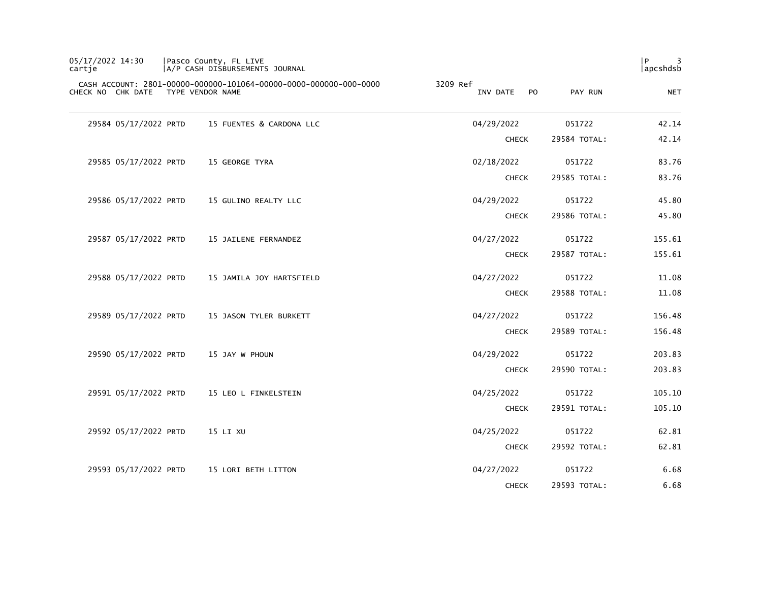05/17/2022 14:30 | Pasco County, FL LIVE
cartje | A/P CASH DISBURSEMENTS JOURNAL

CASH ACCOUNT: 2801-00000-000000-101064-00000-0000-000000-000-0000 3209 Ref

| CHECK NO | CHK DATE | TYPE | VENDOR NAME | INV DATE | PO | PAY RUN | NET |
|---|---|---|---|---|---|---|---|
| 29584 | 05/17/2022 | PRTD | 15 FUENTES & CARDONA LLC | 04/29/2022 | | 051722 | 42.14 |
| | | | | CHECK | | 29584 TOTAL: | 42.14 |
| 29585 | 05/17/2022 | PRTD | 15 GEORGE TYRA | 02/18/2022 | | 051722 | 83.76 |
| | | | | CHECK | | 29585 TOTAL: | 83.76 |
| 29586 | 05/17/2022 | PRTD | 15 GULINO REALTY LLC | 04/29/2022 | | 051722 | 45.80 |
| | | | | CHECK | | 29586 TOTAL: | 45.80 |
| 29587 | 05/17/2022 | PRTD | 15 JAILENE FERNANDEZ | 04/27/2022 | | 051722 | 155.61 |
| | | | | CHECK | | 29587 TOTAL: | 155.61 |
| 29588 | 05/17/2022 | PRTD | 15 JAMILA JOY HARTSFIELD | 04/27/2022 | | 051722 | 11.08 |
| | | | | CHECK | | 29588 TOTAL: | 11.08 |
| 29589 | 05/17/2022 | PRTD | 15 JASON TYLER BURKETT | 04/27/2022 | | 051722 | 156.48 |
| | | | | CHECK | | 29589 TOTAL: | 156.48 |
| 29590 | 05/17/2022 | PRTD | 15 JAY W PHOUN | 04/29/2022 | | 051722 | 203.83 |
| | | | | CHECK | | 29590 TOTAL: | 203.83 |
| 29591 | 05/17/2022 | PRTD | 15 LEO L FINKELSTEIN | 04/25/2022 | | 051722 | 105.10 |
| | | | | CHECK | | 29591 TOTAL: | 105.10 |
| 29592 | 05/17/2022 | PRTD | 15 LI XU | 04/25/2022 | | 051722 | 62.81 |
| | | | | CHECK | | 29592 TOTAL: | 62.81 |
| 29593 | 05/17/2022 | PRTD | 15 LORI BETH LITTON | 04/27/2022 | | 051722 | 6.68 |
| | | | | CHECK | | 29593 TOTAL: | 6.68 |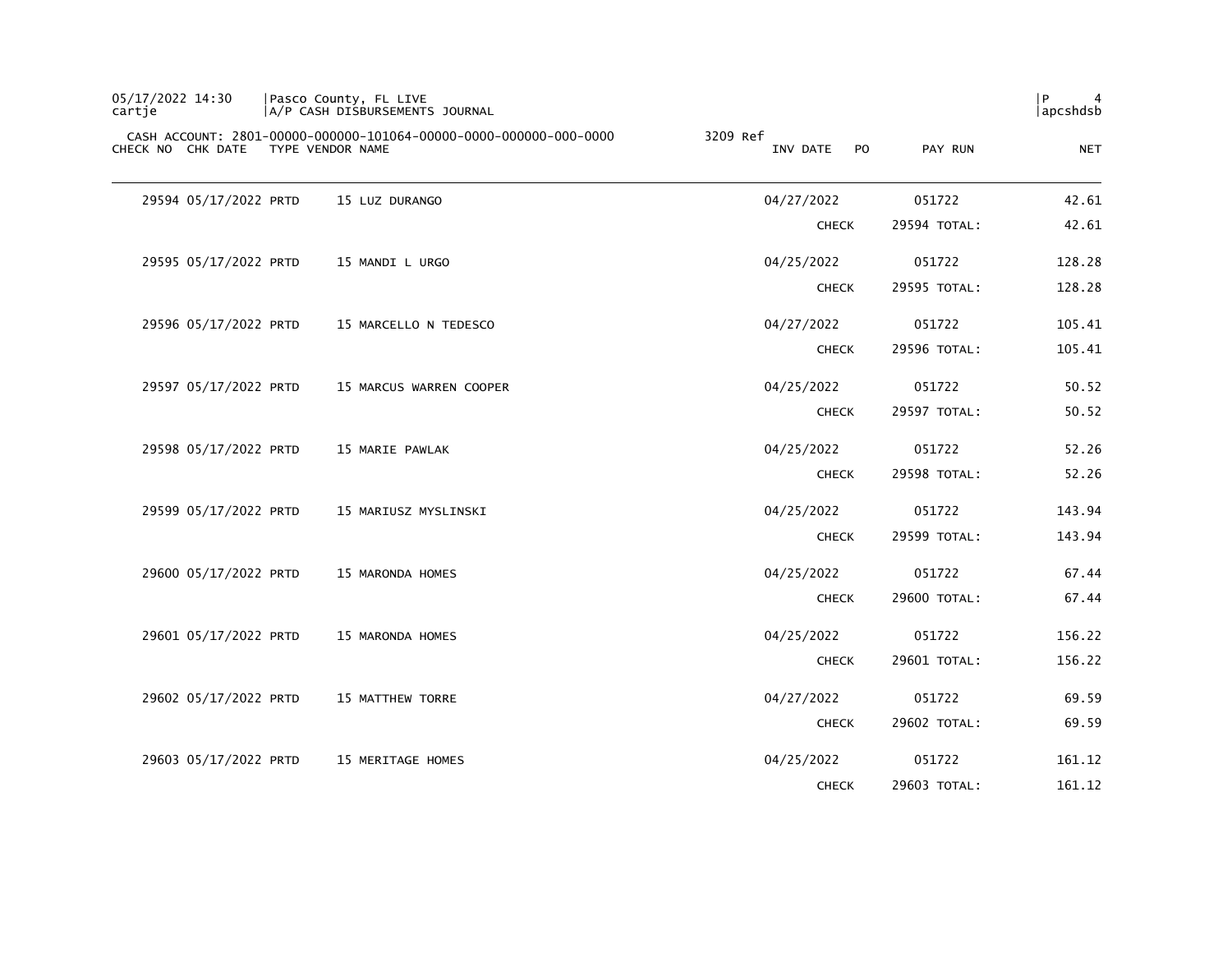05/17/2022 14:30 | Pasco County, FL LIVE
cartje | A/P CASH DISBURSEMENTS JOURNAL

CASH ACCOUNT: 2801-00000-000000-101064-00000-0000-000000-000-0000 3209 Ref

| CHECK NO | CHK DATE | TYPE | VENDOR NAME | INV DATE | PO | PAY RUN | NET |
|---|---|---|---|---|---|---|---|
| 29594 | 05/17/2022 | PRTD | 15 LUZ DURANGO | 04/27/2022 | | 051722 | 42.61 |
| | | | | CHECK | | 29594 TOTAL: | 42.61 |
| 29595 | 05/17/2022 | PRTD | 15 MANDI L URGO | 04/25/2022 | | 051722 | 128.28 |
| | | | | CHECK | | 29595 TOTAL: | 128.28 |
| 29596 | 05/17/2022 | PRTD | 15 MARCELLO N TEDESCO | 04/27/2022 | | 051722 | 105.41 |
| | | | | CHECK | | 29596 TOTAL: | 105.41 |
| 29597 | 05/17/2022 | PRTD | 15 MARCUS WARREN COOPER | 04/25/2022 | | 051722 | 50.52 |
| | | | | CHECK | | 29597 TOTAL: | 50.52 |
| 29598 | 05/17/2022 | PRTD | 15 MARIE PAWLAK | 04/25/2022 | | 051722 | 52.26 |
| | | | | CHECK | | 29598 TOTAL: | 52.26 |
| 29599 | 05/17/2022 | PRTD | 15 MARIUSZ MYSLINSKI | 04/25/2022 | | 051722 | 143.94 |
| | | | | CHECK | | 29599 TOTAL: | 143.94 |
| 29600 | 05/17/2022 | PRTD | 15 MARONDA HOMES | 04/25/2022 | | 051722 | 67.44 |
| | | | | CHECK | | 29600 TOTAL: | 67.44 |
| 29601 | 05/17/2022 | PRTD | 15 MARONDA HOMES | 04/25/2022 | | 051722 | 156.22 |
| | | | | CHECK | | 29601 TOTAL: | 156.22 |
| 29602 | 05/17/2022 | PRTD | 15 MATTHEW TORRE | 04/27/2022 | | 051722 | 69.59 |
| | | | | CHECK | | 29602 TOTAL: | 69.59 |
| 29603 | 05/17/2022 | PRTD | 15 MERITAGE HOMES | 04/25/2022 | | 051722 | 161.12 |
| | | | | CHECK | | 29603 TOTAL: | 161.12 |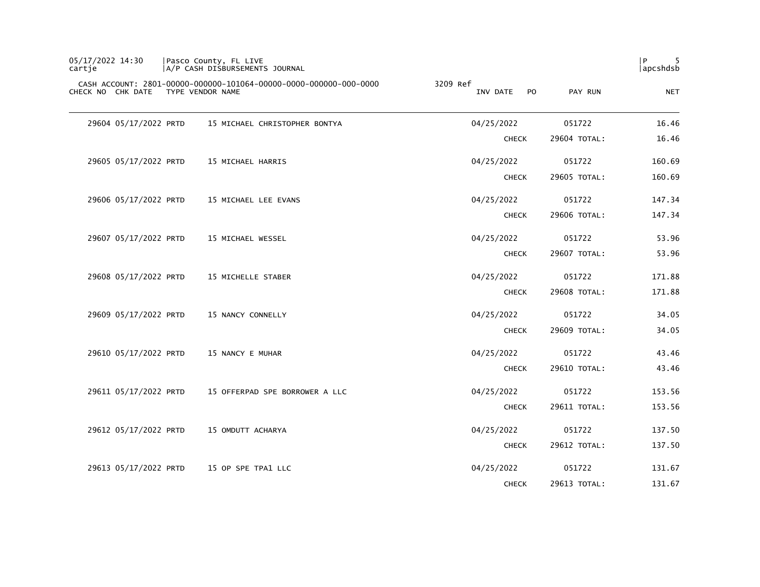05/17/2022 14:30 | Pasco County, FL LIVE
cartje | A/P CASH DISBURSEMENTS JOURNAL

CASH ACCOUNT: 2801-00000-000000-101064-00000-0000-000000-000-0000 3209 Ref

| CHECK NO | CHK DATE | TYPE | VENDOR NAME | INV DATE | PO | PAY RUN | NET |
|---|---|---|---|---|---|---|---|
| 29604 | 05/17/2022 | PRTD | 15 MICHAEL CHRISTOPHER BONTYA | 04/25/2022 | | 051722 | 16.46 |
| | | | | CHECK | | 29604 TOTAL: | 16.46 |
| 29605 | 05/17/2022 | PRTD | 15 MICHAEL HARRIS | 04/25/2022 | | 051722 | 160.69 |
| | | | | CHECK | | 29605 TOTAL: | 160.69 |
| 29606 | 05/17/2022 | PRTD | 15 MICHAEL LEE EVANS | 04/25/2022 | | 051722 | 147.34 |
| | | | | CHECK | | 29606 TOTAL: | 147.34 |
| 29607 | 05/17/2022 | PRTD | 15 MICHAEL WESSEL | 04/25/2022 | | 051722 | 53.96 |
| | | | | CHECK | | 29607 TOTAL: | 53.96 |
| 29608 | 05/17/2022 | PRTD | 15 MICHELLE STABER | 04/25/2022 | | 051722 | 171.88 |
| | | | | CHECK | | 29608 TOTAL: | 171.88 |
| 29609 | 05/17/2022 | PRTD | 15 NANCY CONNELLY | 04/25/2022 | | 051722 | 34.05 |
| | | | | CHECK | | 29609 TOTAL: | 34.05 |
| 29610 | 05/17/2022 | PRTD | 15 NANCY E MUHAR | 04/25/2022 | | 051722 | 43.46 |
| | | | | CHECK | | 29610 TOTAL: | 43.46 |
| 29611 | 05/17/2022 | PRTD | 15 OFFERPAD SPE BORROWER A LLC | 04/25/2022 | | 051722 | 153.56 |
| | | | | CHECK | | 29611 TOTAL: | 153.56 |
| 29612 | 05/17/2022 | PRTD | 15 OMDUTT ACHARYA | 04/25/2022 | | 051722 | 137.50 |
| | | | | CHECK | | 29612 TOTAL: | 137.50 |
| 29613 | 05/17/2022 | PRTD | 15 OP SPE TPA1 LLC | 04/25/2022 | | 051722 | 131.67 |
| | | | | CHECK | | 29613 TOTAL: | 131.67 |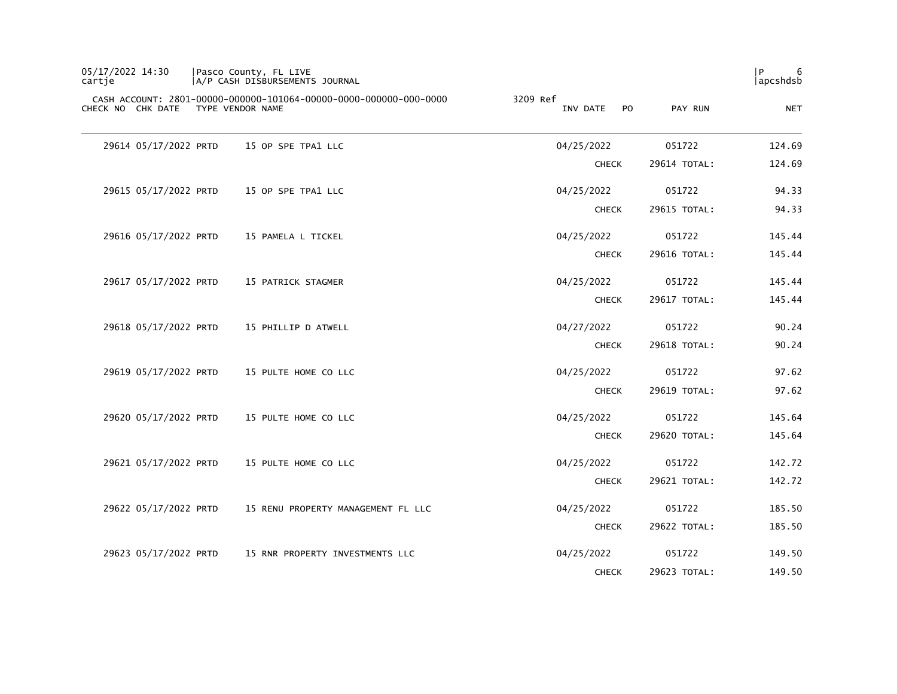05/17/2022 14:30 | Pasco County, FL LIVE
cartje | A/P CASH DISBURSEMENTS JOURNAL

CASH ACCOUNT: 2801-00000-000000-101064-00000-0000-000000-000-0000 3209 Ref

| CHECK NO | CHK DATE | TYPE | VENDOR NAME | INV DATE | PO | PAY RUN | NET |
|---|---|---|---|---|---|---|---|
| 29614 | 05/17/2022 | PRTD | 15 OP SPE TPA1 LLC | 04/25/2022 | | 051722 | 124.69 |
| | | | | CHECK | | 29614 TOTAL: | 124.69 |
| 29615 | 05/17/2022 | PRTD | 15 OP SPE TPA1 LLC | 04/25/2022 | | 051722 | 94.33 |
| | | | | CHECK | | 29615 TOTAL: | 94.33 |
| 29616 | 05/17/2022 | PRTD | 15 PAMELA L TICKEL | 04/25/2022 | | 051722 | 145.44 |
| | | | | CHECK | | 29616 TOTAL: | 145.44 |
| 29617 | 05/17/2022 | PRTD | 15 PATRICK STAGMER | 04/25/2022 | | 051722 | 145.44 |
| | | | | CHECK | | 29617 TOTAL: | 145.44 |
| 29618 | 05/17/2022 | PRTD | 15 PHILLIP D ATWELL | 04/27/2022 | | 051722 | 90.24 |
| | | | | CHECK | | 29618 TOTAL: | 90.24 |
| 29619 | 05/17/2022 | PRTD | 15 PULTE HOME CO LLC | 04/25/2022 | | 051722 | 97.62 |
| | | | | CHECK | | 29619 TOTAL: | 97.62 |
| 29620 | 05/17/2022 | PRTD | 15 PULTE HOME CO LLC | 04/25/2022 | | 051722 | 145.64 |
| | | | | CHECK | | 29620 TOTAL: | 145.64 |
| 29621 | 05/17/2022 | PRTD | 15 PULTE HOME CO LLC | 04/25/2022 | | 051722 | 142.72 |
| | | | | CHECK | | 29621 TOTAL: | 142.72 |
| 29622 | 05/17/2022 | PRTD | 15 RENU PROPERTY MANAGEMENT FL LLC | 04/25/2022 | | 051722 | 185.50 |
| | | | | CHECK | | 29622 TOTAL: | 185.50 |
| 29623 | 05/17/2022 | PRTD | 15 RNR PROPERTY INVESTMENTS LLC | 04/25/2022 | | 051722 | 149.50 |
| | | | | CHECK | | 29623 TOTAL: | 149.50 |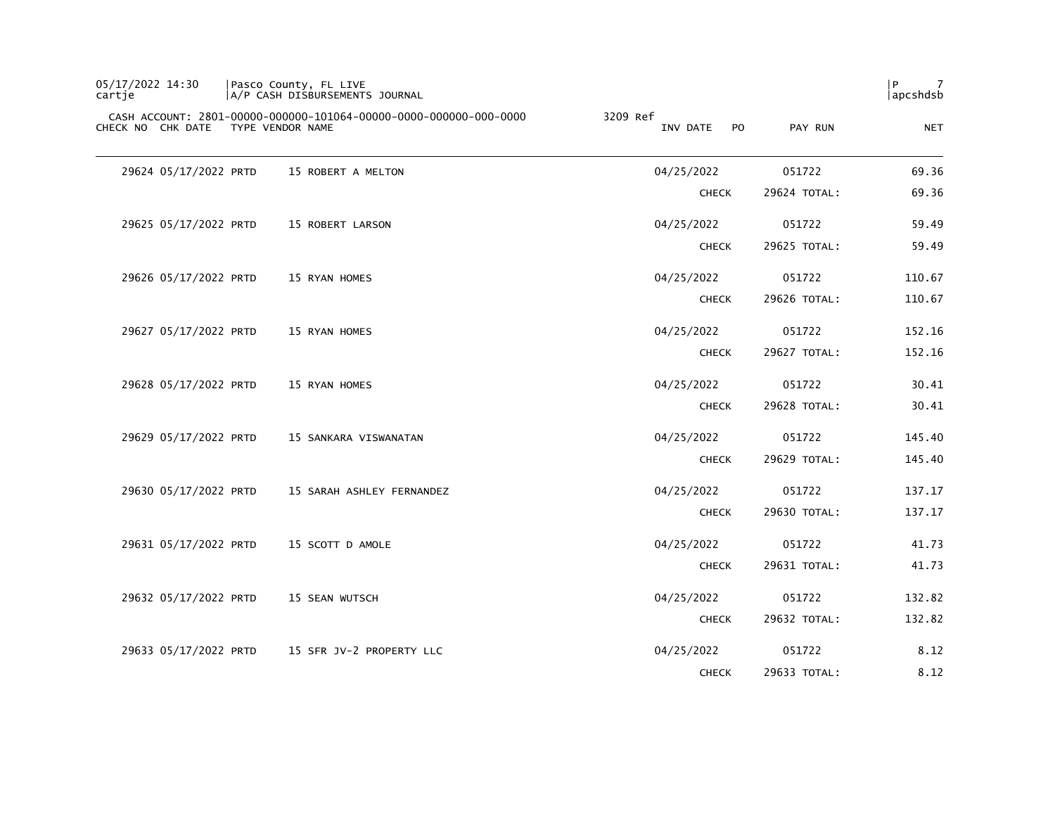CASH ACCOUNT: 2801-00000-000000-101064-00000-0000-000000-000-0000 3209 Ref

| CHECK NO | CHK DATE | TYPE | VENDOR NAME | INV DATE | PO | PAY RUN | NET |
|---|---|---|---|---|---|---|---|
| 29624 | 05/17/2022 | PRTD | 15 ROBERT A MELTON | 04/25/2022 | | 051722 | 69.36 |
| | | | | CHECK | | 29624 TOTAL: | 69.36 |
| 29625 | 05/17/2022 | PRTD | 15 ROBERT LARSON | 04/25/2022 | | 051722 | 59.49 |
| | | | | CHECK | | 29625 TOTAL: | 59.49 |
| 29626 | 05/17/2022 | PRTD | 15 RYAN HOMES | 04/25/2022 | | 051722 | 110.67 |
| | | | | CHECK | | 29626 TOTAL: | 110.67 |
| 29627 | 05/17/2022 | PRTD | 15 RYAN HOMES | 04/25/2022 | | 051722 | 152.16 |
| | | | | CHECK | | 29627 TOTAL: | 152.16 |
| 29628 | 05/17/2022 | PRTD | 15 RYAN HOMES | 04/25/2022 | | 051722 | 30.41 |
| | | | | CHECK | | 29628 TOTAL: | 30.41 |
| 29629 | 05/17/2022 | PRTD | 15 SANKARA VISWANATAN | 04/25/2022 | | 051722 | 145.40 |
| | | | | CHECK | | 29629 TOTAL: | 145.40 |
| 29630 | 05/17/2022 | PRTD | 15 SARAH ASHLEY FERNANDEZ | 04/25/2022 | | 051722 | 137.17 |
| | | | | CHECK | | 29630 TOTAL: | 137.17 |
| 29631 | 05/17/2022 | PRTD | 15 SCOTT D AMOLE | 04/25/2022 | | 051722 | 41.73 |
| | | | | CHECK | | 29631 TOTAL: | 41.73 |
| 29632 | 05/17/2022 | PRTD | 15 SEAN WUTSCH | 04/25/2022 | | 051722 | 132.82 |
| | | | | CHECK | | 29632 TOTAL: | 132.82 |
| 29633 | 05/17/2022 | PRTD | 15 SFR JV-2 PROPERTY LLC | 04/25/2022 | | 051722 | 8.12 |
| | | | | CHECK | | 29633 TOTAL: | 8.12 |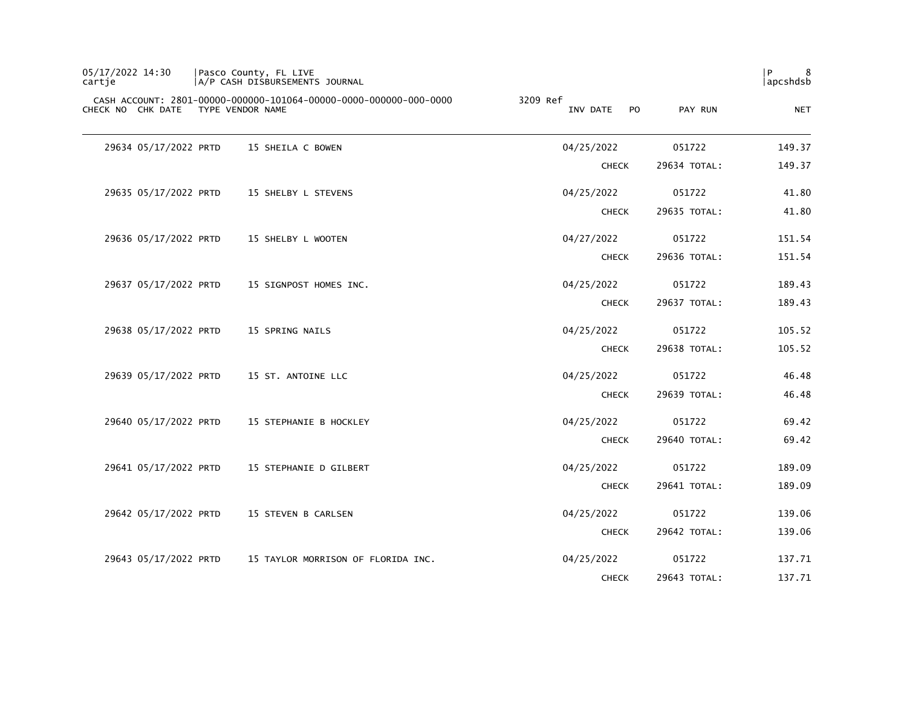CASH ACCOUNT: 2801-00000-000000-101064-00000-0000-000000-000-0000 3209 Ref

| CHECK NO | CHK DATE | TYPE | VENDOR NAME | INV DATE | PO | PAY RUN | NET |
|---|---|---|---|---|---|---|---|
| 29634 | 05/17/2022 | PRTD | 15 SHEILA C BOWEN | 04/25/2022 | | 051722 | 149.37 |
| | | | | CHECK | | 29634 TOTAL: | 149.37 |
| 29635 | 05/17/2022 | PRTD | 15 SHELBY L STEVENS | 04/25/2022 | | 051722 | 41.80 |
| | | | | CHECK | | 29635 TOTAL: | 41.80 |
| 29636 | 05/17/2022 | PRTD | 15 SHELBY L WOOTEN | 04/27/2022 | | 051722 | 151.54 |
| | | | | CHECK | | 29636 TOTAL: | 151.54 |
| 29637 | 05/17/2022 | PRTD | 15 SIGNPOST HOMES INC. | 04/25/2022 | | 051722 | 189.43 |
| | | | | CHECK | | 29637 TOTAL: | 189.43 |
| 29638 | 05/17/2022 | PRTD | 15 SPRING NAILS | 04/25/2022 | | 051722 | 105.52 |
| | | | | CHECK | | 29638 TOTAL: | 105.52 |
| 29639 | 05/17/2022 | PRTD | 15 ST. ANTOINE LLC | 04/25/2022 | | 051722 | 46.48 |
| | | | | CHECK | | 29639 TOTAL: | 46.48 |
| 29640 | 05/17/2022 | PRTD | 15 STEPHANIE B HOCKLEY | 04/25/2022 | | 051722 | 69.42 |
| | | | | CHECK | | 29640 TOTAL: | 69.42 |
| 29641 | 05/17/2022 | PRTD | 15 STEPHANIE D GILBERT | 04/25/2022 | | 051722 | 189.09 |
| | | | | CHECK | | 29641 TOTAL: | 189.09 |
| 29642 | 05/17/2022 | PRTD | 15 STEVEN B CARLSEN | 04/25/2022 | | 051722 | 139.06 |
| | | | | CHECK | | 29642 TOTAL: | 139.06 |
| 29643 | 05/17/2022 | PRTD | 15 TAYLOR MORRISON OF FLORIDA INC. | 04/25/2022 | | 051722 | 137.71 |
| | | | | CHECK | | 29643 TOTAL: | 137.71 |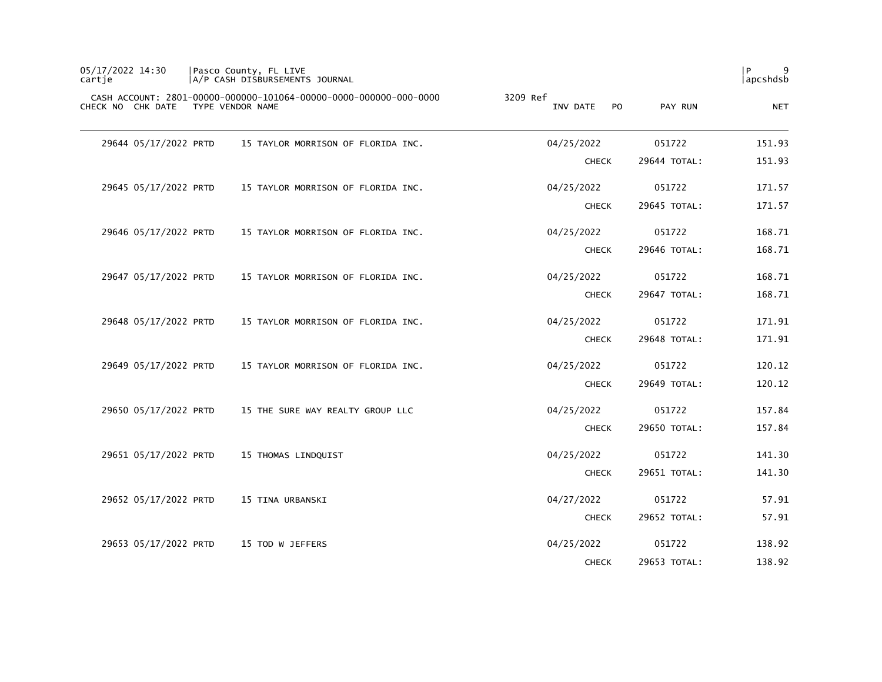CASH ACCOUNT: 2801-00000-000000-101064-00000-0000-000000-000-0000 3209 Ref

| CHECK NO | CHK DATE | TYPE | VENDOR NAME | INV DATE | PO | PAY RUN | NET |
|---|---|---|---|---|---|---|---|
| 29644 | 05/17/2022 | PRTD | 15 TAYLOR MORRISON OF FLORIDA INC. | 04/25/2022 | | 051722 | 151.93 |
| | | | | CHECK | | 29644 TOTAL: | 151.93 |
| 29645 | 05/17/2022 | PRTD | 15 TAYLOR MORRISON OF FLORIDA INC. | 04/25/2022 | | 051722 | 171.57 |
| | | | | CHECK | | 29645 TOTAL: | 171.57 |
| 29646 | 05/17/2022 | PRTD | 15 TAYLOR MORRISON OF FLORIDA INC. | 04/25/2022 | | 051722 | 168.71 |
| | | | | CHECK | | 29646 TOTAL: | 168.71 |
| 29647 | 05/17/2022 | PRTD | 15 TAYLOR MORRISON OF FLORIDA INC. | 04/25/2022 | | 051722 | 168.71 |
| | | | | CHECK | | 29647 TOTAL: | 168.71 |
| 29648 | 05/17/2022 | PRTD | 15 TAYLOR MORRISON OF FLORIDA INC. | 04/25/2022 | | 051722 | 171.91 |
| | | | | CHECK | | 29648 TOTAL: | 171.91 |
| 29649 | 05/17/2022 | PRTD | 15 TAYLOR MORRISON OF FLORIDA INC. | 04/25/2022 | | 051722 | 120.12 |
| | | | | CHECK | | 29649 TOTAL: | 120.12 |
| 29650 | 05/17/2022 | PRTD | 15 THE SURE WAY REALTY GROUP LLC | 04/25/2022 | | 051722 | 157.84 |
| | | | | CHECK | | 29650 TOTAL: | 157.84 |
| 29651 | 05/17/2022 | PRTD | 15 THOMAS LINDQUIST | 04/25/2022 | | 051722 | 141.30 |
| | | | | CHECK | | 29651 TOTAL: | 141.30 |
| 29652 | 05/17/2022 | PRTD | 15 TINA URBANSKI | 04/27/2022 | | 051722 | 57.91 |
| | | | | CHECK | | 29652 TOTAL: | 57.91 |
| 29653 | 05/17/2022 | PRTD | 15 TOD W JEFFERS | 04/25/2022 | | 051722 | 138.92 |
| | | | | CHECK | | 29653 TOTAL: | 138.92 |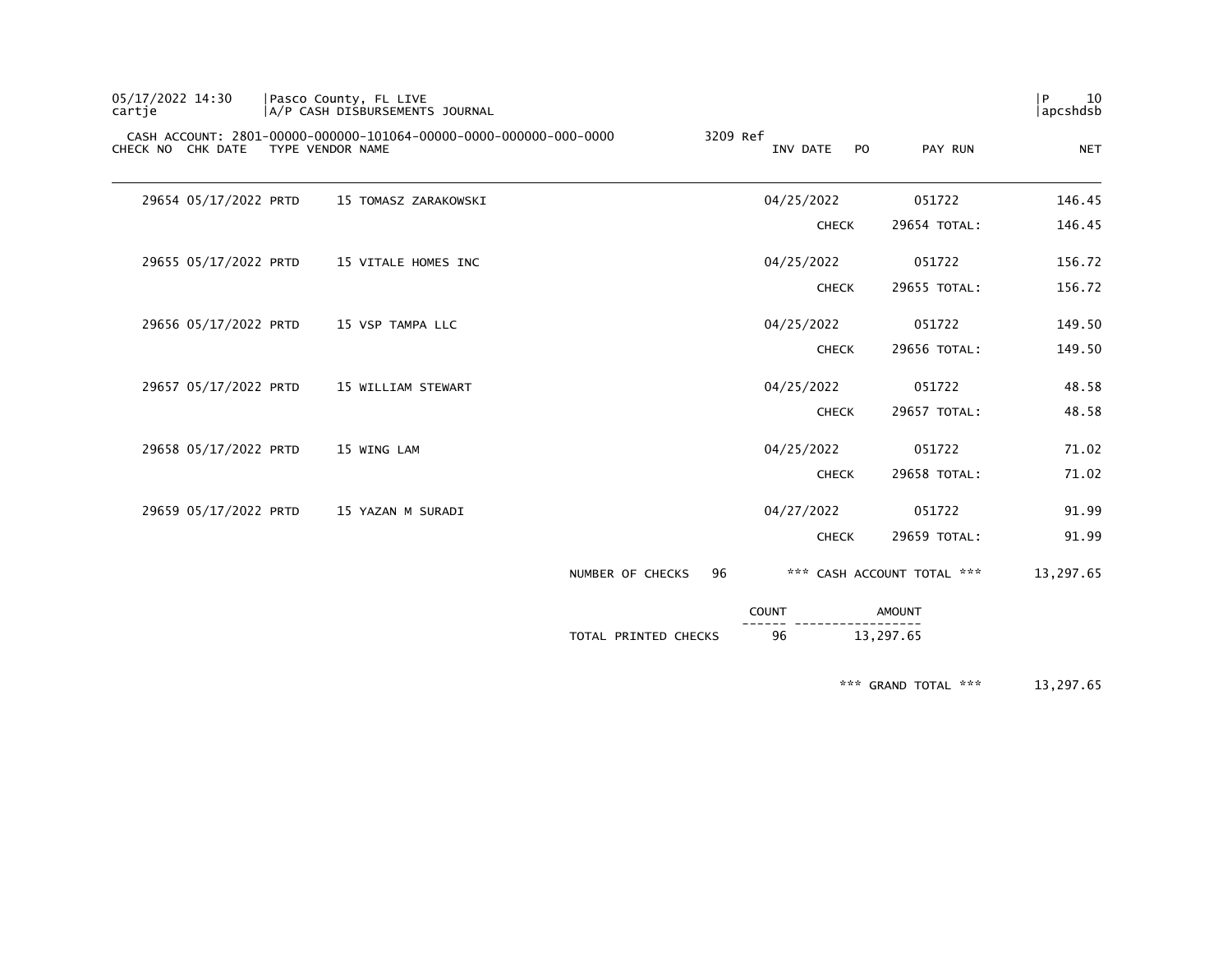05/17/2022 14:30 | Pasco County, FL LIVE | P 10
cartje | A/P CASH DISBURSEMENTS JOURNAL | apcshdsb

CASH ACCOUNT: 2801-00000-000000-101064-00000-0000-000000-000-0000 3209 Ref

| CHECK NO | CHK DATE | TYPE | VENDOR NAME | INV DATE | PO | PAY RUN | NET |
|---|---|---|---|---|---|---|---|
| 29654 | 05/17/2022 | PRTD | 15 TOMASZ ZARAKOWSKI | 04/25/2022 | | 051722 | 146.45 |
| | | | | CHECK | | 29654 TOTAL: | 146.45 |
| 29655 | 05/17/2022 | PRTD | 15 VITALE HOMES INC | 04/25/2022 | | 051722 | 156.72 |
| | | | | CHECK | | 29655 TOTAL: | 156.72 |
| 29656 | 05/17/2022 | PRTD | 15 VSP TAMPA LLC | 04/25/2022 | | 051722 | 149.50 |
| | | | | CHECK | | 29656 TOTAL: | 149.50 |
| 29657 | 05/17/2022 | PRTD | 15 WILLIAM STEWART | 04/25/2022 | | 051722 | 48.58 |
| | | | | CHECK | | 29657 TOTAL: | 48.58 |
| 29658 | 05/17/2022 | PRTD | 15 WING LAM | 04/25/2022 | | 051722 | 71.02 |
| | | | | CHECK | | 29658 TOTAL: | 71.02 |
| 29659 | 05/17/2022 | PRTD | 15 YAZAN M SURADI | 04/27/2022 | | 051722 | 91.99 |
| | | | | CHECK | | 29659 TOTAL: | 91.99 |

NUMBER OF CHECKS 96 *** CASH ACCOUNT TOTAL *** 13,297.65

| | COUNT | AMOUNT |
|---|---|---|
| TOTAL PRINTED CHECKS | 96 | 13,297.65 |

*** GRAND TOTAL *** 13,297.65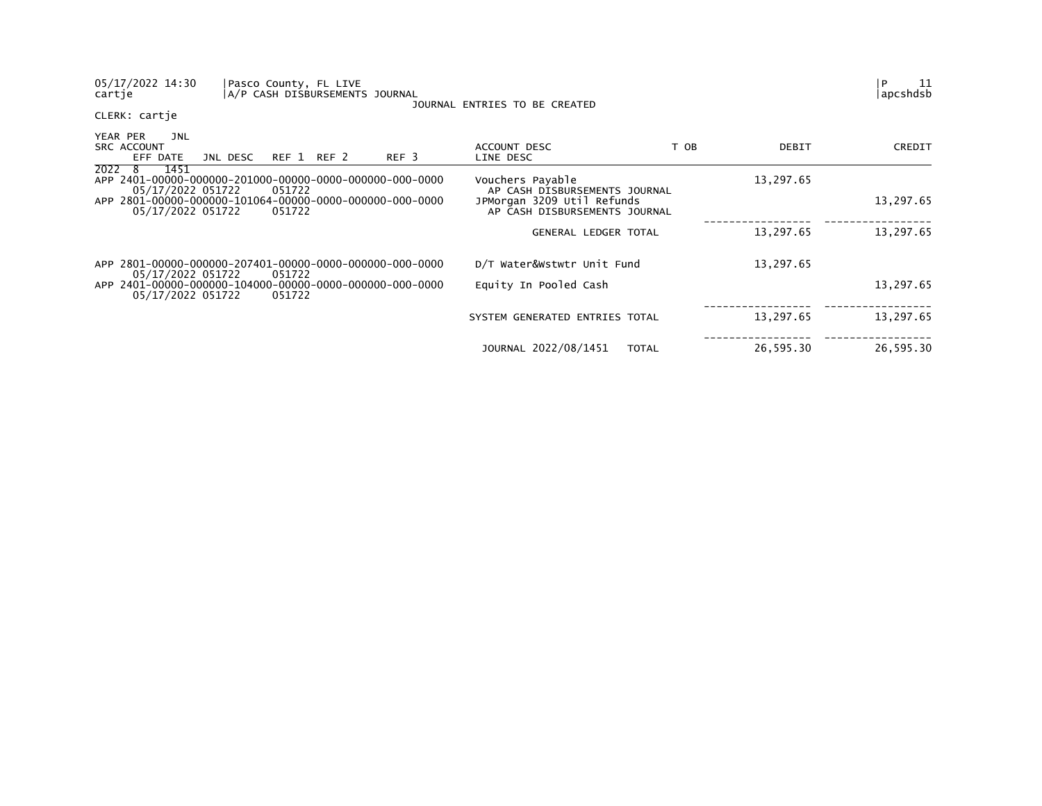05/17/2022 14:30 | Pasco County, FL LIVE
cartje | A/P CASH DISBURSEMENTS JOURNAL

JOURNAL ENTRIES TO BE CREATED

| P 11
| apcshdsb

CLERK: cartje

| YEAR PER JNL SRC ACCOUNT EFF DATE JNL DESC REF 1 REF 2 REF 3 | ACCOUNT DESC LINE DESC | T OB | DEBIT | CREDIT |
|---|---|---|---|---|
| 2022 8 1451 | | | | |
| APP 2401-00000-000000-201000-00000-0000-000000-000-0000 05/17/2022 051722 051722 | Vouchers Payable AP CASH DISBURSEMENTS JOURNAL | | 13,297.65 | |
| APP 2801-00000-000000-101064-00000-0000-000000-000-0000 05/17/2022 051722 051722 | JPMorgan 3209 Util Refunds AP CASH DISBURSEMENTS JOURNAL | | | 13,297.65 |
| | GENERAL LEDGER TOTAL | | 13,297.65 | 13,297.65 |
| APP 2801-00000-000000-207401-00000-0000-000000-000-0000 05/17/2022 051722 051722 | D/T Water&Wstwtr Unit Fund | | 13,297.65 | |
| APP 2401-00000-000000-104000-00000-0000-000000-000-0000 05/17/2022 051722 051722 | Equity In Pooled Cash | | | 13,297.65 |
| | SYSTEM GENERATED ENTRIES TOTAL | | 13,297.65 | 13,297.65 |
| | JOURNAL 2022/08/1451 TOTAL | | 26,595.30 | 26,595.30 |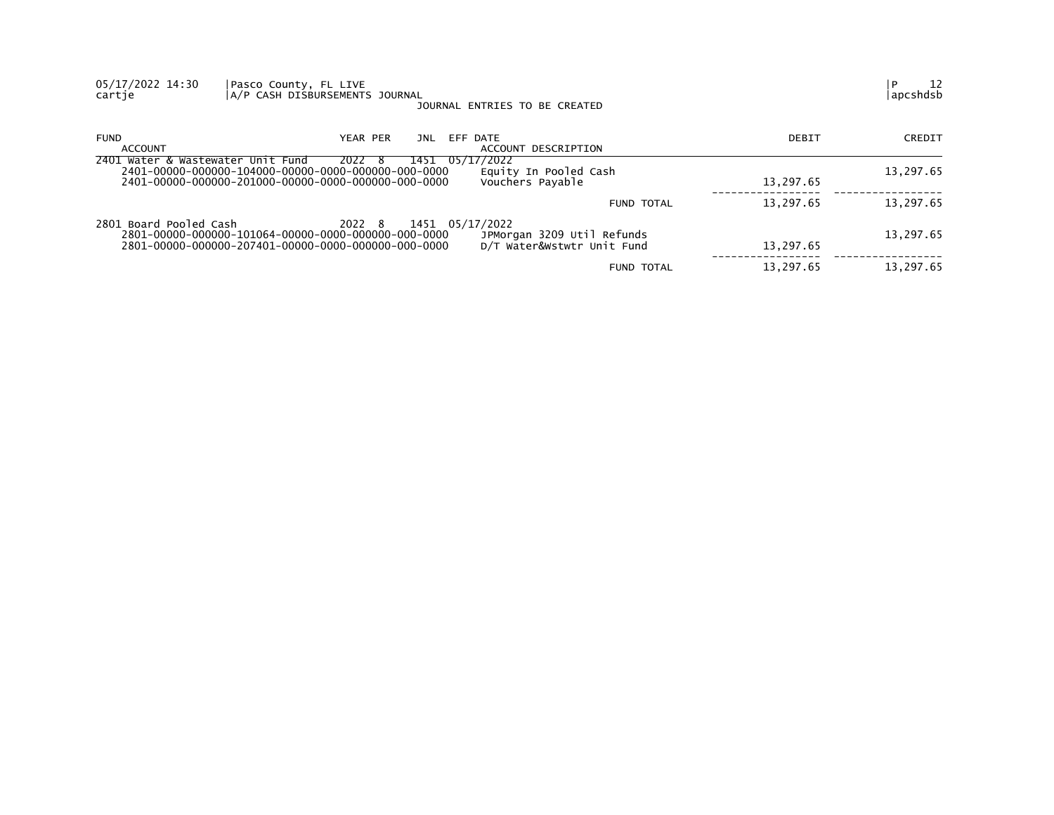05/17/2022 14:30 | Pasco County, FL LIVE | P 12
cartje | A/P CASH DISBURSEMENTS JOURNAL | apcshdsb

JOURNAL ENTRIES TO BE CREATED

| FUND / ACCOUNT | YEAR | PER | JNL | EFF DATE / ACCOUNT DESCRIPTION | DEBIT | CREDIT |
|---|---|---|---|---|---|---|
| 2401 Water & Wastewater Unit Fund | 2022 | 8 | 1451 | 05/17/2022 | | |
| 2401-00000-000000-104000-00000-0000-000000-000-0000 | | | | Equity In Pooled Cash | | 13,297.65 |
| 2401-00000-000000-201000-00000-0000-000000-000-0000 | | | | Vouchers Payable | 13,297.65 | |
| | | | | FUND TOTAL | 13,297.65 | 13,297.65 |
| 2801 Board Pooled Cash | 2022 | 8 | 1451 | 05/17/2022 | | |
| 2801-00000-000000-101064-00000-0000-000000-000-0000 | | | | JPMorgan 3209 Util Refunds | | 13,297.65 |
| 2801-00000-000000-207401-00000-0000-000000-000-0000 | | | | D/T Water&Wstwtr Unit Fund | 13,297.65 | |
| | | | | FUND TOTAL | 13,297.65 | 13,297.65 |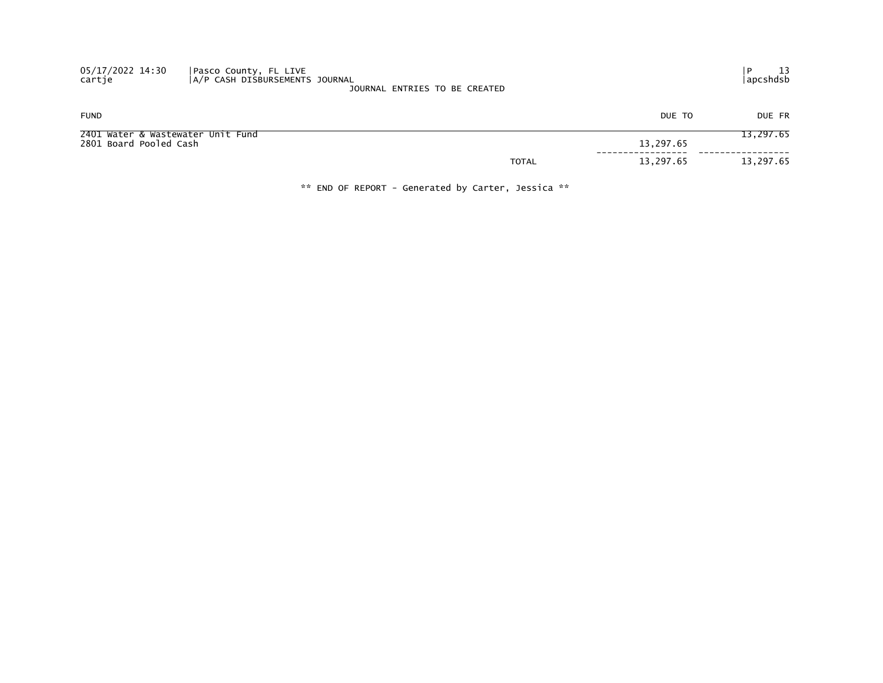Pasco County, FL LIVE
A/P CASH DISBURSEMENTS JOURNAL
JOURNAL ENTRIES TO BE CREATED

| FUND | | DUE TO | DUE FR |
|---|---|---|---|
| 2401 Water & Wastewater Unit Fund | | | 13,297.65 |
| 2801 Board Pooled Cash | | 13,297.65 | |
| | TOTAL | 13,297.65 | 13,297.65 |

** END OF REPORT - Generated by Carter, Jessica **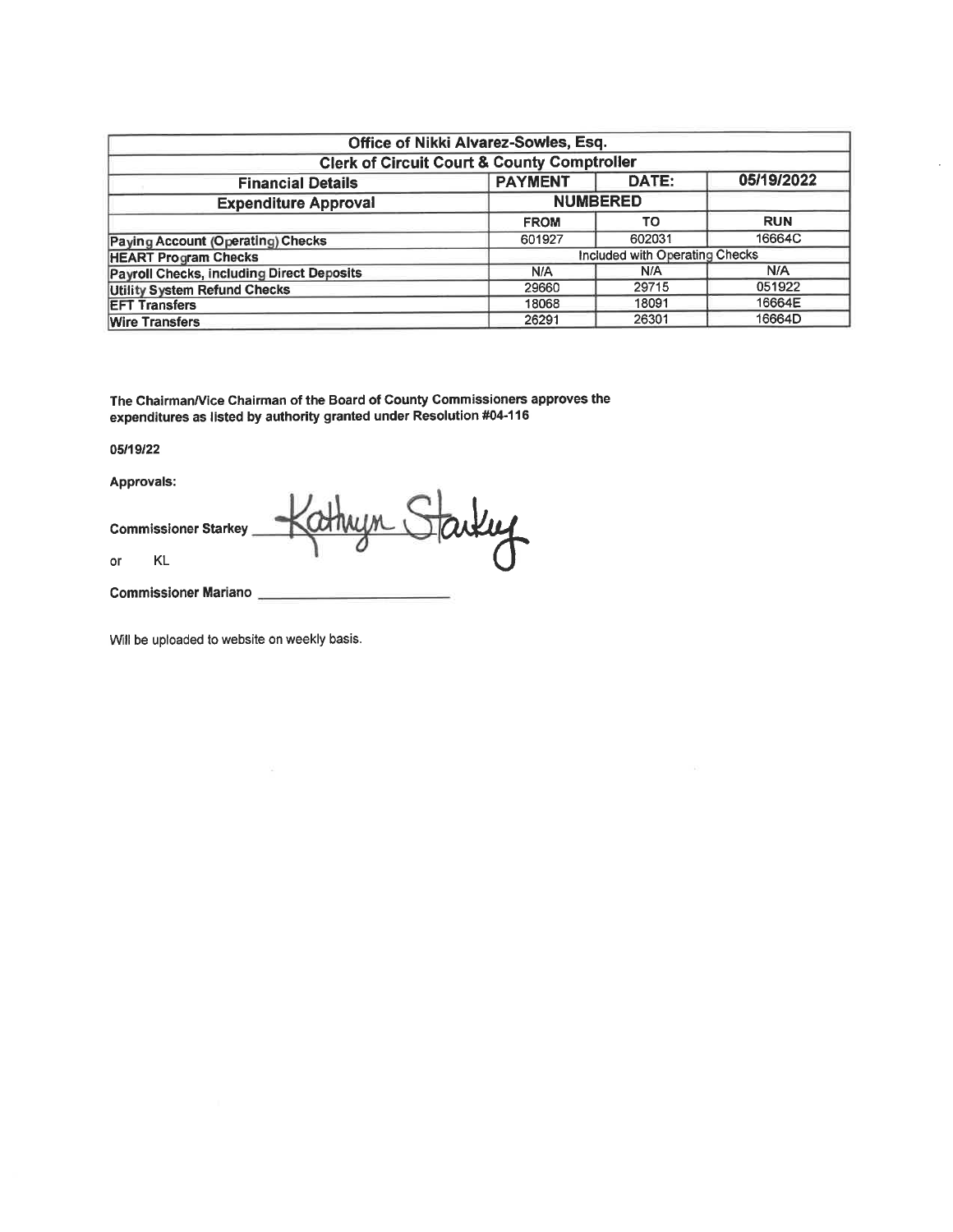| Office of Nikki Alvarez-Sowles, Esq. | | | |
|---|---|---|---|
| **Clerk of Circuit Court & County Comptroller** | | | |
| **Financial Details** | **PAYMENT** | **DATE:** | **05/19/2022** |
| **Expenditure Approval** | **NUMBERED** | | |
| | **FROM** | **TO** | **RUN** |
| **Paying Account (Operating) Checks** | 601927 | 602031 | 16664C |
| **HEART Program Checks** | Included with Operating Checks | | |
| **Payroll Checks, including Direct Deposits** | N/A | N/A | N/A |
| **Utility System Refund Checks** | 29660 | 29715 | 051922 |
| **EFT Transfers** | 18068 | 18091 | 16664E |
| **Wire Transfers** | 26291 | 26301 | 16664D |

**The Chairman/Vice Chairman of the Board of County Commissioners approves the expenditures as listed by authority granted under Resolution #04-116**

**05/19/22**

**Approvals:**

**Commissioner Starkey** Kathryn Starkey

or KL

**Commissioner Mariano** ____________________

Will be uploaded to website on weekly basis.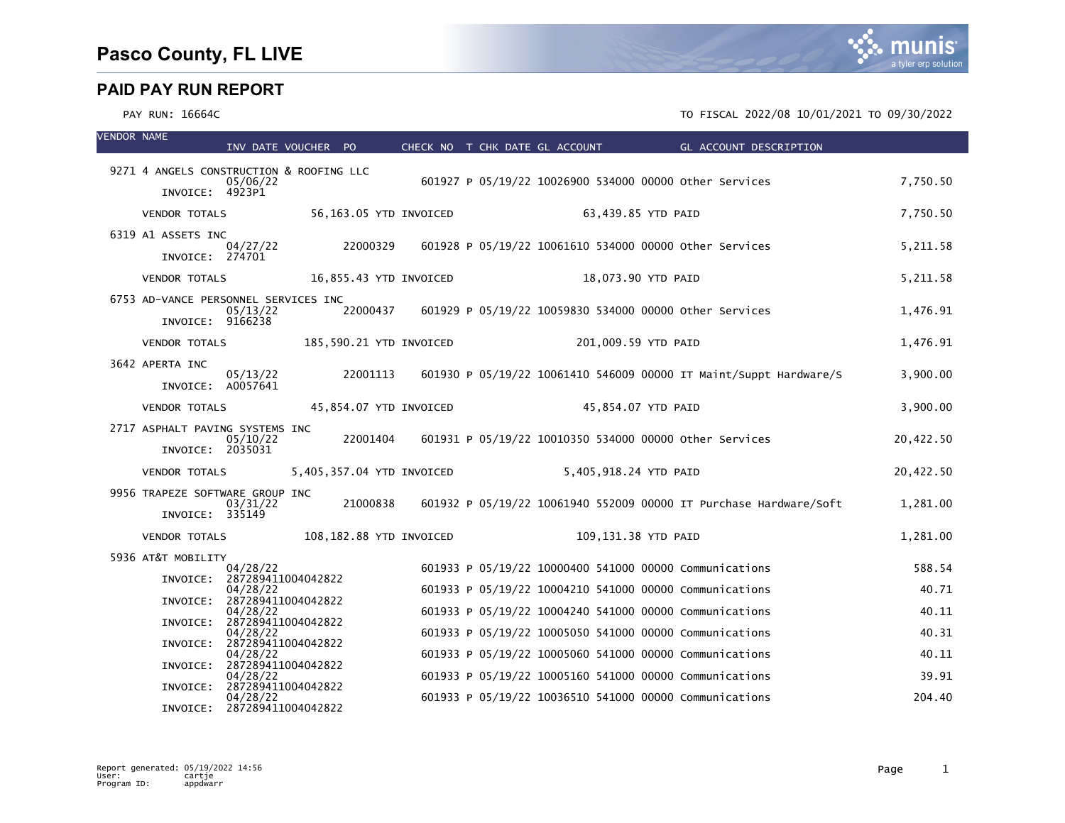# Pasco County, FL LIVE

## PAID PAY RUN REPORT

PAY RUN: 16664C

TO FISCAL 2022/08 10/01/2021 TO 09/30/2022

| VENDOR NAME | INV DATE | VOUCHER | PO | CHECK NO | T | CHK DATE | GL ACCOUNT | GL ACCOUNT DESCRIPTION | AMOUNT |
|---|---|---|---|---|---|---|---|---|---|
| 9271 4 ANGELS CONSTRUCTION & ROOFING LLC | | | | | | | | | |
| INVOICE: 4923P1 | 05/06/22 | | | 601927 | P | 05/19/22 | 10026900 534000 00000 | Other Services | 7,750.50 |
| VENDOR TOTALS | 56,163.05 YTD INVOICED | | | | | 63,439.85 YTD PAID | | | 7,750.50 |
| 6319 A1 ASSETS INC | | | | | | | | | |
| INVOICE: 274701 | 04/27/22 | | 22000329 | 601928 | P | 05/19/22 | 10061610 534000 00000 | Other Services | 5,211.58 |
| VENDOR TOTALS | 16,855.43 YTD INVOICED | | | | | 18,073.90 YTD PAID | | | 5,211.58 |
| 6753 AD-VANCE PERSONNEL SERVICES INC | | | | | | | | | |
| INVOICE: 9166238 | 05/13/22 | | 22000437 | 601929 | P | 05/19/22 | 10059830 534000 00000 | Other Services | 1,476.91 |
| VENDOR TOTALS | 185,590.21 YTD INVOICED | | | | | 201,009.59 YTD PAID | | | 1,476.91 |
| 3642 APERTA INC | | | | | | | | | |
| INVOICE: A0057641 | 05/13/22 | | 22001113 | 601930 | P | 05/19/22 | 10061410 546009 00000 | IT Maint/Suppt Hardware/S | 3,900.00 |
| VENDOR TOTALS | 45,854.07 YTD INVOICED | | | | | 45,854.07 YTD PAID | | | 3,900.00 |
| 2717 ASPHALT PAVING SYSTEMS INC | | | | | | | | | |
| INVOICE: 2035031 | 05/10/22 | | 22001404 | 601931 | P | 05/19/22 | 10010350 534000 00000 | Other Services | 20,422.50 |
| VENDOR TOTALS | 5,405,357.04 YTD INVOICED | | | | | 5,405,918.24 YTD PAID | | | 20,422.50 |
| 9956 TRAPEZE SOFTWARE GROUP INC | | | | | | | | | |
| INVOICE: 335149 | 03/31/22 | | 21000838 | 601932 | P | 05/19/22 | 10061940 552009 00000 | IT Purchase Hardware/Soft | 1,281.00 |
| VENDOR TOTALS | 108,182.88 YTD INVOICED | | | | | 109,131.38 YTD PAID | | | 1,281.00 |
| 5936 AT&T MOBILITY | | | | | | | | | |
| INVOICE: 287289411004042822 | 04/28/22 | | | 601933 | P | 05/19/22 | 10000400 541000 00000 | Communications | 588.54 |
| INVOICE: 287289411004042822 | 04/28/22 | | | 601933 | P | 05/19/22 | 10004210 541000 00000 | Communications | 40.71 |
| INVOICE: 287289411004042822 | 04/28/22 | | | 601933 | P | 05/19/22 | 10004240 541000 00000 | Communications | 40.11 |
| INVOICE: 287289411004042822 | 04/28/22 | | | 601933 | P | 05/19/22 | 10005050 541000 00000 | Communications | 40.31 |
| INVOICE: 287289411004042822 | 04/28/22 | | | 601933 | P | 05/19/22 | 10005060 541000 00000 | Communications | 40.11 |
| INVOICE: 287289411004042822 | 04/28/22 | | | 601933 | P | 05/19/22 | 10005160 541000 00000 | Communications | 39.91 |
| INVOICE: 287289411004042822 | 04/28/22 | | | 601933 | P | 05/19/22 | 10036510 541000 00000 | Communications | 204.40 |

Report generated: 05/19/2022 14:56
User: cartje
Program ID: appdwarr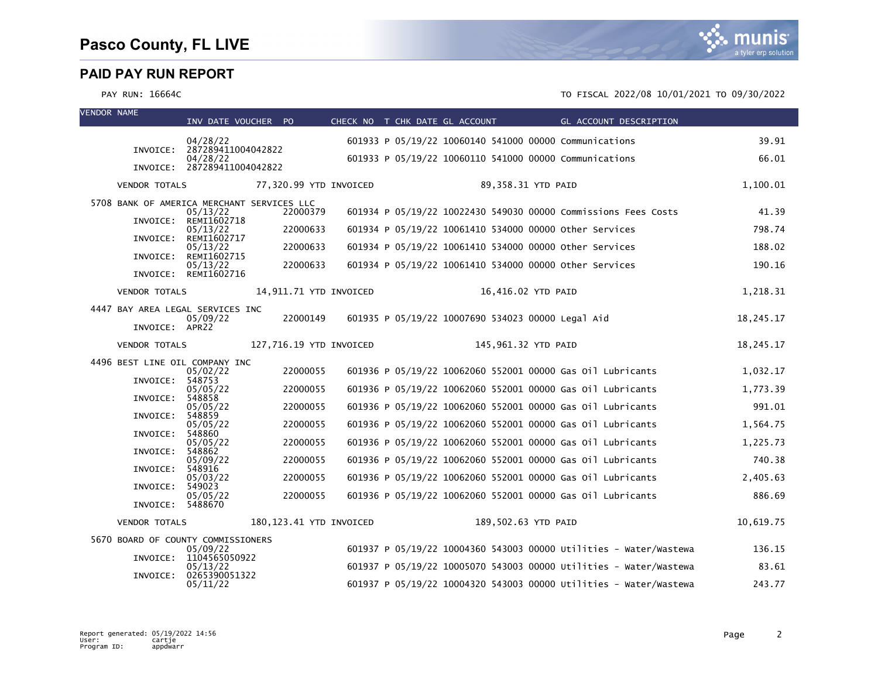# Pasco County, FL LIVE

## PAID PAY RUN REPORT

PAY RUN: 16664C

TO FISCAL 2022/08 10/01/2021 TO 09/30/2022

| VENDOR NAME | INV DATE | VOUCHER | PO | CHECK NO | T | CHK DATE | GL ACCOUNT | GL ACCOUNT DESCRIPTION | AMOUNT |
|---|---|---|---|---|---|---|---|---|---|
| | 04/28/22 | | | 601933 | P | 05/19/22 | 10060140 541000 00000 | Communications | 39.91 |
| INVOICE: 287289411004042822 | | | | | | | | | |
| | 04/28/22 | | | 601933 | P | 05/19/22 | 10060110 541000 00000 | Communications | 66.01 |
| INVOICE: 287289411004042822 | | | | | | | | | |
| VENDOR TOTALS | 77,320.99 YTD INVOICED | | | | | | 89,358.31 YTD PAID | | 1,100.01 |
| 5708 BANK OF AMERICA MERCHANT SERVICES LLC | | | | | | | | | |
| | 05/13/22 | | 22000379 | 601934 | P | 05/19/22 | 10022430 549030 00000 | Commissions Fees Costs | 41.39 |
| INVOICE: REMI1602718 | | | | | | | | | |
| | 05/13/22 | | 22000633 | 601934 | P | 05/19/22 | 10061410 534000 00000 | Other Services | 798.74 |
| INVOICE: REMI1602717 | | | | | | | | | |
| | 05/13/22 | | 22000633 | 601934 | P | 05/19/22 | 10061410 534000 00000 | Other Services | 188.02 |
| INVOICE: REMI1602715 | | | | | | | | | |
| | 05/13/22 | | 22000633 | 601934 | P | 05/19/22 | 10061410 534000 00000 | Other Services | 190.16 |
| INVOICE: REMI1602716 | | | | | | | | | |
| VENDOR TOTALS | 14,911.71 YTD INVOICED | | | | | | 16,416.02 YTD PAID | | 1,218.31 |
| 4447 BAY AREA LEGAL SERVICES INC | | | | | | | | | |
| | 05/09/22 | | 22000149 | 601935 | P | 05/19/22 | 10007690 534023 00000 | Legal Aid | 18,245.17 |
| INVOICE: APR22 | | | | | | | | | |
| VENDOR TOTALS | 127,716.19 YTD INVOICED | | | | | | 145,961.32 YTD PAID | | 18,245.17 |
| 4496 BEST LINE OIL COMPANY INC | | | | | | | | | |
| | 05/02/22 | | 22000055 | 601936 | P | 05/19/22 | 10062060 552001 00000 | Gas Oil Lubricants | 1,032.17 |
| INVOICE: 548753 | | | | | | | | | |
| | 05/05/22 | | 22000055 | 601936 | P | 05/19/22 | 10062060 552001 00000 | Gas Oil Lubricants | 1,773.39 |
| INVOICE: 548858 | | | | | | | | | |
| | 05/05/22 | | 22000055 | 601936 | P | 05/19/22 | 10062060 552001 00000 | Gas Oil Lubricants | 991.01 |
| INVOICE: 548859 | | | | | | | | | |
| | 05/05/22 | | 22000055 | 601936 | P | 05/19/22 | 10062060 552001 00000 | Gas Oil Lubricants | 1,564.75 |
| INVOICE: 548860 | | | | | | | | | |
| | 05/05/22 | | 22000055 | 601936 | P | 05/19/22 | 10062060 552001 00000 | Gas Oil Lubricants | 1,225.73 |
| INVOICE: 548862 | | | | | | | | | |
| | 05/09/22 | | 22000055 | 601936 | P | 05/19/22 | 10062060 552001 00000 | Gas Oil Lubricants | 740.38 |
| INVOICE: 548916 | | | | | | | | | |
| | 05/03/22 | | 22000055 | 601936 | P | 05/19/22 | 10062060 552001 00000 | Gas Oil Lubricants | 2,405.63 |
| INVOICE: 549023 | | | | | | | | | |
| | 05/05/22 | | 22000055 | 601936 | P | 05/19/22 | 10062060 552001 00000 | Gas Oil Lubricants | 886.69 |
| INVOICE: 5488670 | | | | | | | | | |
| VENDOR TOTALS | 180,123.41 YTD INVOICED | | | | | | 189,502.63 YTD PAID | | 10,619.75 |
| 5670 BOARD OF COUNTY COMMISSIONERS | | | | | | | | | |
| | 05/09/22 | | | 601937 | P | 05/19/22 | 10004360 543003 00000 | Utilities - Water/Wastewa | 136.15 |
| INVOICE: 1104565050922 | | | | | | | | | |
| | 05/13/22 | | | 601937 | P | 05/19/22 | 10005070 543003 00000 | Utilities - Water/Wastewa | 83.61 |
| INVOICE: 0265390051322 | | | | | | | | | |
| | 05/11/22 | | | 601937 | P | 05/19/22 | 10004320 543003 00000 | Utilities - Water/Wastewa | 243.77 |

Report generated: 05/19/2022 14:56
User: cartje
Program ID: appdwarr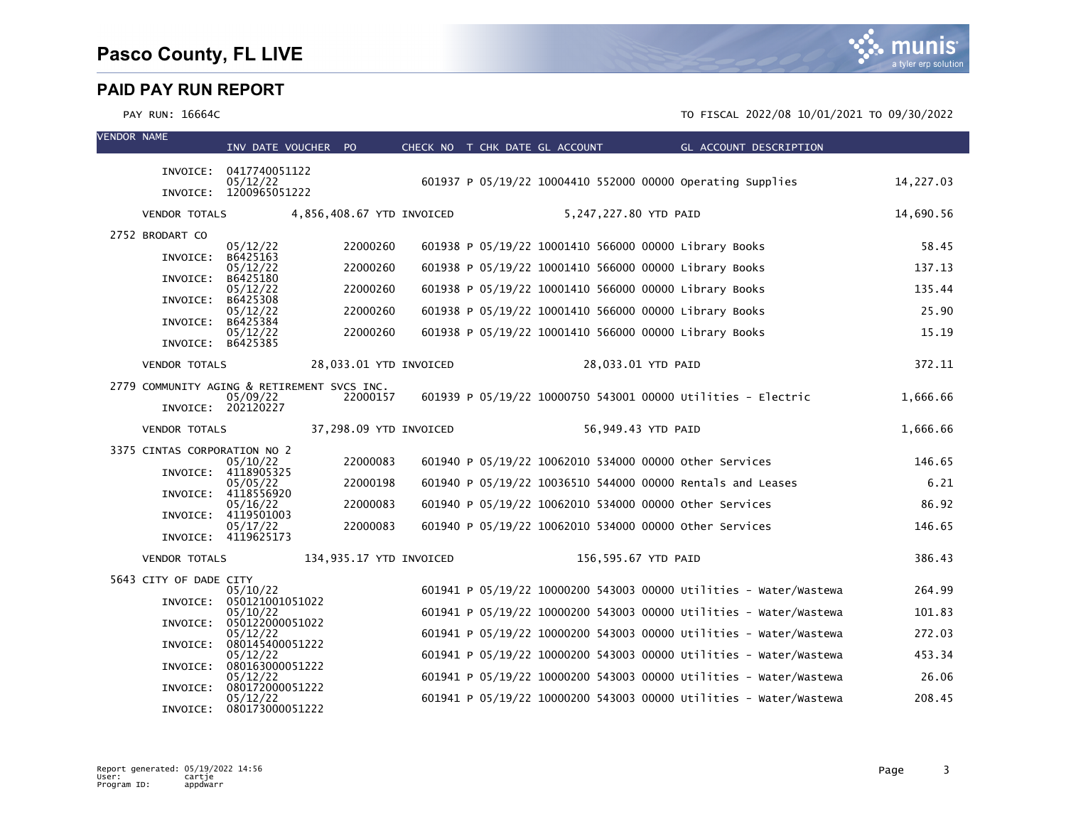# Pasco County, FL LIVE

## PAID PAY RUN REPORT

PAY RUN: 16664C

TO FISCAL 2022/08 10/01/2021 TO 09/30/2022

| VENDOR NAME | INV DATE | VOUCHER | PO | CHECK NO | T | CHK DATE | GL ACCOUNT | GL ACCOUNT DESCRIPTION | AMOUNT |
|---|---|---|---|---|---|---|---|---|---|
| INVOICE: 0417740051122 | | | | | | | | | |
| | 05/12/22 | | | 601937 | P | 05/19/22 | 10004410 552000 00000 | Operating Supplies | 14,227.03 |
| INVOICE: 1200965051222 | | | | | | | | | |
| VENDOR TOTALS | 4,856,408.67 YTD INVOICED | | | 5,247,227.80 YTD PAID | | | | | 14,690.56 |
| 2752 BRODART CO | | | | | | | | | |
| | 05/12/22 | | 22000260 | 601938 | P | 05/19/22 | 10001410 566000 00000 | Library Books | 58.45 |
| INVOICE: B6425163 | | | | | | | | | |
| | 05/12/22 | | 22000260 | 601938 | P | 05/19/22 | 10001410 566000 00000 | Library Books | 137.13 |
| INVOICE: B6425180 | | | | | | | | | |
| | 05/12/22 | | 22000260 | 601938 | P | 05/19/22 | 10001410 566000 00000 | Library Books | 135.44 |
| INVOICE: B6425308 | | | | | | | | | |
| | 05/12/22 | | 22000260 | 601938 | P | 05/19/22 | 10001410 566000 00000 | Library Books | 25.90 |
| INVOICE: B6425384 | | | | | | | | | |
| | 05/12/22 | | 22000260 | 601938 | P | 05/19/22 | 10001410 566000 00000 | Library Books | 15.19 |
| INVOICE: B6425385 | | | | | | | | | |
| VENDOR TOTALS | 28,033.01 YTD INVOICED | | | 28,033.01 YTD PAID | | | | | 372.11 |
| 2779 COMMUNITY AGING & RETIREMENT SVCS INC. | | | | | | | | | |
| | 05/09/22 | | 22000157 | 601939 | P | 05/19/22 | 10000750 543001 00000 | Utilities - Electric | 1,666.66 |
| INVOICE: 202120227 | | | | | | | | | |
| VENDOR TOTALS | 37,298.09 YTD INVOICED | | | 56,949.43 YTD PAID | | | | | 1,666.66 |
| 3375 CINTAS CORPORATION NO 2 | | | | | | | | | |
| | 05/10/22 | | 22000083 | 601940 | P | 05/19/22 | 10062010 534000 00000 | Other Services | 146.65 |
| INVOICE: 4118905325 | | | | | | | | | |
| | 05/05/22 | | 22000198 | 601940 | P | 05/19/22 | 10036510 544000 00000 | Rentals and Leases | 6.21 |
| INVOICE: 4118556920 | | | | | | | | | |
| | 05/16/22 | | 22000083 | 601940 | P | 05/19/22 | 10062010 534000 00000 | Other Services | 86.92 |
| INVOICE: 4119501003 | | | | | | | | | |
| | 05/17/22 | | 22000083 | 601940 | P | 05/19/22 | 10062010 534000 00000 | Other Services | 146.65 |
| INVOICE: 4119625173 | | | | | | | | | |
| VENDOR TOTALS | 134,935.17 YTD INVOICED | | | 156,595.67 YTD PAID | | | | | 386.43 |
| 5643 CITY OF DADE CITY | | | | | | | | | |
| | 05/10/22 | | | 601941 | P | 05/19/22 | 10000200 543003 00000 | Utilities - Water/Wastewa | 264.99 |
| INVOICE: 050121001051022 | | | | | | | | | |
| | 05/10/22 | | | 601941 | P | 05/19/22 | 10000200 543003 00000 | Utilities - Water/Wastewa | 101.83 |
| INVOICE: 050122000051022 | | | | | | | | | |
| | 05/12/22 | | | 601941 | P | 05/19/22 | 10000200 543003 00000 | Utilities - Water/Wastewa | 272.03 |
| INVOICE: 080145400051222 | | | | | | | | | |
| | 05/12/22 | | | 601941 | P | 05/19/22 | 10000200 543003 00000 | Utilities - Water/Wastewa | 453.34 |
| INVOICE: 080163000051222 | | | | | | | | | |
| | 05/12/22 | | | 601941 | P | 05/19/22 | 10000200 543003 00000 | Utilities - Water/Wastewa | 26.06 |
| INVOICE: 080172000051222 | | | | | | | | | |
| | 05/12/22 | | | 601941 | P | 05/19/22 | 10000200 543003 00000 | Utilities - Water/Wastewa | 208.45 |
| INVOICE: 080173000051222 | | | | | | | | | |

Report generated: 05/19/2022 14:56
User: cartje
Program ID: appdwarr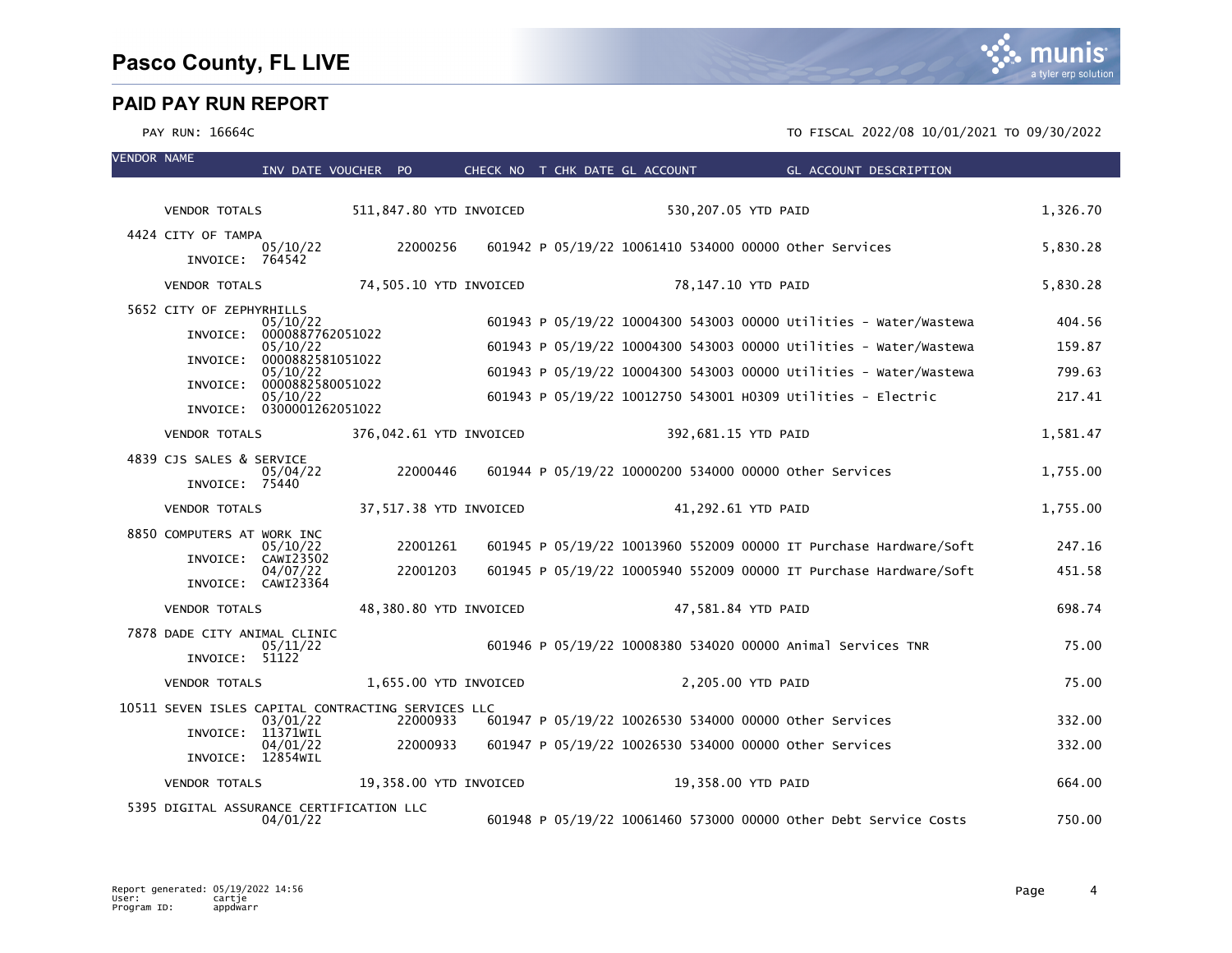# Pasco County, FL LIVE

## PAID PAY RUN REPORT

PAY RUN: 16664C

TO FISCAL 2022/08 10/01/2021 TO 09/30/2022

| VENDOR NAME | INV DATE | VOUCHER | PO | CHECK NO | T | CHK DATE | GL ACCOUNT | GL ACCOUNT DESCRIPTION | |
|---|---|---|---|---|---|---|---|---|---|
| VENDOR TOTALS | | 511,847.80 YTD INVOICED | | | | | 530,207.05 YTD PAID | | 1,326.70 |
| 4424 CITY OF TAMPA | | | | | | | | | |
| INVOICE: 764542 | 05/10/22 | | 22000256 | 601942 | P | 05/19/22 | 10061410 534000 00000 | Other Services | 5,830.28 |
| VENDOR TOTALS | | 74,505.10 YTD INVOICED | | | | | 78,147.10 YTD PAID | | 5,830.28 |
| 5652 CITY OF ZEPHYRHILLS | | | | | | | | | |
| INVOICE: 0000887762051022 | 05/10/22 | | | 601943 | P | 05/19/22 | 10004300 543003 00000 | Utilities - Water/Wastewa | 404.56 |
| INVOICE: 0000882581051022 | 05/10/22 | | | 601943 | P | 05/19/22 | 10004300 543003 00000 | Utilities - Water/Wastewa | 159.87 |
| INVOICE: 0000882580051022 | 05/10/22 | | | 601943 | P | 05/19/22 | 10004300 543003 00000 | Utilities - Water/Wastewa | 799.63 |
| INVOICE: 0300001262051022 | 05/10/22 | | | 601943 | P | 05/19/22 | 10012750 543001 H0309 | Utilities - Electric | 217.41 |
| VENDOR TOTALS | | 376,042.61 YTD INVOICED | | | | | 392,681.15 YTD PAID | | 1,581.47 |
| 4839 CJS SALES & SERVICE | | | | | | | | | |
| INVOICE: 75440 | 05/04/22 | | 22000446 | 601944 | P | 05/19/22 | 10000200 534000 00000 | Other Services | 1,755.00 |
| VENDOR TOTALS | | 37,517.38 YTD INVOICED | | | | | 41,292.61 YTD PAID | | 1,755.00 |
| 8850 COMPUTERS AT WORK INC | | | | | | | | | |
| INVOICE: CAWI23502 | 05/10/22 | | 22001261 | 601945 | P | 05/19/22 | 10013960 552009 00000 | IT Purchase Hardware/Soft | 247.16 |
| INVOICE: CAWI23364 | 04/07/22 | | 22001203 | 601945 | P | 05/19/22 | 10005940 552009 00000 | IT Purchase Hardware/Soft | 451.58 |
| VENDOR TOTALS | | 48,380.80 YTD INVOICED | | | | | 47,581.84 YTD PAID | | 698.74 |
| 7878 DADE CITY ANIMAL CLINIC | | | | | | | | | |
| INVOICE: 51122 | 05/11/22 | | | 601946 | P | 05/19/22 | 10008380 534020 00000 | Animal Services TNR | 75.00 |
| VENDOR TOTALS | | 1,655.00 YTD INVOICED | | | | | 2,205.00 YTD PAID | | 75.00 |
| 10511 SEVEN ISLES CAPITAL CONTRACTING SERVICES LLC | | | | | | | | | |
| INVOICE: 11371WIL | 03/01/22 | | 22000933 | 601947 | P | 05/19/22 | 10026530 534000 00000 | Other Services | 332.00 |
| INVOICE: 12854WIL | 04/01/22 | | 22000933 | 601947 | P | 05/19/22 | 10026530 534000 00000 | Other Services | 332.00 |
| VENDOR TOTALS | | 19,358.00 YTD INVOICED | | | | | 19,358.00 YTD PAID | | 664.00 |
| 5395 DIGITAL ASSURANCE CERTIFICATION LLC | | | | | | | | | |
| | 04/01/22 | | | 601948 | P | 05/19/22 | 10061460 573000 00000 | Other Debt Service Costs | 750.00 |

Report generated: 05/19/2022 14:56
User: cartje
Program ID: appdwarr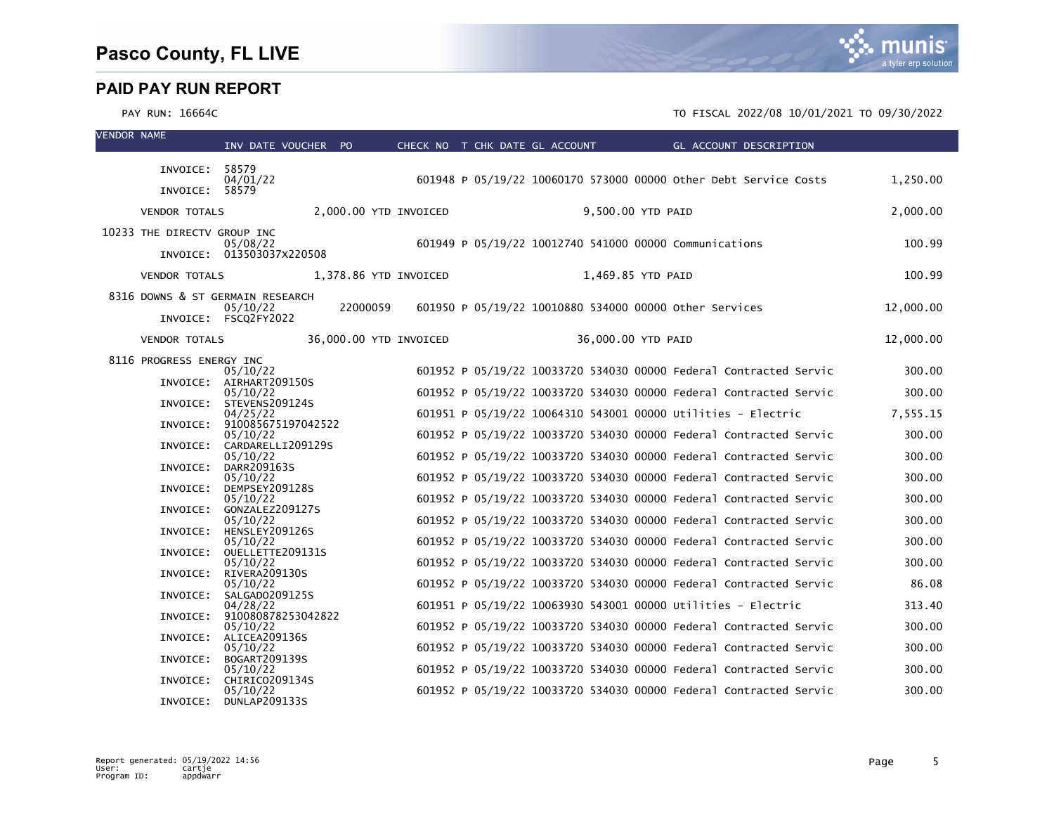# Pasco County, FL LIVE

## PAID PAY RUN REPORT

PAY RUN: 16664C

TO FISCAL 2022/08 10/01/2021 TO 09/30/2022

| VENDOR NAME | INV DATE VOUCHER | PO | CHECK NO | T | CHK DATE | GL ACCOUNT | GL ACCOUNT DESCRIPTION | |
|---|---|---|---|---|---|---|---|---|
| INVOICE: 58579 | | | | | | | | |
| | 04/01/22 | | 601948 | P | 05/19/22 | 10060170 573000 00000 | Other Debt Service Costs | 1,250.00 |
| INVOICE: 58579 | | | | | | | | |
| VENDOR TOTALS | 2,000.00 YTD INVOICED | | | | | 9,500.00 YTD PAID | | 2,000.00 |
| 10233 THE DIRECTV GROUP INC | | | | | | | | |
| | 05/08/22 | | 601949 | P | 05/19/22 | 10012740 541000 00000 | Communications | 100.99 |
| INVOICE: 013503037X220508 | | | | | | | | |
| VENDOR TOTALS | 1,378.86 YTD INVOICED | | | | | 1,469.85 YTD PAID | | 100.99 |
| 8316 DOWNS & ST GERMAIN RESEARCH | | | | | | | | |
| | 05/10/22 | 22000059 | 601950 | P | 05/19/22 | 10010880 534000 00000 | Other Services | 12,000.00 |
| INVOICE: FSCQ2FY2022 | | | | | | | | |
| VENDOR TOTALS | 36,000.00 YTD INVOICED | | | | | 36,000.00 YTD PAID | | 12,000.00 |
| 8116 PROGRESS ENERGY INC | | | | | | | | |
| | 05/10/22 | | 601952 | P | 05/19/22 | 10033720 534030 00000 | Federal Contracted Servic | 300.00 |
| INVOICE: AIRHART209150S | | | | | | | | |
| | 05/10/22 | | 601952 | P | 05/19/22 | 10033720 534030 00000 | Federal Contracted Servic | 300.00 |
| INVOICE: STEVENS209124S | | | | | | | | |
| | 04/25/22 | | 601951 | P | 05/19/22 | 10064310 543001 00000 | Utilities - Electric | 7,555.15 |
| INVOICE: 910085675197042522 | | | | | | | | |
| | 05/10/22 | | 601952 | P | 05/19/22 | 10033720 534030 00000 | Federal Contracted Servic | 300.00 |
| INVOICE: CARDARELLI209129S | | | | | | | | |
| | 05/10/22 | | 601952 | P | 05/19/22 | 10033720 534030 00000 | Federal Contracted Servic | 300.00 |
| INVOICE: DARR209163S | | | | | | | | |
| | 05/10/22 | | 601952 | P | 05/19/22 | 10033720 534030 00000 | Federal Contracted Servic | 300.00 |
| INVOICE: DEMPSEY209128S | | | | | | | | |
| | 05/10/22 | | 601952 | P | 05/19/22 | 10033720 534030 00000 | Federal Contracted Servic | 300.00 |
| INVOICE: GONZALEZ209127S | | | | | | | | |
| | 05/10/22 | | 601952 | P | 05/19/22 | 10033720 534030 00000 | Federal Contracted Servic | 300.00 |
| INVOICE: HENSLEY209126S | | | | | | | | |
| | 05/10/22 | | 601952 | P | 05/19/22 | 10033720 534030 00000 | Federal Contracted Servic | 300.00 |
| INVOICE: OUELLETTE209131S | | | | | | | | |
| | 05/10/22 | | 601952 | P | 05/19/22 | 10033720 534030 00000 | Federal Contracted Servic | 300.00 |
| INVOICE: RIVERA209130S | | | | | | | | |
| | 05/10/22 | | 601952 | P | 05/19/22 | 10033720 534030 00000 | Federal Contracted Servic | 86.08 |
| INVOICE: SALGADO209125S | | | | | | | | |
| | 04/28/22 | | 601951 | P | 05/19/22 | 10063930 543001 00000 | Utilities - Electric | 313.40 |
| INVOICE: 910080878253042822 | | | | | | | | |
| | 05/10/22 | | 601952 | P | 05/19/22 | 10033720 534030 00000 | Federal Contracted Servic | 300.00 |
| INVOICE: ALICEA209136S | | | | | | | | |
| | 05/10/22 | | 601952 | P | 05/19/22 | 10033720 534030 00000 | Federal Contracted Servic | 300.00 |
| INVOICE: BOGART209139S | | | | | | | | |
| | 05/10/22 | | 601952 | P | 05/19/22 | 10033720 534030 00000 | Federal Contracted Servic | 300.00 |
| INVOICE: CHIRICO209134S | | | | | | | | |
| | 05/10/22 | | 601952 | P | 05/19/22 | 10033720 534030 00000 | Federal Contracted Servic | 300.00 |
| INVOICE: DUNLAP209133S | | | | | | | | |

Report generated: 05/19/2022 14:56
User: cartje
Program ID: appdwarr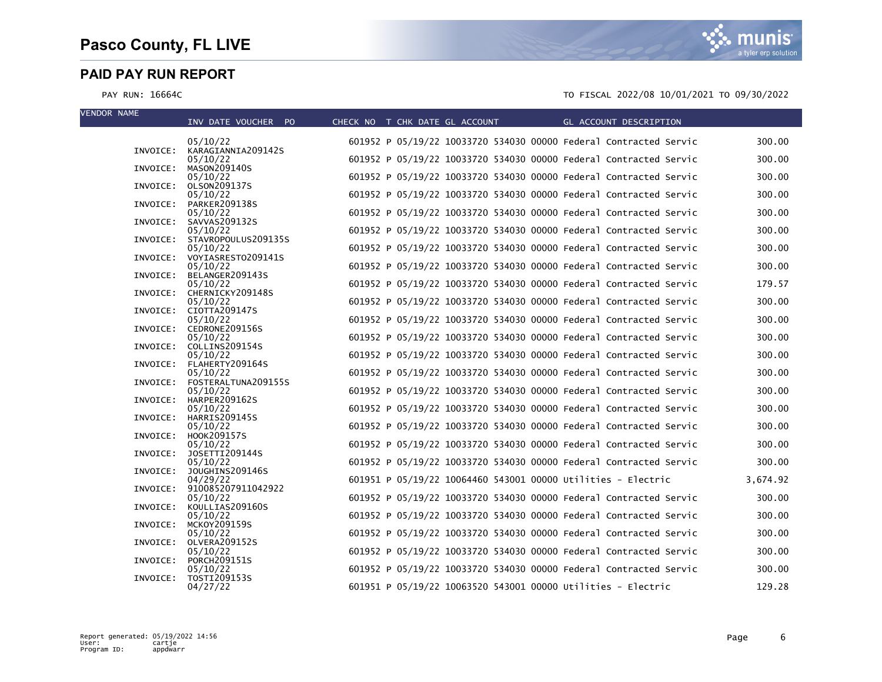# Pasco County, FL LIVE

## PAID PAY RUN REPORT

PAY RUN: 16664C

TO FISCAL 2022/08 10/01/2021 TO 09/30/2022

| VENDOR NAME | INV DATE VOUCHER PO | CHECK NO | T | CHK DATE | GL ACCOUNT | GL ACCOUNT DESCRIPTION | AMOUNT |
|---|---|---|---|---|---|---|---|
| | 05/10/22 | 601952 | P | 05/19/22 | 10033720 534030 00000 | Federal Contracted Servic | 300.00 |
| INVOICE: | KARAGIANNIA209142S | | | | | | |
| | 05/10/22 | 601952 | P | 05/19/22 | 10033720 534030 00000 | Federal Contracted Servic | 300.00 |
| INVOICE: | MASON209140S | | | | | | |
| | 05/10/22 | 601952 | P | 05/19/22 | 10033720 534030 00000 | Federal Contracted Servic | 300.00 |
| INVOICE: | OLSON209137S | | | | | | |
| | 05/10/22 | 601952 | P | 05/19/22 | 10033720 534030 00000 | Federal Contracted Servic | 300.00 |
| INVOICE: | PARKER209138S | | | | | | |
| | 05/10/22 | 601952 | P | 05/19/22 | 10033720 534030 00000 | Federal Contracted Servic | 300.00 |
| INVOICE: | SAVVAS209132S | | | | | | |
| | 05/10/22 | 601952 | P | 05/19/22 | 10033720 534030 00000 | Federal Contracted Servic | 300.00 |
| INVOICE: | STAVROPOULUS209135S | | | | | | |
| | 05/10/22 | 601952 | P | 05/19/22 | 10033720 534030 00000 | Federal Contracted Servic | 300.00 |
| INVOICE: | VOYIASRESTO209141S | | | | | | |
| | 05/10/22 | 601952 | P | 05/19/22 | 10033720 534030 00000 | Federal Contracted Servic | 300.00 |
| INVOICE: | BELANGER209143S | | | | | | |
| | 05/10/22 | 601952 | P | 05/19/22 | 10033720 534030 00000 | Federal Contracted Servic | 179.57 |
| INVOICE: | CHERNICKY209148S | | | | | | |
| | 05/10/22 | 601952 | P | 05/19/22 | 10033720 534030 00000 | Federal Contracted Servic | 300.00 |
| INVOICE: | CIOTTA209147S | | | | | | |
| | 05/10/22 | 601952 | P | 05/19/22 | 10033720 534030 00000 | Federal Contracted Servic | 300.00 |
| INVOICE: | CEDRONE209156S | | | | | | |
| | 05/10/22 | 601952 | P | 05/19/22 | 10033720 534030 00000 | Federal Contracted Servic | 300.00 |
| INVOICE: | COLLINS209154S | | | | | | |
| | 05/10/22 | 601952 | P | 05/19/22 | 10033720 534030 00000 | Federal Contracted Servic | 300.00 |
| INVOICE: | FLAHERTY209164S | | | | | | |
| | 05/10/22 | 601952 | P | 05/19/22 | 10033720 534030 00000 | Federal Contracted Servic | 300.00 |
| INVOICE: | FOSTERALTUNA209155S | | | | | | |
| | 05/10/22 | 601952 | P | 05/19/22 | 10033720 534030 00000 | Federal Contracted Servic | 300.00 |
| INVOICE: | HARPER209162S | | | | | | |
| | 05/10/22 | 601952 | P | 05/19/22 | 10033720 534030 00000 | Federal Contracted Servic | 300.00 |
| INVOICE: | HARRIS209145S | | | | | | |
| | 05/10/22 | 601952 | P | 05/19/22 | 10033720 534030 00000 | Federal Contracted Servic | 300.00 |
| INVOICE: | HOOK209157S | | | | | | |
| | 05/10/22 | 601952 | P | 05/19/22 | 10033720 534030 00000 | Federal Contracted Servic | 300.00 |
| INVOICE: | JOSETTI209144S | | | | | | |
| | 05/10/22 | 601952 | P | 05/19/22 | 10033720 534030 00000 | Federal Contracted Servic | 300.00 |
| INVOICE: | JOUGHINS209146S | | | | | | |
| | 04/29/22 | 601951 | P | 05/19/22 | 10064460 543001 00000 | Utilities - Electric | 3,674.92 |
| INVOICE: | 910085207911042922 | | | | | | |
| | 05/10/22 | 601952 | P | 05/19/22 | 10033720 534030 00000 | Federal Contracted Servic | 300.00 |
| INVOICE: | KOULLIAS209160S | | | | | | |
| | 05/10/22 | 601952 | P | 05/19/22 | 10033720 534030 00000 | Federal Contracted Servic | 300.00 |
| INVOICE: | MCKOY209159S | | | | | | |
| | 05/10/22 | 601952 | P | 05/19/22 | 10033720 534030 00000 | Federal Contracted Servic | 300.00 |
| INVOICE: | OLVERA209152S | | | | | | |
| | 05/10/22 | 601952 | P | 05/19/22 | 10033720 534030 00000 | Federal Contracted Servic | 300.00 |
| INVOICE: | PORCH209151S | | | | | | |
| | 05/10/22 | 601952 | P | 05/19/22 | 10033720 534030 00000 | Federal Contracted Servic | 300.00 |
| INVOICE: | TOSTI209153S | | | | | | |
| | 04/27/22 | 601951 | P | 05/19/22 | 10063520 543001 00000 | Utilities - Electric | 129.28 |

Report generated: 05/19/2022 14:56
User: cartje
Program ID: appdwarr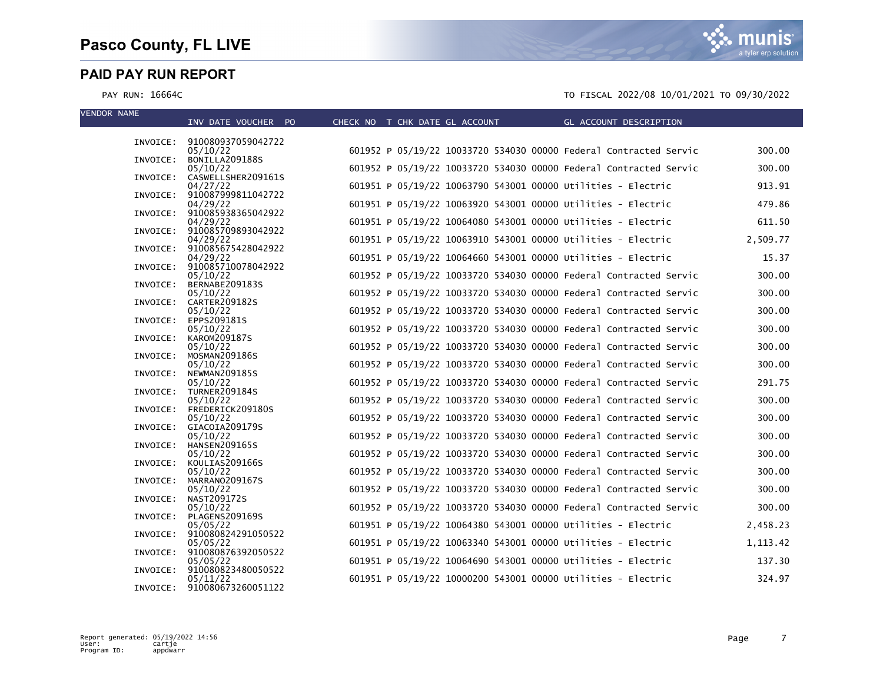# Pasco County, FL LIVE

## PAID PAY RUN REPORT

PAY RUN: 16664C

TO FISCAL 2022/08 10/01/2021 TO 09/30/2022

| VENDOR NAME | INV DATE VOUCHER PO | CHECK NO | T | CHK DATE | GL ACCOUNT | GL ACCOUNT DESCRIPTION | |
|---|---|---|---|---|---|---|---|
| INVOICE: | 910080937059042722 | | | | | | |
| | 05/10/22 | 601952 | P | 05/19/22 | 10033720 534030 00000 | Federal Contracted Servic | 300.00 |
| INVOICE: | BONILLA209188S | | | | | | |
| | 05/10/22 | 601952 | P | 05/19/22 | 10033720 534030 00000 | Federal Contracted Servic | 300.00 |
| INVOICE: | CASWELLSHER209161S | | | | | | |
| | 04/27/22 | 601951 | P | 05/19/22 | 10063790 543001 00000 | Utilities - Electric | 913.91 |
| INVOICE: | 910087999811042722 | | | | | | |
| | 04/29/22 | 601951 | P | 05/19/22 | 10063920 543001 00000 | Utilities - Electric | 479.86 |
| INVOICE: | 910085938365042922 | | | | | | |
| | 04/29/22 | 601951 | P | 05/19/22 | 10064080 543001 00000 | Utilities - Electric | 611.50 |
| INVOICE: | 910085709893042922 | | | | | | |
| | 04/29/22 | 601951 | P | 05/19/22 | 10063910 543001 00000 | Utilities - Electric | 2,509.77 |
| INVOICE: | 910085675428042922 | | | | | | |
| | 04/29/22 | 601951 | P | 05/19/22 | 10064660 543001 00000 | Utilities - Electric | 15.37 |
| INVOICE: | 910085710078042922 | | | | | | |
| | 05/10/22 | 601952 | P | 05/19/22 | 10033720 534030 00000 | Federal Contracted Servic | 300.00 |
| INVOICE: | BERNABE209183S | | | | | | |
| | 05/10/22 | 601952 | P | 05/19/22 | 10033720 534030 00000 | Federal Contracted Servic | 300.00 |
| INVOICE: | CARTER209182S | | | | | | |
| | 05/10/22 | 601952 | P | 05/19/22 | 10033720 534030 00000 | Federal Contracted Servic | 300.00 |
| INVOICE: | EPPS209181S | | | | | | |
| | 05/10/22 | 601952 | P | 05/19/22 | 10033720 534030 00000 | Federal Contracted Servic | 300.00 |
| INVOICE: | KAROM209187S | | | | | | |
| | 05/10/22 | 601952 | P | 05/19/22 | 10033720 534030 00000 | Federal Contracted Servic | 300.00 |
| INVOICE: | MOSMAN209186S | | | | | | |
| | 05/10/22 | 601952 | P | 05/19/22 | 10033720 534030 00000 | Federal Contracted Servic | 300.00 |
| INVOICE: | NEWMAN209185S | | | | | | |
| | 05/10/22 | 601952 | P | 05/19/22 | 10033720 534030 00000 | Federal Contracted Servic | 291.75 |
| INVOICE: | TURNER209184S | | | | | | |
| | 05/10/22 | 601952 | P | 05/19/22 | 10033720 534030 00000 | Federal Contracted Servic | 300.00 |
| INVOICE: | FREDERICK209180S | | | | | | |
| | 05/10/22 | 601952 | P | 05/19/22 | 10033720 534030 00000 | Federal Contracted Servic | 300.00 |
| INVOICE: | GIACOIA209179S | | | | | | |
| | 05/10/22 | 601952 | P | 05/19/22 | 10033720 534030 00000 | Federal Contracted Servic | 300.00 |
| INVOICE: | HANSEN209165S | | | | | | |
| | 05/10/22 | 601952 | P | 05/19/22 | 10033720 534030 00000 | Federal Contracted Servic | 300.00 |
| INVOICE: | KOULIAS209166S | | | | | | |
| | 05/10/22 | 601952 | P | 05/19/22 | 10033720 534030 00000 | Federal Contracted Servic | 300.00 |
| INVOICE: | MARRANO209167S | | | | | | |
| | 05/10/22 | 601952 | P | 05/19/22 | 10033720 534030 00000 | Federal Contracted Servic | 300.00 |
| INVOICE: | NAST209172S | | | | | | |
| | 05/10/22 | 601952 | P | 05/19/22 | 10033720 534030 00000 | Federal Contracted Servic | 300.00 |
| INVOICE: | PLAGENS209169S | | | | | | |
| | 05/05/22 | 601951 | P | 05/19/22 | 10064380 543001 00000 | Utilities - Electric | 2,458.23 |
| INVOICE: | 910080824291050522 | | | | | | |
| | 05/05/22 | 601951 | P | 05/19/22 | 10063340 543001 00000 | Utilities - Electric | 1,113.42 |
| INVOICE: | 910080876392050522 | | | | | | |
| | 05/05/22 | 601951 | P | 05/19/22 | 10064690 543001 00000 | Utilities - Electric | 137.30 |
| INVOICE: | 910080823480050522 | | | | | | |
| | 05/11/22 | 601951 | P | 05/19/22 | 10000200 543001 00000 | Utilities - Electric | 324.97 |
| INVOICE: | 910080673260051122 | | | | | | |

Report generated: 05/19/2022 14:56
User: cartje
Program ID: appdwarr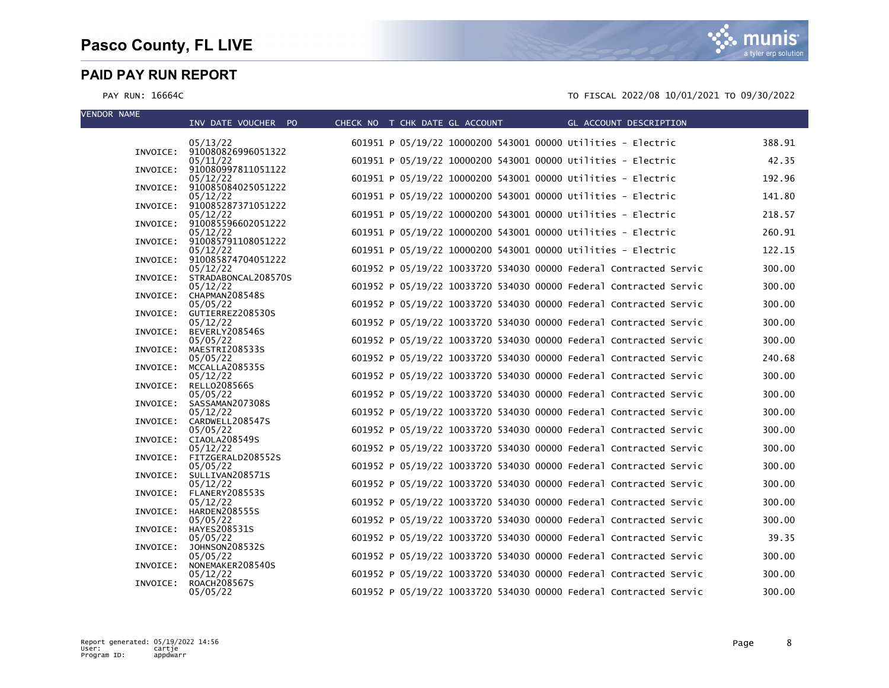# Pasco County, FL LIVE

## PAID PAY RUN REPORT

PAY RUN: 16664C

TO FISCAL 2022/08 10/01/2021 TO 09/30/2022

| VENDOR NAME | INV DATE VOUCHER PO | CHECK NO | T | CHK DATE | GL ACCOUNT | GL ACCOUNT DESCRIPTION | |
|---|---|---|---|---|---|---|---|
| | 05/13/22 | 601951 | P | 05/19/22 | 10000200 543001 00000 | Utilities - Electric | 388.91 |
| INVOICE: | 910080826996051322 | | | | | | |
| | 05/11/22 | 601951 | P | 05/19/22 | 10000200 543001 00000 | Utilities - Electric | 42.35 |
| INVOICE: | 910080997811051122 | | | | | | |
| | 05/12/22 | 601951 | P | 05/19/22 | 10000200 543001 00000 | Utilities - Electric | 192.96 |
| INVOICE: | 910085084025051222 | | | | | | |
| | 05/12/22 | 601951 | P | 05/19/22 | 10000200 543001 00000 | Utilities - Electric | 141.80 |
| INVOICE: | 910085287371051222 | | | | | | |
| | 05/12/22 | 601951 | P | 05/19/22 | 10000200 543001 00000 | Utilities - Electric | 218.57 |
| INVOICE: | 910085596602051222 | | | | | | |
| | 05/12/22 | 601951 | P | 05/19/22 | 10000200 543001 00000 | Utilities - Electric | 260.91 |
| INVOICE: | 910085791108051222 | | | | | | |
| | 05/12/22 | 601951 | P | 05/19/22 | 10000200 543001 00000 | Utilities - Electric | 122.15 |
| INVOICE: | 910085874704051222 | | | | | | |
| | 05/12/22 | 601952 | P | 05/19/22 | 10033720 534030 00000 | Federal Contracted Servic | 300.00 |
| INVOICE: | STRADABONCAL208570S | | | | | | |
| | 05/12/22 | 601952 | P | 05/19/22 | 10033720 534030 00000 | Federal Contracted Servic | 300.00 |
| INVOICE: | CHAPMAN208548S | | | | | | |
| | 05/05/22 | 601952 | P | 05/19/22 | 10033720 534030 00000 | Federal Contracted Servic | 300.00 |
| INVOICE: | GUTIERREZ208530S | | | | | | |
| | 05/12/22 | 601952 | P | 05/19/22 | 10033720 534030 00000 | Federal Contracted Servic | 300.00 |
| INVOICE: | BEVERLY208546S | | | | | | |
| | 05/05/22 | 601952 | P | 05/19/22 | 10033720 534030 00000 | Federal Contracted Servic | 300.00 |
| INVOICE: | MAESTRI208533S | | | | | | |
| | 05/05/22 | 601952 | P | 05/19/22 | 10033720 534030 00000 | Federal Contracted Servic | 240.68 |
| INVOICE: | MCCALLA208535S | | | | | | |
| | 05/12/22 | 601952 | P | 05/19/22 | 10033720 534030 00000 | Federal Contracted Servic | 300.00 |
| INVOICE: | RELLO208566S | | | | | | |
| | 05/05/22 | 601952 | P | 05/19/22 | 10033720 534030 00000 | Federal Contracted Servic | 300.00 |
| INVOICE: | SASSAMAN207308S | | | | | | |
| | 05/12/22 | 601952 | P | 05/19/22 | 10033720 534030 00000 | Federal Contracted Servic | 300.00 |
| INVOICE: | CARDWELL208547S | | | | | | |
| | 05/05/22 | 601952 | P | 05/19/22 | 10033720 534030 00000 | Federal Contracted Servic | 300.00 |
| INVOICE: | CIAOLA208549S | | | | | | |
| | 05/12/22 | 601952 | P | 05/19/22 | 10033720 534030 00000 | Federal Contracted Servic | 300.00 |
| INVOICE: | FITZGERALD208552S | | | | | | |
| | 05/05/22 | 601952 | P | 05/19/22 | 10033720 534030 00000 | Federal Contracted Servic | 300.00 |
| INVOICE: | SULLIVAN208571S | | | | | | |
| | 05/12/22 | 601952 | P | 05/19/22 | 10033720 534030 00000 | Federal Contracted Servic | 300.00 |
| INVOICE: | FLANERY208553S | | | | | | |
| | 05/12/22 | 601952 | P | 05/19/22 | 10033720 534030 00000 | Federal Contracted Servic | 300.00 |
| INVOICE: | HARDEN208555S | | | | | | |
| | 05/05/22 | 601952 | P | 05/19/22 | 10033720 534030 00000 | Federal Contracted Servic | 300.00 |
| INVOICE: | HAYES208531S | | | | | | |
| | 05/05/22 | 601952 | P | 05/19/22 | 10033720 534030 00000 | Federal Contracted Servic | 39.35 |
| INVOICE: | JOHNSON208532S | | | | | | |
| | 05/05/22 | 601952 | P | 05/19/22 | 10033720 534030 00000 | Federal Contracted Servic | 300.00 |
| INVOICE: | NONEMAKER208540S | | | | | | |
| | 05/12/22 | 601952 | P | 05/19/22 | 10033720 534030 00000 | Federal Contracted Servic | 300.00 |
| INVOICE: | ROACH208567S | | | | | | |
| | 05/05/22 | 601952 | P | 05/19/22 | 10033720 534030 00000 | Federal Contracted Servic | 300.00 |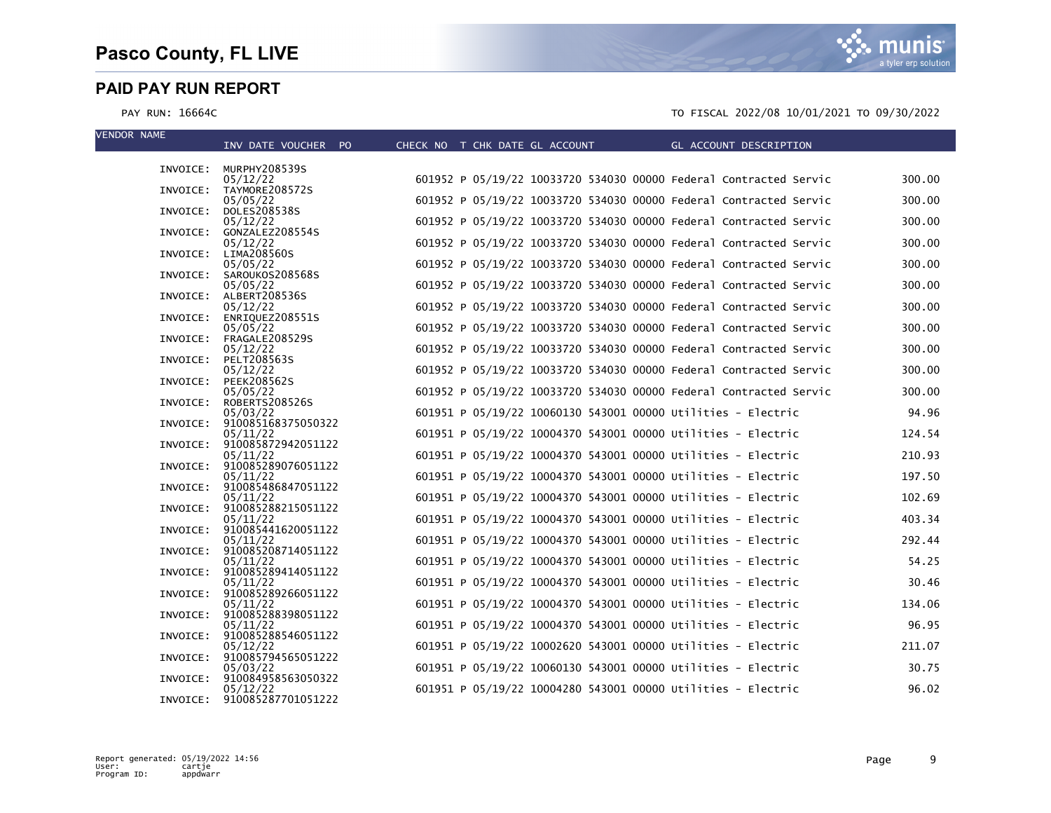| VENDOR NAME | INV | DATE | VOUCHER | PO | CHECK NO | T | CHK DATE | GL ACCOUNT | GL ACCOUNT DESCRIPTION | AMOUNT |
|---|---|---|---|---|---|---|---|---|---|---|
| INVOICE: | MURPHY208539S | 05/12/22 | | | 601952 | P | 05/19/22 | 10033720 534030 00000 | Federal Contracted Servic | 300.00 |
| INVOICE: | TAYMORE208572S | 05/05/22 | | | 601952 | P | 05/19/22 | 10033720 534030 00000 | Federal Contracted Servic | 300.00 |
| INVOICE: | DOLES208538S | 05/12/22 | | | 601952 | P | 05/19/22 | 10033720 534030 00000 | Federal Contracted Servic | 300.00 |
| INVOICE: | GONZALEZ208554S | 05/12/22 | | | 601952 | P | 05/19/22 | 10033720 534030 00000 | Federal Contracted Servic | 300.00 |
| INVOICE: | LIMA208560S | 05/05/22 | | | 601952 | P | 05/19/22 | 10033720 534030 00000 | Federal Contracted Servic | 300.00 |
| INVOICE: | SAROUKOS208568S | 05/05/22 | | | 601952 | P | 05/19/22 | 10033720 534030 00000 | Federal Contracted Servic | 300.00 |
| INVOICE: | ALBERT208536S | 05/12/22 | | | 601952 | P | 05/19/22 | 10033720 534030 00000 | Federal Contracted Servic | 300.00 |
| INVOICE: | ENRIQUEZ208551S | 05/05/22 | | | 601952 | P | 05/19/22 | 10033720 534030 00000 | Federal Contracted Servic | 300.00 |
| INVOICE: | FRAGALE208529S | 05/12/22 | | | 601952 | P | 05/19/22 | 10033720 534030 00000 | Federal Contracted Servic | 300.00 |
| INVOICE: | PELT208563S | 05/12/22 | | | 601952 | P | 05/19/22 | 10033720 534030 00000 | Federal Contracted Servic | 300.00 |
| INVOICE: | PEEK208562S | 05/05/22 | | | 601952 | P | 05/19/22 | 10033720 534030 00000 | Federal Contracted Servic | 300.00 |
| INVOICE: | ROBERTS208526S | 05/03/22 | | | 601951 | P | 05/19/22 | 10060130 543001 00000 | Utilities - Electric | 94.96 |
| INVOICE: | 910085168375050322 | 05/11/22 | | | 601951 | P | 05/19/22 | 10004370 543001 00000 | Utilities - Electric | 124.54 |
| INVOICE: | 910085872942051122 | 05/11/22 | | | 601951 | P | 05/19/22 | 10004370 543001 00000 | Utilities - Electric | 210.93 |
| INVOICE: | 910085289076051122 | 05/11/22 | | | 601951 | P | 05/19/22 | 10004370 543001 00000 | Utilities - Electric | 197.50 |
| INVOICE: | 910085486847051122 | 05/11/22 | | | 601951 | P | 05/19/22 | 10004370 543001 00000 | Utilities - Electric | 102.69 |
| INVOICE: | 910085288215051122 | 05/11/22 | | | 601951 | P | 05/19/22 | 10004370 543001 00000 | Utilities - Electric | 403.34 |
| INVOICE: | 910085441620051122 | 05/11/22 | | | 601951 | P | 05/19/22 | 10004370 543001 00000 | Utilities - Electric | 292.44 |
| INVOICE: | 910085208714051122 | 05/11/22 | | | 601951 | P | 05/19/22 | 10004370 543001 00000 | Utilities - Electric | 54.25 |
| INVOICE: | 910085289414051122 | 05/11/22 | | | 601951 | P | 05/19/22 | 10004370 543001 00000 | Utilities - Electric | 30.46 |
| INVOICE: | 910085289266051122 | 05/11/22 | | | 601951 | P | 05/19/22 | 10004370 543001 00000 | Utilities - Electric | 134.06 |
| INVOICE: | 910085288398051122 | 05/11/22 | | | 601951 | P | 05/19/22 | 10004370 543001 00000 | Utilities - Electric | 96.95 |
| INVOICE: | 910085288546051122 | 05/12/22 | | | 601951 | P | 05/19/22 | 10002620 543001 00000 | Utilities - Electric | 211.07 |
| INVOICE: | 910085794565051222 | 05/03/22 | | | 601951 | P | 05/19/22 | 10060130 543001 00000 | Utilities - Electric | 30.75 |
| INVOICE: | 910084958563050322 | 05/12/22 | | | 601951 | P | 05/19/22 | 10004280 543001 00000 | Utilities - Electric | 96.02 |
| INVOICE: | 910085287701051222 | | | | | | | | | |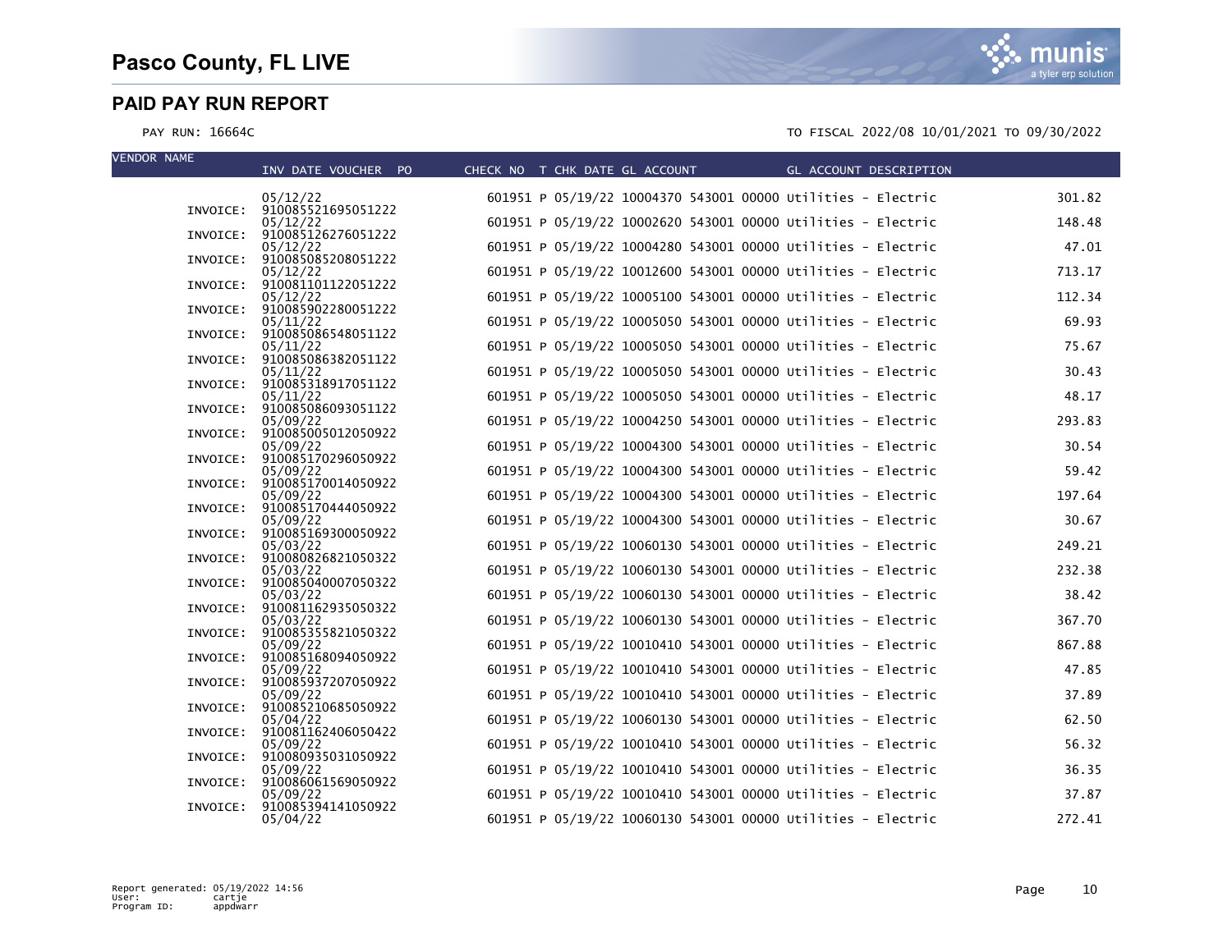# Pasco County, FL LIVE

## PAID PAY RUN REPORT

PAY RUN: 16664C

TO FISCAL 2022/08 10/01/2021 TO 09/30/2022

| VENDOR NAME | INV DATE VOUCHER PO | CHECK NO | T | CHK DATE | GL ACCOUNT | GL ACCOUNT DESCRIPTION | |
|---|---|---|---|---|---|---|---|
| | 05/12/22 | 601951 | P | 05/19/22 | 10004370 543001 00000 | Utilities - Electric | 301.82 |
| INVOICE: | 910085521695051222 | | | | | | |
| | 05/12/22 | 601951 | P | 05/19/22 | 10002620 543001 00000 | Utilities - Electric | 148.48 |
| INVOICE: | 910085126276051222 | | | | | | |
| | 05/12/22 | 601951 | P | 05/19/22 | 10004280 543001 00000 | Utilities - Electric | 47.01 |
| INVOICE: | 910085085208051222 | | | | | | |
| | 05/12/22 | 601951 | P | 05/19/22 | 10012600 543001 00000 | Utilities - Electric | 713.17 |
| INVOICE: | 910081101122051222 | | | | | | |
| | 05/12/22 | 601951 | P | 05/19/22 | 10005100 543001 00000 | Utilities - Electric | 112.34 |
| INVOICE: | 910085902280051222 | | | | | | |
| | 05/11/22 | 601951 | P | 05/19/22 | 10005050 543001 00000 | Utilities - Electric | 69.93 |
| INVOICE: | 910085086548051122 | | | | | | |
| | 05/11/22 | 601951 | P | 05/19/22 | 10005050 543001 00000 | Utilities - Electric | 75.67 |
| INVOICE: | 910085086382051122 | | | | | | |
| | 05/11/22 | 601951 | P | 05/19/22 | 10005050 543001 00000 | Utilities - Electric | 30.43 |
| INVOICE: | 910085318917051122 | | | | | | |
| | 05/11/22 | 601951 | P | 05/19/22 | 10005050 543001 00000 | Utilities - Electric | 48.17 |
| INVOICE: | 910085086093051122 | | | | | | |
| | 05/09/22 | 601951 | P | 05/19/22 | 10004250 543001 00000 | Utilities - Electric | 293.83 |
| INVOICE: | 910085005012050922 | | | | | | |
| | 05/09/22 | 601951 | P | 05/19/22 | 10004300 543001 00000 | Utilities - Electric | 30.54 |
| INVOICE: | 910085170296050922 | | | | | | |
| | 05/09/22 | 601951 | P | 05/19/22 | 10004300 543001 00000 | Utilities - Electric | 59.42 |
| INVOICE: | 910085170014050922 | | | | | | |
| | 05/09/22 | 601951 | P | 05/19/22 | 10004300 543001 00000 | Utilities - Electric | 197.64 |
| INVOICE: | 910085170444050922 | | | | | | |
| | 05/09/22 | 601951 | P | 05/19/22 | 10004300 543001 00000 | Utilities - Electric | 30.67 |
| INVOICE: | 910085169300050922 | | | | | | |
| | 05/03/22 | 601951 | P | 05/19/22 | 10060130 543001 00000 | Utilities - Electric | 249.21 |
| INVOICE: | 910080826821050322 | | | | | | |
| | 05/03/22 | 601951 | P | 05/19/22 | 10060130 543001 00000 | Utilities - Electric | 232.38 |
| INVOICE: | 910085040007050322 | | | | | | |
| | 05/03/22 | 601951 | P | 05/19/22 | 10060130 543001 00000 | Utilities - Electric | 38.42 |
| INVOICE: | 910081162935050322 | | | | | | |
| | 05/03/22 | 601951 | P | 05/19/22 | 10060130 543001 00000 | Utilities - Electric | 367.70 |
| INVOICE: | 910085355821050322 | | | | | | |
| | 05/09/22 | 601951 | P | 05/19/22 | 10010410 543001 00000 | Utilities - Electric | 867.88 |
| INVOICE: | 910085168094050922 | | | | | | |
| | 05/09/22 | 601951 | P | 05/19/22 | 10010410 543001 00000 | Utilities - Electric | 47.85 |
| INVOICE: | 910085937207050922 | | | | | | |
| | 05/09/22 | 601951 | P | 05/19/22 | 10010410 543001 00000 | Utilities - Electric | 37.89 |
| INVOICE: | 910085210685050922 | | | | | | |
| | 05/04/22 | 601951 | P | 05/19/22 | 10060130 543001 00000 | Utilities - Electric | 62.50 |
| INVOICE: | 910081162406050422 | | | | | | |
| | 05/09/22 | 601951 | P | 05/19/22 | 10010410 543001 00000 | Utilities - Electric | 56.32 |
| INVOICE: | 910080935031050922 | | | | | | |
| | 05/09/22 | 601951 | P | 05/19/22 | 10010410 543001 00000 | Utilities - Electric | 36.35 |
| INVOICE: | 910086061569050922 | | | | | | |
| | 05/09/22 | 601951 | P | 05/19/22 | 10010410 543001 00000 | Utilities - Electric | 37.87 |
| INVOICE: | 910085394141050922 | | | | | | |
| | 05/04/22 | 601951 | P | 05/19/22 | 10060130 543001 00000 | Utilities - Electric | 272.41 |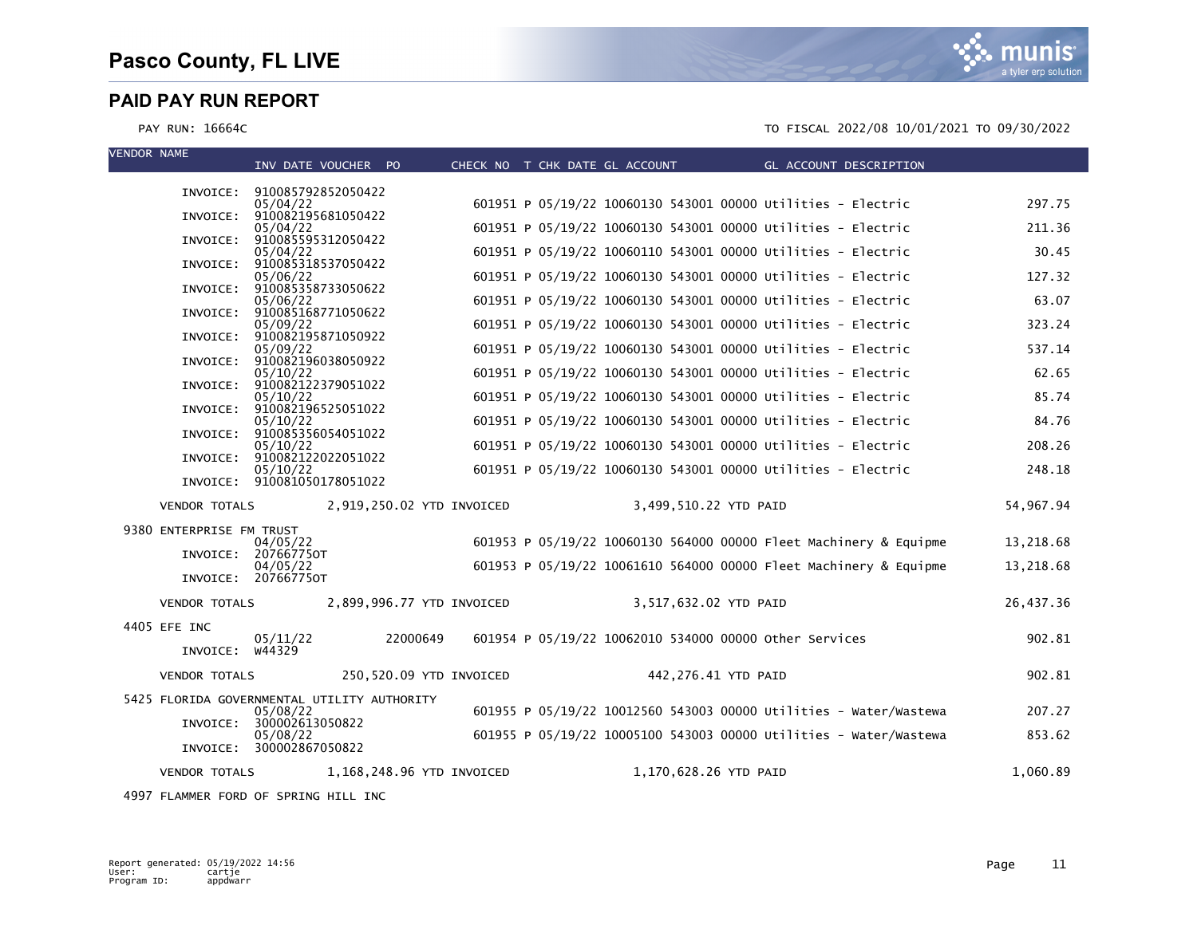# Pasco County, FL LIVE

## PAID PAY RUN REPORT

PAY RUN: 16664C

TO FISCAL 2022/08 10/01/2021 TO 09/30/2022

| VENDOR NAME | INV DATE VOUCHER | PO | CHECK NO | T | CHK DATE | GL ACCOUNT | GL ACCOUNT DESCRIPTION | AMOUNT |
|---|---|---|---|---|---|---|---|---|
| INVOICE: 910085792852050422 | 05/04/22 | | 601951 | P | 05/19/22 | 10060130 543001 00000 | Utilities - Electric | 297.75 |
| INVOICE: 910082195681050422 | 05/04/22 | | 601951 | P | 05/19/22 | 10060130 543001 00000 | Utilities - Electric | 211.36 |
| INVOICE: 910085595312050422 | 05/04/22 | | 601951 | P | 05/19/22 | 10060110 543001 00000 | Utilities - Electric | 30.45 |
| INVOICE: 910085318537050422 | 05/06/22 | | 601951 | P | 05/19/22 | 10060130 543001 00000 | Utilities - Electric | 127.32 |
| INVOICE: 910085358733050622 | 05/06/22 | | 601951 | P | 05/19/22 | 10060130 543001 00000 | Utilities - Electric | 63.07 |
| INVOICE: 910085168771050622 | 05/09/22 | | 601951 | P | 05/19/22 | 10060130 543001 00000 | Utilities - Electric | 323.24 |
| INVOICE: 910082195871050922 | 05/09/22 | | 601951 | P | 05/19/22 | 10060130 543001 00000 | Utilities - Electric | 537.14 |
| INVOICE: 910082196038050922 | 05/10/22 | | 601951 | P | 05/19/22 | 10060130 543001 00000 | Utilities - Electric | 62.65 |
| INVOICE: 910082122379051022 | 05/10/22 | | 601951 | P | 05/19/22 | 10060130 543001 00000 | Utilities - Electric | 85.74 |
| INVOICE: 910082196525051022 | 05/10/22 | | 601951 | P | 05/19/22 | 10060130 543001 00000 | Utilities - Electric | 84.76 |
| INVOICE: 910085356054051022 | 05/10/22 | | 601951 | P | 05/19/22 | 10060130 543001 00000 | Utilities - Electric | 208.26 |
| INVOICE: 910082122022051022 | 05/10/22 | | 601951 | P | 05/19/22 | 10060130 543001 00000 | Utilities - Electric | 248.18 |
| INVOICE: 910081050178051022 | | | | | | | | |
| VENDOR TOTALS | 2,919,250.02 YTD INVOICED | | | | | 3,499,510.22 YTD PAID | | 54,967.94 |
| 9380 ENTERPRISE FM TRUST | | | | | | | | |
| INVOICE: 20766775OT | 04/05/22 | | 601953 | P | 05/19/22 | 10060130 564000 00000 | Fleet Machinery & Equipme | 13,218.68 |
| INVOICE: 20766775OT | 04/05/22 | | 601953 | P | 05/19/22 | 10061610 564000 00000 | Fleet Machinery & Equipme | 13,218.68 |
| VENDOR TOTALS | 2,899,996.77 YTD INVOICED | | | | | 3,517,632.02 YTD PAID | | 26,437.36 |
| 4405 EFE INC | | | | | | | | |
| INVOICE: W44329 | 05/11/22 | 22000649 | 601954 | P | 05/19/22 | 10062010 534000 00000 | Other Services | 902.81 |
| VENDOR TOTALS | 250,520.09 YTD INVOICED | | | | | 442,276.41 YTD PAID | | 902.81 |
| 5425 FLORIDA GOVERNMENTAL UTILITY AUTHORITY | | | | | | | | |
| INVOICE: 300002613050822 | 05/08/22 | | 601955 | P | 05/19/22 | 10012560 543003 00000 | Utilities - Water/Wastewa | 207.27 |
| INVOICE: 300002867050822 | 05/08/22 | | 601955 | P | 05/19/22 | 10005100 543003 00000 | Utilities - Water/Wastewa | 853.62 |
| VENDOR TOTALS | 1,168,248.96 YTD INVOICED | | | | | 1,170,628.26 YTD PAID | | 1,060.89 |
| 4997 FLAMMER FORD OF SPRING HILL INC | | | | | | | | |

Report generated: 05/19/2022 14:56
User: cartje
Program ID: appdwarr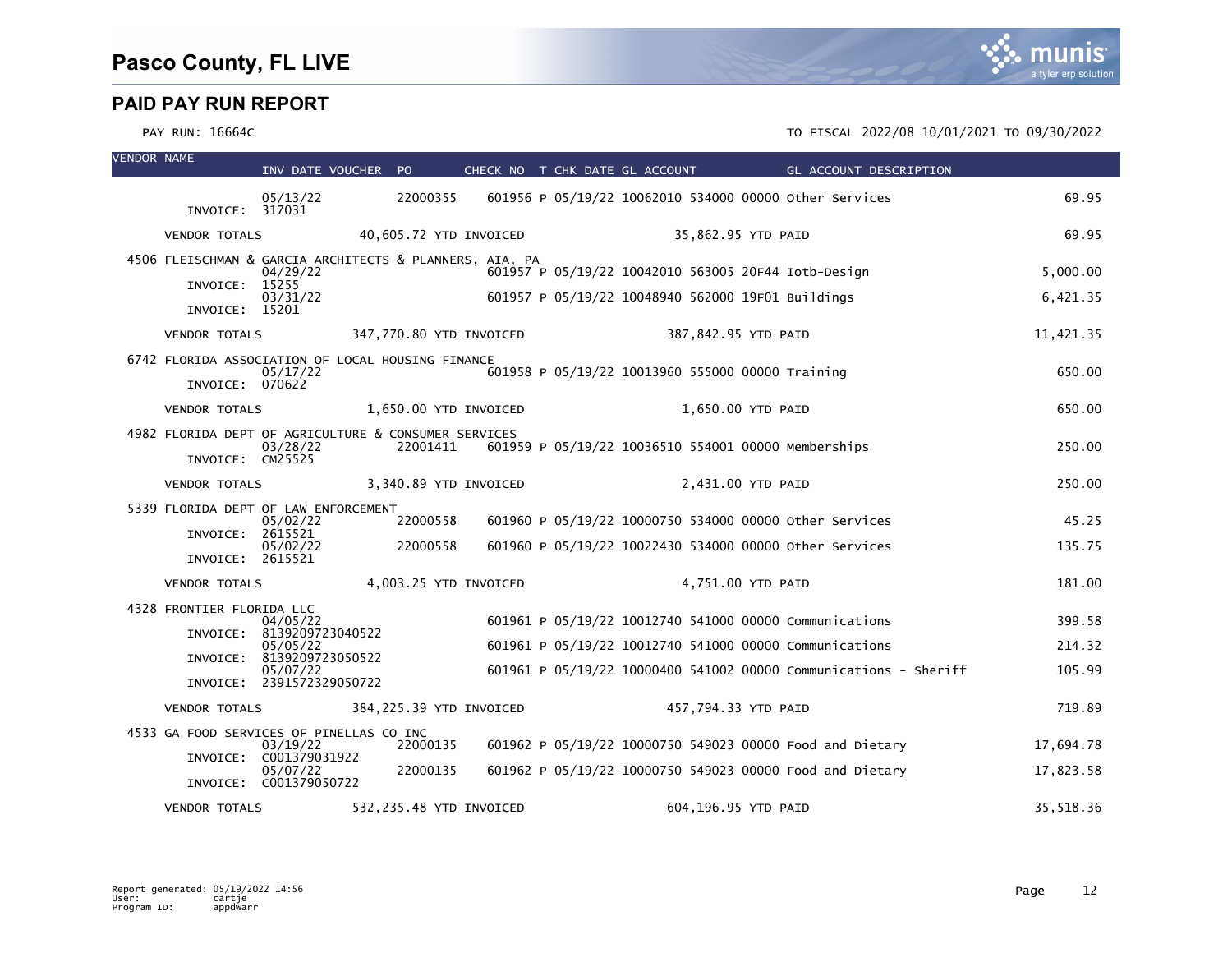# Pasco County, FL LIVE

## PAID PAY RUN REPORT

PAY RUN: 16664C

TO FISCAL 2022/08 10/01/2021 TO 09/30/2022

| VENDOR NAME | INV DATE | VOUCHER | PO | CHECK NO | T | CHK DATE | GL ACCOUNT | GL ACCOUNT DESCRIPTION | AMOUNT |
|---|---|---|---|---|---|---|---|---|---|
| | 05/13/22 | | 22000355 | 601956 | P | 05/19/22 | 10062010 534000 00000 | Other Services | 69.95 |
| INVOICE: 317031 | | | | | | | | | |
| VENDOR TOTALS | 40,605.72 YTD INVOICED | | | 35,862.95 YTD PAID | | | | | 69.95 |
| 4506 FLEISCHMAN & GARCIA ARCHITECTS & PLANNERS, AIA, PA | | | | | | | | | |
| | 04/29/22 | | | 601957 | P | 05/19/22 | 10042010 563005 20F44 | Iotb-Design | 5,000.00 |
| INVOICE: 15255 | | | | | | | | | |
| | 03/31/22 | | | 601957 | P | 05/19/22 | 10048940 562000 19F01 | Buildings | 6,421.35 |
| INVOICE: 15201 | | | | | | | | | |
| VENDOR TOTALS | 347,770.80 YTD INVOICED | | | 387,842.95 YTD PAID | | | | | 11,421.35 |
| 6742 FLORIDA ASSOCIATION OF LOCAL HOUSING FINANCE | | | | | | | | | |
| | 05/17/22 | | | 601958 | P | 05/19/22 | 10013960 555000 00000 | Training | 650.00 |
| INVOICE: 070622 | | | | | | | | | |
| VENDOR TOTALS | 1,650.00 YTD INVOICED | | | 1,650.00 YTD PAID | | | | | 650.00 |
| 4982 FLORIDA DEPT OF AGRICULTURE & CONSUMER SERVICES | | | | | | | | | |
| | 03/28/22 | | 22001411 | 601959 | P | 05/19/22 | 10036510 554001 00000 | Memberships | 250.00 |
| INVOICE: CM25525 | | | | | | | | | |
| VENDOR TOTALS | 3,340.89 YTD INVOICED | | | 2,431.00 YTD PAID | | | | | 250.00 |
| 5339 FLORIDA DEPT OF LAW ENFORCEMENT | | | | | | | | | |
| | 05/02/22 | | 22000558 | 601960 | P | 05/19/22 | 10000750 534000 00000 | Other Services | 45.25 |
| INVOICE: 2615521 | | | | | | | | | |
| | 05/02/22 | | 22000558 | 601960 | P | 05/19/22 | 10022430 534000 00000 | Other Services | 135.75 |
| INVOICE: 2615521 | | | | | | | | | |
| VENDOR TOTALS | 4,003.25 YTD INVOICED | | | 4,751.00 YTD PAID | | | | | 181.00 |
| 4328 FRONTIER FLORIDA LLC | | | | | | | | | |
| | 04/05/22 | | | 601961 | P | 05/19/22 | 10012740 541000 00000 | Communications | 399.58 |
| INVOICE: 8139209723040522 | | | | | | | | | |
| | 05/05/22 | | | 601961 | P | 05/19/22 | 10012740 541000 00000 | Communications | 214.32 |
| INVOICE: 8139209723050522 | | | | | | | | | |
| | 05/07/22 | | | 601961 | P | 05/19/22 | 10000400 541002 00000 | Communications - Sheriff | 105.99 |
| INVOICE: 2391572329050722 | | | | | | | | | |
| VENDOR TOTALS | 384,225.39 YTD INVOICED | | | 457,794.33 YTD PAID | | | | | 719.89 |
| 4533 GA FOOD SERVICES OF PINELLAS CO INC | | | | | | | | | |
| | 03/19/22 | | 22000135 | 601962 | P | 05/19/22 | 10000750 549023 00000 | Food and Dietary | 17,694.78 |
| INVOICE: C001379031922 | | | | | | | | | |
| | 05/07/22 | | 22000135 | 601962 | P | 05/19/22 | 10000750 549023 00000 | Food and Dietary | 17,823.58 |
| INVOICE: C001379050722 | | | | | | | | | |
| VENDOR TOTALS | 532,235.48 YTD INVOICED | | | 604,196.95 YTD PAID | | | | | 35,518.36 |

Report generated: 05/19/2022 14:56
User: cartje
Program ID: appdwarr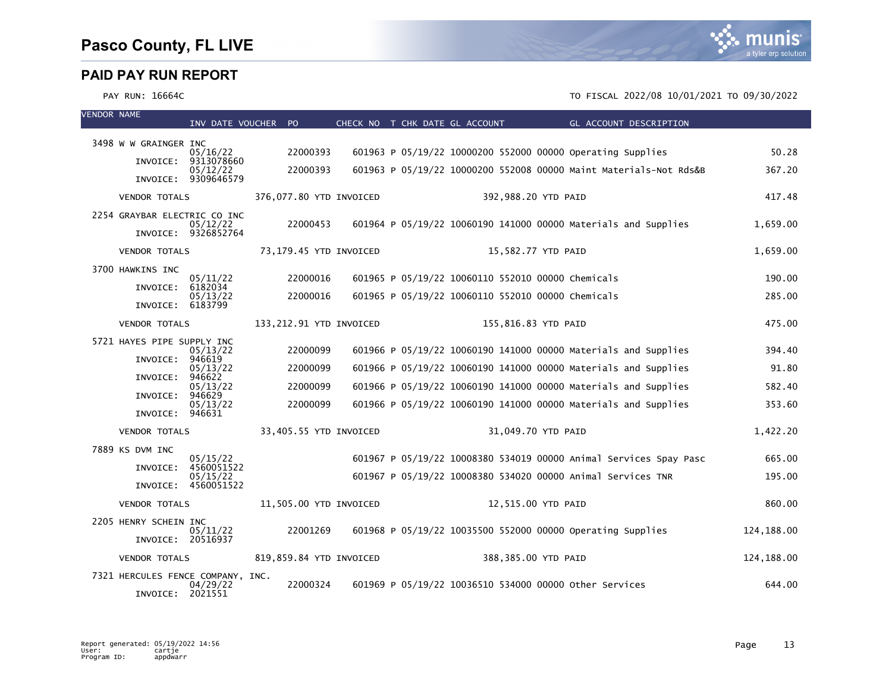# Pasco County, FL LIVE

## PAID PAY RUN REPORT

PAY RUN: 16664C

TO FISCAL 2022/08 10/01/2021 TO 09/30/2022

| VENDOR NAME | INV DATE | VOUCHER | PO | CHECK NO | T | CHK DATE | GL ACCOUNT | GL ACCOUNT DESCRIPTION | |
|---|---|---|---|---|---|---|---|---|---|
| 3498 W W GRAINGER INC | | | | | | | | | |
| | 05/16/22 | | 22000393 | 601963 | P | 05/19/22 | 10000200 552000 00000 | Operating Supplies | 50.28 |
| INVOICE: 9313078660 | | | | | | | | | |
| | 05/12/22 | | 22000393 | 601963 | P | 05/19/22 | 10000200 552008 00000 | Maint Materials-Not Rds&B | 367.20 |
| INVOICE: 9309646579 | | | | | | | | | |
| VENDOR TOTALS | 376,077.80 YTD INVOICED | | | | | | 392,988.20 YTD PAID | | 417.48 |
| 2254 GRAYBAR ELECTRIC CO INC | | | | | | | | | |
| | 05/12/22 | | 22000453 | 601964 | P | 05/19/22 | 10060190 141000 00000 | Materials and Supplies | 1,659.00 |
| INVOICE: 9326852764 | | | | | | | | | |
| VENDOR TOTALS | 73,179.45 YTD INVOICED | | | | | | 15,582.77 YTD PAID | | 1,659.00 |
| 3700 HAWKINS INC | | | | | | | | | |
| | 05/11/22 | | 22000016 | 601965 | P | 05/19/22 | 10060110 552010 00000 | Chemicals | 190.00 |
| INVOICE: 6182034 | | | | | | | | | |
| | 05/13/22 | | 22000016 | 601965 | P | 05/19/22 | 10060110 552010 00000 | Chemicals | 285.00 |
| INVOICE: 6183799 | | | | | | | | | |
| VENDOR TOTALS | 133,212.91 YTD INVOICED | | | | | | 155,816.83 YTD PAID | | 475.00 |
| 5721 HAYES PIPE SUPPLY INC | | | | | | | | | |
| | 05/13/22 | | 22000099 | 601966 | P | 05/19/22 | 10060190 141000 00000 | Materials and Supplies | 394.40 |
| INVOICE: 946619 | | | | | | | | | |
| | 05/13/22 | | 22000099 | 601966 | P | 05/19/22 | 10060190 141000 00000 | Materials and Supplies | 91.80 |
| INVOICE: 946622 | | | | | | | | | |
| | 05/13/22 | | 22000099 | 601966 | P | 05/19/22 | 10060190 141000 00000 | Materials and Supplies | 582.40 |
| INVOICE: 946629 | | | | | | | | | |
| | 05/13/22 | | 22000099 | 601966 | P | 05/19/22 | 10060190 141000 00000 | Materials and Supplies | 353.60 |
| INVOICE: 946631 | | | | | | | | | |
| VENDOR TOTALS | 33,405.55 YTD INVOICED | | | | | | 31,049.70 YTD PAID | | 1,422.20 |
| 7889 KS DVM INC | | | | | | | | | |
| | 05/15/22 | | | 601967 | P | 05/19/22 | 10008380 534019 00000 | Animal Services Spay Pasc | 665.00 |
| INVOICE: 4560051522 | | | | | | | | | |
| | 05/15/22 | | | 601967 | P | 05/19/22 | 10008380 534020 00000 | Animal Services TNR | 195.00 |
| INVOICE: 4560051522 | | | | | | | | | |
| VENDOR TOTALS | 11,505.00 YTD INVOICED | | | | | | 12,515.00 YTD PAID | | 860.00 |
| 2205 HENRY SCHEIN INC | | | | | | | | | |
| | 05/11/22 | | 22001269 | 601968 | P | 05/19/22 | 10035500 552000 00000 | Operating Supplies | 124,188.00 |
| INVOICE: 20516937 | | | | | | | | | |
| VENDOR TOTALS | 819,859.84 YTD INVOICED | | | | | | 388,385.00 YTD PAID | | 124,188.00 |
| 7321 HERCULES FENCE COMPANY, INC. | | | | | | | | | |
| | 04/29/22 | | 22000324 | 601969 | P | 05/19/22 | 10036510 534000 00000 | Other Services | 644.00 |
| INVOICE: 2021551 | | | | | | | | | |

Report generated: 05/19/2022 14:56
User: cartje
Program ID: appdwarr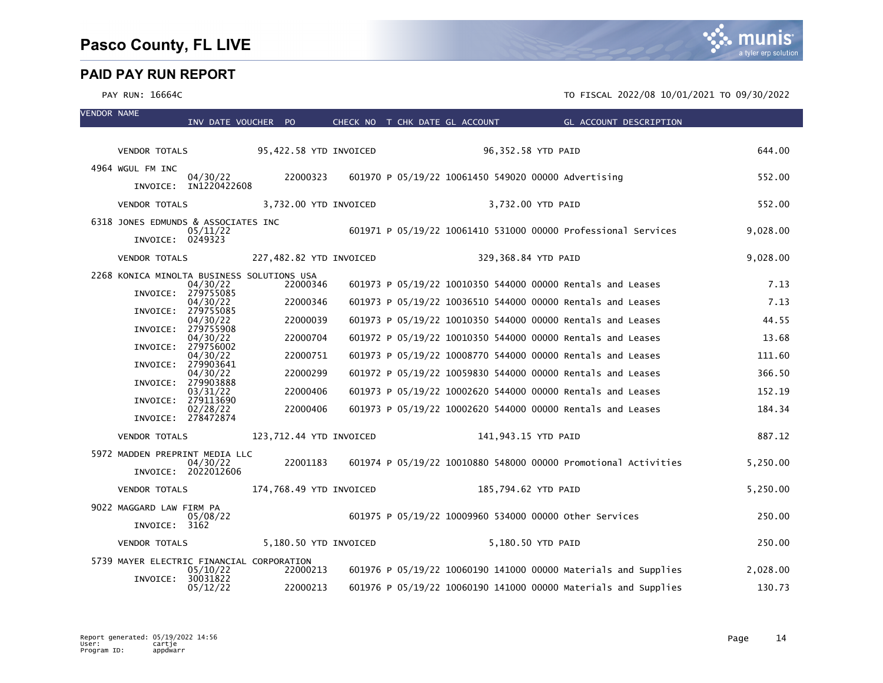# Pasco County, FL LIVE

## PAID PAY RUN REPORT

PAY RUN: 16664C

TO FISCAL 2022/08 10/01/2021 TO 09/30/2022

| VENDOR NAME | INV DATE | VOUCHER | PO | CHECK NO | T | CHK DATE | GL ACCOUNT | GL ACCOUNT DESCRIPTION | AMOUNT |
|---|---|---|---|---|---|---|---|---|---|
| VENDOR TOTALS | | 95,422.58 YTD INVOICED | | | | 96,352.58 YTD PAID | | | 644.00 |
| 4964 WGUL FM INC | | | | | | | | | |
| INVOICE: IN1220422608 | 04/30/22 | | 22000323 | 601970 | P | 05/19/22 | 10061450 549020 00000 | Advertising | 552.00 |
| VENDOR TOTALS | | 3,732.00 YTD INVOICED | | | | 3,732.00 YTD PAID | | | 552.00 |
| 6318 JONES EDMUNDS & ASSOCIATES INC | | | | | | | | | |
| INVOICE: 0249323 | 05/11/22 | | | 601971 | P | 05/19/22 | 10061410 531000 00000 | Professional Services | 9,028.00 |
| VENDOR TOTALS | | 227,482.82 YTD INVOICED | | | | 329,368.84 YTD PAID | | | 9,028.00 |
| 2268 KONICA MINOLTA BUSINESS SOLUTIONS USA | | | | | | | | | |
| INVOICE: 279755085 | 04/30/22 | | 22000346 | 601973 | P | 05/19/22 | 10010350 544000 00000 | Rentals and Leases | 7.13 |
| INVOICE: 279755085 | 04/30/22 | | 22000346 | 601973 | P | 05/19/22 | 10036510 544000 00000 | Rentals and Leases | 7.13 |
| INVOICE: 279755908 | 04/30/22 | | 22000039 | 601973 | P | 05/19/22 | 10010350 544000 00000 | Rentals and Leases | 44.55 |
| INVOICE: 279756002 | 04/30/22 | | 22000704 | 601972 | P | 05/19/22 | 10010350 544000 00000 | Rentals and Leases | 13.68 |
| INVOICE: 279903641 | 04/30/22 | | 22000751 | 601973 | P | 05/19/22 | 10008770 544000 00000 | Rentals and Leases | 111.60 |
| INVOICE: 279903888 | 04/30/22 | | 22000299 | 601972 | P | 05/19/22 | 10059830 544000 00000 | Rentals and Leases | 366.50 |
| INVOICE: 279113690 | 03/31/22 | | 22000406 | 601973 | P | 05/19/22 | 10002620 544000 00000 | Rentals and Leases | 152.19 |
| INVOICE: 278472874 | 02/28/22 | | 22000406 | 601973 | P | 05/19/22 | 10002620 544000 00000 | Rentals and Leases | 184.34 |
| VENDOR TOTALS | | 123,712.44 YTD INVOICED | | | | 141,943.15 YTD PAID | | | 887.12 |
| 5972 MADDEN PREPRINT MEDIA LLC | | | | | | | | | |
| INVOICE: 2022012606 | 04/30/22 | | 22001183 | 601974 | P | 05/19/22 | 10010880 548000 00000 | Promotional Activities | 5,250.00 |
| VENDOR TOTALS | | 174,768.49 YTD INVOICED | | | | 185,794.62 YTD PAID | | | 5,250.00 |
| 9022 MAGGARD LAW FIRM PA | | | | | | | | | |
| INVOICE: 3162 | 05/08/22 | | | 601975 | P | 05/19/22 | 10009960 534000 00000 | Other Services | 250.00 |
| VENDOR TOTALS | | 5,180.50 YTD INVOICED | | | | 5,180.50 YTD PAID | | | 250.00 |
| 5739 MAYER ELECTRIC FINANCIAL CORPORATION | | | | | | | | | |
| INVOICE: 30031822 | 05/10/22 | | 22000213 | 601976 | P | 05/19/22 | 10060190 141000 00000 | Materials and Supplies | 2,028.00 |
| | 05/12/22 | | 22000213 | 601976 | P | 05/19/22 | 10060190 141000 00000 | Materials and Supplies | 130.73 |

Report generated: 05/19/2022 14:56
User: cartje
Program ID: appdwarr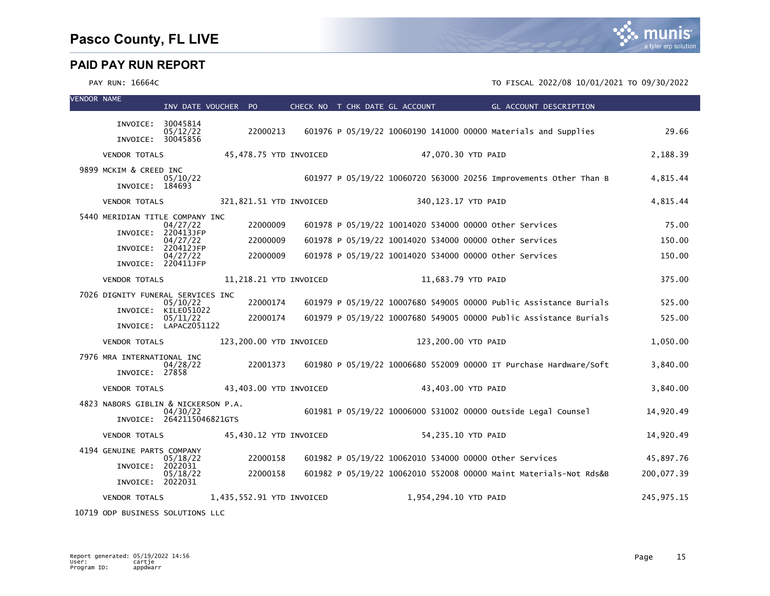# Pasco County, FL LIVE

## PAID PAY RUN REPORT

PAY RUN: 16664C

TO FISCAL 2022/08 10/01/2021 TO 09/30/2022

| VENDOR NAME | INV DATE | VOUCHER | PO | CHECK NO | T | CHK DATE | GL ACCOUNT | GL ACCOUNT DESCRIPTION | AMOUNT |
|---|---|---|---|---|---|---|---|---|---|
| INVOICE: 30045814 | | | | | | | | | |
| | 05/12/22 | | 22000213 | 601976 | P | 05/19/22 | 10060190 141000 00000 | Materials and Supplies | 29.66 |
| INVOICE: 30045856 | | | | | | | | | |
| VENDOR TOTALS | 45,478.75 YTD INVOICED | | | 47,070.30 YTD PAID | | | | | 2,188.39 |
| 9899 MCKIM & CREED INC | | | | | | | | | |
| | 05/10/22 | | | 601977 | P | 05/19/22 | 10060720 563000 20256 | Improvements Other Than B | 4,815.44 |
| INVOICE: 184693 | | | | | | | | | |
| VENDOR TOTALS | 321,821.51 YTD INVOICED | | | 340,123.17 YTD PAID | | | | | 4,815.44 |
| 5440 MERIDIAN TITLE COMPANY INC | | | | | | | | | |
| | 04/27/22 | | 22000009 | 601978 | P | 05/19/22 | 10014020 534000 00000 | Other Services | 75.00 |
| INVOICE: 220413JFP | | | | | | | | | |
| | 04/27/22 | | 22000009 | 601978 | P | 05/19/22 | 10014020 534000 00000 | Other Services | 150.00 |
| INVOICE: 220412JFP | | | | | | | | | |
| | 04/27/22 | | 22000009 | 601978 | P | 05/19/22 | 10014020 534000 00000 | Other Services | 150.00 |
| INVOICE: 220411JFP | | | | | | | | | |
| VENDOR TOTALS | 11,218.21 YTD INVOICED | | | 11,683.79 YTD PAID | | | | | 375.00 |
| 7026 DIGNITY FUNERAL SERVICES INC | | | | | | | | | |
| | 05/10/22 | | 22000174 | 601979 | P | 05/19/22 | 10007680 549005 00000 | Public Assistance Burials | 525.00 |
| INVOICE: KILE051022 | | | | | | | | | |
| | 05/11/22 | | 22000174 | 601979 | P | 05/19/22 | 10007680 549005 00000 | Public Assistance Burials | 525.00 |
| INVOICE: LAPACZ051122 | | | | | | | | | |
| VENDOR TOTALS | 123,200.00 YTD INVOICED | | | 123,200.00 YTD PAID | | | | | 1,050.00 |
| 7976 MRA INTERNATIONAL INC | | | | | | | | | |
| | 04/28/22 | | 22001373 | 601980 | P | 05/19/22 | 10006680 552009 00000 | IT Purchase Hardware/Soft | 3,840.00 |
| INVOICE: 27858 | | | | | | | | | |
| VENDOR TOTALS | 43,403.00 YTD INVOICED | | | 43,403.00 YTD PAID | | | | | 3,840.00 |
| 4823 NABORS GIBLIN & NICKERSON P.A. | | | | | | | | | |
| | 04/30/22 | | | 601981 | P | 05/19/22 | 10006000 531002 00000 | Outside Legal Counsel | 14,920.49 |
| INVOICE: 2642115046821GTS | | | | | | | | | |
| VENDOR TOTALS | 45,430.12 YTD INVOICED | | | 54,235.10 YTD PAID | | | | | 14,920.49 |
| 4194 GENUINE PARTS COMPANY | | | | | | | | | |
| | 05/18/22 | | 22000158 | 601982 | P | 05/19/22 | 10062010 534000 00000 | Other Services | 45,897.76 |
| INVOICE: 2022031 | | | | | | | | | |
| | 05/18/22 | | 22000158 | 601982 | P | 05/19/22 | 10062010 552008 00000 | Maint Materials-Not Rds&B | 200,077.39 |
| INVOICE: 2022031 | | | | | | | | | |
| VENDOR TOTALS | 1,435,552.91 YTD INVOICED | | | 1,954,294.10 YTD PAID | | | | | 245,975.15 |
| 10719 ODP BUSINESS SOLUTIONS LLC | | | | | | | | | |

Report generated: 05/19/2022 14:56
User: cartje
Program ID: appdwarr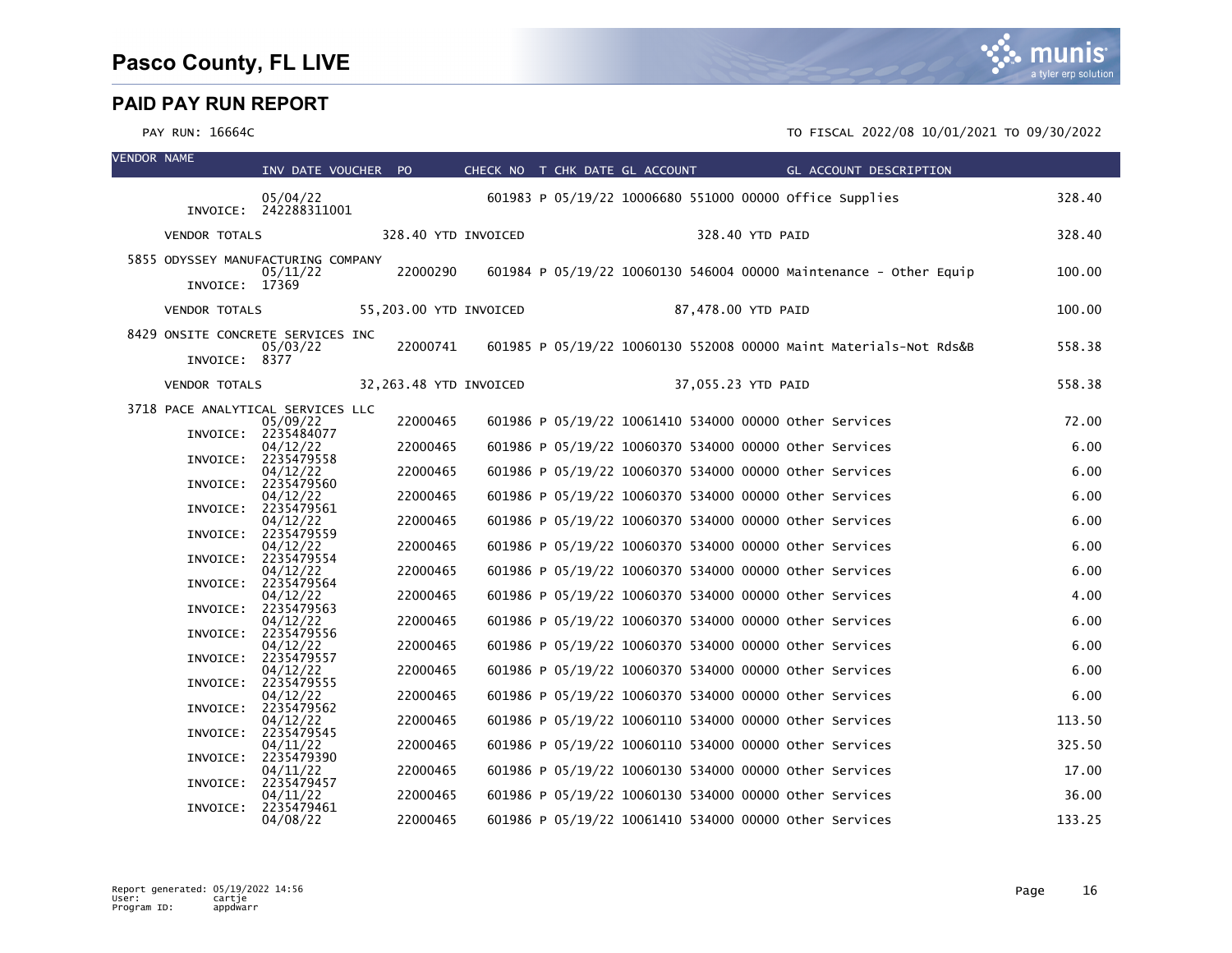# Pasco County, FL LIVE

## PAID PAY RUN REPORT

PAY RUN: 16664C

TO FISCAL 2022/08 10/01/2021 TO 09/30/2022

| VENDOR NAME | INV DATE VOUCHER | PO | CHECK NO | T | CHK DATE | GL ACCOUNT | GL ACCOUNT DESCRIPTION | |
|---|---|---|---|---|---|---|---|---|
| INVOICE: 242288311001 | 05/04/22 | | 601983 | P | 05/19/22 | 10006680 551000 00000 | Office Supplies | 328.40 |
| VENDOR TOTALS | | 328.40 YTD INVOICED | | | | 328.40 YTD PAID | | 328.40 |
| 5855 ODYSSEY MANUFACTURING COMPANY | | | | | | | | |
| INVOICE: 17369 | 05/11/22 | 22000290 | 601984 | P | 05/19/22 | 10060130 546004 00000 | Maintenance - Other Equip | 100.00 |
| VENDOR TOTALS | | 55,203.00 YTD INVOICED | | | | 87,478.00 YTD PAID | | 100.00 |
| 8429 ONSITE CONCRETE SERVICES INC | | | | | | | | |
| INVOICE: 8377 | 05/03/22 | 22000741 | 601985 | P | 05/19/22 | 10060130 552008 00000 | Maint Materials-Not Rds&B | 558.38 |
| VENDOR TOTALS | | 32,263.48 YTD INVOICED | | | | 37,055.23 YTD PAID | | 558.38 |
| 3718 PACE ANALYTICAL SERVICES LLC | | | | | | | | |
| INVOICE: 2235484077 | 05/09/22 | 22000465 | 601986 | P | 05/19/22 | 10061410 534000 00000 | Other Services | 72.00 |
| INVOICE: 2235479558 | 04/12/22 | 22000465 | 601986 | P | 05/19/22 | 10060370 534000 00000 | Other Services | 6.00 |
| INVOICE: 2235479560 | 04/12/22 | 22000465 | 601986 | P | 05/19/22 | 10060370 534000 00000 | Other Services | 6.00 |
| INVOICE: 2235479561 | 04/12/22 | 22000465 | 601986 | P | 05/19/22 | 10060370 534000 00000 | Other Services | 6.00 |
| INVOICE: 2235479559 | 04/12/22 | 22000465 | 601986 | P | 05/19/22 | 10060370 534000 00000 | Other Services | 6.00 |
| INVOICE: 2235479554 | 04/12/22 | 22000465 | 601986 | P | 05/19/22 | 10060370 534000 00000 | Other Services | 6.00 |
| INVOICE: 2235479564 | 04/12/22 | 22000465 | 601986 | P | 05/19/22 | 10060370 534000 00000 | Other Services | 6.00 |
| INVOICE: 2235479563 | 04/12/22 | 22000465 | 601986 | P | 05/19/22 | 10060370 534000 00000 | Other Services | 4.00 |
| INVOICE: 2235479556 | 04/12/22 | 22000465 | 601986 | P | 05/19/22 | 10060370 534000 00000 | Other Services | 6.00 |
| INVOICE: 2235479557 | 04/12/22 | 22000465 | 601986 | P | 05/19/22 | 10060370 534000 00000 | Other Services | 6.00 |
| INVOICE: 2235479555 | 04/12/22 | 22000465 | 601986 | P | 05/19/22 | 10060370 534000 00000 | Other Services | 6.00 |
| INVOICE: 2235479562 | 04/12/22 | 22000465 | 601986 | P | 05/19/22 | 10060370 534000 00000 | Other Services | 6.00 |
| INVOICE: 2235479545 | 04/12/22 | 22000465 | 601986 | P | 05/19/22 | 10060110 534000 00000 | Other Services | 113.50 |
| INVOICE: 2235479390 | 04/11/22 | 22000465 | 601986 | P | 05/19/22 | 10060110 534000 00000 | Other Services | 325.50 |
| INVOICE: 2235479457 | 04/11/22 | 22000465 | 601986 | P | 05/19/22 | 10060130 534000 00000 | Other Services | 17.00 |
| INVOICE: 2235479461 | 04/11/22 | 22000465 | 601986 | P | 05/19/22 | 10060130 534000 00000 | Other Services | 36.00 |
| | 04/08/22 | 22000465 | 601986 | P | 05/19/22 | 10061410 534000 00000 | Other Services | 133.25 |

Report generated: 05/19/2022 14:56
User: cartje
Program ID: appdwarr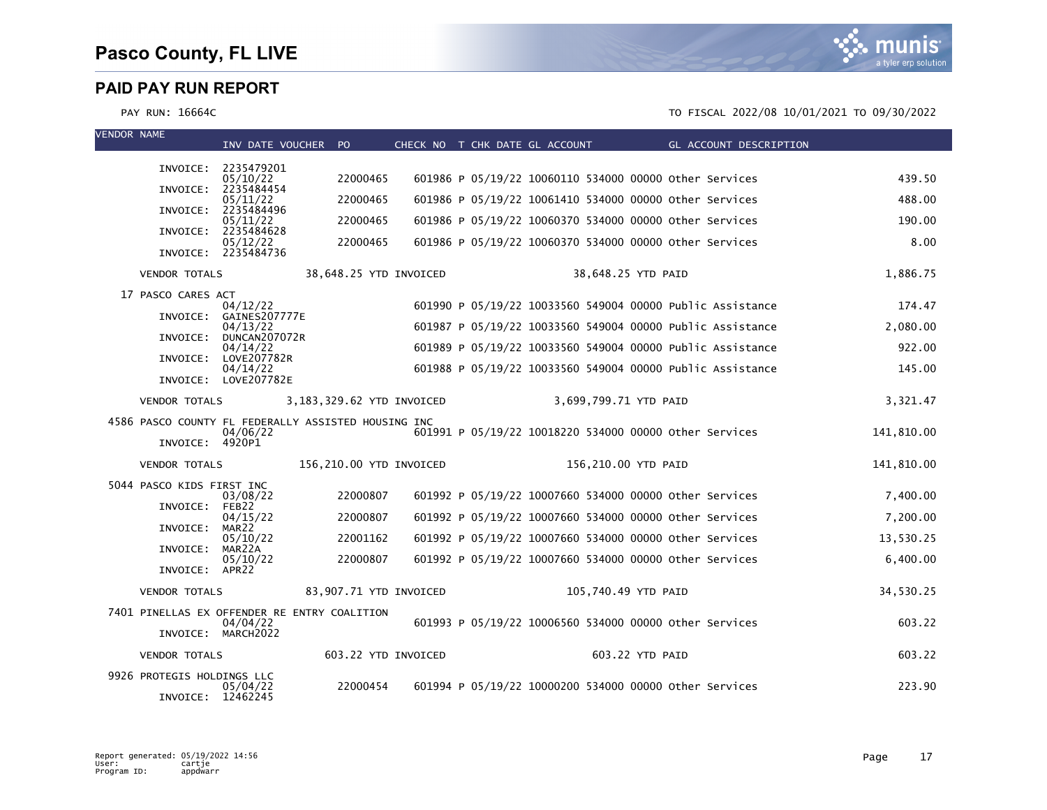# Pasco County, FL LIVE

## PAID PAY RUN REPORT

PAY RUN: 16664C

TO FISCAL 2022/08 10/01/2021 TO 09/30/2022

| VENDOR NAME | INV DATE VOUCHER | PO | CHECK NO | T | CHK DATE | GL ACCOUNT | GL ACCOUNT DESCRIPTION | |
|---|---|---|---|---|---|---|---|---|
| INVOICE: 2235479201 | 05/10/22 | 22000465 | 601986 | P | 05/19/22 | 10060110 534000 00000 | Other Services | 439.50 |
| INVOICE: 2235484454 | 05/11/22 | 22000465 | 601986 | P | 05/19/22 | 10061410 534000 00000 | Other Services | 488.00 |
| INVOICE: 2235484496 | 05/11/22 | 22000465 | 601986 | P | 05/19/22 | 10060370 534000 00000 | Other Services | 190.00 |
| INVOICE: 2235484628 | 05/12/22 | 22000465 | 601986 | P | 05/19/22 | 10060370 534000 00000 | Other Services | 8.00 |
| INVOICE: 2235484736 | | | | | | | | |
| VENDOR TOTALS | 38,648.25 YTD INVOICED | | | | | 38,648.25 YTD PAID | | 1,886.75 |
| 17 PASCO CARES ACT | | | | | | | | |
| INVOICE: GAINES207777E | 04/12/22 | | 601990 | P | 05/19/22 | 10033560 549004 00000 | Public Assistance | 174.47 |
| INVOICE: DUNCAN207072R | 04/13/22 | | 601987 | P | 05/19/22 | 10033560 549004 00000 | Public Assistance | 2,080.00 |
| INVOICE: LOVE207782R | 04/14/22 | | 601989 | P | 05/19/22 | 10033560 549004 00000 | Public Assistance | 922.00 |
| INVOICE: LOVE207782E | 04/14/22 | | 601988 | P | 05/19/22 | 10033560 549004 00000 | Public Assistance | 145.00 |
| VENDOR TOTALS | 3,183,329.62 YTD INVOICED | | | | | 3,699,799.71 YTD PAID | | 3,321.47 |
| 4586 PASCO COUNTY FL FEDERALLY ASSISTED HOUSING INC | | | | | | | | |
| INVOICE: 4920P1 | 04/06/22 | | 601991 | P | 05/19/22 | 10018220 534000 00000 | Other Services | 141,810.00 |
| VENDOR TOTALS | 156,210.00 YTD INVOICED | | | | | 156,210.00 YTD PAID | | 141,810.00 |
| 5044 PASCO KIDS FIRST INC | | | | | | | | |
| INVOICE: FEB22 | 03/08/22 | 22000807 | 601992 | P | 05/19/22 | 10007660 534000 00000 | Other Services | 7,400.00 |
| INVOICE: MAR22 | 04/15/22 | 22000807 | 601992 | P | 05/19/22 | 10007660 534000 00000 | Other Services | 7,200.00 |
| INVOICE: MAR22A | 05/10/22 | 22001162 | 601992 | P | 05/19/22 | 10007660 534000 00000 | Other Services | 13,530.25 |
| INVOICE: APR22 | 05/10/22 | 22000807 | 601992 | P | 05/19/22 | 10007660 534000 00000 | Other Services | 6,400.00 |
| VENDOR TOTALS | 83,907.71 YTD INVOICED | | | | | 105,740.49 YTD PAID | | 34,530.25 |
| 7401 PINELLAS EX OFFENDER RE ENTRY COALITION | | | | | | | | |
| INVOICE: MARCH2022 | 04/04/22 | | 601993 | P | 05/19/22 | 10006560 534000 00000 | Other Services | 603.22 |
| VENDOR TOTALS | 603.22 YTD INVOICED | | | | | 603.22 YTD PAID | | 603.22 |
| 9926 PROTEGIS HOLDINGS LLC | | | | | | | | |
| INVOICE: 12462245 | 05/04/22 | 22000454 | 601994 | P | 05/19/22 | 10000200 534000 00000 | Other Services | 223.90 |

Report generated: 05/19/2022 14:56
User: cartje
Program ID: appdwarr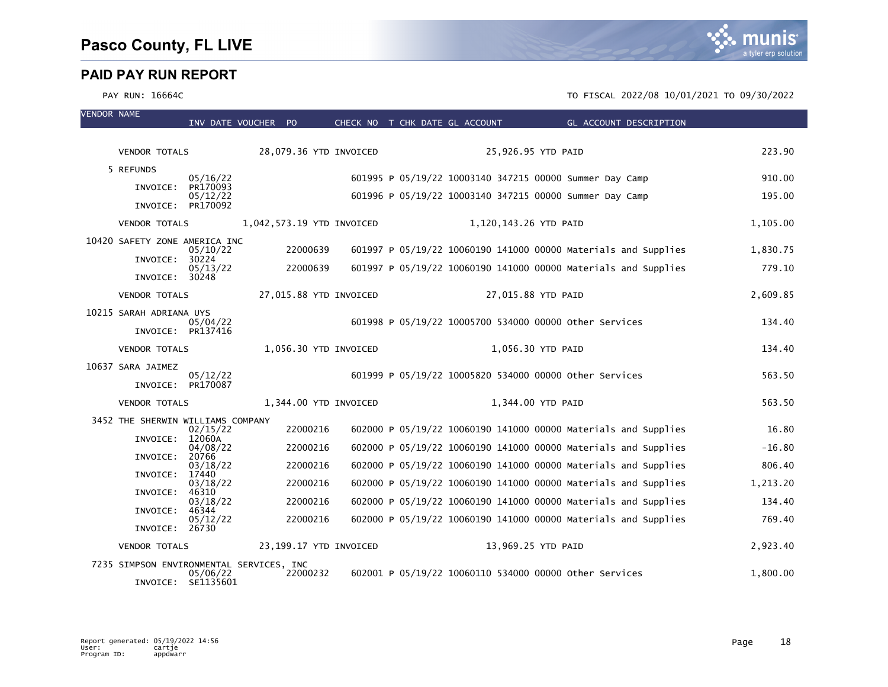# Pasco County, FL LIVE

## PAID PAY RUN REPORT

PAY RUN: 16664C

TO FISCAL 2022/08 10/01/2021 TO 09/30/2022

| VENDOR NAME | INV DATE | VOUCHER | PO | CHECK NO | T | CHK DATE | GL ACCOUNT | GL ACCOUNT DESCRIPTION | |
|---|---|---|---|---|---|---|---|---|---|
| VENDOR TOTALS | | 28,079.36 YTD INVOICED | | | | | 25,926.95 YTD PAID | | 223.90 |
| 5 REFUNDS | | | | | | | | | |
| INVOICE: PR170093 | 05/16/22 | | | 601995 | P | 05/19/22 | 10003140 347215 00000 | Summer Day Camp | 910.00 |
| INVOICE: PR170092 | 05/12/22 | | | 601996 | P | 05/19/22 | 10003140 347215 00000 | Summer Day Camp | 195.00 |
| VENDOR TOTALS | | 1,042,573.19 YTD INVOICED | | | | | 1,120,143.26 YTD PAID | | 1,105.00 |
| 10420 SAFETY ZONE AMERICA INC | | | | | | | | | |
| INVOICE: 30224 | 05/10/22 | | 22000639 | 601997 | P | 05/19/22 | 10060190 141000 00000 | Materials and Supplies | 1,830.75 |
| INVOICE: 30248 | 05/13/22 | | 22000639 | 601997 | P | 05/19/22 | 10060190 141000 00000 | Materials and Supplies | 779.10 |
| VENDOR TOTALS | | 27,015.88 YTD INVOICED | | | | | 27,015.88 YTD PAID | | 2,609.85 |
| 10215 SARAH ADRIANA UYS | | | | | | | | | |
| INVOICE: PR137416 | 05/04/22 | | | 601998 | P | 05/19/22 | 10005700 534000 00000 | Other Services | 134.40 |
| VENDOR TOTALS | | 1,056.30 YTD INVOICED | | | | | 1,056.30 YTD PAID | | 134.40 |
| 10637 SARA JAIMEZ | | | | | | | | | |
| INVOICE: PR170087 | 05/12/22 | | | 601999 | P | 05/19/22 | 10005820 534000 00000 | Other Services | 563.50 |
| VENDOR TOTALS | | 1,344.00 YTD INVOICED | | | | | 1,344.00 YTD PAID | | 563.50 |
| 3452 THE SHERWIN WILLIAMS COMPANY | | | | | | | | | |
| INVOICE: 12060A | 02/15/22 | | 22000216 | 602000 | P | 05/19/22 | 10060190 141000 00000 | Materials and Supplies | 16.80 |
| INVOICE: 20766 | 04/08/22 | | 22000216 | 602000 | P | 05/19/22 | 10060190 141000 00000 | Materials and Supplies | -16.80 |
| INVOICE: 17440 | 03/18/22 | | 22000216 | 602000 | P | 05/19/22 | 10060190 141000 00000 | Materials and Supplies | 806.40 |
| INVOICE: 46310 | 03/18/22 | | 22000216 | 602000 | P | 05/19/22 | 10060190 141000 00000 | Materials and Supplies | 1,213.20 |
| INVOICE: 46344 | 03/18/22 | | 22000216 | 602000 | P | 05/19/22 | 10060190 141000 00000 | Materials and Supplies | 134.40 |
| INVOICE: 26730 | 05/12/22 | | 22000216 | 602000 | P | 05/19/22 | 10060190 141000 00000 | Materials and Supplies | 769.40 |
| VENDOR TOTALS | | 23,199.17 YTD INVOICED | | | | | 13,969.25 YTD PAID | | 2,923.40 |
| 7235 SIMPSON ENVIRONMENTAL SERVICES, INC | | | | | | | | | |
| INVOICE: SE1135601 | 05/06/22 | | 22000232 | 602001 | P | 05/19/22 | 10060110 534000 00000 | Other Services | 1,800.00 |

Report generated: 05/19/2022 14:56
User: cartje
Program ID: appdwarr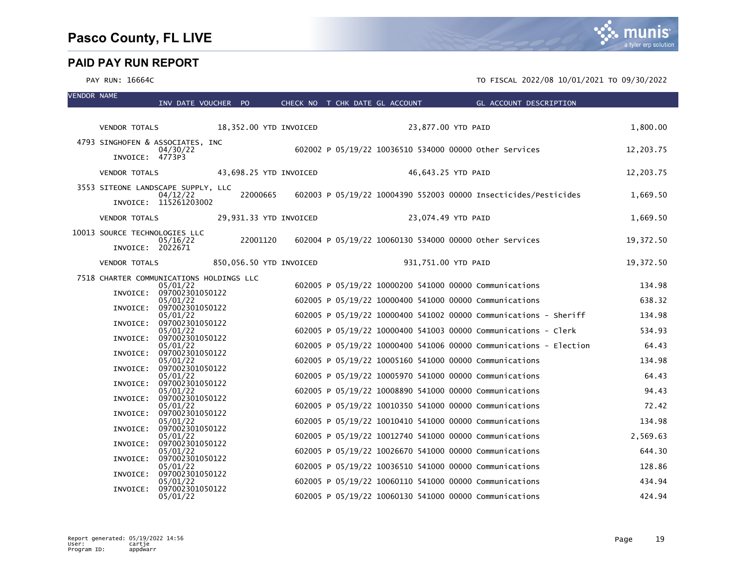# Pasco County, FL LIVE

## PAID PAY RUN REPORT

PAY RUN: 16664C

TO FISCAL 2022/08 10/01/2021 TO 09/30/2022

| VENDOR NAME | INV DATE | VOUCHER | PO | CHECK NO | T | CHK DATE | GL ACCOUNT | GL ACCOUNT DESCRIPTION | AMOUNT |
|---|---|---|---|---|---|---|---|---|---|
| VENDOR TOTALS | 18,352.00 YTD INVOICED | | | | | | 23,877.00 YTD PAID | | 1,800.00 |
| 4793 SINGHOFEN & ASSOCIATES, INC | 04/30/22 | | | 602002 | P | 05/19/22 | 10036510 534000 00000 | Other Services | 12,203.75 |
| INVOICE: 4773P3 | | | | | | | | | |
| VENDOR TOTALS | 43,698.25 YTD INVOICED | | | | | | 46,643.25 YTD PAID | | 12,203.75 |
| 3553 SITEONE LANDSCAPE SUPPLY, LLC | 04/12/22 | | 22000665 | 602003 | P | 05/19/22 | 10004390 552003 00000 | Insecticides/Pesticides | 1,669.50 |
| INVOICE: 115261203002 | | | | | | | | | |
| VENDOR TOTALS | 29,931.33 YTD INVOICED | | | | | | 23,074.49 YTD PAID | | 1,669.50 |
| 10013 SOURCE TECHNOLOGIES LLC | 05/16/22 | | 22001120 | 602004 | P | 05/19/22 | 10060130 534000 00000 | Other Services | 19,372.50 |
| INVOICE: 2022671 | | | | | | | | | |
| VENDOR TOTALS | 850,056.50 YTD INVOICED | | | | | | 931,751.00 YTD PAID | | 19,372.50 |
| 7518 CHARTER COMMUNICATIONS HOLDINGS LLC | 05/01/22 | | | 602005 | P | 05/19/22 | 10000200 541000 00000 | Communications | 134.98 |
| INVOICE: 097002301050122 | 05/01/22 | | | 602005 | P | 05/19/22 | 10000400 541000 00000 | Communications | 638.32 |
| INVOICE: 097002301050122 | 05/01/22 | | | 602005 | P | 05/19/22 | 10000400 541002 00000 | Communications - Sheriff | 134.98 |
| INVOICE: 097002301050122 | 05/01/22 | | | 602005 | P | 05/19/22 | 10000400 541003 00000 | Communications - Clerk | 534.93 |
| INVOICE: 097002301050122 | 05/01/22 | | | 602005 | P | 05/19/22 | 10000400 541006 00000 | Communications - Election | 64.43 |
| INVOICE: 097002301050122 | 05/01/22 | | | 602005 | P | 05/19/22 | 10005160 541000 00000 | Communications | 134.98 |
| INVOICE: 097002301050122 | 05/01/22 | | | 602005 | P | 05/19/22 | 10005970 541000 00000 | Communications | 64.43 |
| INVOICE: 097002301050122 | 05/01/22 | | | 602005 | P | 05/19/22 | 10008890 541000 00000 | Communications | 94.43 |
| INVOICE: 097002301050122 | 05/01/22 | | | 602005 | P | 05/19/22 | 10010350 541000 00000 | Communications | 72.42 |
| INVOICE: 097002301050122 | 05/01/22 | | | 602005 | P | 05/19/22 | 10010410 541000 00000 | Communications | 134.98 |
| INVOICE: 097002301050122 | 05/01/22 | | | 602005 | P | 05/19/22 | 10012740 541000 00000 | Communications | 2,569.63 |
| INVOICE: 097002301050122 | 05/01/22 | | | 602005 | P | 05/19/22 | 10026670 541000 00000 | Communications | 644.30 |
| INVOICE: 097002301050122 | 05/01/22 | | | 602005 | P | 05/19/22 | 10036510 541000 00000 | Communications | 128.86 |
| INVOICE: 097002301050122 | 05/01/22 | | | 602005 | P | 05/19/22 | 10060110 541000 00000 | Communications | 434.94 |
| INVOICE: 097002301050122 | 05/01/22 | | | 602005 | P | 05/19/22 | 10060130 541000 00000 | Communications | 424.94 |

Report generated: 05/19/2022 14:56
User: cartje
Program ID: appdwarr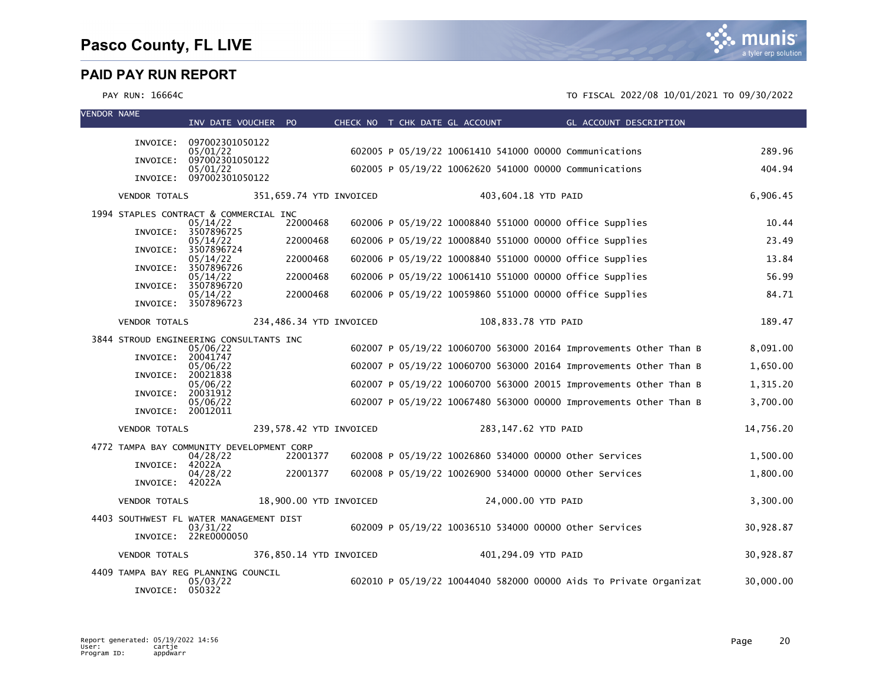# Pasco County, FL LIVE

## PAID PAY RUN REPORT

PAY RUN: 16664C

TO FISCAL 2022/08 10/01/2021 TO 09/30/2022

| VENDOR NAME | INV DATE VOUCHER | PO | CHECK NO | T | CHK DATE | GL ACCOUNT | GL ACCOUNT DESCRIPTION | |
|---|---|---|---|---|---|---|---|---|
| INVOICE: | 097002301050122 | | | | | | | |
| | 05/01/22 | | 602005 | P | 05/19/22 | 10061410 541000 00000 | Communications | 289.96 |
| INVOICE: | 097002301050122 | | | | | | | |
| | 05/01/22 | | 602005 | P | 05/19/22 | 10062620 541000 00000 | Communications | 404.94 |
| INVOICE: | 097002301050122 | | | | | | | |
| VENDOR TOTALS | 351,659.74 YTD INVOICED | | | | | 403,604.18 YTD PAID | | 6,906.45 |
| 1994 STAPLES CONTRACT & COMMERCIAL INC | | | | | | | | |
| | 05/14/22 | 22000468 | 602006 | P | 05/19/22 | 10008840 551000 00000 | Office Supplies | 10.44 |
| INVOICE: | 3507896725 | | | | | | | |
| | 05/14/22 | 22000468 | 602006 | P | 05/19/22 | 10008840 551000 00000 | Office Supplies | 23.49 |
| INVOICE: | 3507896724 | | | | | | | |
| | 05/14/22 | 22000468 | 602006 | P | 05/19/22 | 10008840 551000 00000 | Office Supplies | 13.84 |
| INVOICE: | 3507896726 | | | | | | | |
| | 05/14/22 | 22000468 | 602006 | P | 05/19/22 | 10061410 551000 00000 | Office Supplies | 56.99 |
| INVOICE: | 3507896720 | | | | | | | |
| | 05/14/22 | 22000468 | 602006 | P | 05/19/22 | 10059860 551000 00000 | Office Supplies | 84.71 |
| INVOICE: | 3507896723 | | | | | | | |
| VENDOR TOTALS | 234,486.34 YTD INVOICED | | | | | 108,833.78 YTD PAID | | 189.47 |
| 3844 STROUD ENGINEERING CONSULTANTS INC | | | | | | | | |
| | 05/06/22 | | 602007 | P | 05/19/22 | 10060700 563000 20164 | Improvements Other Than B | 8,091.00 |
| INVOICE: | 20041747 | | | | | | | |
| | 05/06/22 | | 602007 | P | 05/19/22 | 10060700 563000 20164 | Improvements Other Than B | 1,650.00 |
| INVOICE: | 20021838 | | | | | | | |
| | 05/06/22 | | 602007 | P | 05/19/22 | 10060700 563000 20015 | Improvements Other Than B | 1,315.20 |
| INVOICE: | 20031912 | | | | | | | |
| | 05/06/22 | | 602007 | P | 05/19/22 | 10067480 563000 00000 | Improvements Other Than B | 3,700.00 |
| INVOICE: | 20012011 | | | | | | | |
| VENDOR TOTALS | 239,578.42 YTD INVOICED | | | | | 283,147.62 YTD PAID | | 14,756.20 |
| 4772 TAMPA BAY COMMUNITY DEVELOPMENT CORP | | | | | | | | |
| | 04/28/22 | 22001377 | 602008 | P | 05/19/22 | 10026860 534000 00000 | Other Services | 1,500.00 |
| INVOICE: | 42022A | | | | | | | |
| | 04/28/22 | 22001377 | 602008 | P | 05/19/22 | 10026900 534000 00000 | Other Services | 1,800.00 |
| INVOICE: | 42022A | | | | | | | |
| VENDOR TOTALS | 18,900.00 YTD INVOICED | | | | | 24,000.00 YTD PAID | | 3,300.00 |
| 4403 SOUTHWEST FL WATER MANAGEMENT DIST | | | | | | | | |
| | 03/31/22 | | 602009 | P | 05/19/22 | 10036510 534000 00000 | Other Services | 30,928.87 |
| INVOICE: | 22RE0000050 | | | | | | | |
| VENDOR TOTALS | 376,850.14 YTD INVOICED | | | | | 401,294.09 YTD PAID | | 30,928.87 |
| 4409 TAMPA BAY REG PLANNING COUNCIL | | | | | | | | |
| | 05/03/22 | | 602010 | P | 05/19/22 | 10044040 582000 00000 | Aids To Private Organizat | 30,000.00 |
| INVOICE: | 050322 | | | | | | | |

Report generated: 05/19/2022 14:56
User: cartje
Program ID: appdwarr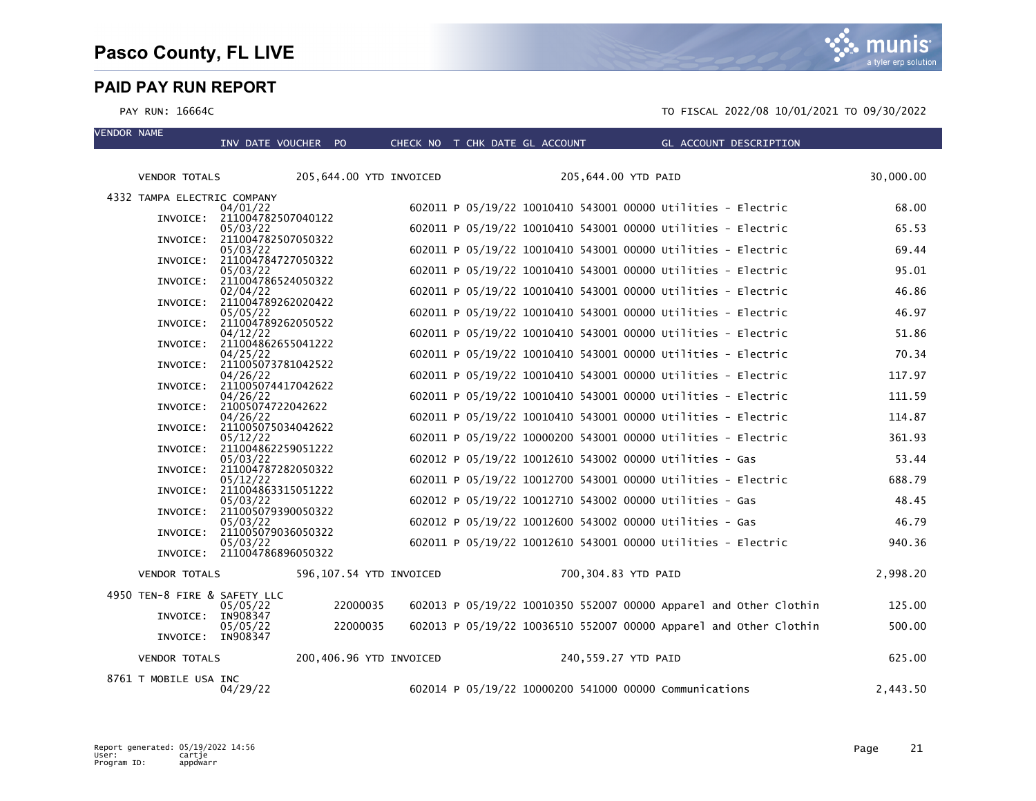# Pasco County, FL LIVE

## PAID PAY RUN REPORT

PAY RUN: 16664C

TO FISCAL 2022/08 10/01/2021 TO 09/30/2022

| VENDOR NAME | INV DATE | VOUCHER | PO | CHECK NO | T | CHK DATE | GL ACCOUNT | GL ACCOUNT DESCRIPTION | |
|---|---|---|---|---|---|---|---|---|---|
| VENDOR TOTALS | 205,644.00 YTD INVOICED | | | 205,644.00 YTD PAID | | | | | 30,000.00 |
| 4332 TAMPA ELECTRIC COMPANY | | | | | | | | | |
| INVOICE: 211004782507040122 | 04/01/22 | | | 602011 | P | 05/19/22 | 10010410 543001 00000 | Utilities - Electric | 68.00 |
| INVOICE: 211004782507050322 | 05/03/22 | | | 602011 | P | 05/19/22 | 10010410 543001 00000 | Utilities - Electric | 65.53 |
| INVOICE: 211004784727050322 | 05/03/22 | | | 602011 | P | 05/19/22 | 10010410 543001 00000 | Utilities - Electric | 69.44 |
| INVOICE: 211004786524050322 | 05/03/22 | | | 602011 | P | 05/19/22 | 10010410 543001 00000 | Utilities - Electric | 95.01 |
| INVOICE: 211004789262020422 | 02/04/22 | | | 602011 | P | 05/19/22 | 10010410 543001 00000 | Utilities - Electric | 46.86 |
| INVOICE: 211004789262050522 | 05/05/22 | | | 602011 | P | 05/19/22 | 10010410 543001 00000 | Utilities - Electric | 46.97 |
| INVOICE: 211004862655041222 | 04/12/22 | | | 602011 | P | 05/19/22 | 10010410 543001 00000 | Utilities - Electric | 51.86 |
| INVOICE: 211005073781042522 | 04/25/22 | | | 602011 | P | 05/19/22 | 10010410 543001 00000 | Utilities - Electric | 70.34 |
| INVOICE: 211005074417042622 | 04/26/22 | | | 602011 | P | 05/19/22 | 10010410 543001 00000 | Utilities - Electric | 117.97 |
| INVOICE: 21005074722042622 | 04/26/22 | | | 602011 | P | 05/19/22 | 10010410 543001 00000 | Utilities - Electric | 111.59 |
| INVOICE: 211005075034042622 | 04/26/22 | | | 602011 | P | 05/19/22 | 10010410 543001 00000 | Utilities - Electric | 114.87 |
| INVOICE: 211004862259051222 | 05/12/22 | | | 602011 | P | 05/19/22 | 10000200 543001 00000 | Utilities - Electric | 361.93 |
| INVOICE: 211004787282050322 | 05/03/22 | | | 602012 | P | 05/19/22 | 10012610 543002 00000 | Utilities - Gas | 53.44 |
| INVOICE: 211004863315051222 | 05/12/22 | | | 602011 | P | 05/19/22 | 10012700 543001 00000 | Utilities - Electric | 688.79 |
| INVOICE: 211005079390050322 | 05/03/22 | | | 602012 | P | 05/19/22 | 10012710 543002 00000 | Utilities - Gas | 48.45 |
| INVOICE: 211005079036050322 | 05/03/22 | | | 602012 | P | 05/19/22 | 10012600 543002 00000 | Utilities - Gas | 46.79 |
| INVOICE: 211004786896050322 | 05/03/22 | | | 602011 | P | 05/19/22 | 10012610 543001 00000 | Utilities - Electric | 940.36 |
| VENDOR TOTALS | 596,107.54 YTD INVOICED | | | 700,304.83 YTD PAID | | | | | 2,998.20 |
| 4950 TEN-8 FIRE & SAFETY LLC | | | | | | | | | |
| INVOICE: IN908347 | 05/05/22 | | 22000035 | 602013 | P | 05/19/22 | 10010350 552007 00000 | Apparel and Other Clothin | 125.00 |
| INVOICE: IN908347 | 05/05/22 | | 22000035 | 602013 | P | 05/19/22 | 10036510 552007 00000 | Apparel and Other Clothin | 500.00 |
| VENDOR TOTALS | 200,406.96 YTD INVOICED | | | 240,559.27 YTD PAID | | | | | 625.00 |
| 8761 T MOBILE USA INC | | | | | | | | | |
| | 04/29/22 | | | 602014 | P | 05/19/22 | 10000200 541000 00000 | Communications | 2,443.50 |

Report generated: 05/19/2022 14:56
User: cartje
Program ID: appdwarr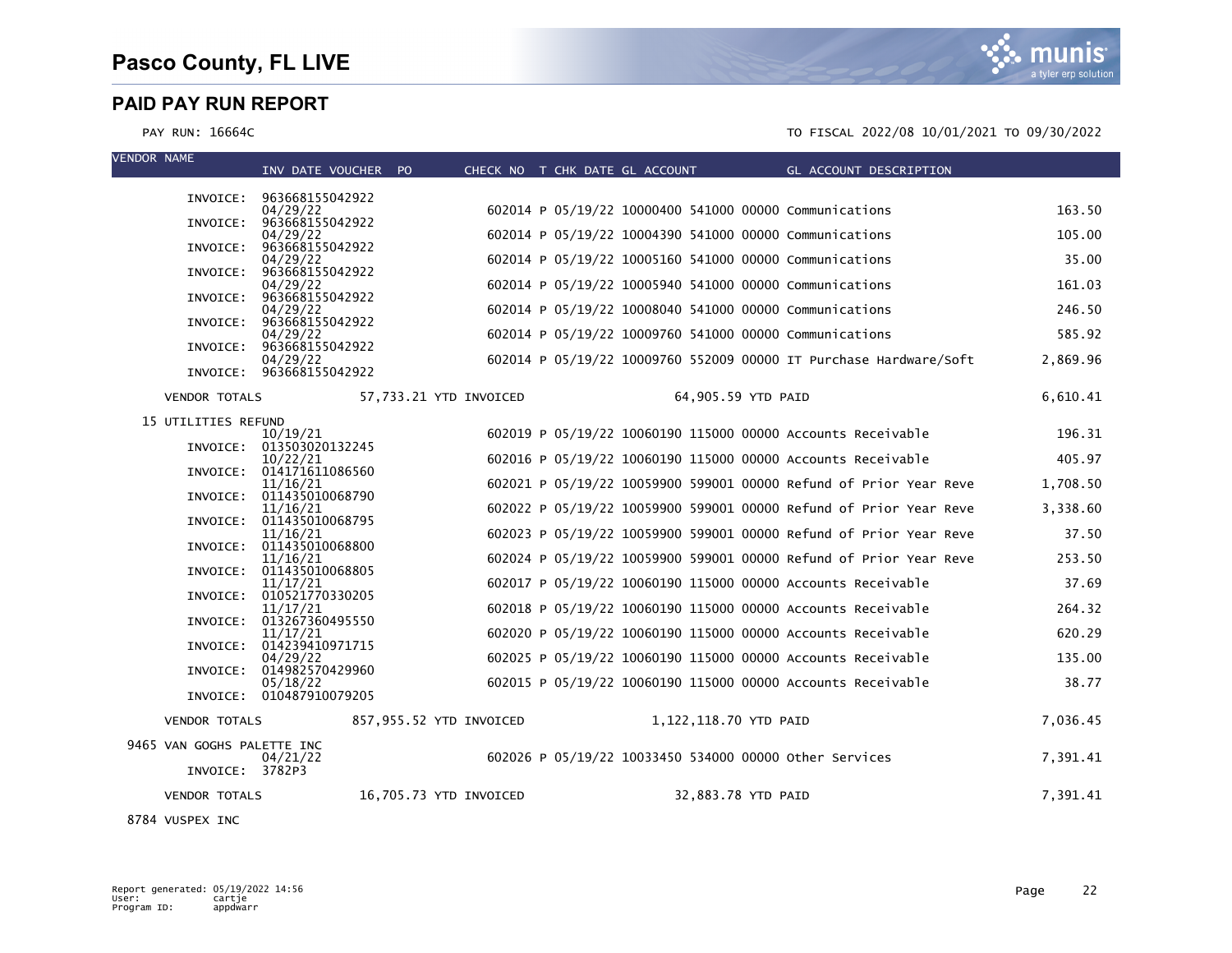# Pasco County, FL LIVE

## PAID PAY RUN REPORT

PAY RUN: 16664C

TO FISCAL 2022/08 10/01/2021 TO 09/30/2022

| VENDOR NAME | INV DATE VOUCHER PO | CHECK NO | T | CHK DATE | GL ACCOUNT | GL ACCOUNT DESCRIPTION | |
|---|---|---|---|---|---|---|---|
| INVOICE: 963668155042922 | 04/29/22 | 602014 | P | 05/19/22 | 10000400 541000 00000 | Communications | 163.50 |
| INVOICE: 963668155042922 | 04/29/22 | 602014 | P | 05/19/22 | 10004390 541000 00000 | Communications | 105.00 |
| INVOICE: 963668155042922 | 04/29/22 | 602014 | P | 05/19/22 | 10005160 541000 00000 | Communications | 35.00 |
| INVOICE: 963668155042922 | 04/29/22 | 602014 | P | 05/19/22 | 10005940 541000 00000 | Communications | 161.03 |
| INVOICE: 963668155042922 | 04/29/22 | 602014 | P | 05/19/22 | 10008040 541000 00000 | Communications | 246.50 |
| INVOICE: 963668155042922 | 04/29/22 | 602014 | P | 05/19/22 | 10009760 541000 00000 | Communications | 585.92 |
| INVOICE: 963668155042922 | 04/29/22 | 602014 | P | 05/19/22 | 10009760 552009 00000 | IT Purchase Hardware/Soft | 2,869.96 |
| INVOICE: 963668155042922 | | | | | | | |
| VENDOR TOTALS | 57,733.21 YTD INVOICED | | | | 64,905.59 YTD PAID | | 6,610.41 |
| 15 UTILITIES REFUND | | | | | | | |
| INVOICE: 013503020132245 | 10/19/21 | 602019 | P | 05/19/22 | 10060190 115000 00000 | Accounts Receivable | 196.31 |
| INVOICE: 014171611086560 | 10/22/21 | 602016 | P | 05/19/22 | 10060190 115000 00000 | Accounts Receivable | 405.97 |
| INVOICE: 011435010068790 | 11/16/21 | 602021 | P | 05/19/22 | 10059900 599001 00000 | Refund of Prior Year Reve | 1,708.50 |
| INVOICE: 011435010068795 | 11/16/21 | 602022 | P | 05/19/22 | 10059900 599001 00000 | Refund of Prior Year Reve | 3,338.60 |
| INVOICE: 011435010068800 | 11/16/21 | 602023 | P | 05/19/22 | 10059900 599001 00000 | Refund of Prior Year Reve | 37.50 |
| INVOICE: 011435010068805 | 11/16/21 | 602024 | P | 05/19/22 | 10059900 599001 00000 | Refund of Prior Year Reve | 253.50 |
| INVOICE: 010521770330205 | 11/17/21 | 602017 | P | 05/19/22 | 10060190 115000 00000 | Accounts Receivable | 37.69 |
| INVOICE: 013267360495550 | 11/17/21 | 602018 | P | 05/19/22 | 10060190 115000 00000 | Accounts Receivable | 264.32 |
| INVOICE: 014239410971715 | 11/17/21 | 602020 | P | 05/19/22 | 10060190 115000 00000 | Accounts Receivable | 620.29 |
| INVOICE: 014982570429960 | 04/29/22 | 602025 | P | 05/19/22 | 10060190 115000 00000 | Accounts Receivable | 135.00 |
| INVOICE: 010487910079205 | 05/18/22 | 602015 | P | 05/19/22 | 10060190 115000 00000 | Accounts Receivable | 38.77 |
| VENDOR TOTALS | 857,955.52 YTD INVOICED | | | | 1,122,118.70 YTD PAID | | 7,036.45 |
| 9465 VAN GOGHS PALETTE INC | | | | | | | |
| INVOICE: 3782P3 | 04/21/22 | 602026 | P | 05/19/22 | 10033450 534000 00000 | Other Services | 7,391.41 |
| VENDOR TOTALS | 16,705.73 YTD INVOICED | | | | 32,883.78 YTD PAID | | 7,391.41 |
| 8784 VUSPEX INC | | | | | | | |

Report generated: 05/19/2022 14:56
User: cartje
Program ID: appdwarr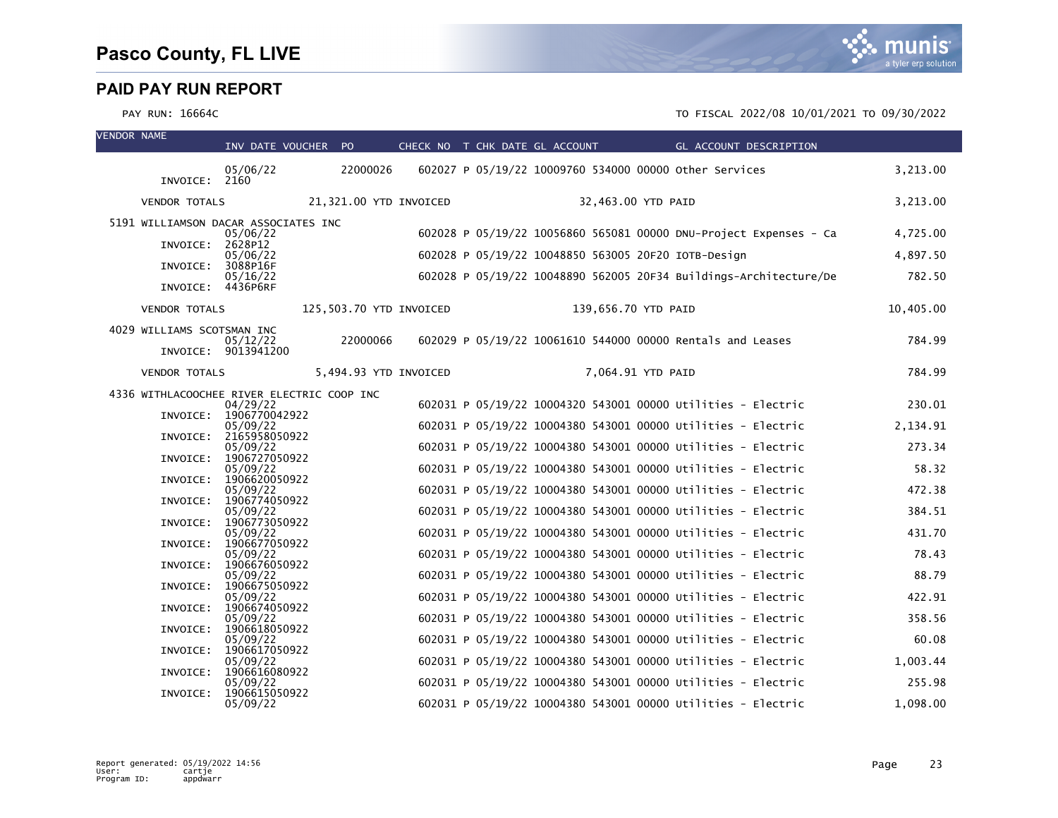# Pasco County, FL LIVE

## PAID PAY RUN REPORT

PAY RUN: 16664C

TO FISCAL 2022/08 10/01/2021 TO 09/30/2022

| VENDOR NAME | INV DATE | VOUCHER | PO | CHECK NO | T | CHK DATE | GL ACCOUNT | GL ACCOUNT DESCRIPTION | AMOUNT |
|---|---|---|---|---|---|---|---|---|---|
| INVOICE: 2160 | 05/06/22 | | 22000026 | 602027 | P | 05/19/22 | 10009760 534000 00000 | Other Services | 3,213.00 |
| VENDOR TOTALS | 21,321.00 YTD INVOICED | | | | | | 32,463.00 YTD PAID | | 3,213.00 |
| 5191 WILLIAMSON DACAR ASSOCIATES INC | | | | | | | | | |
| INVOICE: 2628P12 | 05/06/22 | | | 602028 | P | 05/19/22 | 10056860 565081 00000 | DNU-Project Expenses - Ca | 4,725.00 |
| INVOICE: 3088P16F | 05/06/22 | | | 602028 | P | 05/19/22 | 10048850 563005 20F20 | IOTB-Design | 4,897.50 |
| INVOICE: 4436P6RF | 05/16/22 | | | 602028 | P | 05/19/22 | 10048890 562005 20F34 | Buildings-Architecture/De | 782.50 |
| VENDOR TOTALS | 125,503.70 YTD INVOICED | | | | | | 139,656.70 YTD PAID | | 10,405.00 |
| 4029 WILLIAMS SCOTSMAN INC | | | | | | | | | |
| INVOICE: 9013941200 | 05/12/22 | | 22000066 | 602029 | P | 05/19/22 | 10061610 544000 00000 | Rentals and Leases | 784.99 |
| VENDOR TOTALS | 5,494.93 YTD INVOICED | | | | | | 7,064.91 YTD PAID | | 784.99 |
| 4336 WITHLACOOCHEE RIVER ELECTRIC COOP INC | | | | | | | | | |
| INVOICE: 1906770042922 | 04/29/22 | | | 602031 | P | 05/19/22 | 10004320 543001 00000 | Utilities - Electric | 230.01 |
| INVOICE: 2165958050922 | 05/09/22 | | | 602031 | P | 05/19/22 | 10004380 543001 00000 | Utilities - Electric | 2,134.91 |
| INVOICE: 1906727050922 | 05/09/22 | | | 602031 | P | 05/19/22 | 10004380 543001 00000 | Utilities - Electric | 273.34 |
| INVOICE: 1906620050922 | 05/09/22 | | | 602031 | P | 05/19/22 | 10004380 543001 00000 | Utilities - Electric | 58.32 |
| INVOICE: 1906774050922 | 05/09/22 | | | 602031 | P | 05/19/22 | 10004380 543001 00000 | Utilities - Electric | 472.38 |
| INVOICE: 1906773050922 | 05/09/22 | | | 602031 | P | 05/19/22 | 10004380 543001 00000 | Utilities - Electric | 384.51 |
| INVOICE: 1906677050922 | 05/09/22 | | | 602031 | P | 05/19/22 | 10004380 543001 00000 | Utilities - Electric | 431.70 |
| INVOICE: 1906676050922 | 05/09/22 | | | 602031 | P | 05/19/22 | 10004380 543001 00000 | Utilities - Electric | 78.43 |
| INVOICE: 1906675050922 | 05/09/22 | | | 602031 | P | 05/19/22 | 10004380 543001 00000 | Utilities - Electric | 88.79 |
| INVOICE: 1906674050922 | 05/09/22 | | | 602031 | P | 05/19/22 | 10004380 543001 00000 | Utilities - Electric | 422.91 |
| INVOICE: 1906618050922 | 05/09/22 | | | 602031 | P | 05/19/22 | 10004380 543001 00000 | Utilities - Electric | 358.56 |
| INVOICE: 1906617050922 | 05/09/22 | | | 602031 | P | 05/19/22 | 10004380 543001 00000 | Utilities - Electric | 60.08 |
| INVOICE: 1906616080922 | 05/09/22 | | | 602031 | P | 05/19/22 | 10004380 543001 00000 | Utilities - Electric | 1,003.44 |
| INVOICE: 1906615050922 | 05/09/22 | | | 602031 | P | 05/19/22 | 10004380 543001 00000 | Utilities - Electric | 255.98 |
| | 05/09/22 | | | 602031 | P | 05/19/22 | 10004380 543001 00000 | Utilities - Electric | 1,098.00 |

Report generated: 05/19/2022 14:56
User: cartje
Program ID: appdwarr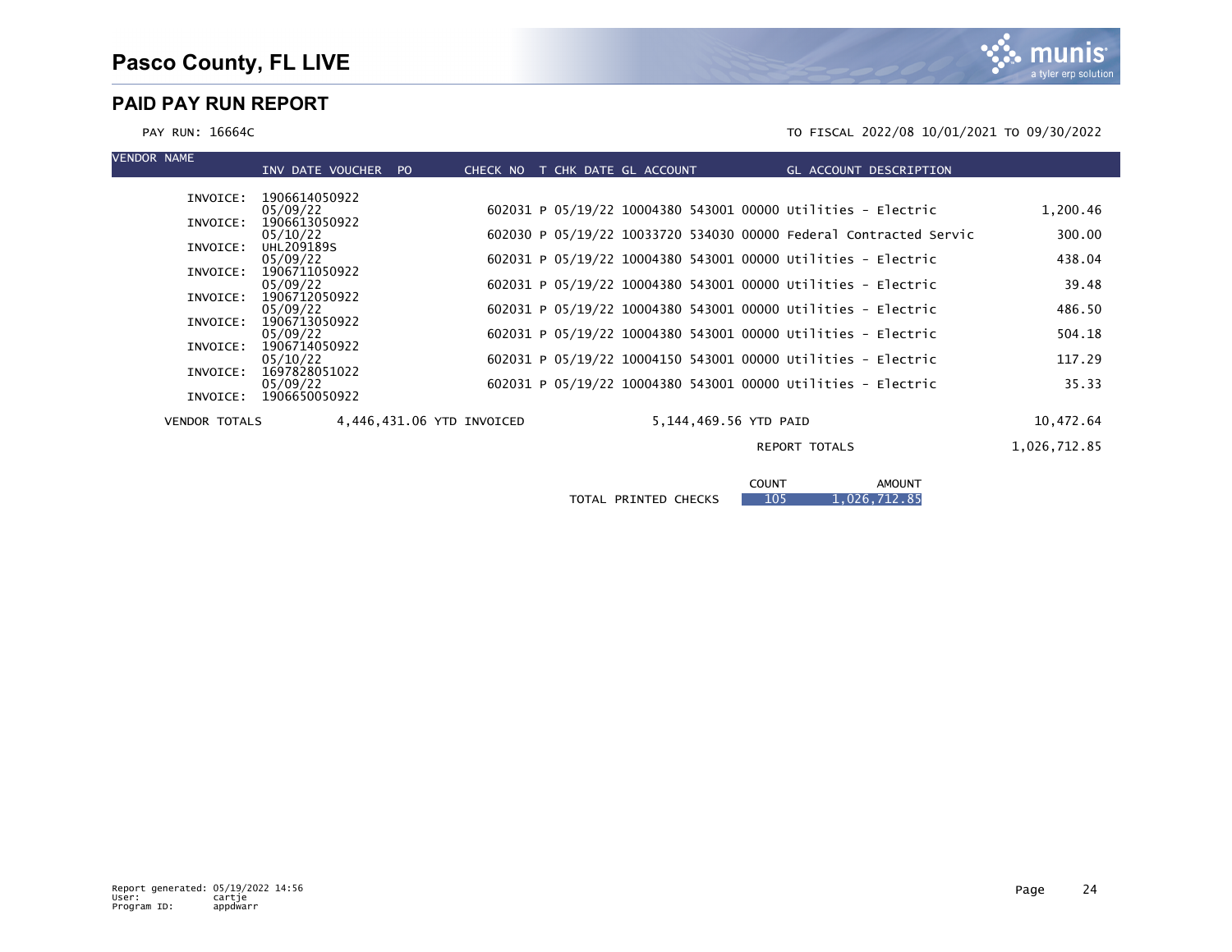# Pasco County, FL LIVE

## PAID PAY RUN REPORT

PAY RUN: 16664C

TO FISCAL 2022/08 10/01/2021 TO 09/30/2022

| VENDOR NAME | INV DATE VOUCHER PO | CHECK NO | T | CHK DATE | GL ACCOUNT | GL ACCOUNT DESCRIPTION | |
|---|---|---|---|---|---|---|---|
| INVOICE: | 1906614050922 05/09/22 | 602031 | P | 05/19/22 | 10004380 543001 00000 | Utilities - Electric | 1,200.46 |
| INVOICE: | 1906613050922 05/10/22 | 602030 | P | 05/19/22 | 10033720 534030 00000 | Federal Contracted Servic | 300.00 |
| INVOICE: | UHL209189S 05/09/22 | 602031 | P | 05/19/22 | 10004380 543001 00000 | Utilities - Electric | 438.04 |
| INVOICE: | 1906711050922 05/09/22 | 602031 | P | 05/19/22 | 10004380 543001 00000 | Utilities - Electric | 39.48 |
| INVOICE: | 1906712050922 05/09/22 | 602031 | P | 05/19/22 | 10004380 543001 00000 | Utilities - Electric | 486.50 |
| INVOICE: | 1906713050922 05/09/22 | 602031 | P | 05/19/22 | 10004380 543001 00000 | Utilities - Electric | 504.18 |
| INVOICE: | 1906714050922 05/10/22 | 602031 | P | 05/19/22 | 10004150 543001 00000 | Utilities - Electric | 117.29 |
| INVOICE: | 1697828051022 05/09/22 | 602031 | P | 05/19/22 | 10004380 543001 00000 | Utilities - Electric | 35.33 |
| INVOICE: | 1906650050922 | | | | | | |

VENDOR TOTALS 4,446,431.06 YTD INVOICED 5,144,469.56 YTD PAID 10,472.64

REPORT TOTALS 1,026,712.85

| | COUNT | AMOUNT |
|---|---|---|
| TOTAL PRINTED CHECKS | 105 | 1,026,712.85 |

Report generated: 05/19/2022 14:56
User: cartje
Program ID: appdwarr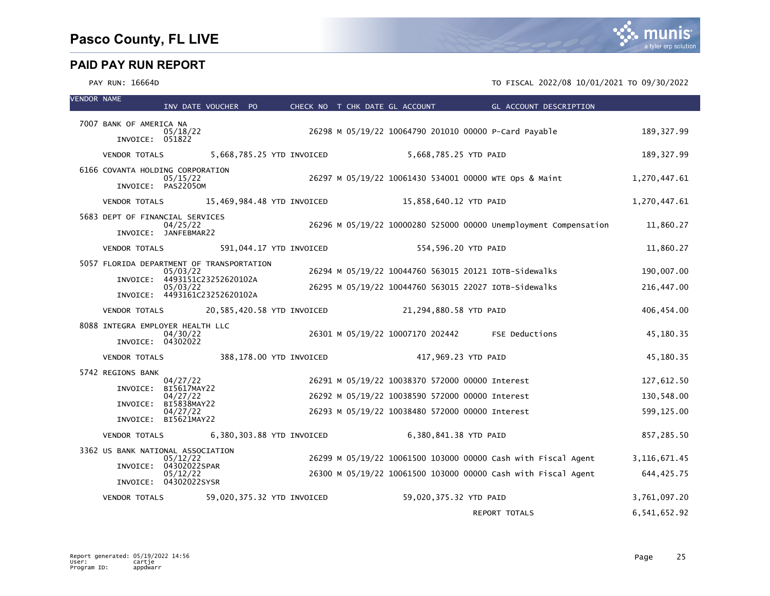# Pasco County, FL LIVE

## PAID PAY RUN REPORT

PAY RUN: 16664D

TO FISCAL 2022/08 10/01/2021 TO 09/30/2022

| VENDOR NAME | INV DATE VOUCHER PO | CHECK NO | T | CHK DATE | GL ACCOUNT | GL ACCOUNT DESCRIPTION | |
|---|---|---|---|---|---|---|---|
| 7007 BANK OF AMERICA NA | | | | | | | |
| | 05/18/22 INVOICE: 051822 | 26298 | M | 05/19/22 | 10064790 201010 00000 | P-Card Payable | 189,327.99 |
| VENDOR TOTALS | 5,668,785.25 YTD INVOICED | | | | 5,668,785.25 YTD PAID | | 189,327.99 |
| 6166 COVANTA HOLDING CORPORATION | | | | | | | |
| | 05/15/22 INVOICE: PAS2205OM | 26297 | M | 05/19/22 | 10061430 534001 00000 | WTE Ops & Maint | 1,270,447.61 |
| VENDOR TOTALS | 15,469,984.48 YTD INVOICED | | | | 15,858,640.12 YTD PAID | | 1,270,447.61 |
| 5683 DEPT OF FINANCIAL SERVICES | | | | | | | |
| | 04/25/22 INVOICE: JANFEBMAR22 | 26296 | M | 05/19/22 | 10000280 525000 00000 | Unemployment Compensation | 11,860.27 |
| VENDOR TOTALS | 591,044.17 YTD INVOICED | | | | 554,596.20 YTD PAID | | 11,860.27 |
| 5057 FLORIDA DEPARTMENT OF TRANSPORTATION | | | | | | | |
| | 05/03/22 INVOICE: 4493151C23252620102A | 26294 | M | 05/19/22 | 10044760 563015 20121 | IOTB-Sidewalks | 190,007.00 |
| | 05/03/22 INVOICE: 4493161C23252620102A | 26295 | M | 05/19/22 | 10044760 563015 22027 | IOTB-Sidewalks | 216,447.00 |
| VENDOR TOTALS | 20,585,420.58 YTD INVOICED | | | | 21,294,880.58 YTD PAID | | 406,454.00 |
| 8088 INTEGRA EMPLOYER HEALTH LLC | | | | | | | |
| | 04/30/22 INVOICE: 04302022 | 26301 | M | 05/19/22 | 10007170 202442 | FSE Deductions | 45,180.35 |
| VENDOR TOTALS | 388,178.00 YTD INVOICED | | | | 417,969.23 YTD PAID | | 45,180.35 |
| 5742 REGIONS BANK | | | | | | | |
| | 04/27/22 INVOICE: BI5617MAY22 | 26291 | M | 05/19/22 | 10038370 572000 00000 | Interest | 127,612.50 |
| | 04/27/22 INVOICE: BI5838MAY22 | 26292 | M | 05/19/22 | 10038590 572000 00000 | Interest | 130,548.00 |
| | 04/27/22 INVOICE: BI5621MAY22 | 26293 | M | 05/19/22 | 10038480 572000 00000 | Interest | 599,125.00 |
| VENDOR TOTALS | 6,380,303.88 YTD INVOICED | | | | 6,380,841.38 YTD PAID | | 857,285.50 |
| 3362 US BANK NATIONAL ASSOCIATION | | | | | | | |
| | 05/12/22 INVOICE: 04302022SPAR | 26299 | M | 05/19/22 | 10061500 103000 00000 | Cash with Fiscal Agent | 3,116,671.45 |
| | 05/12/22 INVOICE: 04302022SYSR | 26300 | M | 05/19/22 | 10061500 103000 00000 | Cash with Fiscal Agent | 644,425.75 |
| VENDOR TOTALS | 59,020,375.32 YTD INVOICED | | | | 59,020,375.32 YTD PAID | | 3,761,097.20 |
| | | | | | | REPORT TOTALS | 6,541,652.92 |

Report generated: 05/19/2022 14:56
User: cartje
Program ID: appdwarr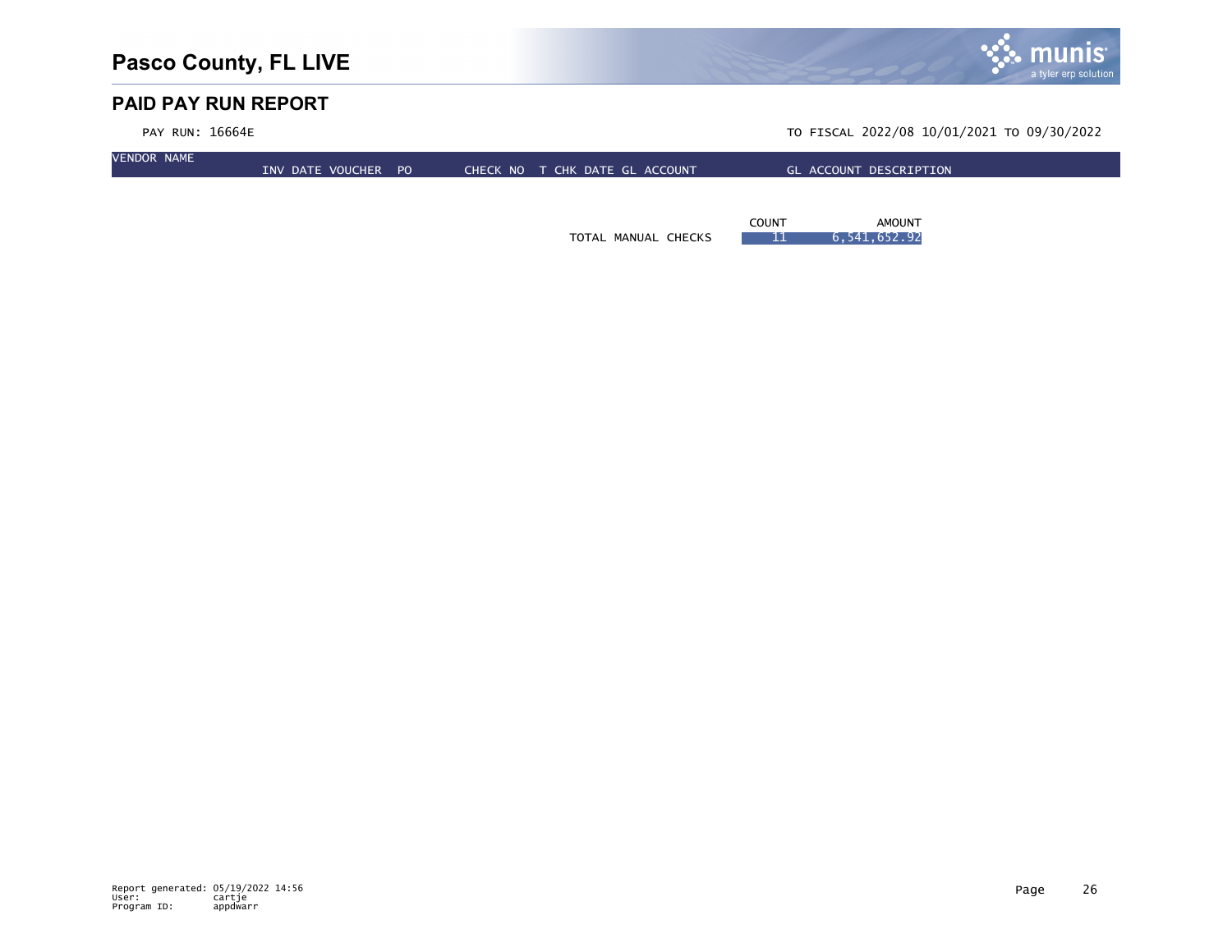# Pasco County, FL LIVE

## PAID PAY RUN REPORT

PAY RUN: 16664E

TO FISCAL 2022/08 10/01/2021 TO 09/30/2022

| VENDOR NAME | INV DATE | VOUCHER | PO | CHECK NO | T | CHK DATE | GL ACCOUNT | GL ACCOUNT DESCRIPTION |
|---|---|---|---|---|---|---|---|---|

| | COUNT | AMOUNT |
|---|---|---|
| TOTAL MANUAL CHECKS | 11 | 6,541,652.92 |

Report generated: 05/19/2022 14:56
User: cartje
Program ID: appdwarr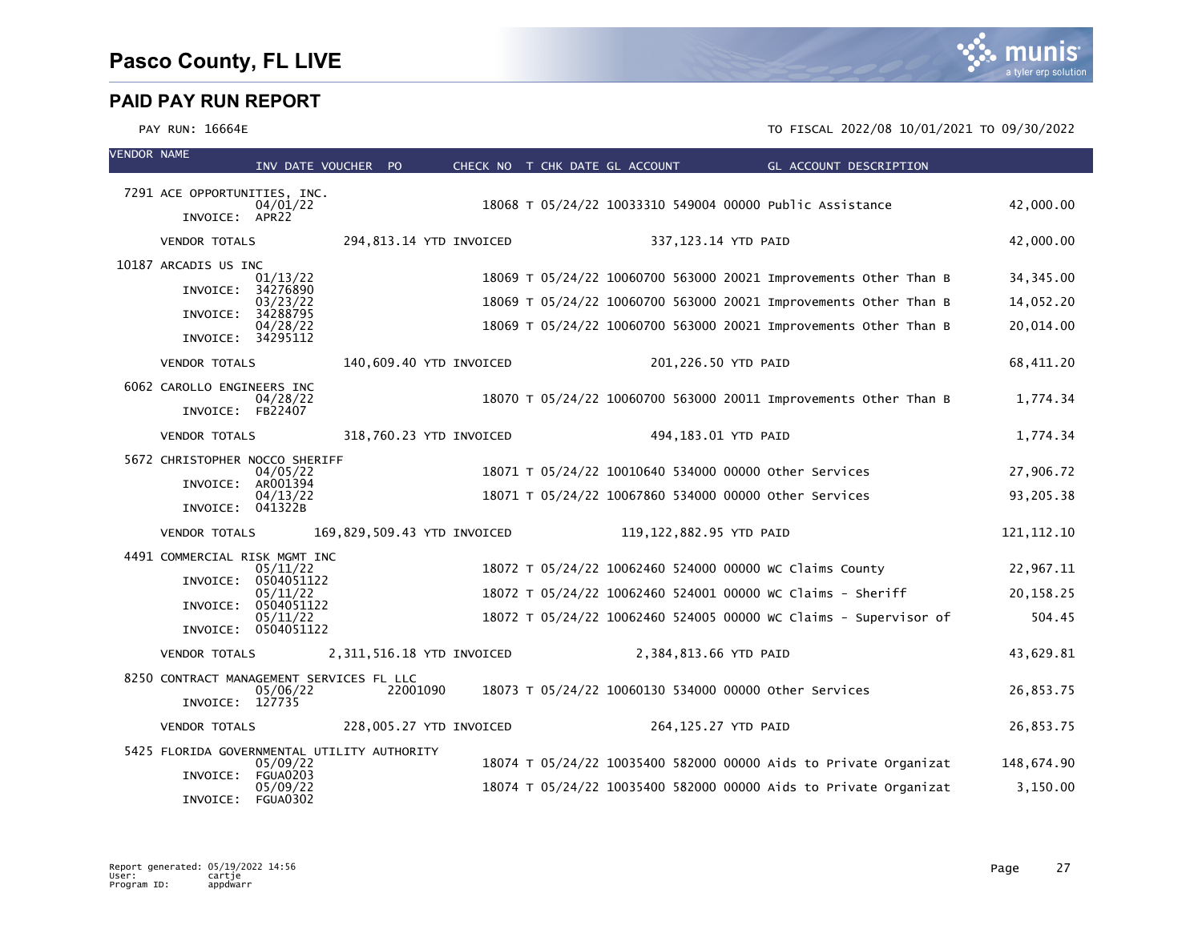# Pasco County, FL LIVE

## PAID PAY RUN REPORT

PAY RUN: 16664E

TO FISCAL 2022/08 10/01/2021 TO 09/30/2022

| VENDOR NAME | INV DATE | VOUCHER | PO | CHECK NO | T | CHK DATE | GL ACCOUNT | GL ACCOUNT DESCRIPTION | |
|---|---|---|---|---|---|---|---|---|---|
| 7291 ACE OPPORTUNITIES, INC. | | | | | | | | | |
| INVOICE: APR22 | 04/01/22 | | | 18068 | T | 05/24/22 | 10033310 549004 00000 | Public Assistance | 42,000.00 |
| VENDOR TOTALS | 294,813.14 YTD INVOICED | | | | | | 337,123.14 YTD PAID | | 42,000.00 |
| 10187 ARCADIS US INC | | | | | | | | | |
| INVOICE: 34276890 | 01/13/22 | | | 18069 | T | 05/24/22 | 10060700 563000 20021 | Improvements Other Than B | 34,345.00 |
| INVOICE: 34288795 | 03/23/22 | | | 18069 | T | 05/24/22 | 10060700 563000 20021 | Improvements Other Than B | 14,052.20 |
| INVOICE: 34295112 | 04/28/22 | | | 18069 | T | 05/24/22 | 10060700 563000 20021 | Improvements Other Than B | 20,014.00 |
| VENDOR TOTALS | 140,609.40 YTD INVOICED | | | | | | 201,226.50 YTD PAID | | 68,411.20 |
| 6062 CAROLLO ENGINEERS INC | | | | | | | | | |
| INVOICE: FB22407 | 04/28/22 | | | 18070 | T | 05/24/22 | 10060700 563000 20011 | Improvements Other Than B | 1,774.34 |
| VENDOR TOTALS | 318,760.23 YTD INVOICED | | | | | | 494,183.01 YTD PAID | | 1,774.34 |
| 5672 CHRISTOPHER NOCCO SHERIFF | | | | | | | | | |
| INVOICE: AR001394 | 04/05/22 | | | 18071 | T | 05/24/22 | 10010640 534000 00000 | Other Services | 27,906.72 |
| INVOICE: 041322B | 04/13/22 | | | 18071 | T | 05/24/22 | 10067860 534000 00000 | Other Services | 93,205.38 |
| VENDOR TOTALS | 169,829,509.43 YTD INVOICED | | | | | | 119,122,882.95 YTD PAID | | 121,112.10 |
| 4491 COMMERCIAL RISK MGMT INC | | | | | | | | | |
| INVOICE: 0504051122 | 05/11/22 | | | 18072 | T | 05/24/22 | 10062460 524000 00000 | WC Claims County | 22,967.11 |
| INVOICE: 0504051122 | 05/11/22 | | | 18072 | T | 05/24/22 | 10062460 524001 00000 | WC Claims - Sheriff | 20,158.25 |
| INVOICE: 0504051122 | 05/11/22 | | | 18072 | T | 05/24/22 | 10062460 524005 00000 | WC Claims - Supervisor of | 504.45 |
| VENDOR TOTALS | 2,311,516.18 YTD INVOICED | | | | | | 2,384,813.66 YTD PAID | | 43,629.81 |
| 8250 CONTRACT MANAGEMENT SERVICES FL LLC | | | | | | | | | |
| INVOICE: 127735 | 05/06/22 | | 22001090 | 18073 | T | 05/24/22 | 10060130 534000 00000 | Other Services | 26,853.75 |
| VENDOR TOTALS | 228,005.27 YTD INVOICED | | | | | | 264,125.27 YTD PAID | | 26,853.75 |
| 5425 FLORIDA GOVERNMENTAL UTILITY AUTHORITY | | | | | | | | | |
| INVOICE: FGUA0203 | 05/09/22 | | | 18074 | T | 05/24/22 | 10035400 582000 00000 | Aids to Private Organizat | 148,674.90 |
| INVOICE: FGUA0302 | 05/09/22 | | | 18074 | T | 05/24/22 | 10035400 582000 00000 | Aids to Private Organizat | 3,150.00 |

Report generated: 05/19/2022 14:56
User: cartje
Program ID: appdwarr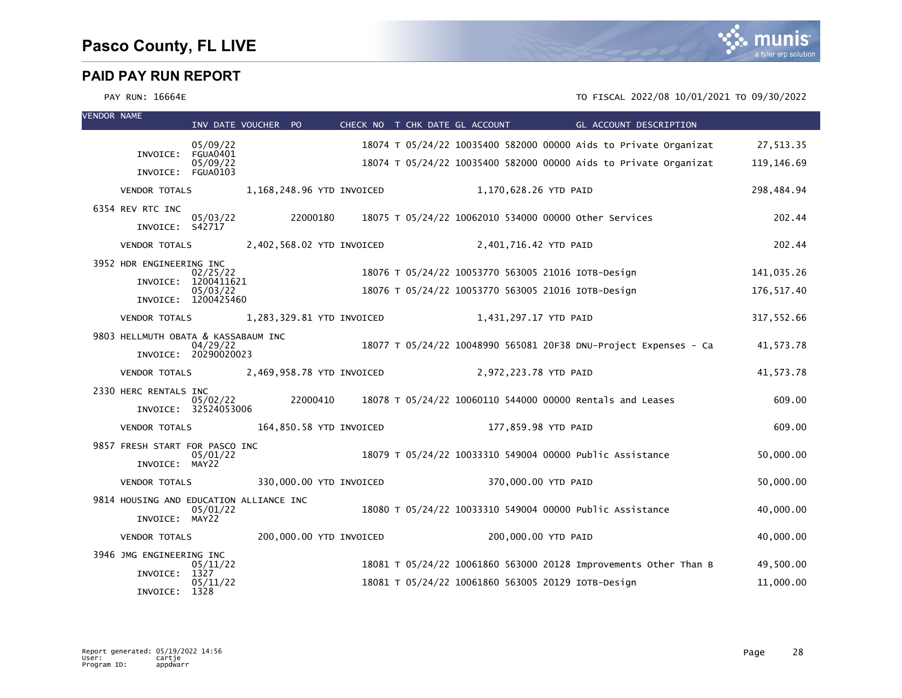# Pasco County, FL LIVE

## PAID PAY RUN REPORT

PAY RUN: 16664E

TO FISCAL 2022/08 10/01/2021 TO 09/30/2022

| VENDOR NAME | INV DATE | VOUCHER | PO | CHECK NO | T | CHK DATE | GL ACCOUNT | GL ACCOUNT DESCRIPTION | AMOUNT |
|---|---|---|---|---|---|---|---|---|---|
| INVOICE: FGUA0401 | 05/09/22 | | | 18074 | T | 05/24/22 | 10035400 582000 00000 | Aids to Private Organizat | 27,513.35 |
| INVOICE: FGUA0103 | 05/09/22 | | | 18074 | T | 05/24/22 | 10035400 582000 00000 | Aids to Private Organizat | 119,146.69 |
| VENDOR TOTALS | 1,168,248.96 YTD INVOICED | | | | | | 1,170,628.26 YTD PAID | | 298,484.94 |
| 6354 REV RTC INC | | | | | | | | | |
| INVOICE: S42717 | 05/03/22 | | 22000180 | 18075 | T | 05/24/22 | 10062010 534000 00000 | Other Services | 202.44 |
| VENDOR TOTALS | 2,402,568.02 YTD INVOICED | | | | | | 2,401,716.42 YTD PAID | | 202.44 |
| 3952 HDR ENGINEERING INC | | | | | | | | | |
| INVOICE: 1200411621 | 02/25/22 | | | 18076 | T | 05/24/22 | 10053770 563005 21016 | IOTB-Design | 141,035.26 |
| INVOICE: 1200425460 | 05/03/22 | | | 18076 | T | 05/24/22 | 10053770 563005 21016 | IOTB-Design | 176,517.40 |
| VENDOR TOTALS | 1,283,329.81 YTD INVOICED | | | | | | 1,431,297.17 YTD PAID | | 317,552.66 |
| 9803 HELLMUTH OBATA & KASSABAUM INC | | | | | | | | | |
| INVOICE: 20290020023 | 04/29/22 | | | 18077 | T | 05/24/22 | 10048990 565081 20F38 | DNU-Project Expenses - Ca | 41,573.78 |
| VENDOR TOTALS | 2,469,958.78 YTD INVOICED | | | | | | 2,972,223.78 YTD PAID | | 41,573.78 |
| 2330 HERC RENTALS INC | | | | | | | | | |
| INVOICE: 32524053006 | 05/02/22 | | 22000410 | 18078 | T | 05/24/22 | 10060110 544000 00000 | Rentals and Leases | 609.00 |
| VENDOR TOTALS | 164,850.58 YTD INVOICED | | | | | | 177,859.98 YTD PAID | | 609.00 |
| 9857 FRESH START FOR PASCO INC | | | | | | | | | |
| INVOICE: MAY22 | 05/01/22 | | | 18079 | T | 05/24/22 | 10033310 549004 00000 | Public Assistance | 50,000.00 |
| VENDOR TOTALS | 330,000.00 YTD INVOICED | | | | | | 370,000.00 YTD PAID | | 50,000.00 |
| 9814 HOUSING AND EDUCATION ALLIANCE INC | | | | | | | | | |
| INVOICE: MAY22 | 05/01/22 | | | 18080 | T | 05/24/22 | 10033310 549004 00000 | Public Assistance | 40,000.00 |
| VENDOR TOTALS | 200,000.00 YTD INVOICED | | | | | | 200,000.00 YTD PAID | | 40,000.00 |
| 3946 JMG ENGINEERING INC | | | | | | | | | |
| INVOICE: 1327 | 05/11/22 | | | 18081 | T | 05/24/22 | 10061860 563000 20128 | Improvements Other Than B | 49,500.00 |
| INVOICE: 1328 | 05/11/22 | | | 18081 | T | 05/24/22 | 10061860 563005 20129 | IOTB-Design | 11,000.00 |

Report generated: 05/19/2022 14:56
User: cartje
Program ID: appdwarr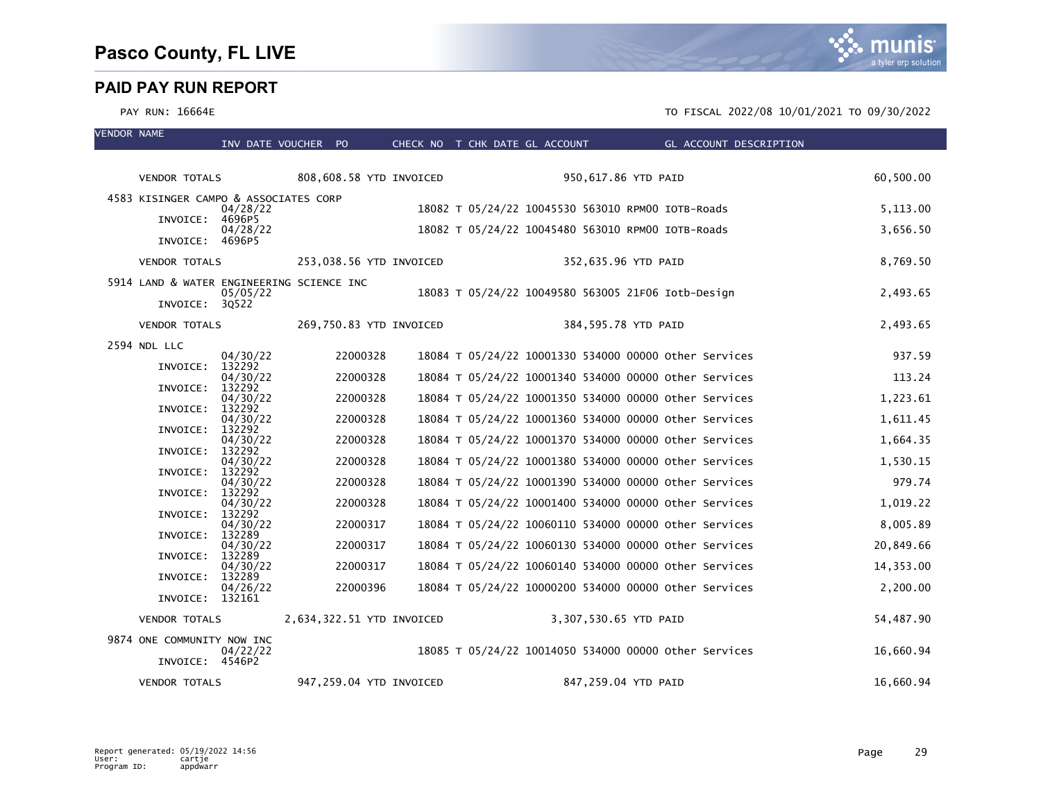# Pasco County, FL LIVE

## PAID PAY RUN REPORT

PAY RUN: 16664E

TO FISCAL 2022/08 10/01/2021 TO 09/30/2022

| VENDOR NAME | INV DATE | VOUCHER | PO | CHECK NO | T | CHK DATE | GL ACCOUNT | GL ACCOUNT DESCRIPTION | AMOUNT |
|---|---|---|---|---|---|---|---|---|---|
| VENDOR TOTALS | | 808,608.58 YTD INVOICED | | | | 950,617.86 YTD PAID | | | 60,500.00 |
| 4583 KISINGER CAMPO & ASSOCIATES CORP | | | | | | | | | |
| INVOICE: 4696P5 | 04/28/22 | | | 18082 | T | 05/24/22 | 10045530 563010 RPM00 | IOTB-Roads | 5,113.00 |
| INVOICE: 4696P5 | 04/28/22 | | | 18082 | T | 05/24/22 | 10045480 563010 RPM00 | IOTB-Roads | 3,656.50 |
| VENDOR TOTALS | | 253,038.56 YTD INVOICED | | | | 352,635.96 YTD PAID | | | 8,769.50 |
| 5914 LAND & WATER ENGINEERING SCIENCE INC | | | | | | | | | |
| INVOICE: 3Q522 | 05/05/22 | | | 18083 | T | 05/24/22 | 10049580 563005 21F06 | Iotb-Design | 2,493.65 |
| VENDOR TOTALS | | 269,750.83 YTD INVOICED | | | | 384,595.78 YTD PAID | | | 2,493.65 |
| 2594 NDL LLC | | | | | | | | | |
| INVOICE: 132292 | 04/30/22 | | 22000328 | 18084 | T | 05/24/22 | 10001330 534000 00000 | Other Services | 937.59 |
| INVOICE: 132292 | 04/30/22 | | 22000328 | 18084 | T | 05/24/22 | 10001340 534000 00000 | Other Services | 113.24 |
| INVOICE: 132292 | 04/30/22 | | 22000328 | 18084 | T | 05/24/22 | 10001350 534000 00000 | Other Services | 1,223.61 |
| INVOICE: 132292 | 04/30/22 | | 22000328 | 18084 | T | 05/24/22 | 10001360 534000 00000 | Other Services | 1,611.45 |
| INVOICE: 132292 | 04/30/22 | | 22000328 | 18084 | T | 05/24/22 | 10001370 534000 00000 | Other Services | 1,664.35 |
| INVOICE: 132292 | 04/30/22 | | 22000328 | 18084 | T | 05/24/22 | 10001380 534000 00000 | Other Services | 1,530.15 |
| INVOICE: 132292 | 04/30/22 | | 22000328 | 18084 | T | 05/24/22 | 10001390 534000 00000 | Other Services | 979.74 |
| INVOICE: 132292 | 04/30/22 | | 22000328 | 18084 | T | 05/24/22 | 10001400 534000 00000 | Other Services | 1,019.22 |
| INVOICE: 132289 | 04/30/22 | | 22000317 | 18084 | T | 05/24/22 | 10060110 534000 00000 | Other Services | 8,005.89 |
| INVOICE: 132289 | 04/30/22 | | 22000317 | 18084 | T | 05/24/22 | 10060130 534000 00000 | Other Services | 20,849.66 |
| INVOICE: 132289 | 04/30/22 | | 22000317 | 18084 | T | 05/24/22 | 10060140 534000 00000 | Other Services | 14,353.00 |
| INVOICE: 132161 | 04/26/22 | | 22000396 | 18084 | T | 05/24/22 | 10000200 534000 00000 | Other Services | 2,200.00 |
| VENDOR TOTALS | | 2,634,322.51 YTD INVOICED | | | | 3,307,530.65 YTD PAID | | | 54,487.90 |
| 9874 ONE COMMUNITY NOW INC | | | | | | | | | |
| INVOICE: 4546P2 | 04/22/22 | | | 18085 | T | 05/24/22 | 10014050 534000 00000 | Other Services | 16,660.94 |
| VENDOR TOTALS | | 947,259.04 YTD INVOICED | | | | 847,259.04 YTD PAID | | | 16,660.94 |

Report generated: 05/19/2022 14:56
User: cartje
Program ID: appdwarr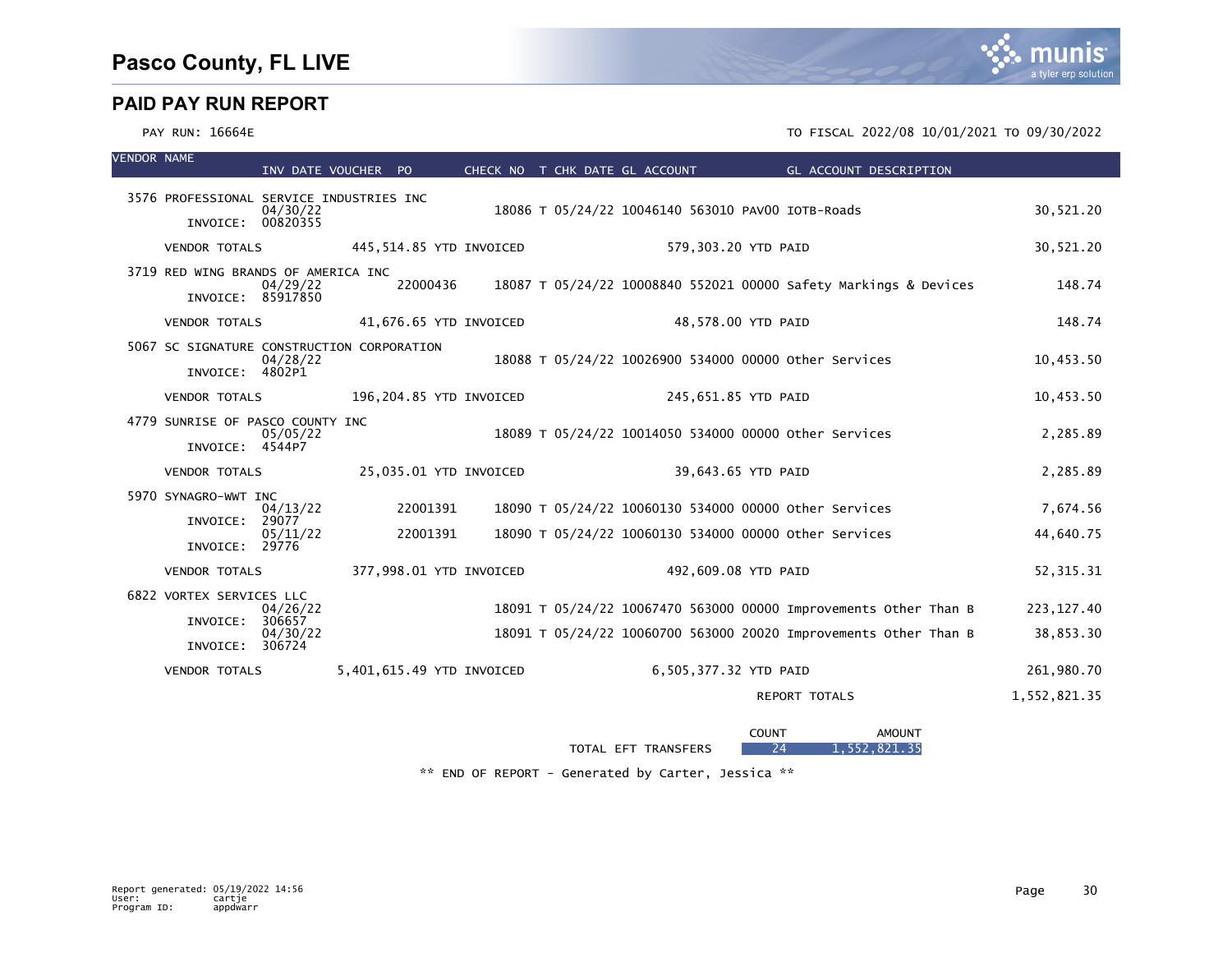# Pasco County, FL LIVE

## PAID PAY RUN REPORT

PAY RUN: 16664E

TO FISCAL 2022/08 10/01/2021 TO 09/30/2022

| VENDOR NAME | INV DATE | VOUCHER | PO | CHECK NO | T | CHK DATE | GL ACCOUNT | GL ACCOUNT DESCRIPTION | |
|---|---|---|---|---|---|---|---|---|---|
| 3576 PROFESSIONAL SERVICE INDUSTRIES INC | | | | | | | | | |
| INVOICE: 00820355 | 04/30/22 | | | 18086 | T | 05/24/22 | 10046140 563010 PAV00 | IOTB-Roads | 30,521.20 |
| VENDOR TOTALS | 445,514.85 YTD INVOICED | | | | | | 579,303.20 YTD PAID | | 30,521.20 |
| 3719 RED WING BRANDS OF AMERICA INC | | | | | | | | | |
| INVOICE: 85917850 | 04/29/22 | | 22000436 | 18087 | T | 05/24/22 | 10008840 552021 00000 | Safety Markings & Devices | 148.74 |
| VENDOR TOTALS | 41,676.65 YTD INVOICED | | | | | | 48,578.00 YTD PAID | | 148.74 |
| 5067 SC SIGNATURE CONSTRUCTION CORPORATION | | | | | | | | | |
| INVOICE: 4802P1 | 04/28/22 | | | 18088 | T | 05/24/22 | 10026900 534000 00000 | Other Services | 10,453.50 |
| VENDOR TOTALS | 196,204.85 YTD INVOICED | | | | | | 245,651.85 YTD PAID | | 10,453.50 |
| 4779 SUNRISE OF PASCO COUNTY INC | | | | | | | | | |
| INVOICE: 4544P7 | 05/05/22 | | | 18089 | T | 05/24/22 | 10014050 534000 00000 | Other Services | 2,285.89 |
| VENDOR TOTALS | 25,035.01 YTD INVOICED | | | | | | 39,643.65 YTD PAID | | 2,285.89 |
| 5970 SYNAGRO-WWT INC | | | | | | | | | |
| INVOICE: 29077 | 04/13/22 | | 22001391 | 18090 | T | 05/24/22 | 10060130 534000 00000 | Other Services | 7,674.56 |
| INVOICE: 29776 | 05/11/22 | | 22001391 | 18090 | T | 05/24/22 | 10060130 534000 00000 | Other Services | 44,640.75 |
| VENDOR TOTALS | 377,998.01 YTD INVOICED | | | | | | 492,609.08 YTD PAID | | 52,315.31 |
| 6822 VORTEX SERVICES LLC | | | | | | | | | |
| INVOICE: 306657 | 04/26/22 | | | 18091 | T | 05/24/22 | 10067470 563000 00000 | Improvements Other Than B | 223,127.40 |
| INVOICE: 306724 | 04/30/22 | | | 18091 | T | 05/24/22 | 10060700 563000 20020 | Improvements Other Than B | 38,853.30 |
| VENDOR TOTALS | 5,401,615.49 YTD INVOICED | | | | | | 6,505,377.32 YTD PAID | | 261,980.70 |
| | | | | | | | | REPORT TOTALS | 1,552,821.35 |

| | COUNT | AMOUNT |
|---|---|---|
| TOTAL EFT TRANSFERS | 24 | 1,552,821.35 |

** END OF REPORT - Generated by Carter, Jessica **

Report generated: 05/19/2022 14:56
User: cartje
Program ID: appdwarr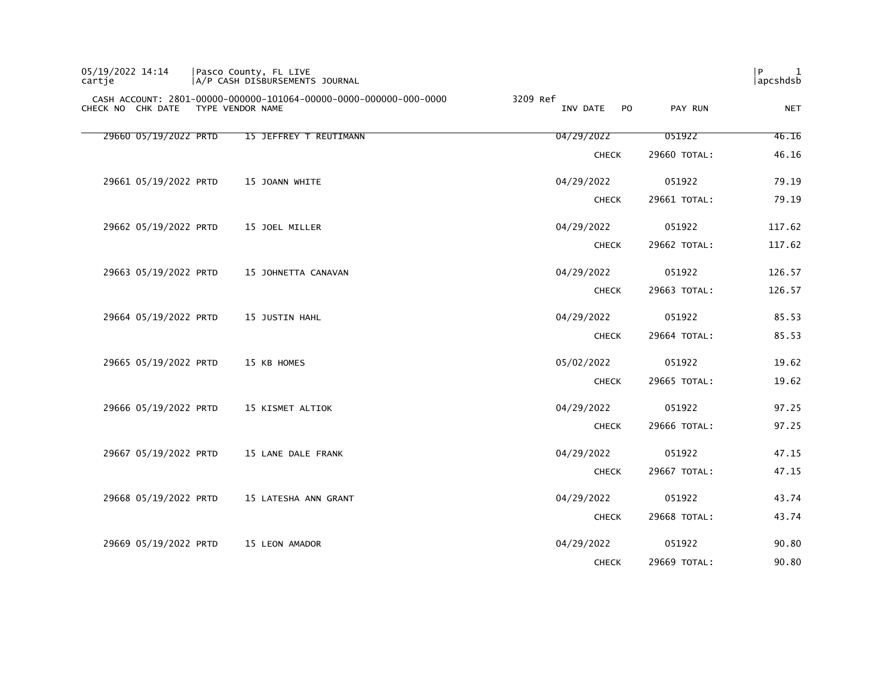05/19/2022 14:14 | Pasco County, FL LIVE
cartje | A/P CASH DISBURSEMENTS JOURNAL

CASH ACCOUNT: 2801-00000-000000-101064-00000-0000-000000-000-0000 3209 Ref

| CHECK NO | CHK DATE | TYPE | VENDOR NAME | INV DATE | PO | PAY RUN | NET |
|---|---|---|---|---|---|---|---|
| 29660 | 05/19/2022 | PRTD | 15 JEFFREY T REUTIMANN | 04/29/2022 | | 051922 | 46.16 |
| | | | | CHECK | | 29660 TOTAL: | 46.16 |
| 29661 | 05/19/2022 | PRTD | 15 JOANN WHITE | 04/29/2022 | | 051922 | 79.19 |
| | | | | CHECK | | 29661 TOTAL: | 79.19 |
| 29662 | 05/19/2022 | PRTD | 15 JOEL MILLER | 04/29/2022 | | 051922 | 117.62 |
| | | | | CHECK | | 29662 TOTAL: | 117.62 |
| 29663 | 05/19/2022 | PRTD | 15 JOHNETTA CANAVAN | 04/29/2022 | | 051922 | 126.57 |
| | | | | CHECK | | 29663 TOTAL: | 126.57 |
| 29664 | 05/19/2022 | PRTD | 15 JUSTIN HAHL | 04/29/2022 | | 051922 | 85.53 |
| | | | | CHECK | | 29664 TOTAL: | 85.53 |
| 29665 | 05/19/2022 | PRTD | 15 KB HOMES | 05/02/2022 | | 051922 | 19.62 |
| | | | | CHECK | | 29665 TOTAL: | 19.62 |
| 29666 | 05/19/2022 | PRTD | 15 KISMET ALTIOK | 04/29/2022 | | 051922 | 97.25 |
| | | | | CHECK | | 29666 TOTAL: | 97.25 |
| 29667 | 05/19/2022 | PRTD | 15 LANE DALE FRANK | 04/29/2022 | | 051922 | 47.15 |
| | | | | CHECK | | 29667 TOTAL: | 47.15 |
| 29668 | 05/19/2022 | PRTD | 15 LATESHA ANN GRANT | 04/29/2022 | | 051922 | 43.74 |
| | | | | CHECK | | 29668 TOTAL: | 43.74 |
| 29669 | 05/19/2022 | PRTD | 15 LEON AMADOR | 04/29/2022 | | 051922 | 90.80 |
| | | | | CHECK | | 29669 TOTAL: | 90.80 |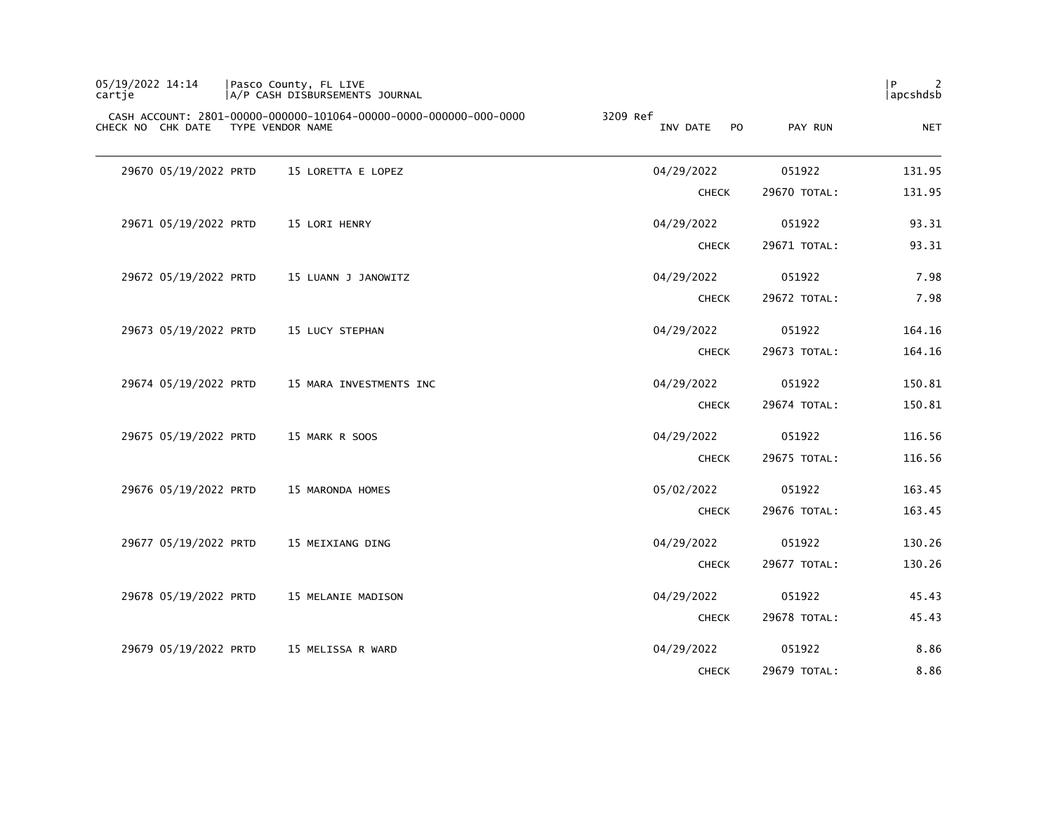05/19/2022 14:14 | Pasco County, FL LIVE
cartje | A/P CASH DISBURSEMENTS JOURNAL

CASH ACCOUNT: 2801-00000-000000-101064-00000-0000-000000-000-0000 3209 Ref

| CHECK NO | CHK DATE | TYPE | VENDOR NAME | INV DATE | PO | PAY RUN | NET |
|---|---|---|---|---|---|---|---|
| 29670 | 05/19/2022 | PRTD | 15 LORETTA E LOPEZ | 04/29/2022 | | 051922 | 131.95 |
| | | | | CHECK | | 29670 TOTAL: | 131.95 |
| 29671 | 05/19/2022 | PRTD | 15 LORI HENRY | 04/29/2022 | | 051922 | 93.31 |
| | | | | CHECK | | 29671 TOTAL: | 93.31 |
| 29672 | 05/19/2022 | PRTD | 15 LUANN J JANOWITZ | 04/29/2022 | | 051922 | 7.98 |
| | | | | CHECK | | 29672 TOTAL: | 7.98 |
| 29673 | 05/19/2022 | PRTD | 15 LUCY STEPHAN | 04/29/2022 | | 051922 | 164.16 |
| | | | | CHECK | | 29673 TOTAL: | 164.16 |
| 29674 | 05/19/2022 | PRTD | 15 MARA INVESTMENTS INC | 04/29/2022 | | 051922 | 150.81 |
| | | | | CHECK | | 29674 TOTAL: | 150.81 |
| 29675 | 05/19/2022 | PRTD | 15 MARK R SOOS | 04/29/2022 | | 051922 | 116.56 |
| | | | | CHECK | | 29675 TOTAL: | 116.56 |
| 29676 | 05/19/2022 | PRTD | 15 MARONDA HOMES | 05/02/2022 | | 051922 | 163.45 |
| | | | | CHECK | | 29676 TOTAL: | 163.45 |
| 29677 | 05/19/2022 | PRTD | 15 MEIXIANG DING | 04/29/2022 | | 051922 | 130.26 |
| | | | | CHECK | | 29677 TOTAL: | 130.26 |
| 29678 | 05/19/2022 | PRTD | 15 MELANIE MADISON | 04/29/2022 | | 051922 | 45.43 |
| | | | | CHECK | | 29678 TOTAL: | 45.43 |
| 29679 | 05/19/2022 | PRTD | 15 MELISSA R WARD | 04/29/2022 | | 051922 | 8.86 |
| | | | | CHECK | | 29679 TOTAL: | 8.86 |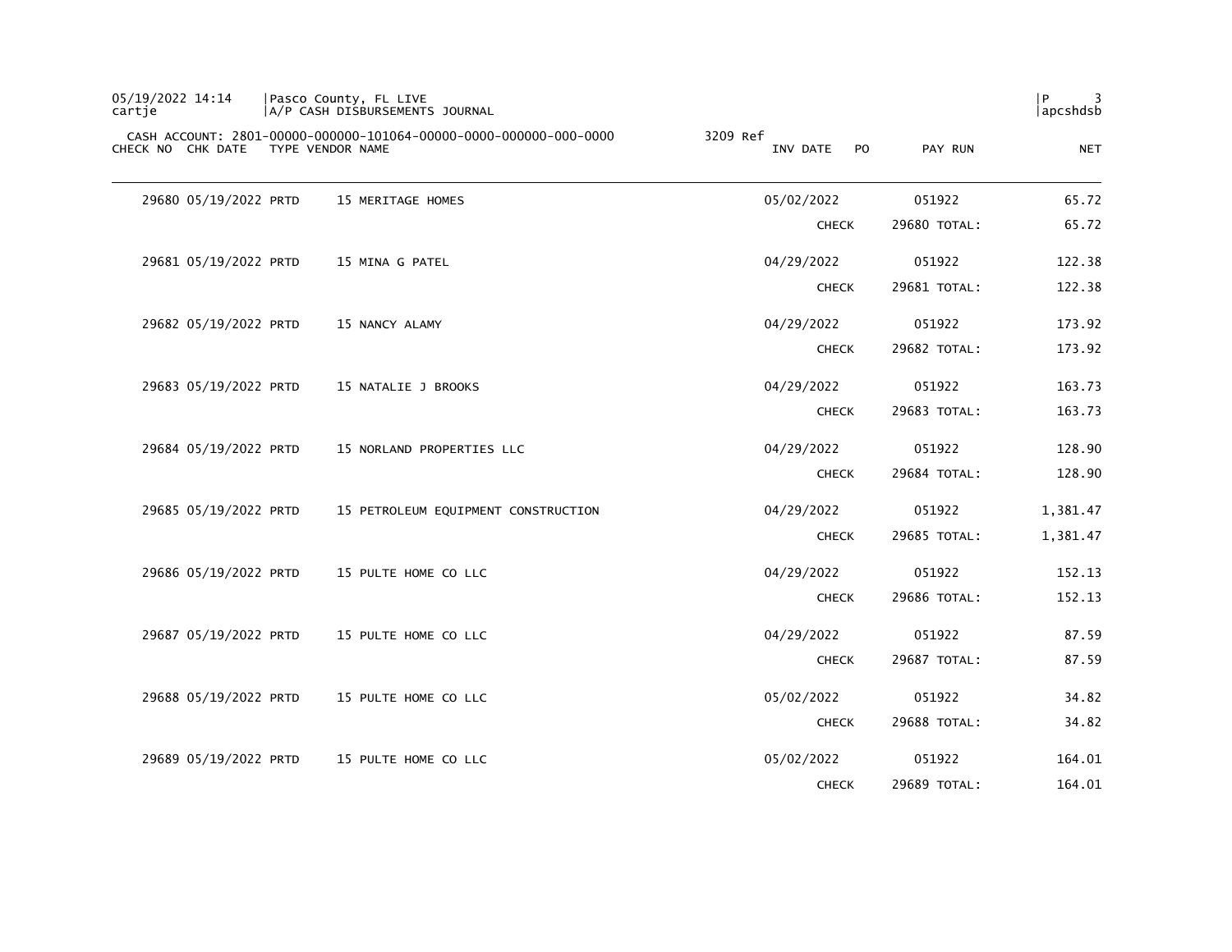CASH ACCOUNT: 2801-00000-000000-101064-00000-0000-000000-000-0000 3209 Ref

| CHECK NO | CHK DATE | TYPE | VENDOR NAME | INV DATE | PO | PAY RUN | NET |
|---|---|---|---|---|---|---|---|
| 29680 | 05/19/2022 | PRTD | 15 MERITAGE HOMES | 05/02/2022 | | 051922 | 65.72 |
| | | | | CHECK | | 29680 TOTAL: | 65.72 |
| 29681 | 05/19/2022 | PRTD | 15 MINA G PATEL | 04/29/2022 | | 051922 | 122.38 |
| | | | | CHECK | | 29681 TOTAL: | 122.38 |
| 29682 | 05/19/2022 | PRTD | 15 NANCY ALAMY | 04/29/2022 | | 051922 | 173.92 |
| | | | | CHECK | | 29682 TOTAL: | 173.92 |
| 29683 | 05/19/2022 | PRTD | 15 NATALIE J BROOKS | 04/29/2022 | | 051922 | 163.73 |
| | | | | CHECK | | 29683 TOTAL: | 163.73 |
| 29684 | 05/19/2022 | PRTD | 15 NORLAND PROPERTIES LLC | 04/29/2022 | | 051922 | 128.90 |
| | | | | CHECK | | 29684 TOTAL: | 128.90 |
| 29685 | 05/19/2022 | PRTD | 15 PETROLEUM EQUIPMENT CONSTRUCTION | 04/29/2022 | | 051922 | 1,381.47 |
| | | | | CHECK | | 29685 TOTAL: | 1,381.47 |
| 29686 | 05/19/2022 | PRTD | 15 PULTE HOME CO LLC | 04/29/2022 | | 051922 | 152.13 |
| | | | | CHECK | | 29686 TOTAL: | 152.13 |
| 29687 | 05/19/2022 | PRTD | 15 PULTE HOME CO LLC | 04/29/2022 | | 051922 | 87.59 |
| | | | | CHECK | | 29687 TOTAL: | 87.59 |
| 29688 | 05/19/2022 | PRTD | 15 PULTE HOME CO LLC | 05/02/2022 | | 051922 | 34.82 |
| | | | | CHECK | | 29688 TOTAL: | 34.82 |
| 29689 | 05/19/2022 | PRTD | 15 PULTE HOME CO LLC | 05/02/2022 | | 051922 | 164.01 |
| | | | | CHECK | | 29689 TOTAL: | 164.01 |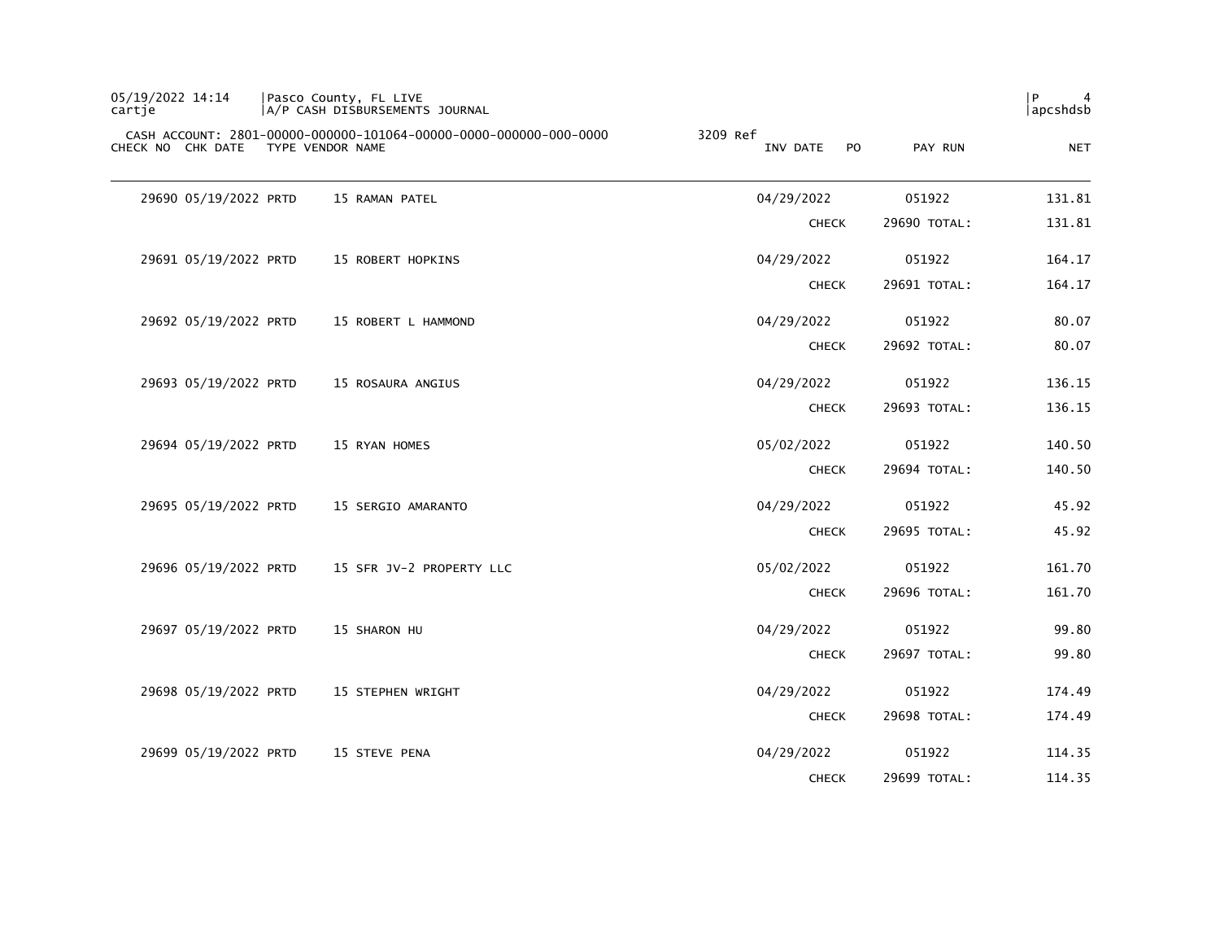CASH ACCOUNT: 2801-00000-000000-101064-00000-0000-000000-000-0000 3209 Ref

| CHECK NO | CHK DATE | TYPE | VENDOR NAME | INV DATE | PO | PAY RUN | NET |
|---|---|---|---|---|---|---|---|
| 29690 | 05/19/2022 | PRTD | 15 RAMAN PATEL | 04/29/2022 | | 051922 | 131.81 |
| | | | | CHECK | | 29690 TOTAL: | 131.81 |
| 29691 | 05/19/2022 | PRTD | 15 ROBERT HOPKINS | 04/29/2022 | | 051922 | 164.17 |
| | | | | CHECK | | 29691 TOTAL: | 164.17 |
| 29692 | 05/19/2022 | PRTD | 15 ROBERT L HAMMOND | 04/29/2022 | | 051922 | 80.07 |
| | | | | CHECK | | 29692 TOTAL: | 80.07 |
| 29693 | 05/19/2022 | PRTD | 15 ROSAURA ANGIUS | 04/29/2022 | | 051922 | 136.15 |
| | | | | CHECK | | 29693 TOTAL: | 136.15 |
| 29694 | 05/19/2022 | PRTD | 15 RYAN HOMES | 05/02/2022 | | 051922 | 140.50 |
| | | | | CHECK | | 29694 TOTAL: | 140.50 |
| 29695 | 05/19/2022 | PRTD | 15 SERGIO AMARANTO | 04/29/2022 | | 051922 | 45.92 |
| | | | | CHECK | | 29695 TOTAL: | 45.92 |
| 29696 | 05/19/2022 | PRTD | 15 SFR JV-2 PROPERTY LLC | 05/02/2022 | | 051922 | 161.70 |
| | | | | CHECK | | 29696 TOTAL: | 161.70 |
| 29697 | 05/19/2022 | PRTD | 15 SHARON HU | 04/29/2022 | | 051922 | 99.80 |
| | | | | CHECK | | 29697 TOTAL: | 99.80 |
| 29698 | 05/19/2022 | PRTD | 15 STEPHEN WRIGHT | 04/29/2022 | | 051922 | 174.49 |
| | | | | CHECK | | 29698 TOTAL: | 174.49 |
| 29699 | 05/19/2022 | PRTD | 15 STEVE PENA | 04/29/2022 | | 051922 | 114.35 |
| | | | | CHECK | | 29699 TOTAL: | 114.35 |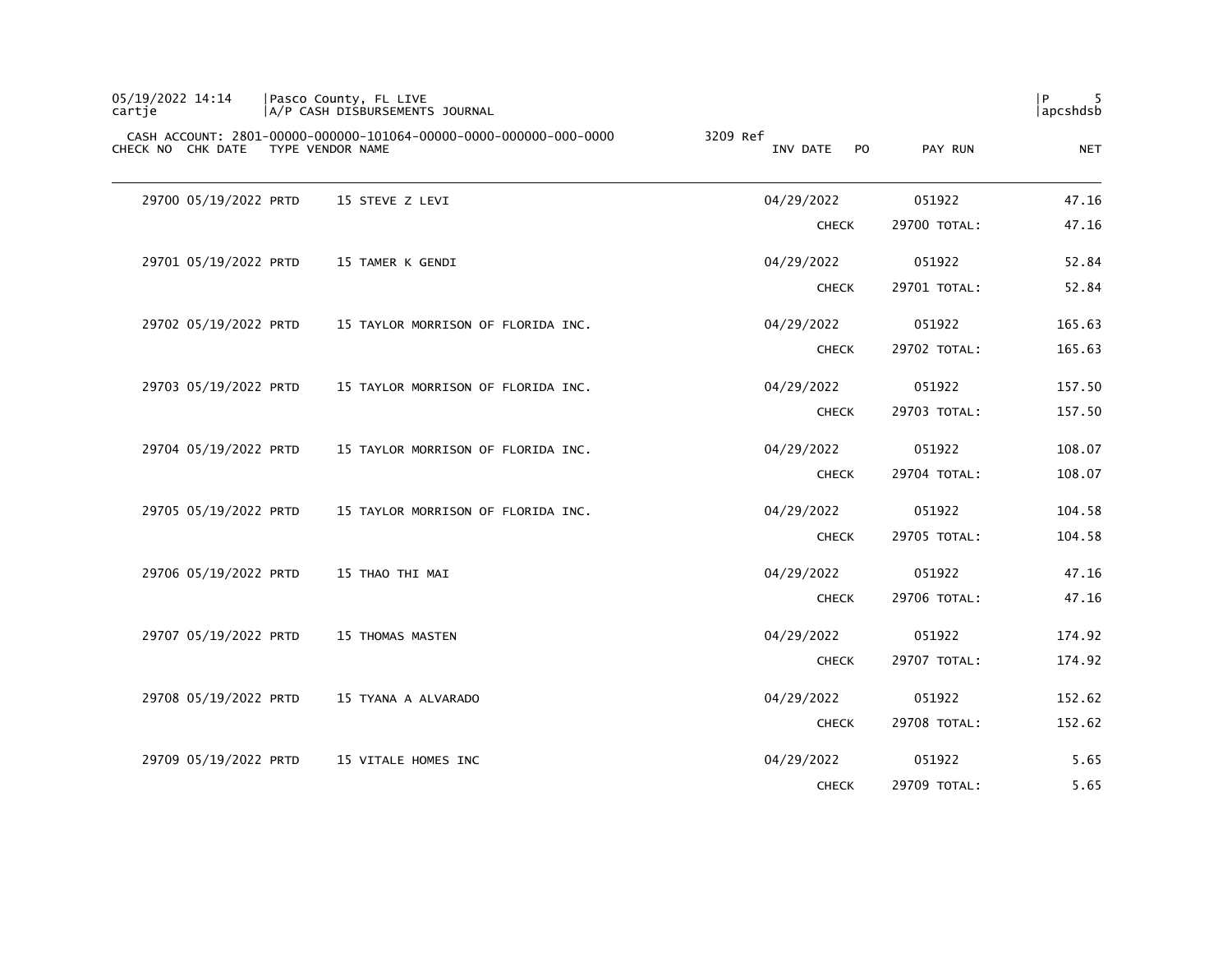CASH ACCOUNT: 2801-00000-000000-101064-00000-0000-000000-000-0000 3209 Ref

| CHECK NO | CHK DATE | TYPE | VENDOR NAME | INV DATE | PO | PAY RUN | NET |
|---|---|---|---|---|---|---|---|
| 29700 | 05/19/2022 | PRTD | 15 STEVE Z LEVI | 04/29/2022 | | 051922 | 47.16 |
| | | | | CHECK | | 29700 TOTAL: | 47.16 |
| 29701 | 05/19/2022 | PRTD | 15 TAMER K GENDI | 04/29/2022 | | 051922 | 52.84 |
| | | | | CHECK | | 29701 TOTAL: | 52.84 |
| 29702 | 05/19/2022 | PRTD | 15 TAYLOR MORRISON OF FLORIDA INC. | 04/29/2022 | | 051922 | 165.63 |
| | | | | CHECK | | 29702 TOTAL: | 165.63 |
| 29703 | 05/19/2022 | PRTD | 15 TAYLOR MORRISON OF FLORIDA INC. | 04/29/2022 | | 051922 | 157.50 |
| | | | | CHECK | | 29703 TOTAL: | 157.50 |
| 29704 | 05/19/2022 | PRTD | 15 TAYLOR MORRISON OF FLORIDA INC. | 04/29/2022 | | 051922 | 108.07 |
| | | | | CHECK | | 29704 TOTAL: | 108.07 |
| 29705 | 05/19/2022 | PRTD | 15 TAYLOR MORRISON OF FLORIDA INC. | 04/29/2022 | | 051922 | 104.58 |
| | | | | CHECK | | 29705 TOTAL: | 104.58 |
| 29706 | 05/19/2022 | PRTD | 15 THAO THI MAI | 04/29/2022 | | 051922 | 47.16 |
| | | | | CHECK | | 29706 TOTAL: | 47.16 |
| 29707 | 05/19/2022 | PRTD | 15 THOMAS MASTEN | 04/29/2022 | | 051922 | 174.92 |
| | | | | CHECK | | 29707 TOTAL: | 174.92 |
| 29708 | 05/19/2022 | PRTD | 15 TYANA A ALVARADO | 04/29/2022 | | 051922 | 152.62 |
| | | | | CHECK | | 29708 TOTAL: | 152.62 |
| 29709 | 05/19/2022 | PRTD | 15 VITALE HOMES INC | 04/29/2022 | | 051922 | 5.65 |
| | | | | CHECK | | 29709 TOTAL: | 5.65 |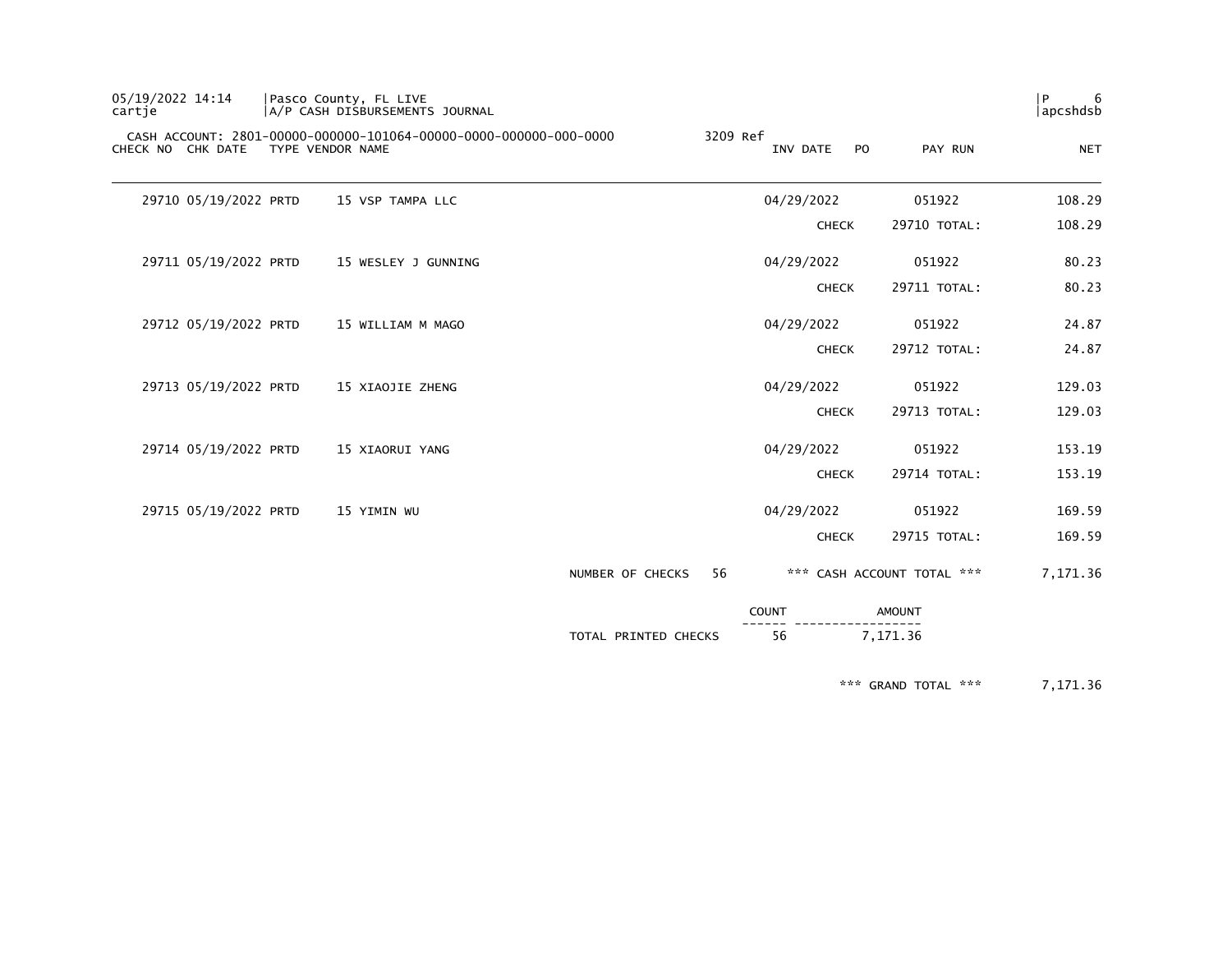CASH ACCOUNT: 2801-00000-000000-101064-00000-0000-000000-000-0000 3209 Ref

| CHECK NO | CHK DATE | TYPE | VENDOR NAME | INV DATE | PO | PAY RUN | NET |
|---|---|---|---|---|---|---|---|
| 29710 | 05/19/2022 | PRTD | 15 VSP TAMPA LLC | 04/29/2022 | | 051922 | 108.29 |
| | | | | CHECK | | 29710 TOTAL: | 108.29 |
| 29711 | 05/19/2022 | PRTD | 15 WESLEY J GUNNING | 04/29/2022 | | 051922 | 80.23 |
| | | | | CHECK | | 29711 TOTAL: | 80.23 |
| 29712 | 05/19/2022 | PRTD | 15 WILLIAM M MAGO | 04/29/2022 | | 051922 | 24.87 |
| | | | | CHECK | | 29712 TOTAL: | 24.87 |
| 29713 | 05/19/2022 | PRTD | 15 XIAOJIE ZHENG | 04/29/2022 | | 051922 | 129.03 |
| | | | | CHECK | | 29713 TOTAL: | 129.03 |
| 29714 | 05/19/2022 | PRTD | 15 XIAORUI YANG | 04/29/2022 | | 051922 | 153.19 |
| | | | | CHECK | | 29714 TOTAL: | 153.19 |
| 29715 | 05/19/2022 | PRTD | 15 YIMIN WU | 04/29/2022 | | 051922 | 169.59 |
| | | | | CHECK | | 29715 TOTAL: | 169.59 |

NUMBER OF CHECKS 56 *** CASH ACCOUNT TOTAL *** 7,171.36

| | COUNT | AMOUNT |
|---|---|---|
| TOTAL PRINTED CHECKS | 56 | 7,171.36 |

*** GRAND TOTAL *** 7,171.36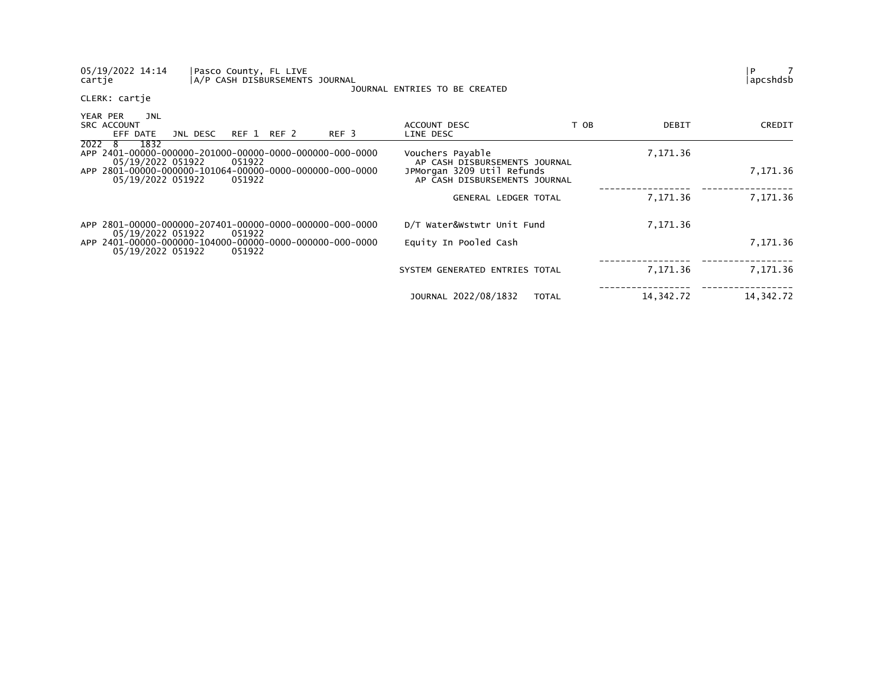05/19/2022 14:14 | Pasco County, FL LIVE
cartje | A/P CASH DISBURSEMENTS JOURNAL

JOURNAL ENTRIES TO BE CREATED

P 7
apcshdsb

CLERK: cartje

| YEAR PER JNL SRC ACCOUNT EFF DATE JNL DESC REF 1 REF 2 REF 3 | ACCOUNT DESC LINE DESC | T OB | DEBIT | CREDIT |
|---|---|---|---|---|
| 2022 8 1832 | | | | |
| APP 2401-00000-000000-201000-00000-0000-000000-000-0000 05/19/2022 051922 051922 | Vouchers Payable AP CASH DISBURSEMENTS JOURNAL | | 7,171.36 | |
| APP 2801-00000-000000-101064-00000-0000-000000-000-0000 05/19/2022 051922 051922 | JPMorgan 3209 Util Refunds AP CASH DISBURSEMENTS JOURNAL | | | 7,171.36 |
| | GENERAL LEDGER TOTAL | | 7,171.36 | 7,171.36 |
| APP 2801-00000-000000-207401-00000-0000-000000-000-0000 05/19/2022 051922 051922 | D/T Water&Wstwtr Unit Fund | | 7,171.36 | |
| APP 2401-00000-000000-104000-00000-0000-000000-000-0000 05/19/2022 051922 051922 | Equity In Pooled Cash | | | 7,171.36 |
| | SYSTEM GENERATED ENTRIES TOTAL | | 7,171.36 | 7,171.36 |
| | JOURNAL 2022/08/1832 TOTAL | | 14,342.72 | 14,342.72 |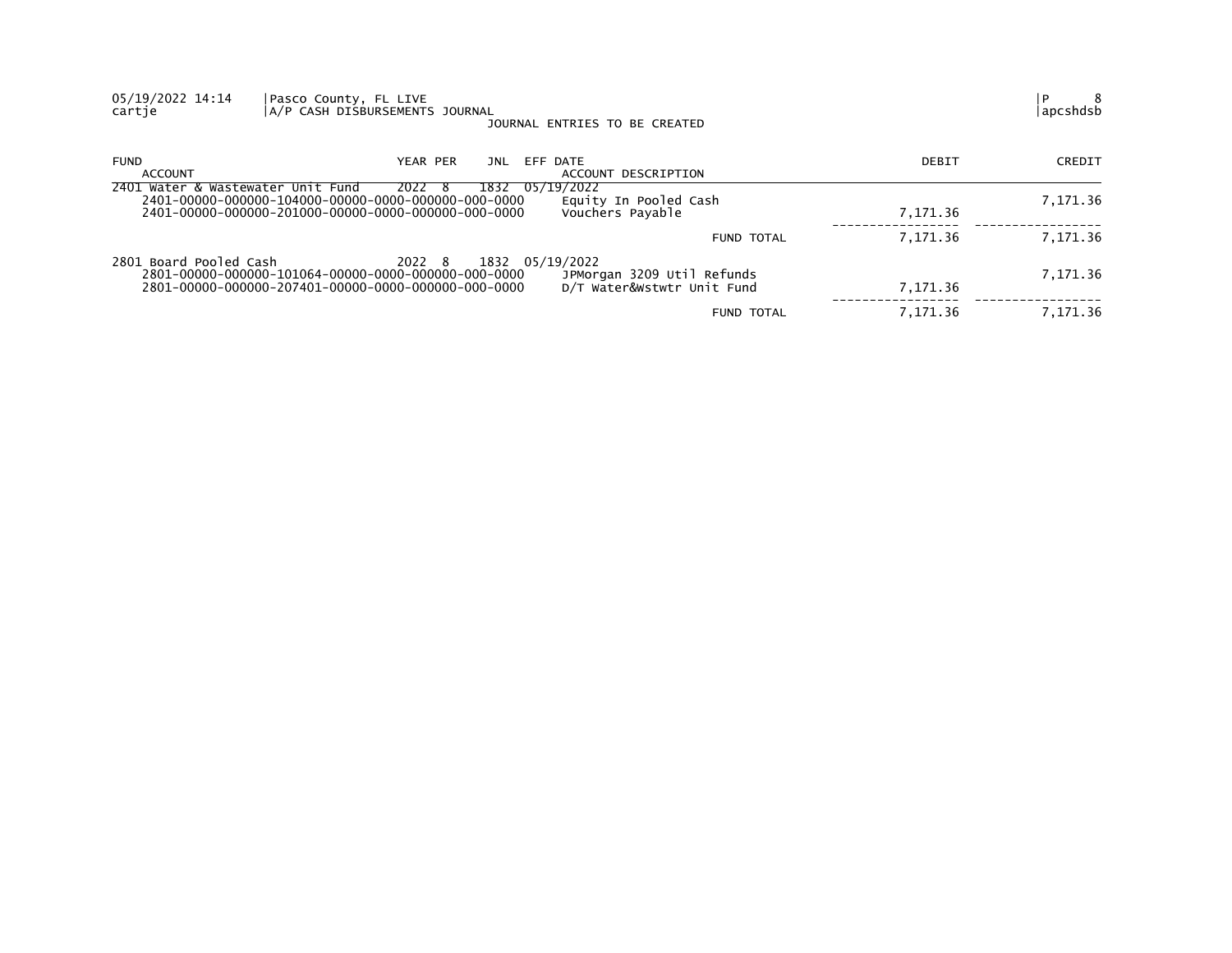05/19/2022 14:14 | Pasco County, FL LIVE
cartje | A/P CASH DISBURSEMENTS JOURNAL | apcshdsb

JOURNAL ENTRIES TO BE CREATED

| FUND / ACCOUNT | YEAR | PER | JNL | EFF DATE / ACCOUNT DESCRIPTION | DEBIT | CREDIT |
|---|---|---|---|---|---|---|
| 2401 Water & Wastewater Unit Fund | 2022 | 8 | 1832 | 05/19/2022 | | |
| 2401-00000-000000-104000-00000-0000-000000-000-0000 | | | | Equity In Pooled Cash | | 7,171.36 |
| 2401-00000-000000-201000-00000-0000-000000-000-0000 | | | | Vouchers Payable | 7,171.36 | |
| | | | | FUND TOTAL | 7,171.36 | 7,171.36 |
| 2801 Board Pooled Cash | 2022 | 8 | 1832 | 05/19/2022 | | |
| 2801-00000-000000-101064-00000-0000-000000-000-0000 | | | | JPMorgan 3209 Util Refunds | | 7,171.36 |
| 2801-00000-000000-207401-00000-0000-000000-000-0000 | | | | D/T Water&Wstwtr Unit Fund | 7,171.36 | |
| | | | | FUND TOTAL | 7,171.36 | 7,171.36 |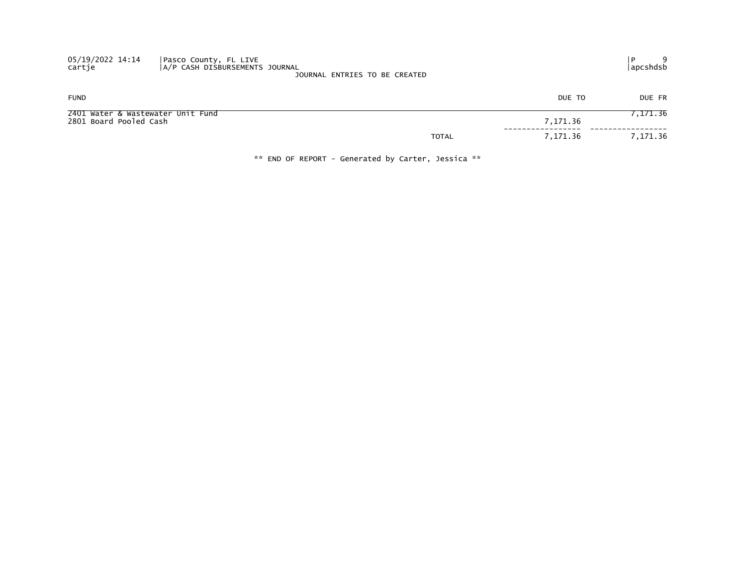05/19/2022 14:14 | Pasco County, FL LIVE
cartje | A/P CASH DISBURSEMENTS JOURNAL

JOURNAL ENTRIES TO BE CREATED

| FUND | | DUE TO | DUE FR |
|---|---|---|---|
| 2401 Water & Wastewater Unit Fund | | | 7,171.36 |
| 2801 Board Pooled Cash | | 7,171.36 | |
| | TOTAL | 7,171.36 | 7,171.36 |

** END OF REPORT - Generated by Carter, Jessica **